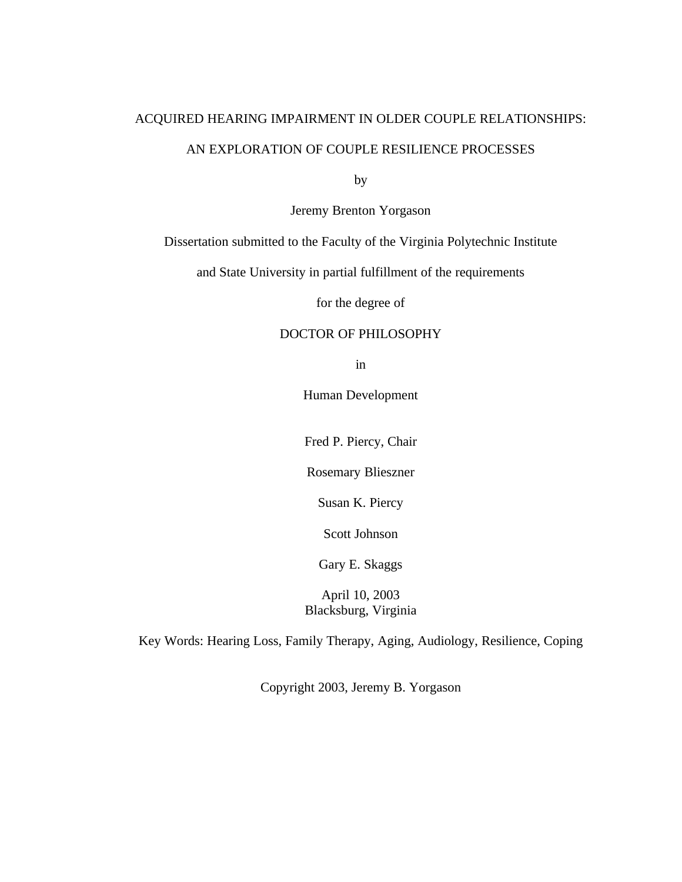# ACQUIRED HEARING IMPAIRMENT IN OLDER COUPLE RELATIONSHIPS:

# AN EXPLORATION OF COUPLE RESILIENCE PROCESSES

by

Jeremy Brenton Yorgason

Dissertation submitted to the Faculty of the Virginia Polytechnic Institute

and State University in partial fulfillment of the requirements

for the degree of

DOCTOR OF PHILOSOPHY

in

Human Development

Fred P. Piercy, Chair

Rosemary Blieszner

Susan K. Piercy

Scott Johnson

Gary E. Skaggs

April 10, 2003
Blacksburg, Virginia

Key Words: Hearing Loss, Family Therapy, Aging, Audiology, Resilience, Coping

Copyright 2003, Jeremy B. Yorgason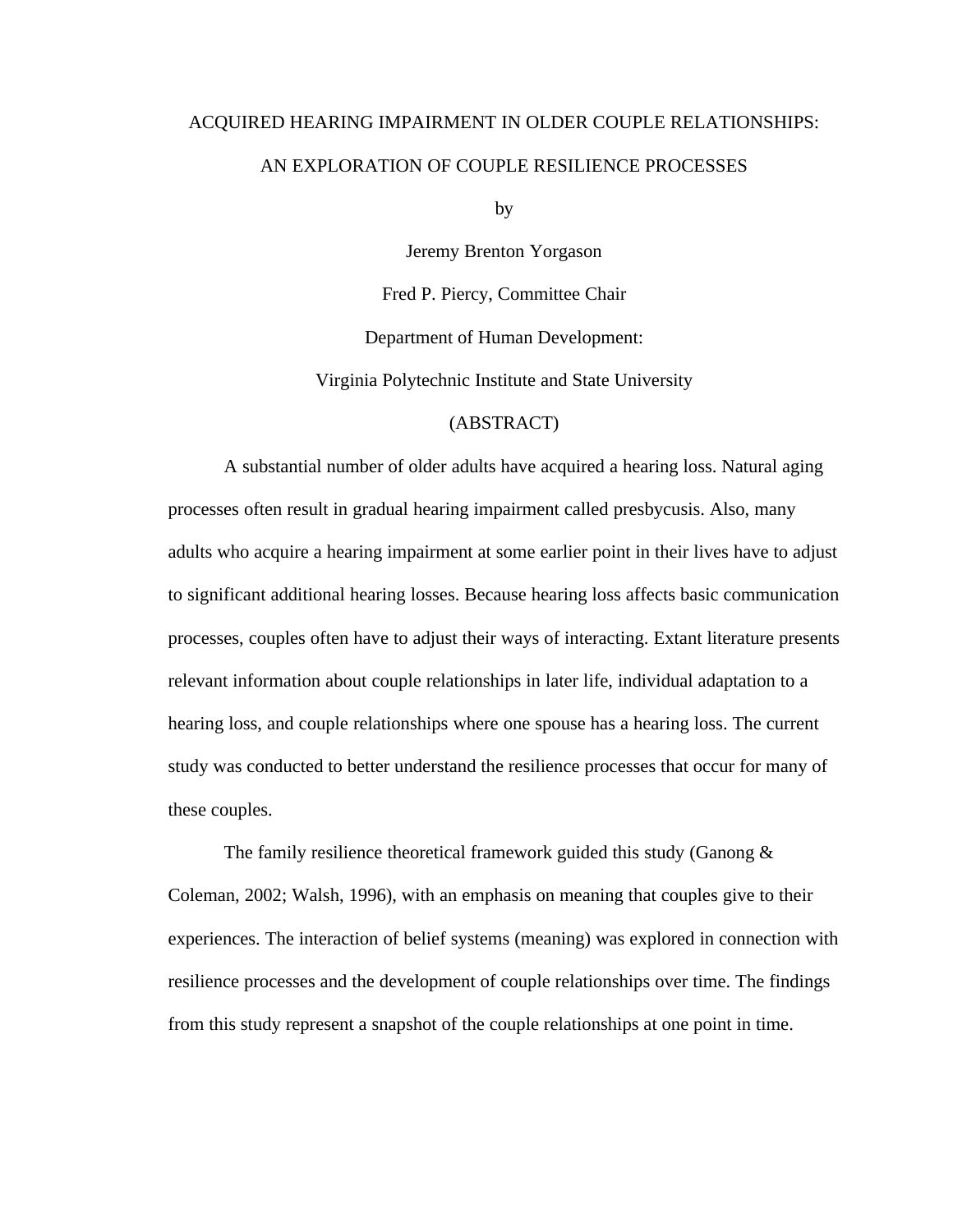# ACQUIRED HEARING IMPAIRMENT IN OLDER COUPLE RELATIONSHIPS: AN EXPLORATION OF COUPLE RESILIENCE PROCESSES

by

Jeremy Brenton Yorgason

Fred P. Piercy, Committee Chair

Department of Human Development:

Virginia Polytechnic Institute and State University

(ABSTRACT)

A substantial number of older adults have acquired a hearing loss. Natural aging processes often result in gradual hearing impairment called presbycusis. Also, many adults who acquire a hearing impairment at some earlier point in their lives have to adjust to significant additional hearing losses. Because hearing loss affects basic communication processes, couples often have to adjust their ways of interacting. Extant literature presents relevant information about couple relationships in later life, individual adaptation to a hearing loss, and couple relationships where one spouse has a hearing loss. The current study was conducted to better understand the resilience processes that occur for many of these couples.

The family resilience theoretical framework guided this study (Ganong & Coleman, 2002; Walsh, 1996), with an emphasis on meaning that couples give to their experiences. The interaction of belief systems (meaning) was explored in connection with resilience processes and the development of couple relationships over time. The findings from this study represent a snapshot of the couple relationships at one point in time.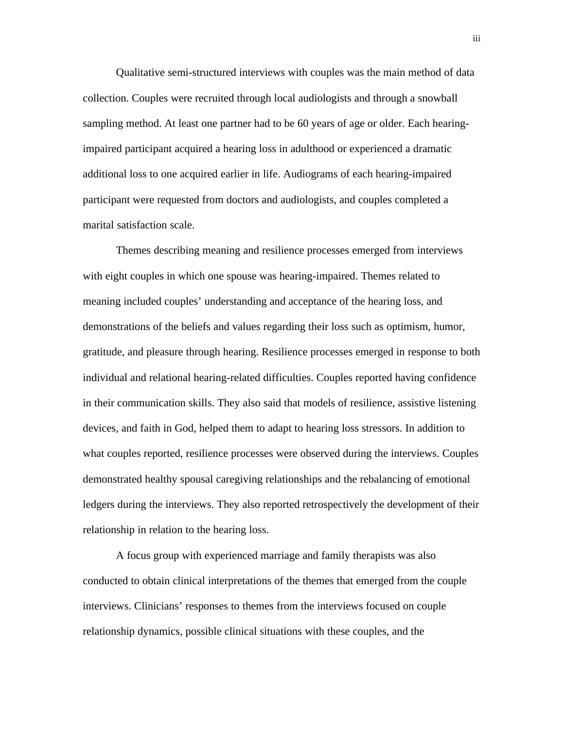Qualitative semi-structured interviews with couples was the main method of data collection. Couples were recruited through local audiologists and through a snowball sampling method. At least one partner had to be 60 years of age or older. Each hearing-impaired participant acquired a hearing loss in adulthood or experienced a dramatic additional loss to one acquired earlier in life. Audiograms of each hearing-impaired participant were requested from doctors and audiologists, and couples completed a marital satisfaction scale.

Themes describing meaning and resilience processes emerged from interviews with eight couples in which one spouse was hearing-impaired. Themes related to meaning included couples' understanding and acceptance of the hearing loss, and demonstrations of the beliefs and values regarding their loss such as optimism, humor, gratitude, and pleasure through hearing. Resilience processes emerged in response to both individual and relational hearing-related difficulties. Couples reported having confidence in their communication skills. They also said that models of resilience, assistive listening devices, and faith in God, helped them to adapt to hearing loss stressors. In addition to what couples reported, resilience processes were observed during the interviews. Couples demonstrated healthy spousal caregiving relationships and the rebalancing of emotional ledgers during the interviews. They also reported retrospectively the development of their relationship in relation to the hearing loss.

A focus group with experienced marriage and family therapists was also conducted to obtain clinical interpretations of the themes that emerged from the couple interviews. Clinicians' responses to themes from the interviews focused on couple relationship dynamics, possible clinical situations with these couples, and the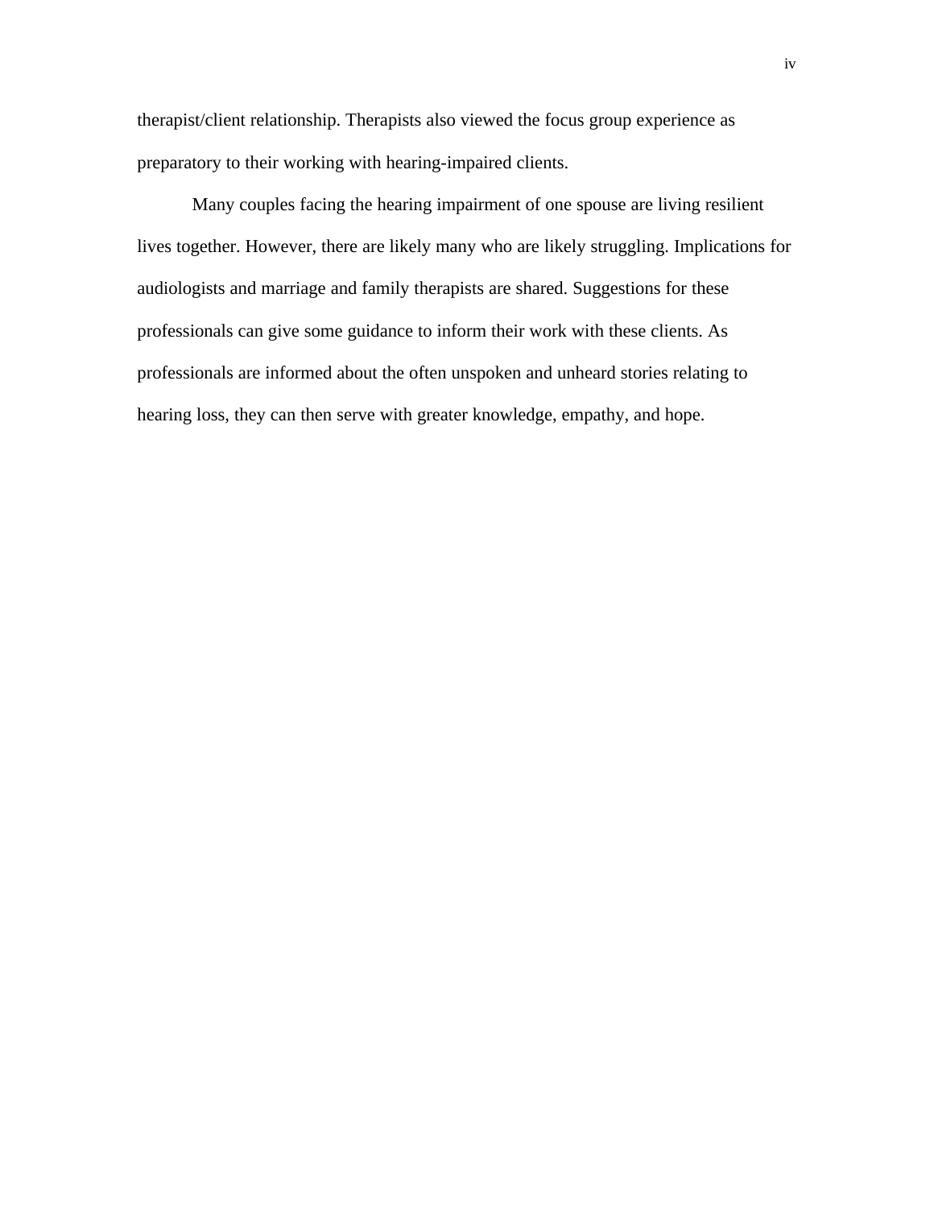therapist/client relationship. Therapists also viewed the focus group experience as preparatory to their working with hearing-impaired clients.

Many couples facing the hearing impairment of one spouse are living resilient lives together. However, there are likely many who are likely struggling. Implications for audiologists and marriage and family therapists are shared. Suggestions for these professionals can give some guidance to inform their work with these clients. As professionals are informed about the often unspoken and unheard stories relating to hearing loss, they can then serve with greater knowledge, empathy, and hope.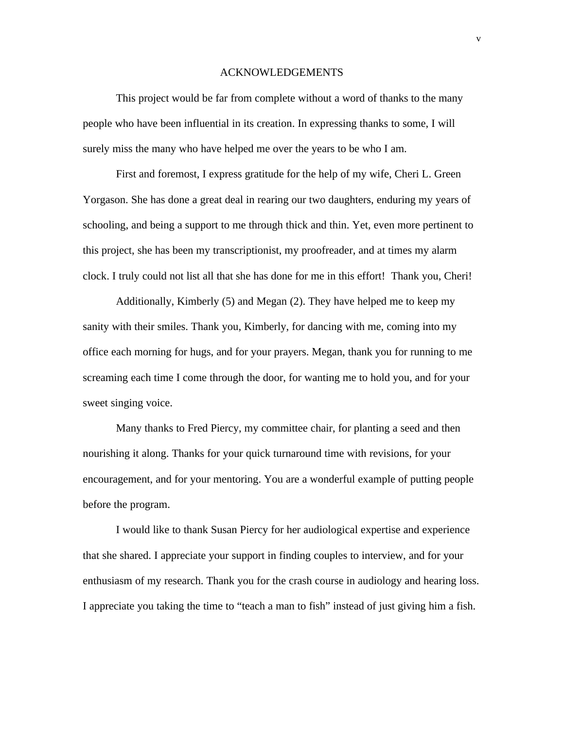# ACKNOWLEDGEMENTS

This project would be far from complete without a word of thanks to the many people who have been influential in its creation. In expressing thanks to some, I will surely miss the many who have helped me over the years to be who I am.

First and foremost, I express gratitude for the help of my wife, Cheri L. Green Yorgason. She has done a great deal in rearing our two daughters, enduring my years of schooling, and being a support to me through thick and thin. Yet, even more pertinent to this project, she has been my transcriptionist, my proofreader, and at times my alarm clock. I truly could not list all that she has done for me in this effort! Thank you, Cheri!

Additionally, Kimberly (5) and Megan (2). They have helped me to keep my sanity with their smiles. Thank you, Kimberly, for dancing with me, coming into my office each morning for hugs, and for your prayers. Megan, thank you for running to me screaming each time I come through the door, for wanting me to hold you, and for your sweet singing voice.

Many thanks to Fred Piercy, my committee chair, for planting a seed and then nourishing it along. Thanks for your quick turnaround time with revisions, for your encouragement, and for your mentoring. You are a wonderful example of putting people before the program.

I would like to thank Susan Piercy for her audiological expertise and experience that she shared. I appreciate your support in finding couples to interview, and for your enthusiasm of my research. Thank you for the crash course in audiology and hearing loss. I appreciate you taking the time to "teach a man to fish" instead of just giving him a fish.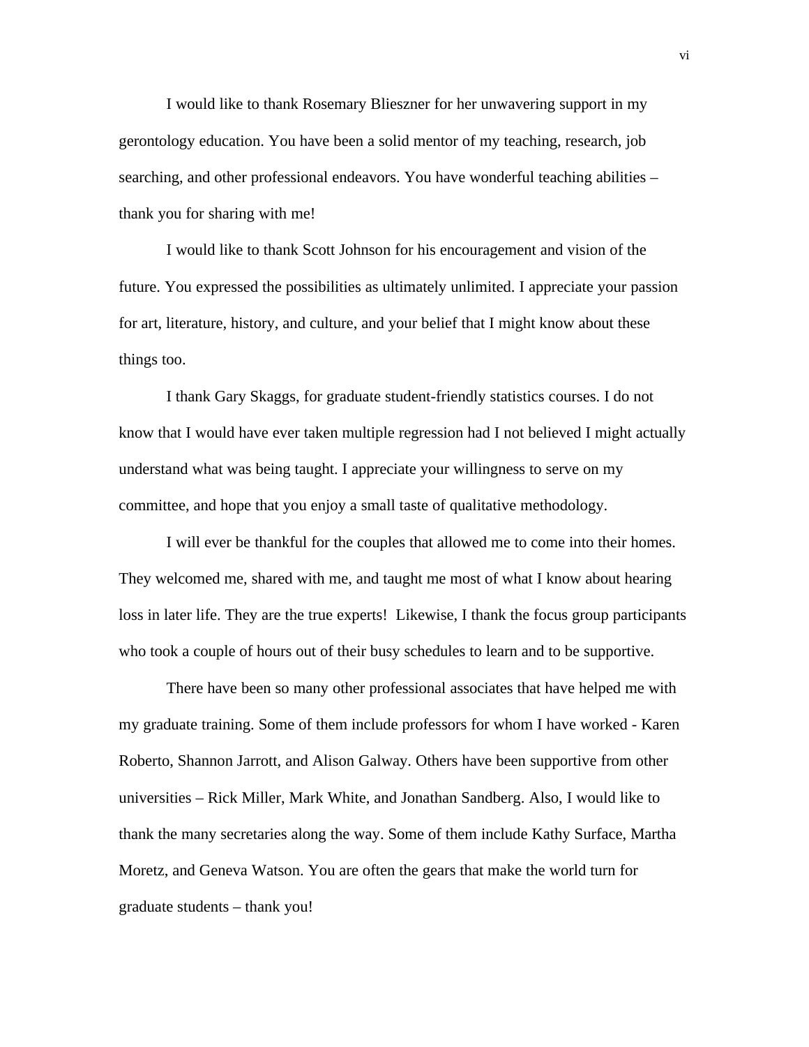I would like to thank Rosemary Blieszner for her unwavering support in my gerontology education. You have been a solid mentor of my teaching, research, job searching, and other professional endeavors. You have wonderful teaching abilities – thank you for sharing with me!

I would like to thank Scott Johnson for his encouragement and vision of the future. You expressed the possibilities as ultimately unlimited. I appreciate your passion for art, literature, history, and culture, and your belief that I might know about these things too.

I thank Gary Skaggs, for graduate student-friendly statistics courses. I do not know that I would have ever taken multiple regression had I not believed I might actually understand what was being taught. I appreciate your willingness to serve on my committee, and hope that you enjoy a small taste of qualitative methodology.

I will ever be thankful for the couples that allowed me to come into their homes. They welcomed me, shared with me, and taught me most of what I know about hearing loss in later life. They are the true experts! Likewise, I thank the focus group participants who took a couple of hours out of their busy schedules to learn and to be supportive.

There have been so many other professional associates that have helped me with my graduate training. Some of them include professors for whom I have worked - Karen Roberto, Shannon Jarrott, and Alison Galway. Others have been supportive from other universities – Rick Miller, Mark White, and Jonathan Sandberg. Also, I would like to thank the many secretaries along the way. Some of them include Kathy Surface, Martha Moretz, and Geneva Watson. You are often the gears that make the world turn for graduate students – thank you!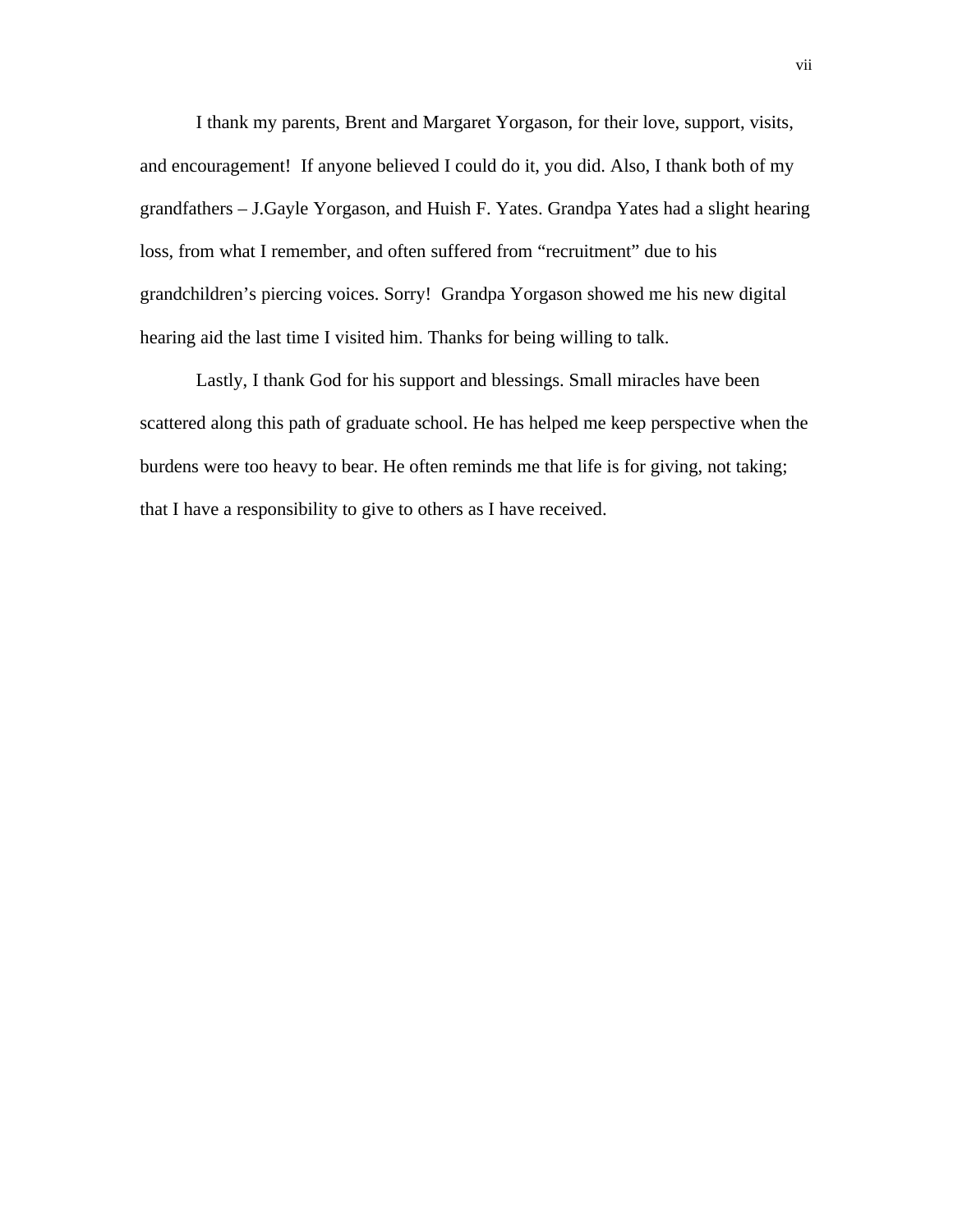I thank my parents, Brent and Margaret Yorgason, for their love, support, visits, and encouragement!  If anyone believed I could do it, you did. Also, I thank both of my grandfathers – J.Gayle Yorgason, and Huish F. Yates. Grandpa Yates had a slight hearing loss, from what I remember, and often suffered from "recruitment" due to his grandchildren's piercing voices. Sorry!  Grandpa Yorgason showed me his new digital hearing aid the last time I visited him. Thanks for being willing to talk.

Lastly, I thank God for his support and blessings. Small miracles have been scattered along this path of graduate school. He has helped me keep perspective when the burdens were too heavy to bear. He often reminds me that life is for giving, not taking; that I have a responsibility to give to others as I have received.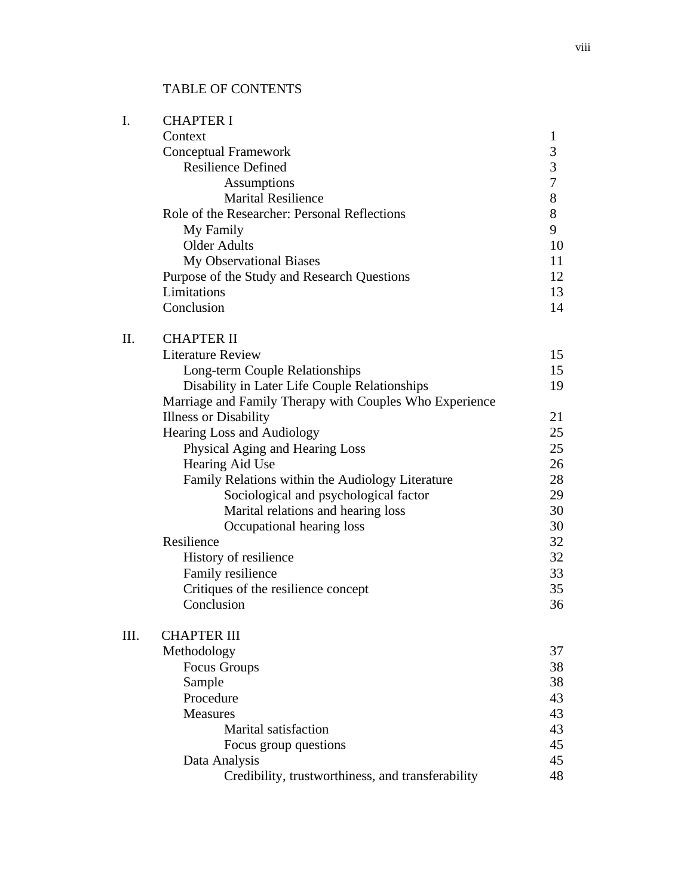TABLE OF CONTENTS

| | | |
|---|---|---|
| I. | CHAPTER I | |
| | Context | 1 |
| | Conceptual Framework | 3 |
| | Resilience Defined | 3 |
| | Assumptions | 7 |
| | Marital Resilience | 8 |
| | Role of the Researcher: Personal Reflections | 8 |
| | My Family | 9 |
| | Older Adults | 10 |
| | My Observational Biases | 11 |
| | Purpose of the Study and Research Questions | 12 |
| | Limitations | 13 |
| | Conclusion | 14 |
| II. | CHAPTER II | |
| | Literature Review | 15 |
| | Long-term Couple Relationships | 15 |
| | Disability in Later Life Couple Relationships | 19 |
| | Marriage and Family Therapy with Couples Who Experience Illness or Disability | 21 |
| | Hearing Loss and Audiology | 25 |
| | Physical Aging and Hearing Loss | 25 |
| | Hearing Aid Use | 26 |
| | Family Relations within the Audiology Literature | 28 |
| | Sociological and psychological factor | 29 |
| | Marital relations and hearing loss | 30 |
| | Occupational hearing loss | 30 |
| | Resilience | 32 |
| | History of resilience | 32 |
| | Family resilience | 33 |
| | Critiques of the resilience concept | 35 |
| | Conclusion | 36 |
| III. | CHAPTER III | |
| | Methodology | 37 |
| | Focus Groups | 38 |
| | Sample | 38 |
| | Procedure | 43 |
| | Measures | 43 |
| | Marital satisfaction | 43 |
| | Focus group questions | 45 |
| | Data Analysis | 45 |
| | Credibility, trustworthiness, and transferability | 48 |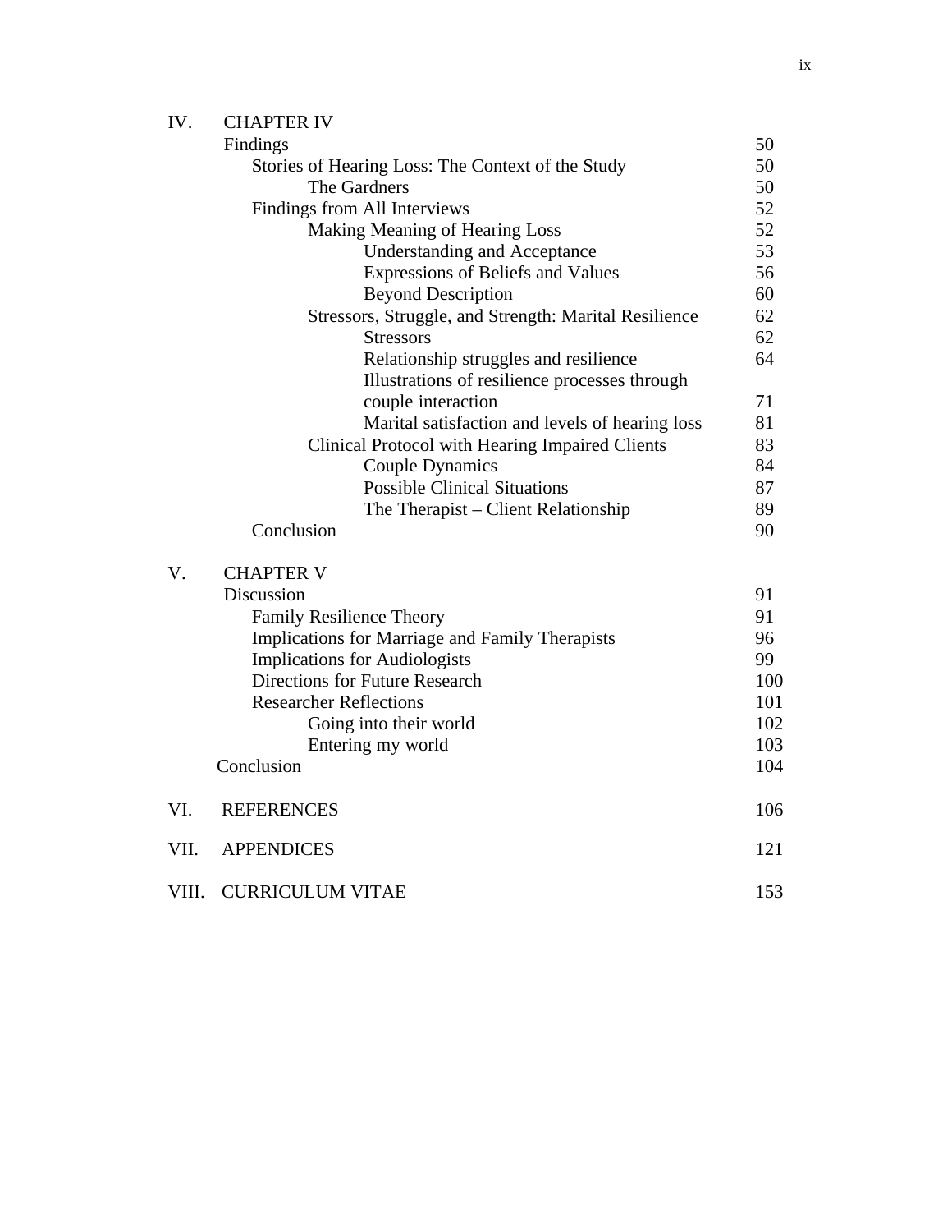| | | |
|---|---|---|
| IV. | CHAPTER IV | |
| | Findings | 50 |
| | Stories of Hearing Loss: The Context of the Study | 50 |
| | The Gardners | 50 |
| | Findings from All Interviews | 52 |
| | Making Meaning of Hearing Loss | 52 |
| | Understanding and Acceptance | 53 |
| | Expressions of Beliefs and Values | 56 |
| | Beyond Description | 60 |
| | Stressors, Struggle, and Strength: Marital Resilience | 62 |
| | Stressors | 62 |
| | Relationship struggles and resilience | 64 |
| | Illustrations of resilience processes through couple interaction | 71 |
| | Marital satisfaction and levels of hearing loss | 81 |
| | Clinical Protocol with Hearing Impaired Clients | 83 |
| | Couple Dynamics | 84 |
| | Possible Clinical Situations | 87 |
| | The Therapist – Client Relationship | 89 |
| | Conclusion | 90 |
| V. | CHAPTER V | |
| | Discussion | 91 |
| | Family Resilience Theory | 91 |
| | Implications for Marriage and Family Therapists | 96 |
| | Implications for Audiologists | 99 |
| | Directions for Future Research | 100 |
| | Researcher Reflections | 101 |
| | Going into their world | 102 |
| | Entering my world | 103 |
| | Conclusion | 104 |
| VI. | REFERENCES | 106 |
| VII. | APPENDICES | 121 |
| VIII. | CURRICULUM VITAE | 153 |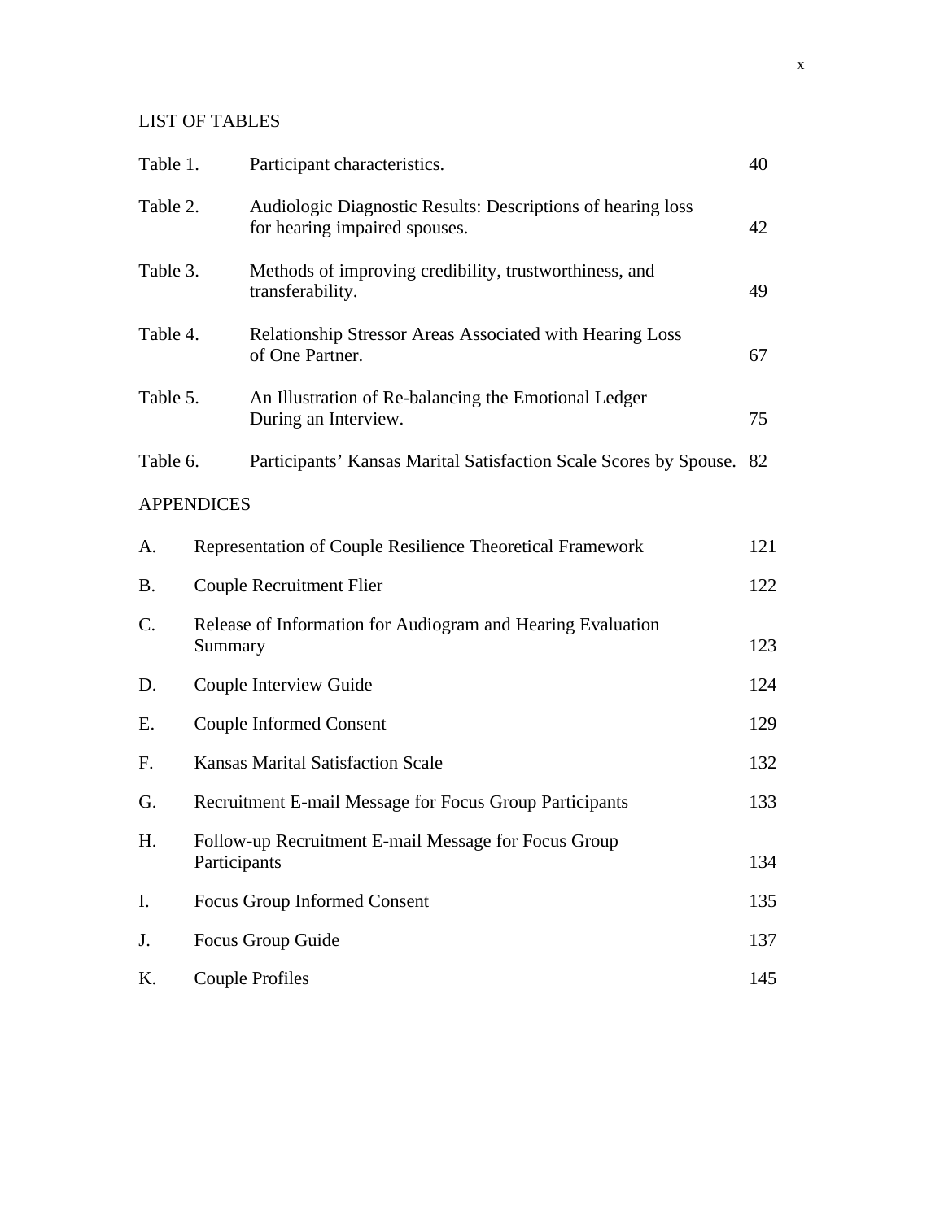## LIST OF TABLES

| | | |
|---|---|---|
| Table 1. | Participant characteristics. | 40 |
| Table 2. | Audiologic Diagnostic Results: Descriptions of hearing loss for hearing impaired spouses. | 42 |
| Table 3. | Methods of improving credibility, trustworthiness, and transferability. | 49 |
| Table 4. | Relationship Stressor Areas Associated with Hearing Loss of One Partner. | 67 |
| Table 5. | An Illustration of Re-balancing the Emotional Ledger During an Interview. | 75 |
| Table 6. | Participants' Kansas Marital Satisfaction Scale Scores by Spouse. | 82 |

## APPENDICES

| | | |
|---|---|---|
| A. | Representation of Couple Resilience Theoretical Framework | 121 |
| B. | Couple Recruitment Flier | 122 |
| C. | Release of Information for Audiogram and Hearing Evaluation Summary | 123 |
| D. | Couple Interview Guide | 124 |
| E. | Couple Informed Consent | 129 |
| F. | Kansas Marital Satisfaction Scale | 132 |
| G. | Recruitment E-mail Message for Focus Group Participants | 133 |
| H. | Follow-up Recruitment E-mail Message for Focus Group Participants | 134 |
| I. | Focus Group Informed Consent | 135 |
| J. | Focus Group Guide | 137 |
| K. | Couple Profiles | 145 |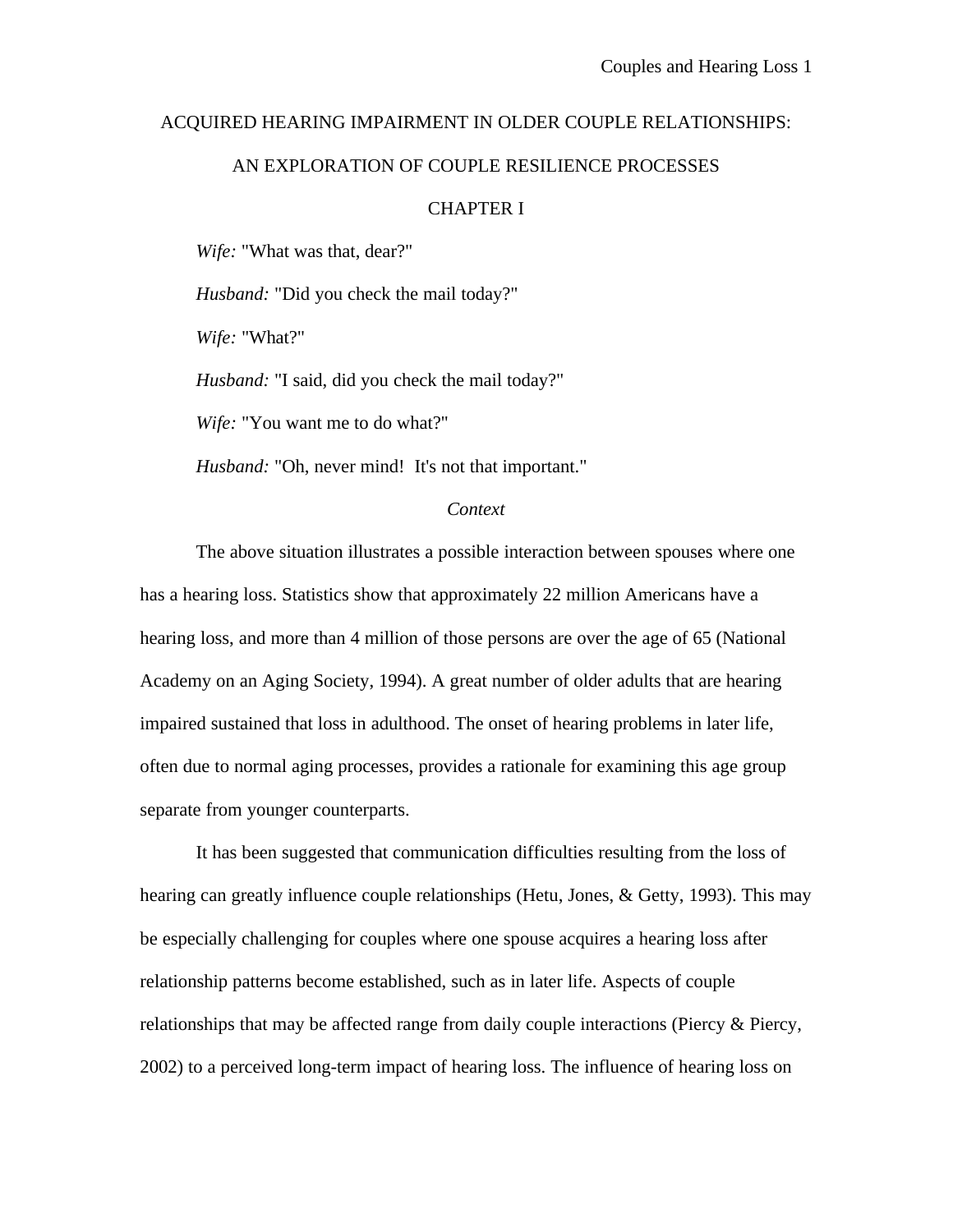# ACQUIRED HEARING IMPAIRMENT IN OLDER COUPLE RELATIONSHIPS: AN EXPLORATION OF COUPLE RESILIENCE PROCESSES

## CHAPTER I

*Wife:* "What was that, dear?"

*Husband:* "Did you check the mail today?"

*Wife:* "What?"

*Husband:* "I said, did you check the mail today?"

*Wife:* "You want me to do what?"

*Husband:* "Oh, never mind! It's not that important."

### *Context*

The above situation illustrates a possible interaction between spouses where one has a hearing loss. Statistics show that approximately 22 million Americans have a hearing loss, and more than 4 million of those persons are over the age of 65 (National Academy on an Aging Society, 1994). A great number of older adults that are hearing impaired sustained that loss in adulthood. The onset of hearing problems in later life, often due to normal aging processes, provides a rationale for examining this age group separate from younger counterparts.

It has been suggested that communication difficulties resulting from the loss of hearing can greatly influence couple relationships (Hetu, Jones, & Getty, 1993). This may be especially challenging for couples where one spouse acquires a hearing loss after relationship patterns become established, such as in later life. Aspects of couple relationships that may be affected range from daily couple interactions (Piercy & Piercy, 2002) to a perceived long-term impact of hearing loss. The influence of hearing loss on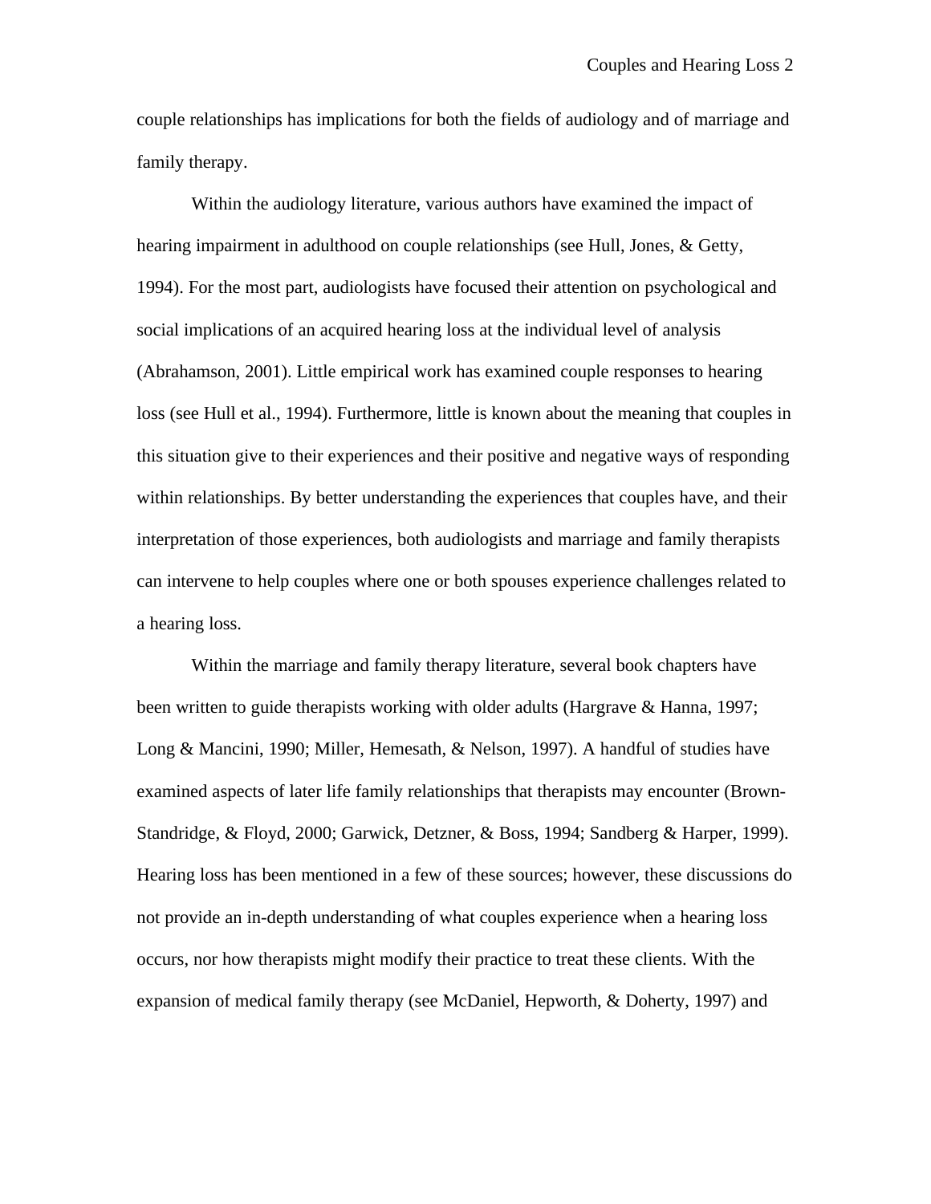couple relationships has implications for both the fields of audiology and of marriage and family therapy.

Within the audiology literature, various authors have examined the impact of hearing impairment in adulthood on couple relationships (see Hull, Jones, & Getty, 1994). For the most part, audiologists have focused their attention on psychological and social implications of an acquired hearing loss at the individual level of analysis (Abrahamson, 2001). Little empirical work has examined couple responses to hearing loss (see Hull et al., 1994). Furthermore, little is known about the meaning that couples in this situation give to their experiences and their positive and negative ways of responding within relationships. By better understanding the experiences that couples have, and their interpretation of those experiences, both audiologists and marriage and family therapists can intervene to help couples where one or both spouses experience challenges related to a hearing loss.

Within the marriage and family therapy literature, several book chapters have been written to guide therapists working with older adults (Hargrave & Hanna, 1997; Long & Mancini, 1990; Miller, Hemesath, & Nelson, 1997). A handful of studies have examined aspects of later life family relationships that therapists may encounter (Brown-Standridge, & Floyd, 2000; Garwick, Detzner, & Boss, 1994; Sandberg & Harper, 1999). Hearing loss has been mentioned in a few of these sources; however, these discussions do not provide an in-depth understanding of what couples experience when a hearing loss occurs, nor how therapists might modify their practice to treat these clients. With the expansion of medical family therapy (see McDaniel, Hepworth, & Doherty, 1997) and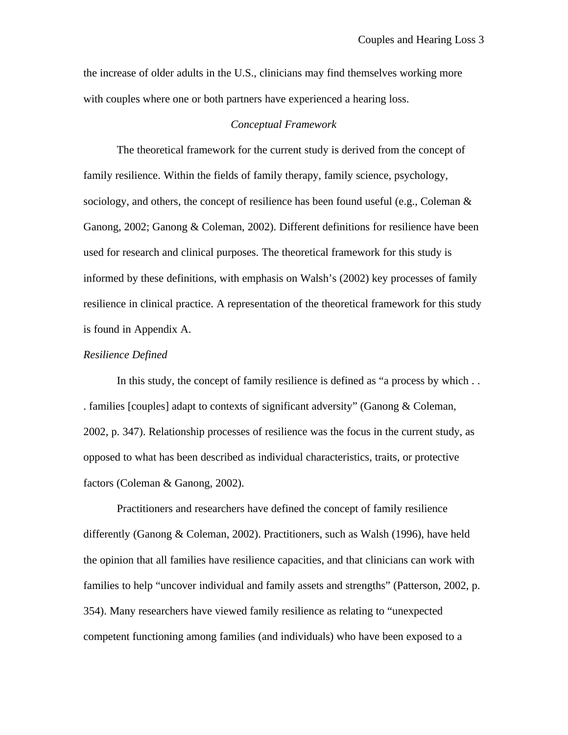the increase of older adults in the U.S., clinicians may find themselves working more with couples where one or both partners have experienced a hearing loss.

## *Conceptual Framework*

The theoretical framework for the current study is derived from the concept of family resilience. Within the fields of family therapy, family science, psychology, sociology, and others, the concept of resilience has been found useful (e.g., Coleman & Ganong, 2002; Ganong & Coleman, 2002). Different definitions for resilience have been used for research and clinical purposes. The theoretical framework for this study is informed by these definitions, with emphasis on Walsh's (2002) key processes of family resilience in clinical practice. A representation of the theoretical framework for this study is found in Appendix A.

### *Resilience Defined*

In this study, the concept of family resilience is defined as "a process by which . . . families [couples] adapt to contexts of significant adversity" (Ganong & Coleman, 2002, p. 347). Relationship processes of resilience was the focus in the current study, as opposed to what has been described as individual characteristics, traits, or protective factors (Coleman & Ganong, 2002).

Practitioners and researchers have defined the concept of family resilience differently (Ganong & Coleman, 2002). Practitioners, such as Walsh (1996), have held the opinion that all families have resilience capacities, and that clinicians can work with families to help "uncover individual and family assets and strengths" (Patterson, 2002, p. 354). Many researchers have viewed family resilience as relating to "unexpected competent functioning among families (and individuals) who have been exposed to a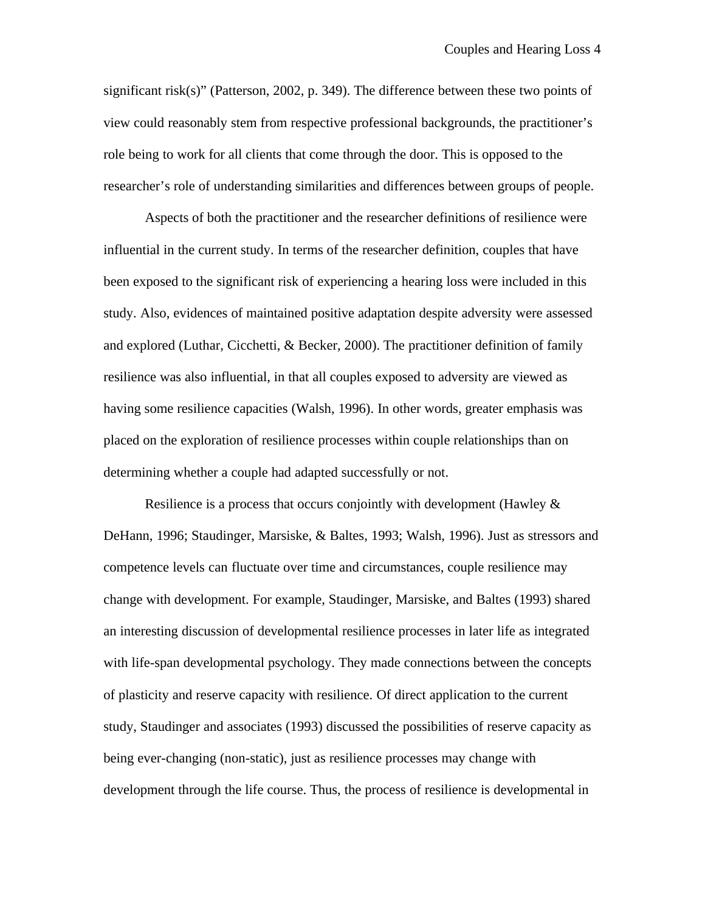significant risk(s)" (Patterson, 2002, p. 349). The difference between these two points of view could reasonably stem from respective professional backgrounds, the practitioner's role being to work for all clients that come through the door. This is opposed to the researcher's role of understanding similarities and differences between groups of people.

Aspects of both the practitioner and the researcher definitions of resilience were influential in the current study. In terms of the researcher definition, couples that have been exposed to the significant risk of experiencing a hearing loss were included in this study. Also, evidences of maintained positive adaptation despite adversity were assessed and explored (Luthar, Cicchetti, & Becker, 2000). The practitioner definition of family resilience was also influential, in that all couples exposed to adversity are viewed as having some resilience capacities (Walsh, 1996). In other words, greater emphasis was placed on the exploration of resilience processes within couple relationships than on determining whether a couple had adapted successfully or not.

Resilience is a process that occurs conjointly with development (Hawley & DeHann, 1996; Staudinger, Marsiske, & Baltes, 1993; Walsh, 1996). Just as stressors and competence levels can fluctuate over time and circumstances, couple resilience may change with development. For example, Staudinger, Marsiske, and Baltes (1993) shared an interesting discussion of developmental resilience processes in later life as integrated with life-span developmental psychology. They made connections between the concepts of plasticity and reserve capacity with resilience. Of direct application to the current study, Staudinger and associates (1993) discussed the possibilities of reserve capacity as being ever-changing (non-static), just as resilience processes may change with development through the life course. Thus, the process of resilience is developmental in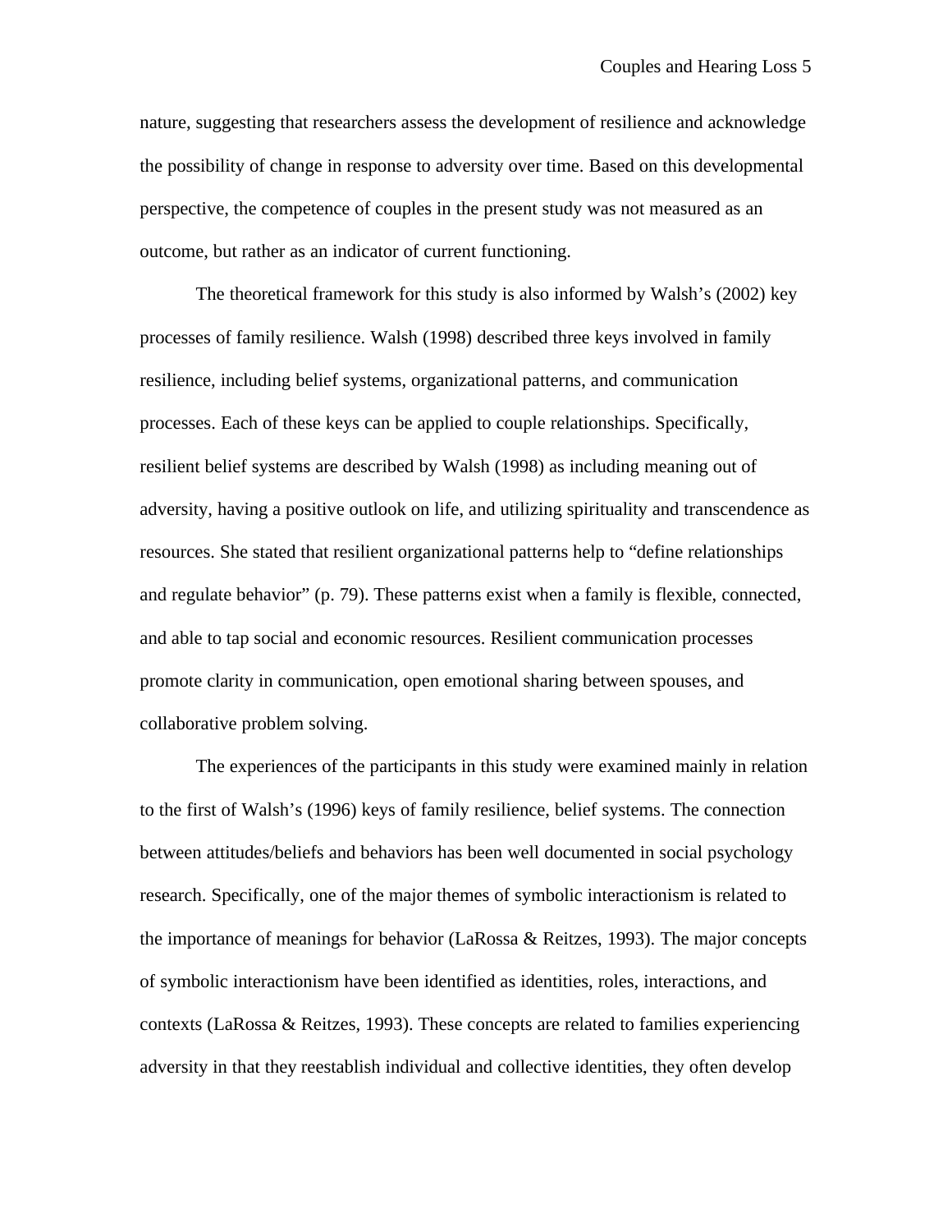nature, suggesting that researchers assess the development of resilience and acknowledge the possibility of change in response to adversity over time. Based on this developmental perspective, the competence of couples in the present study was not measured as an outcome, but rather as an indicator of current functioning.

The theoretical framework for this study is also informed by Walsh's (2002) key processes of family resilience. Walsh (1998) described three keys involved in family resilience, including belief systems, organizational patterns, and communication processes. Each of these keys can be applied to couple relationships. Specifically, resilient belief systems are described by Walsh (1998) as including meaning out of adversity, having a positive outlook on life, and utilizing spirituality and transcendence as resources. She stated that resilient organizational patterns help to "define relationships and regulate behavior" (p. 79). These patterns exist when a family is flexible, connected, and able to tap social and economic resources. Resilient communication processes promote clarity in communication, open emotional sharing between spouses, and collaborative problem solving.

The experiences of the participants in this study were examined mainly in relation to the first of Walsh's (1996) keys of family resilience, belief systems. The connection between attitudes/beliefs and behaviors has been well documented in social psychology research. Specifically, one of the major themes of symbolic interactionism is related to the importance of meanings for behavior (LaRossa & Reitzes, 1993). The major concepts of symbolic interactionism have been identified as identities, roles, interactions, and contexts (LaRossa & Reitzes, 1993). These concepts are related to families experiencing adversity in that they reestablish individual and collective identities, they often develop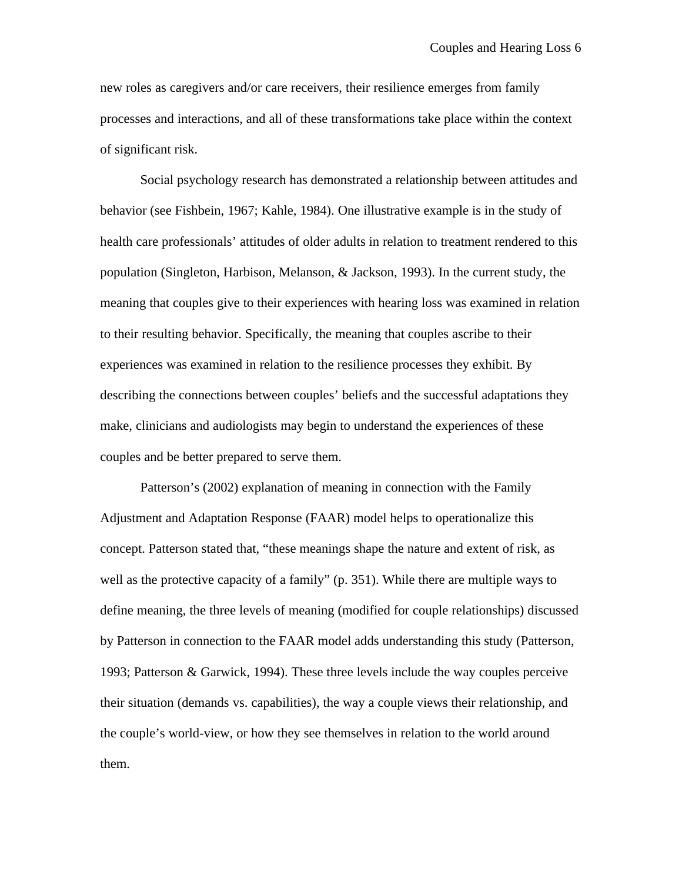new roles as caregivers and/or care receivers, their resilience emerges from family processes and interactions, and all of these transformations take place within the context of significant risk.

Social psychology research has demonstrated a relationship between attitudes and behavior (see Fishbein, 1967; Kahle, 1984). One illustrative example is in the study of health care professionals' attitudes of older adults in relation to treatment rendered to this population (Singleton, Harbison, Melanson, & Jackson, 1993). In the current study, the meaning that couples give to their experiences with hearing loss was examined in relation to their resulting behavior. Specifically, the meaning that couples ascribe to their experiences was examined in relation to the resilience processes they exhibit. By describing the connections between couples' beliefs and the successful adaptations they make, clinicians and audiologists may begin to understand the experiences of these couples and be better prepared to serve them.

Patterson's (2002) explanation of meaning in connection with the Family Adjustment and Adaptation Response (FAAR) model helps to operationalize this concept. Patterson stated that, "these meanings shape the nature and extent of risk, as well as the protective capacity of a family" (p. 351). While there are multiple ways to define meaning, the three levels of meaning (modified for couple relationships) discussed by Patterson in connection to the FAAR model adds understanding this study (Patterson, 1993; Patterson & Garwick, 1994). These three levels include the way couples perceive their situation (demands vs. capabilities), the way a couple views their relationship, and the couple's world-view, or how they see themselves in relation to the world around them.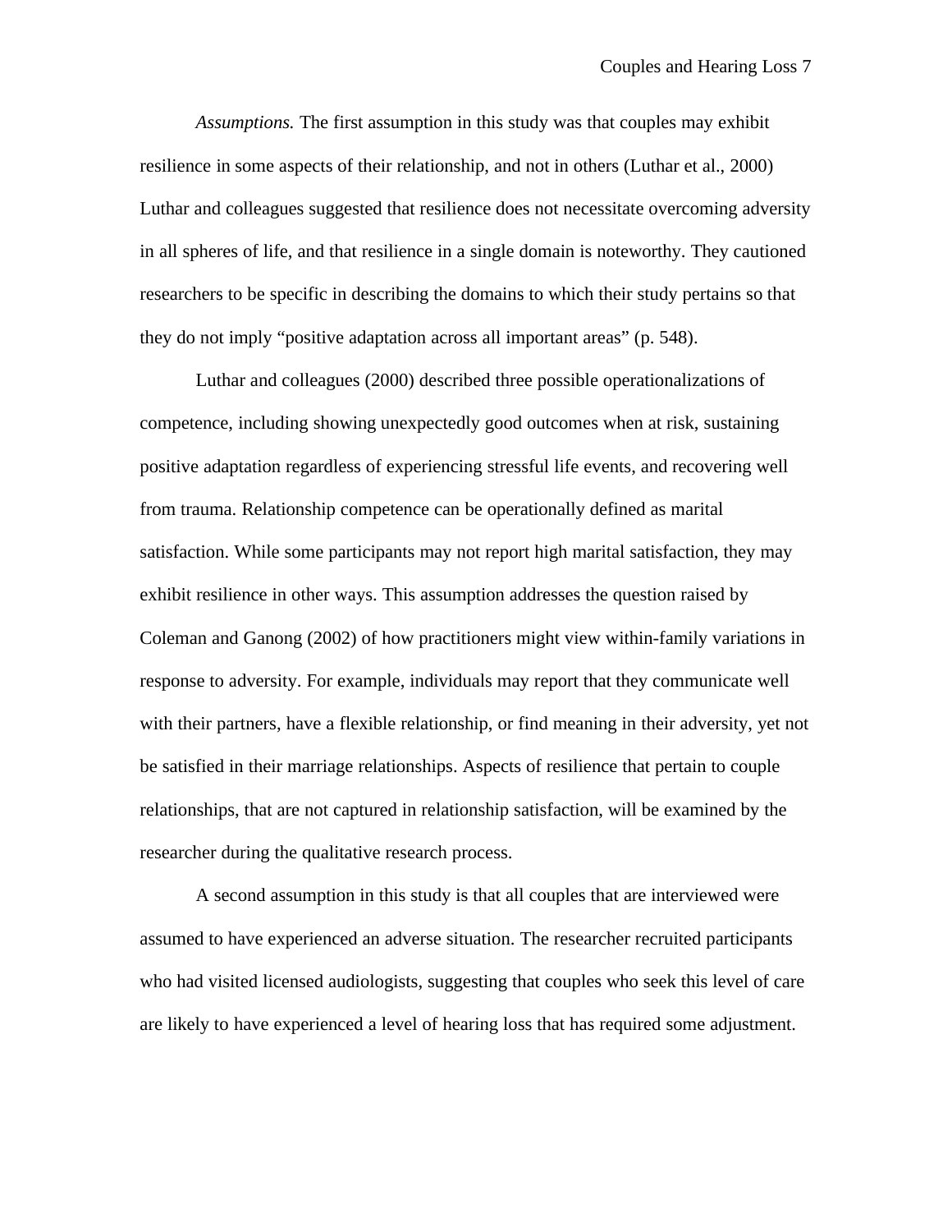*Assumptions.* The first assumption in this study was that couples may exhibit resilience in some aspects of their relationship, and not in others (Luthar et al., 2000) Luthar and colleagues suggested that resilience does not necessitate overcoming adversity in all spheres of life, and that resilience in a single domain is noteworthy. They cautioned researchers to be specific in describing the domains to which their study pertains so that they do not imply "positive adaptation across all important areas" (p. 548).

Luthar and colleagues (2000) described three possible operationalizations of competence, including showing unexpectedly good outcomes when at risk, sustaining positive adaptation regardless of experiencing stressful life events, and recovering well from trauma. Relationship competence can be operationally defined as marital satisfaction. While some participants may not report high marital satisfaction, they may exhibit resilience in other ways. This assumption addresses the question raised by Coleman and Ganong (2002) of how practitioners might view within-family variations in response to adversity. For example, individuals may report that they communicate well with their partners, have a flexible relationship, or find meaning in their adversity, yet not be satisfied in their marriage relationships. Aspects of resilience that pertain to couple relationships, that are not captured in relationship satisfaction, will be examined by the researcher during the qualitative research process.

A second assumption in this study is that all couples that are interviewed were assumed to have experienced an adverse situation. The researcher recruited participants who had visited licensed audiologists, suggesting that couples who seek this level of care are likely to have experienced a level of hearing loss that has required some adjustment.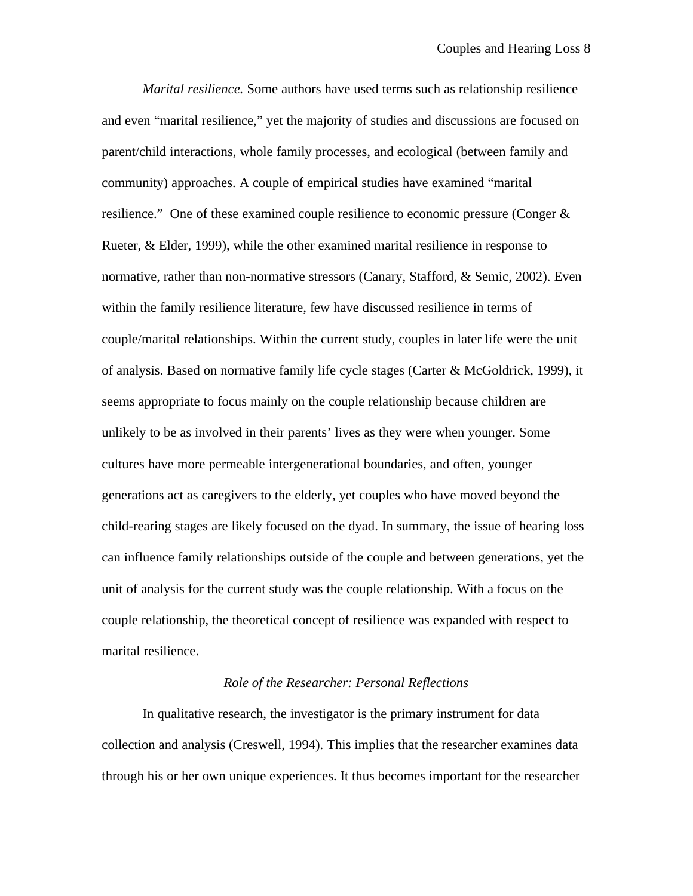*Marital resilience.* Some authors have used terms such as relationship resilience and even "marital resilience," yet the majority of studies and discussions are focused on parent/child interactions, whole family processes, and ecological (between family and community) approaches. A couple of empirical studies have examined "marital resilience." One of these examined couple resilience to economic pressure (Conger & Rueter, & Elder, 1999), while the other examined marital resilience in response to normative, rather than non-normative stressors (Canary, Stafford, & Semic, 2002). Even within the family resilience literature, few have discussed resilience in terms of couple/marital relationships. Within the current study, couples in later life were the unit of analysis. Based on normative family life cycle stages (Carter & McGoldrick, 1999), it seems appropriate to focus mainly on the couple relationship because children are unlikely to be as involved in their parents' lives as they were when younger. Some cultures have more permeable intergenerational boundaries, and often, younger generations act as caregivers to the elderly, yet couples who have moved beyond the child-rearing stages are likely focused on the dyad. In summary, the issue of hearing loss can influence family relationships outside of the couple and between generations, yet the unit of analysis for the current study was the couple relationship. With a focus on the couple relationship, the theoretical concept of resilience was expanded with respect to marital resilience.

## *Role of the Researcher: Personal Reflections*

In qualitative research, the investigator is the primary instrument for data collection and analysis (Creswell, 1994). This implies that the researcher examines data through his or her own unique experiences. It thus becomes important for the researcher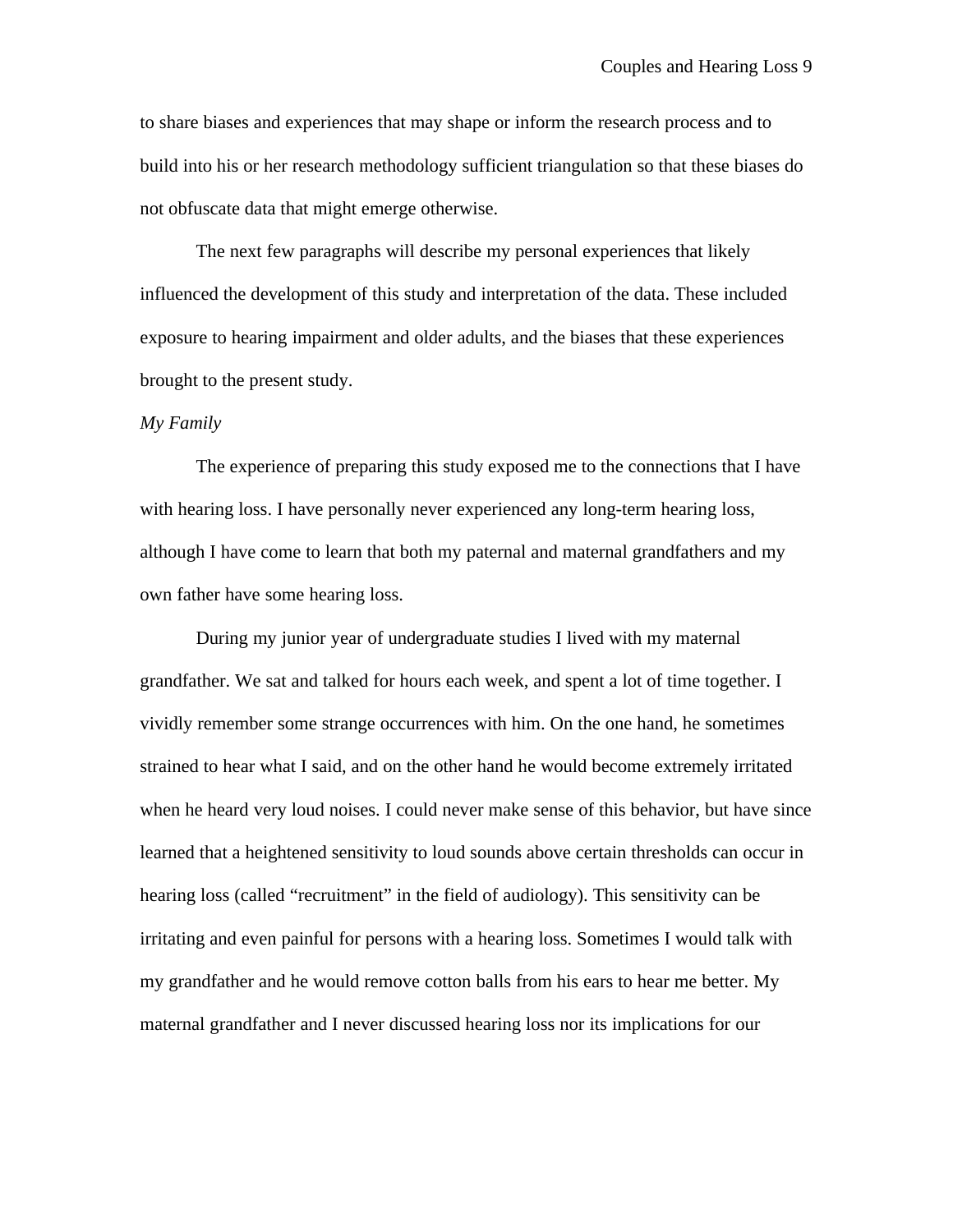to share biases and experiences that may shape or inform the research process and to build into his or her research methodology sufficient triangulation so that these biases do not obfuscate data that might emerge otherwise.

The next few paragraphs will describe my personal experiences that likely influenced the development of this study and interpretation of the data. These included exposure to hearing impairment and older adults, and the biases that these experiences brought to the present study.

*My Family*

The experience of preparing this study exposed me to the connections that I have with hearing loss. I have personally never experienced any long-term hearing loss, although I have come to learn that both my paternal and maternal grandfathers and my own father have some hearing loss.

During my junior year of undergraduate studies I lived with my maternal grandfather. We sat and talked for hours each week, and spent a lot of time together. I vividly remember some strange occurrences with him. On the one hand, he sometimes strained to hear what I said, and on the other hand he would become extremely irritated when he heard very loud noises. I could never make sense of this behavior, but have since learned that a heightened sensitivity to loud sounds above certain thresholds can occur in hearing loss (called “recruitment” in the field of audiology). This sensitivity can be irritating and even painful for persons with a hearing loss. Sometimes I would talk with my grandfather and he would remove cotton balls from his ears to hear me better. My maternal grandfather and I never discussed hearing loss nor its implications for our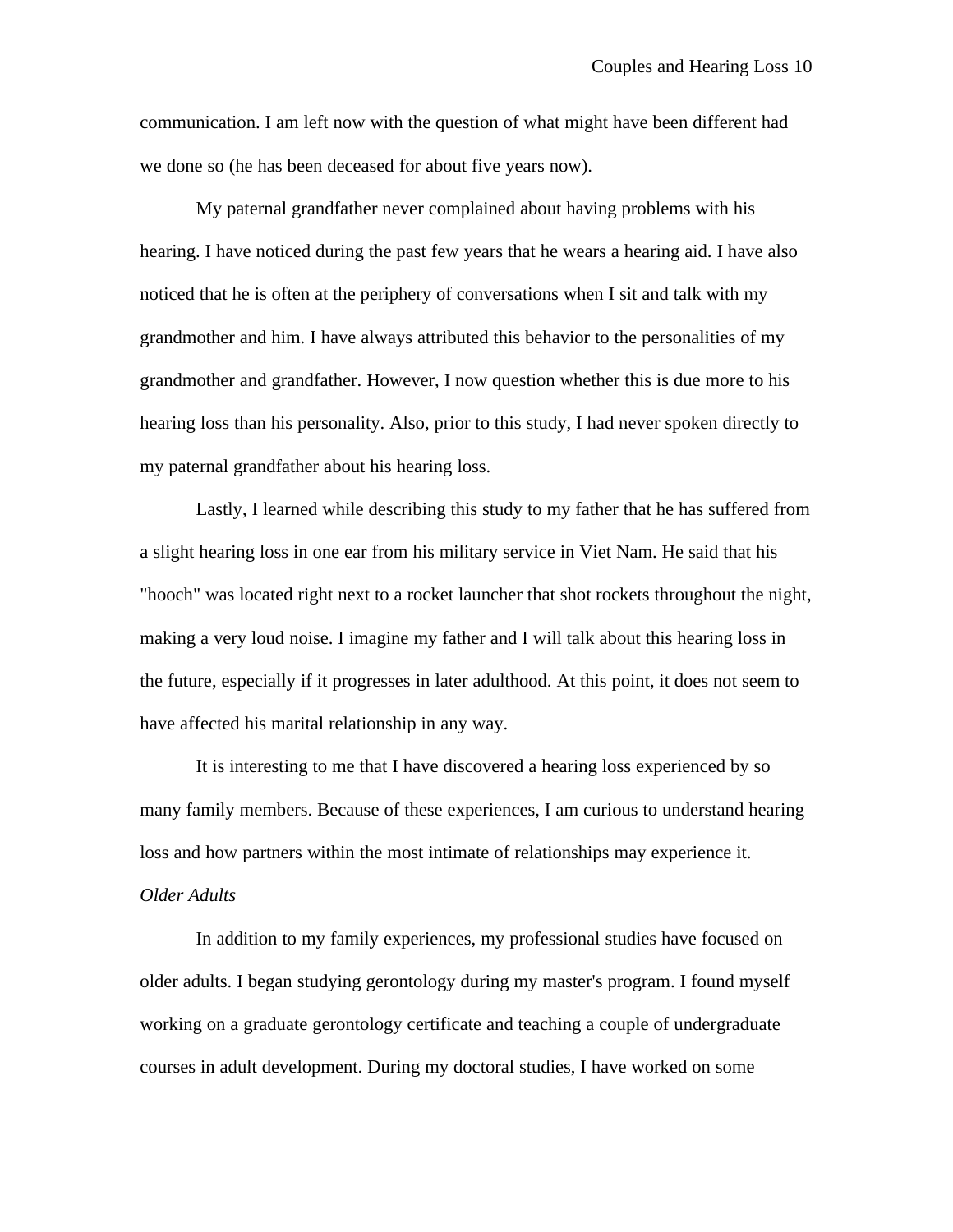communication. I am left now with the question of what might have been different had we done so (he has been deceased for about five years now).

My paternal grandfather never complained about having problems with his hearing. I have noticed during the past few years that he wears a hearing aid. I have also noticed that he is often at the periphery of conversations when I sit and talk with my grandmother and him. I have always attributed this behavior to the personalities of my grandmother and grandfather. However, I now question whether this is due more to his hearing loss than his personality. Also, prior to this study, I had never spoken directly to my paternal grandfather about his hearing loss.

Lastly, I learned while describing this study to my father that he has suffered from a slight hearing loss in one ear from his military service in Viet Nam. He said that his "hooch" was located right next to a rocket launcher that shot rockets throughout the night, making a very loud noise. I imagine my father and I will talk about this hearing loss in the future, especially if it progresses in later adulthood. At this point, it does not seem to have affected his marital relationship in any way.

It is interesting to me that I have discovered a hearing loss experienced by so many family members. Because of these experiences, I am curious to understand hearing loss and how partners within the most intimate of relationships may experience it.

### *Older Adults*

In addition to my family experiences, my professional studies have focused on older adults. I began studying gerontology during my master's program. I found myself working on a graduate gerontology certificate and teaching a couple of undergraduate courses in adult development. During my doctoral studies, I have worked on some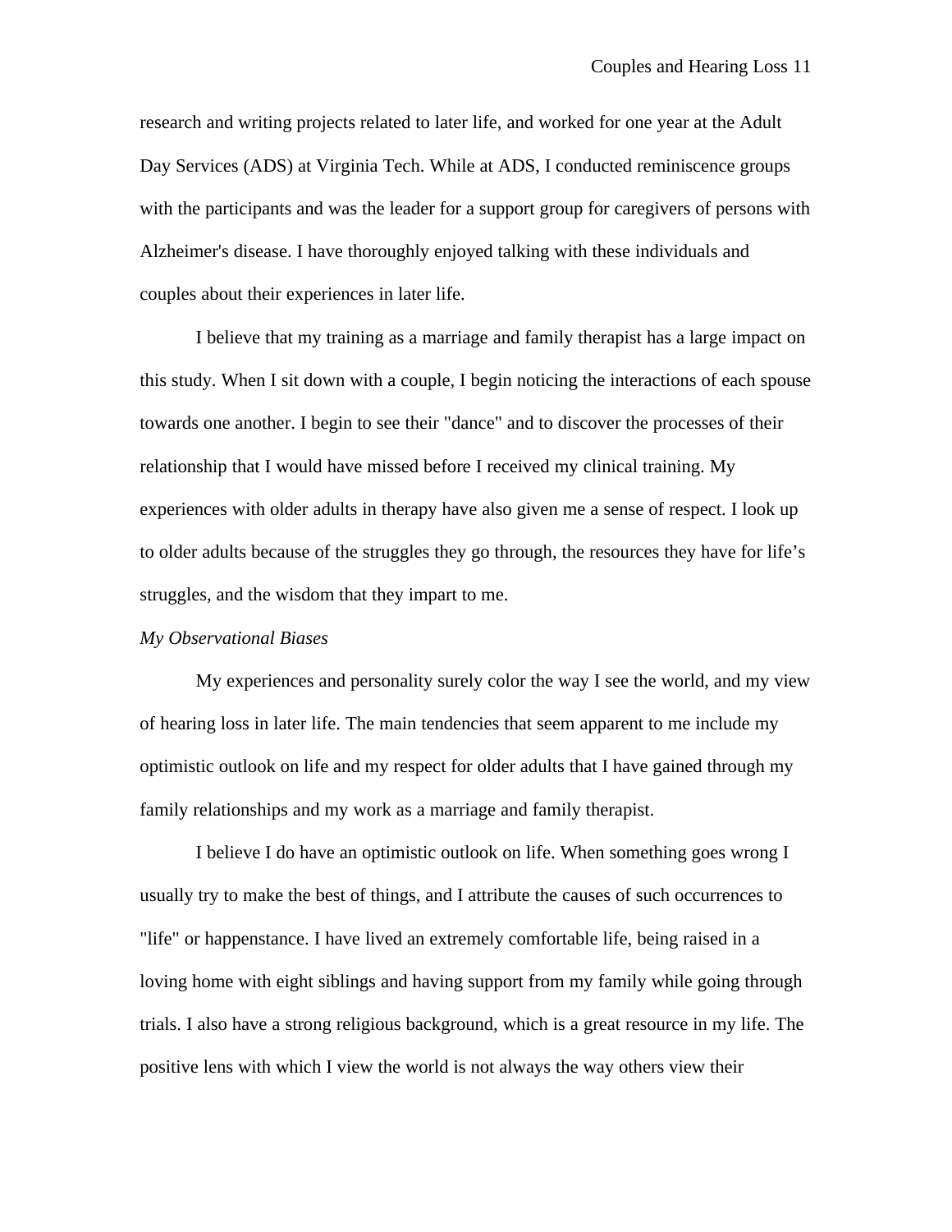research and writing projects related to later life, and worked for one year at the Adult Day Services (ADS) at Virginia Tech. While at ADS, I conducted reminiscence groups with the participants and was the leader for a support group for caregivers of persons with Alzheimer's disease. I have thoroughly enjoyed talking with these individuals and couples about their experiences in later life.

I believe that my training as a marriage and family therapist has a large impact on this study. When I sit down with a couple, I begin noticing the interactions of each spouse towards one another. I begin to see their "dance" and to discover the processes of their relationship that I would have missed before I received my clinical training. My experiences with older adults in therapy have also given me a sense of respect. I look up to older adults because of the struggles they go through, the resources they have for life's struggles, and the wisdom that they impart to me.

*My Observational Biases*

My experiences and personality surely color the way I see the world, and my view of hearing loss in later life. The main tendencies that seem apparent to me include my optimistic outlook on life and my respect for older adults that I have gained through my family relationships and my work as a marriage and family therapist.

I believe I do have an optimistic outlook on life. When something goes wrong I usually try to make the best of things, and I attribute the causes of such occurrences to "life" or happenstance. I have lived an extremely comfortable life, being raised in a loving home with eight siblings and having support from my family while going through trials. I also have a strong religious background, which is a great resource in my life. The positive lens with which I view the world is not always the way others view their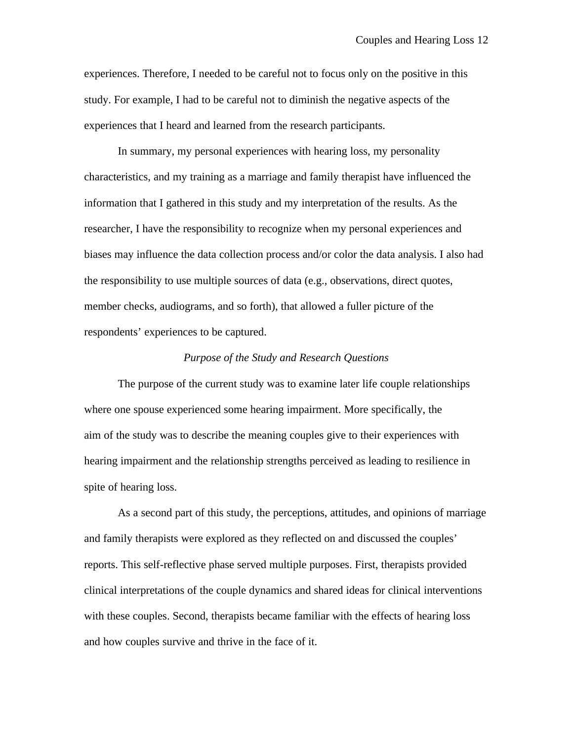experiences. Therefore, I needed to be careful not to focus only on the positive in this study. For example, I had to be careful not to diminish the negative aspects of the experiences that I heard and learned from the research participants.

In summary, my personal experiences with hearing loss, my personality characteristics, and my training as a marriage and family therapist have influenced the information that I gathered in this study and my interpretation of the results. As the researcher, I have the responsibility to recognize when my personal experiences and biases may influence the data collection process and/or color the data analysis. I also had the responsibility to use multiple sources of data (e.g., observations, direct quotes, member checks, audiograms, and so forth), that allowed a fuller picture of the respondents' experiences to be captured.

### *Purpose of the Study and Research Questions*

The purpose of the current study was to examine later life couple relationships where one spouse experienced some hearing impairment. More specifically, the aim of the study was to describe the meaning couples give to their experiences with hearing impairment and the relationship strengths perceived as leading to resilience in spite of hearing loss.

As a second part of this study, the perceptions, attitudes, and opinions of marriage and family therapists were explored as they reflected on and discussed the couples' reports. This self-reflective phase served multiple purposes. First, therapists provided clinical interpretations of the couple dynamics and shared ideas for clinical interventions with these couples. Second, therapists became familiar with the effects of hearing loss and how couples survive and thrive in the face of it.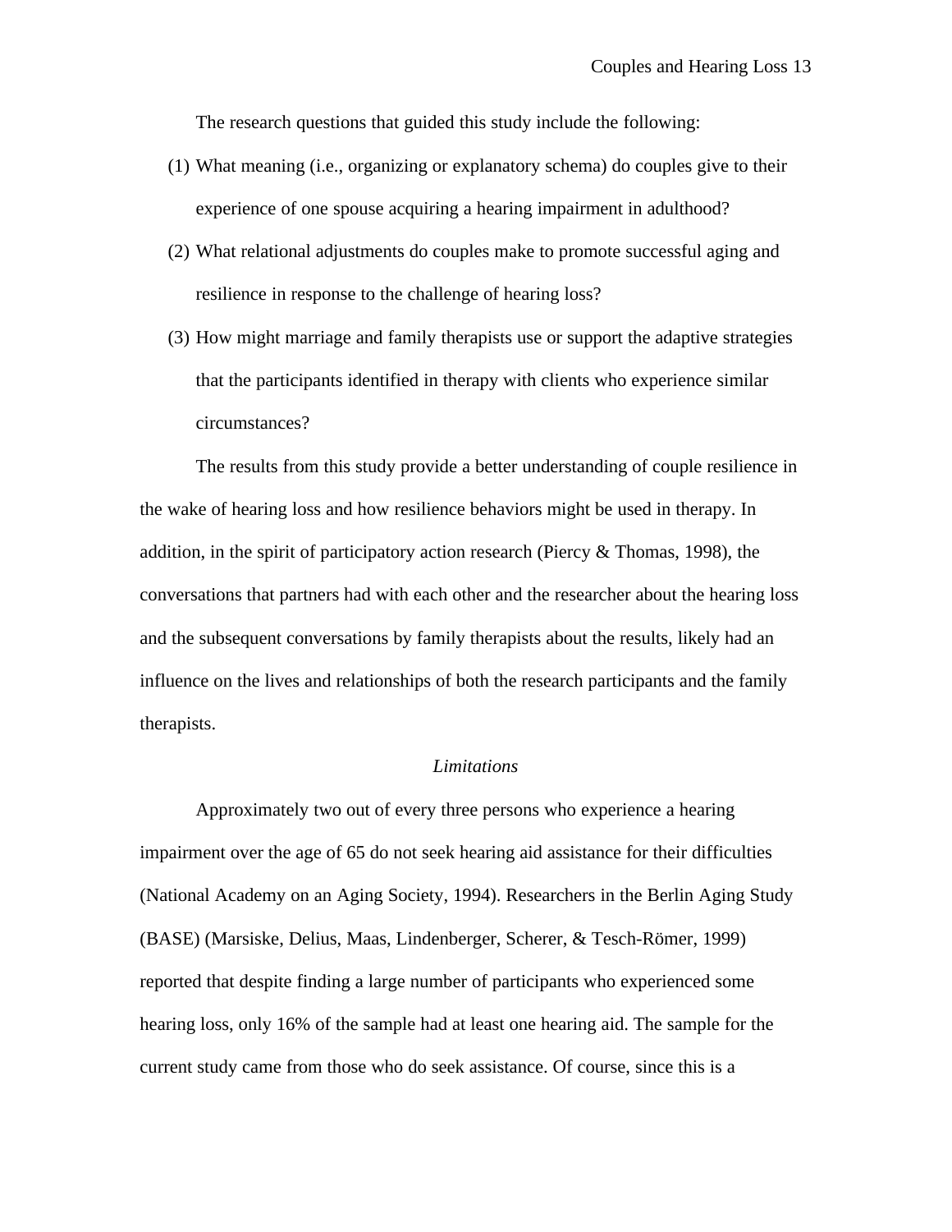The research questions that guided this study include the following:

(1) What meaning (i.e., organizing or explanatory schema) do couples give to their experience of one spouse acquiring a hearing impairment in adulthood?

(2) What relational adjustments do couples make to promote successful aging and resilience in response to the challenge of hearing loss?

(3) How might marriage and family therapists use or support the adaptive strategies that the participants identified in therapy with clients who experience similar circumstances?

The results from this study provide a better understanding of couple resilience in the wake of hearing loss and how resilience behaviors might be used in therapy. In addition, in the spirit of participatory action research (Piercy & Thomas, 1998), the conversations that partners had with each other and the researcher about the hearing loss and the subsequent conversations by family therapists about the results, likely had an influence on the lives and relationships of both the research participants and the family therapists.

*Limitations*

Approximately two out of every three persons who experience a hearing impairment over the age of 65 do not seek hearing aid assistance for their difficulties (National Academy on an Aging Society, 1994). Researchers in the Berlin Aging Study (BASE) (Marsiske, Delius, Maas, Lindenberger, Scherer, & Tesch-Römer, 1999) reported that despite finding a large number of participants who experienced some hearing loss, only 16% of the sample had at least one hearing aid. The sample for the current study came from those who do seek assistance. Of course, since this is a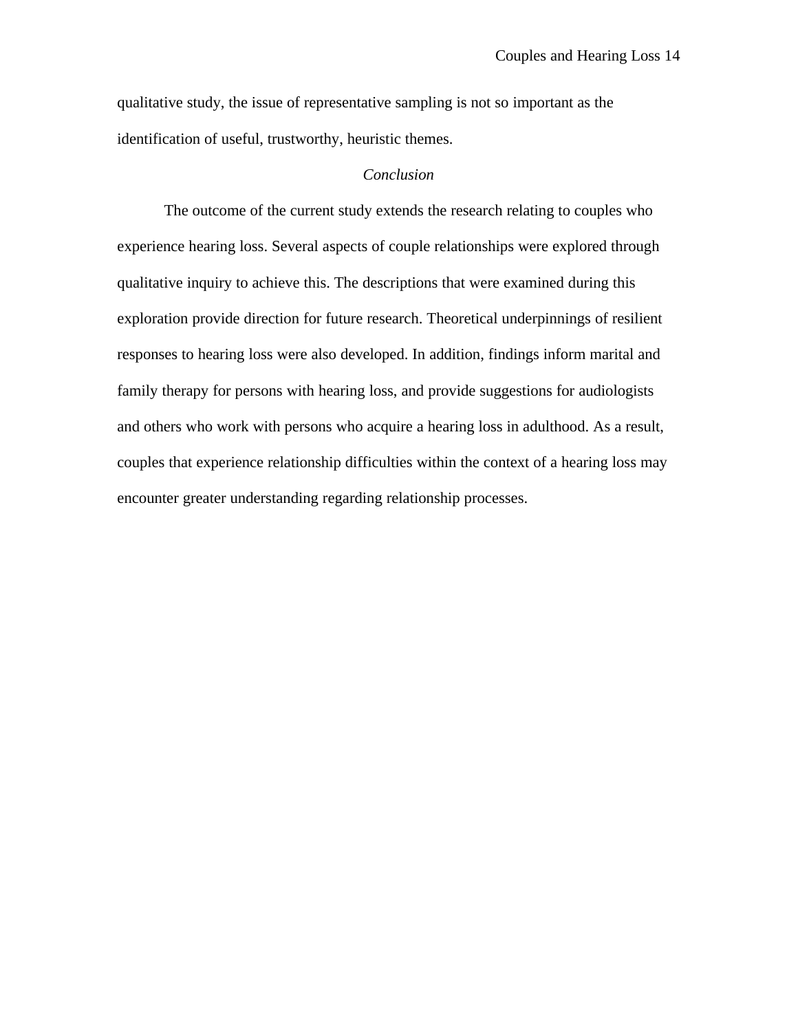qualitative study, the issue of representative sampling is not so important as the identification of useful, trustworthy, heuristic themes.

## *Conclusion*

The outcome of the current study extends the research relating to couples who experience hearing loss. Several aspects of couple relationships were explored through qualitative inquiry to achieve this. The descriptions that were examined during this exploration provide direction for future research. Theoretical underpinnings of resilient responses to hearing loss were also developed. In addition, findings inform marital and family therapy for persons with hearing loss, and provide suggestions for audiologists and others who work with persons who acquire a hearing loss in adulthood. As a result, couples that experience relationship difficulties within the context of a hearing loss may encounter greater understanding regarding relationship processes.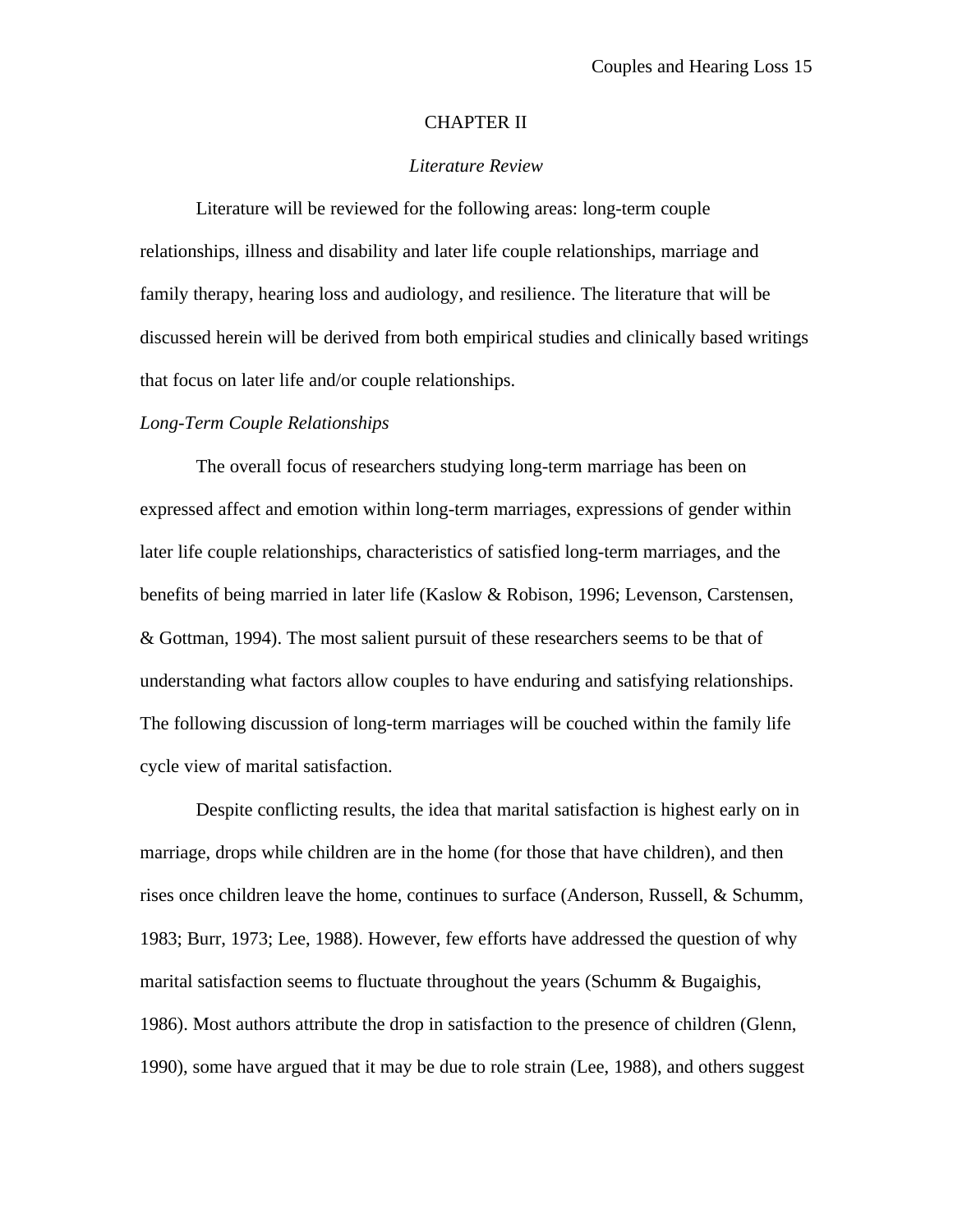# CHAPTER II

## *Literature Review*

Literature will be reviewed for the following areas: long-term couple relationships, illness and disability and later life couple relationships, marriage and family therapy, hearing loss and audiology, and resilience. The literature that will be discussed herein will be derived from both empirical studies and clinically based writings that focus on later life and/or couple relationships.

### *Long-Term Couple Relationships*

The overall focus of researchers studying long-term marriage has been on expressed affect and emotion within long-term marriages, expressions of gender within later life couple relationships, characteristics of satisfied long-term marriages, and the benefits of being married in later life (Kaslow & Robison, 1996; Levenson, Carstensen, & Gottman, 1994). The most salient pursuit of these researchers seems to be that of understanding what factors allow couples to have enduring and satisfying relationships. The following discussion of long-term marriages will be couched within the family life cycle view of marital satisfaction.

Despite conflicting results, the idea that marital satisfaction is highest early on in marriage, drops while children are in the home (for those that have children), and then rises once children leave the home, continues to surface (Anderson, Russell, & Schumm, 1983; Burr, 1973; Lee, 1988). However, few efforts have addressed the question of why marital satisfaction seems to fluctuate throughout the years (Schumm & Bugaighis, 1986). Most authors attribute the drop in satisfaction to the presence of children (Glenn, 1990), some have argued that it may be due to role strain (Lee, 1988), and others suggest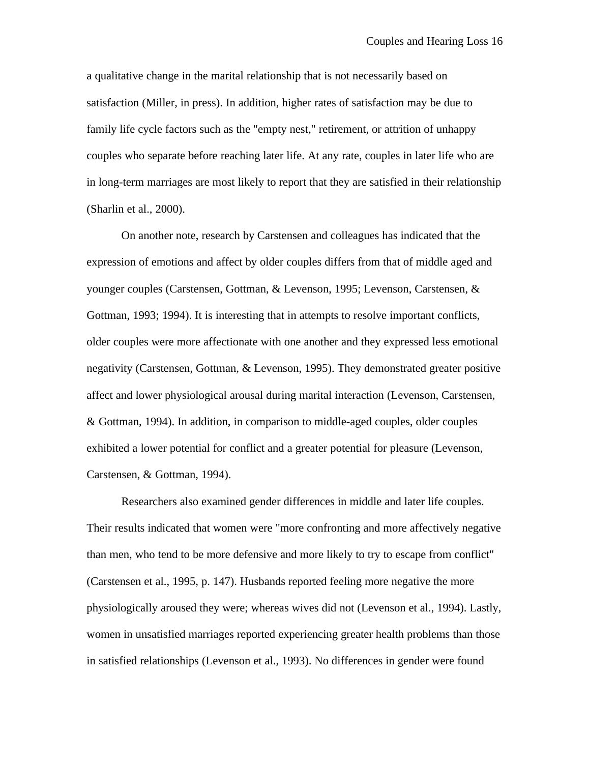a qualitative change in the marital relationship that is not necessarily based on satisfaction (Miller, in press). In addition, higher rates of satisfaction may be due to family life cycle factors such as the "empty nest," retirement, or attrition of unhappy couples who separate before reaching later life. At any rate, couples in later life who are in long-term marriages are most likely to report that they are satisfied in their relationship (Sharlin et al., 2000).

On another note, research by Carstensen and colleagues has indicated that the expression of emotions and affect by older couples differs from that of middle aged and younger couples (Carstensen, Gottman, & Levenson, 1995; Levenson, Carstensen, & Gottman, 1993; 1994). It is interesting that in attempts to resolve important conflicts, older couples were more affectionate with one another and they expressed less emotional negativity (Carstensen, Gottman, & Levenson, 1995). They demonstrated greater positive affect and lower physiological arousal during marital interaction (Levenson, Carstensen, & Gottman, 1994). In addition, in comparison to middle-aged couples, older couples exhibited a lower potential for conflict and a greater potential for pleasure (Levenson, Carstensen, & Gottman, 1994).

Researchers also examined gender differences in middle and later life couples. Their results indicated that women were "more confronting and more affectively negative than men, who tend to be more defensive and more likely to try to escape from conflict" (Carstensen et al., 1995, p. 147). Husbands reported feeling more negative the more physiologically aroused they were; whereas wives did not (Levenson et al., 1994). Lastly, women in unsatisfied marriages reported experiencing greater health problems than those in satisfied relationships (Levenson et al., 1993). No differences in gender were found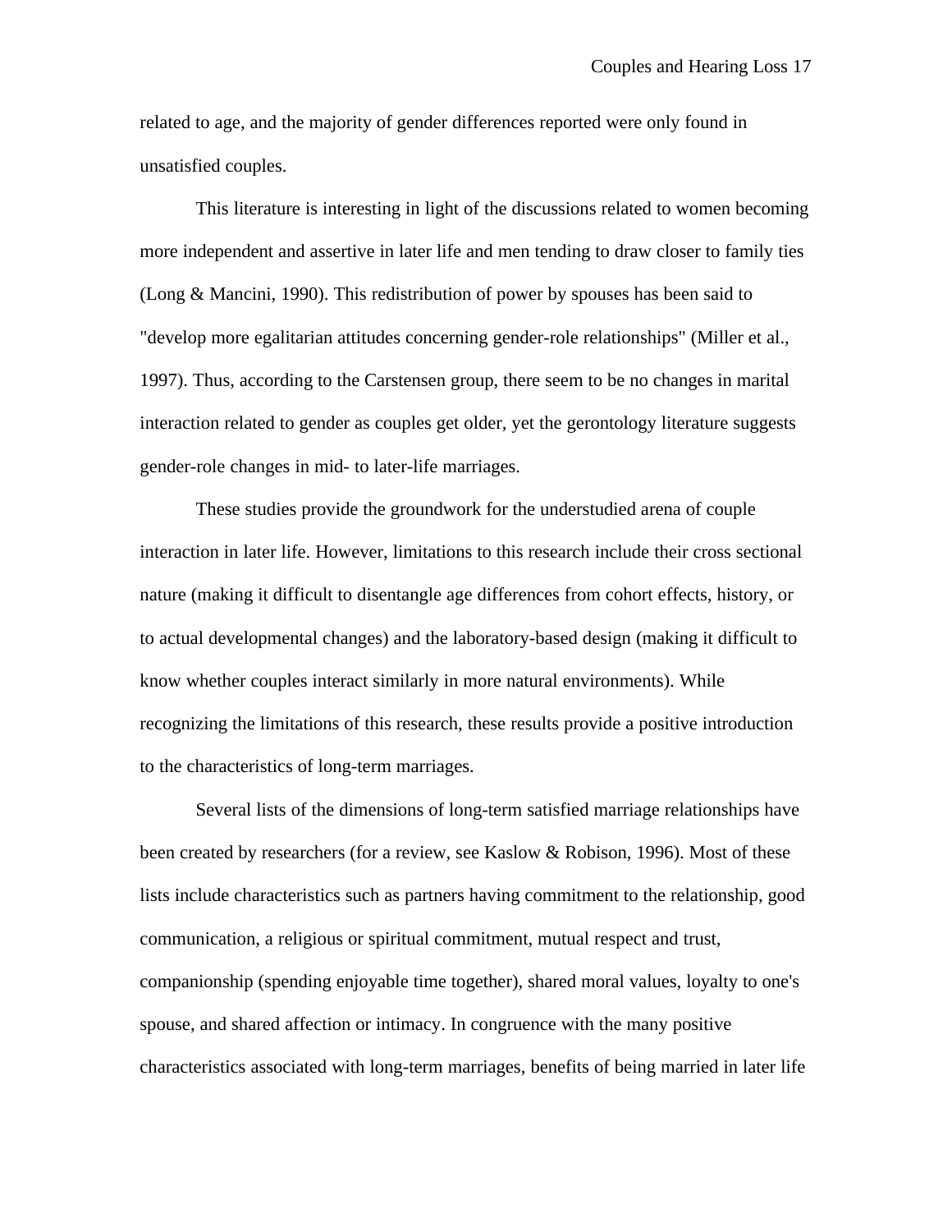related to age, and the majority of gender differences reported were only found in unsatisfied couples.

This literature is interesting in light of the discussions related to women becoming more independent and assertive in later life and men tending to draw closer to family ties (Long & Mancini, 1990). This redistribution of power by spouses has been said to "develop more egalitarian attitudes concerning gender-role relationships" (Miller et al., 1997). Thus, according to the Carstensen group, there seem to be no changes in marital interaction related to gender as couples get older, yet the gerontology literature suggests gender-role changes in mid- to later-life marriages.

These studies provide the groundwork for the understudied arena of couple interaction in later life. However, limitations to this research include their cross sectional nature (making it difficult to disentangle age differences from cohort effects, history, or to actual developmental changes) and the laboratory-based design (making it difficult to know whether couples interact similarly in more natural environments). While recognizing the limitations of this research, these results provide a positive introduction to the characteristics of long-term marriages.

Several lists of the dimensions of long-term satisfied marriage relationships have been created by researchers (for a review, see Kaslow & Robison, 1996). Most of these lists include characteristics such as partners having commitment to the relationship, good communication, a religious or spiritual commitment, mutual respect and trust, companionship (spending enjoyable time together), shared moral values, loyalty to one's spouse, and shared affection or intimacy. In congruence with the many positive characteristics associated with long-term marriages, benefits of being married in later life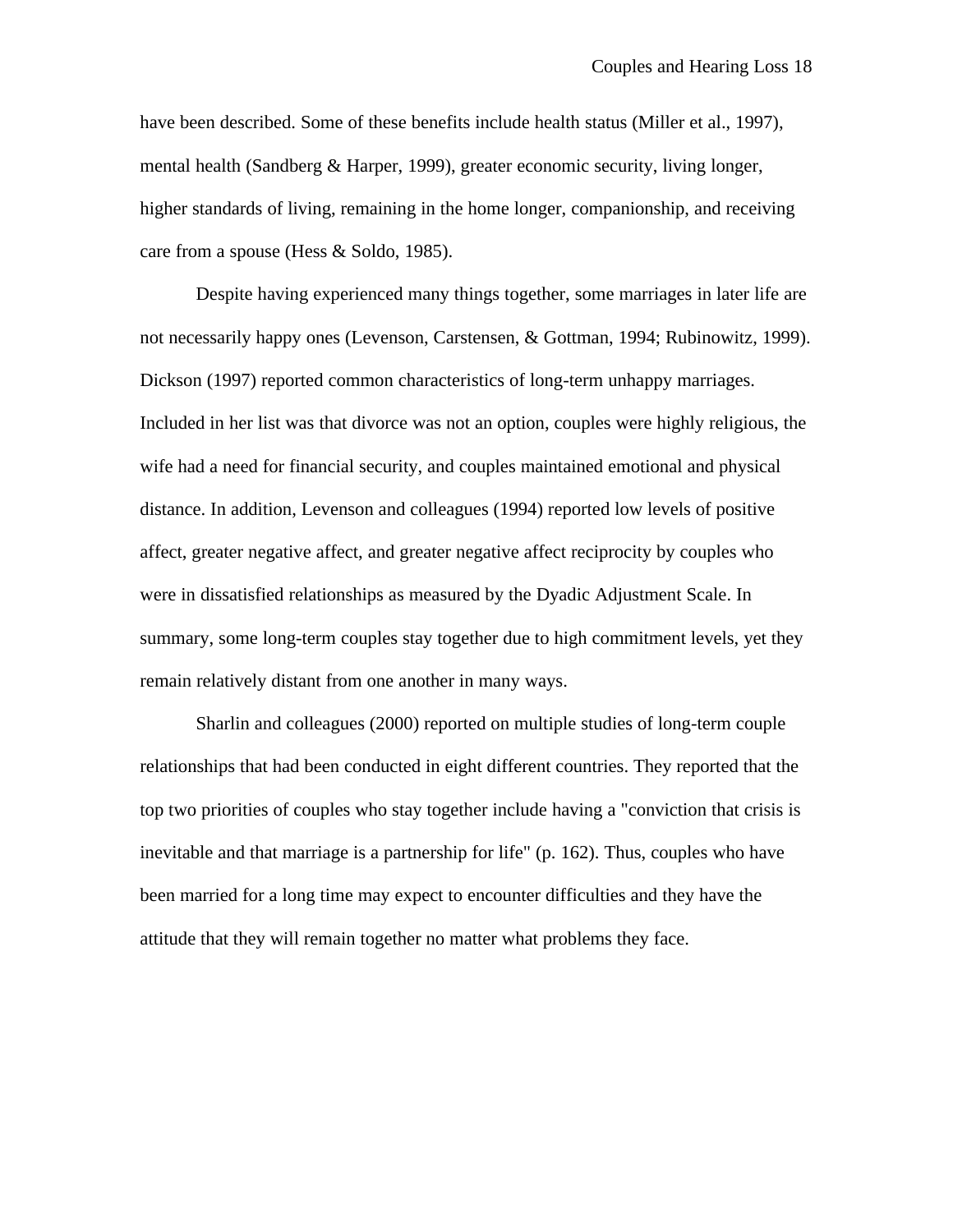have been described. Some of these benefits include health status (Miller et al., 1997), mental health (Sandberg & Harper, 1999), greater economic security, living longer, higher standards of living, remaining in the home longer, companionship, and receiving care from a spouse (Hess & Soldo, 1985).

Despite having experienced many things together, some marriages in later life are not necessarily happy ones (Levenson, Carstensen, & Gottman, 1994; Rubinowitz, 1999). Dickson (1997) reported common characteristics of long-term unhappy marriages. Included in her list was that divorce was not an option, couples were highly religious, the wife had a need for financial security, and couples maintained emotional and physical distance. In addition, Levenson and colleagues (1994) reported low levels of positive affect, greater negative affect, and greater negative affect reciprocity by couples who were in dissatisfied relationships as measured by the Dyadic Adjustment Scale. In summary, some long-term couples stay together due to high commitment levels, yet they remain relatively distant from one another in many ways.

Sharlin and colleagues (2000) reported on multiple studies of long-term couple relationships that had been conducted in eight different countries. They reported that the top two priorities of couples who stay together include having a "conviction that crisis is inevitable and that marriage is a partnership for life" (p. 162). Thus, couples who have been married for a long time may expect to encounter difficulties and they have the attitude that they will remain together no matter what problems they face.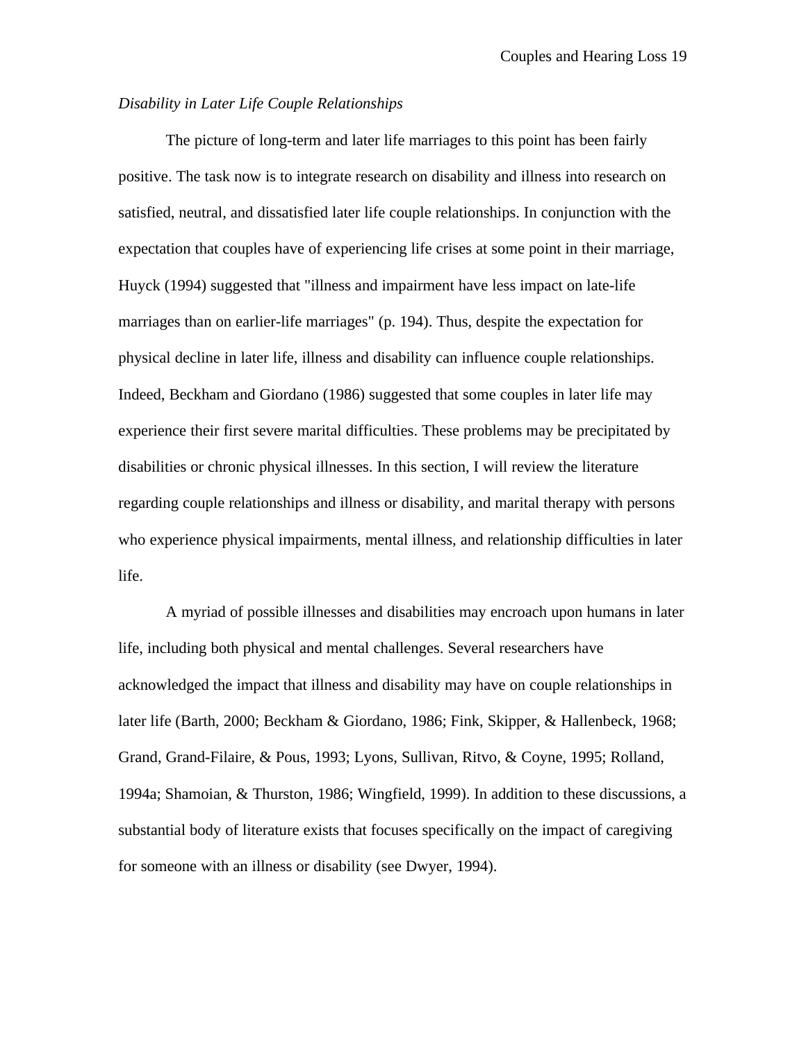*Disability in Later Life Couple Relationships*

The picture of long-term and later life marriages to this point has been fairly positive. The task now is to integrate research on disability and illness into research on satisfied, neutral, and dissatisfied later life couple relationships. In conjunction with the expectation that couples have of experiencing life crises at some point in their marriage, Huyck (1994) suggested that "illness and impairment have less impact on late-life marriages than on earlier-life marriages" (p. 194). Thus, despite the expectation for physical decline in later life, illness and disability can influence couple relationships. Indeed, Beckham and Giordano (1986) suggested that some couples in later life may experience their first severe marital difficulties. These problems may be precipitated by disabilities or chronic physical illnesses. In this section, I will review the literature regarding couple relationships and illness or disability, and marital therapy with persons who experience physical impairments, mental illness, and relationship difficulties in later life.

A myriad of possible illnesses and disabilities may encroach upon humans in later life, including both physical and mental challenges. Several researchers have acknowledged the impact that illness and disability may have on couple relationships in later life (Barth, 2000; Beckham & Giordano, 1986; Fink, Skipper, & Hallenbeck, 1968; Grand, Grand-Filaire, & Pous, 1993; Lyons, Sullivan, Ritvo, & Coyne, 1995; Rolland, 1994a; Shamoian, & Thurston, 1986; Wingfield, 1999). In addition to these discussions, a substantial body of literature exists that focuses specifically on the impact of caregiving for someone with an illness or disability (see Dwyer, 1994).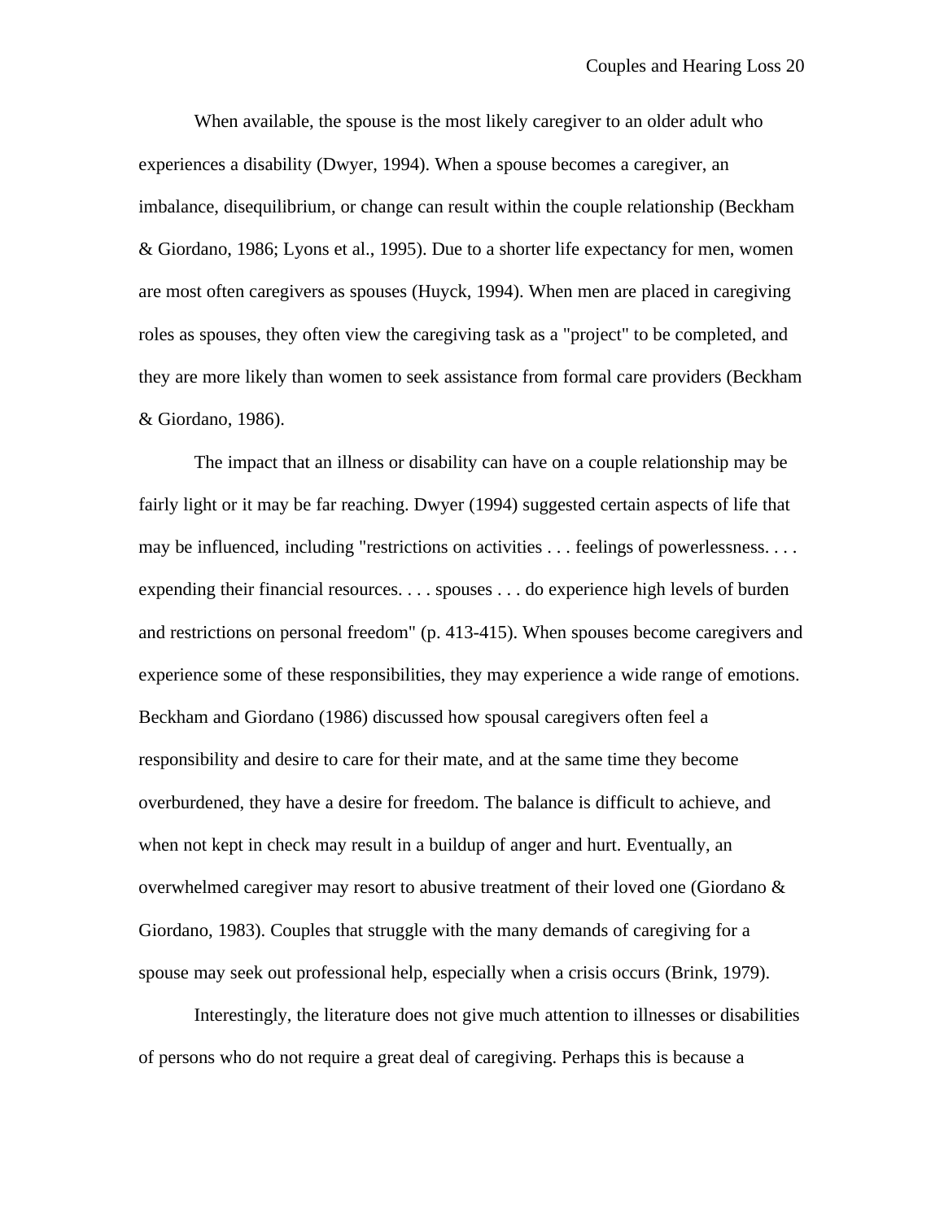When available, the spouse is the most likely caregiver to an older adult who experiences a disability (Dwyer, 1994). When a spouse becomes a caregiver, an imbalance, disequilibrium, or change can result within the couple relationship (Beckham & Giordano, 1986; Lyons et al., 1995). Due to a shorter life expectancy for men, women are most often caregivers as spouses (Huyck, 1994). When men are placed in caregiving roles as spouses, they often view the caregiving task as a "project" to be completed, and they are more likely than women to seek assistance from formal care providers (Beckham & Giordano, 1986).

The impact that an illness or disability can have on a couple relationship may be fairly light or it may be far reaching. Dwyer (1994) suggested certain aspects of life that may be influenced, including "restrictions on activities . . . feelings of powerlessness. . . . expending their financial resources. . . . spouses . . . do experience high levels of burden and restrictions on personal freedom" (p. 413-415). When spouses become caregivers and experience some of these responsibilities, they may experience a wide range of emotions. Beckham and Giordano (1986) discussed how spousal caregivers often feel a responsibility and desire to care for their mate, and at the same time they become overburdened, they have a desire for freedom. The balance is difficult to achieve, and when not kept in check may result in a buildup of anger and hurt. Eventually, an overwhelmed caregiver may resort to abusive treatment of their loved one (Giordano & Giordano, 1983). Couples that struggle with the many demands of caregiving for a spouse may seek out professional help, especially when a crisis occurs (Brink, 1979).

Interestingly, the literature does not give much attention to illnesses or disabilities of persons who do not require a great deal of caregiving. Perhaps this is because a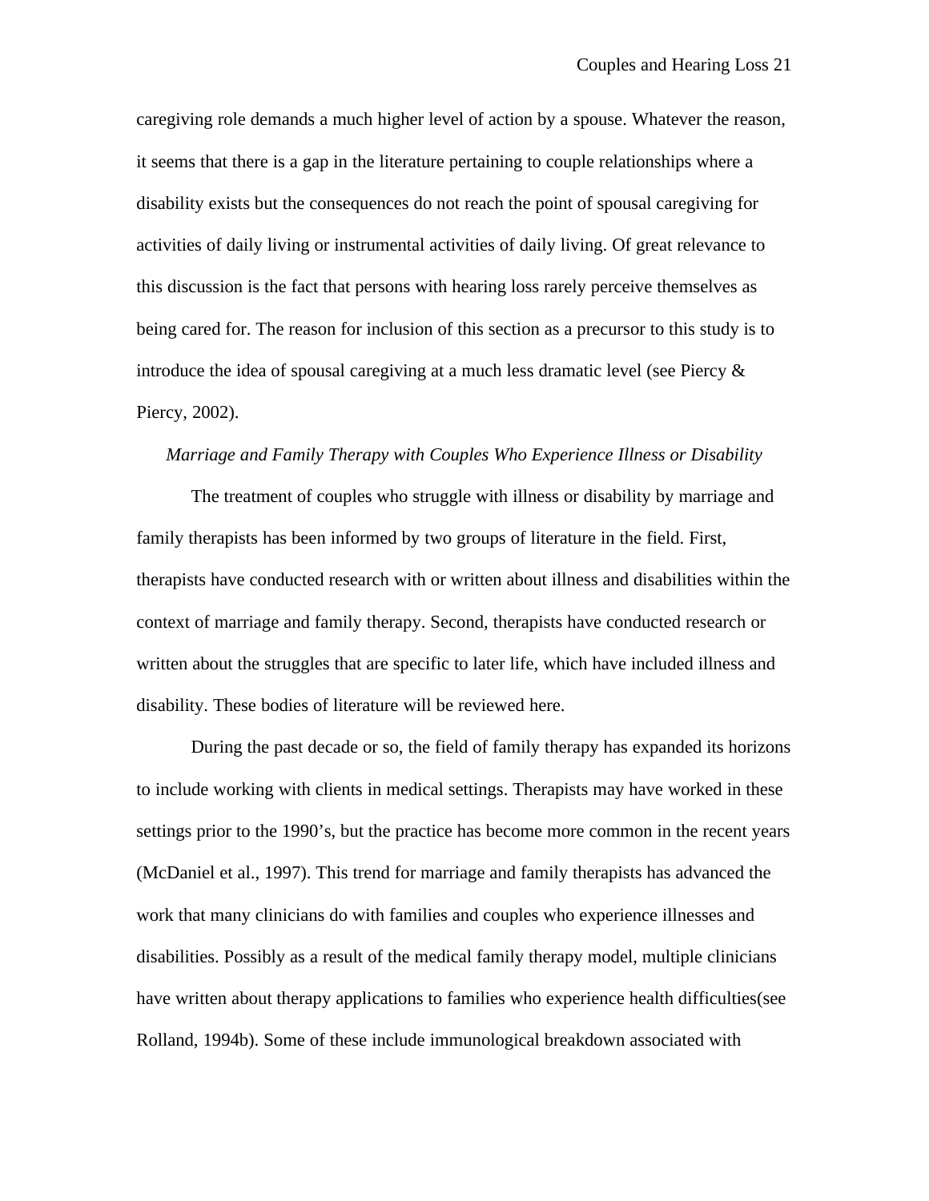caregiving role demands a much higher level of action by a spouse. Whatever the reason, it seems that there is a gap in the literature pertaining to couple relationships where a disability exists but the consequences do not reach the point of spousal caregiving for activities of daily living or instrumental activities of daily living. Of great relevance to this discussion is the fact that persons with hearing loss rarely perceive themselves as being cared for. The reason for inclusion of this section as a precursor to this study is to introduce the idea of spousal caregiving at a much less dramatic level (see Piercy & Piercy, 2002).

### *Marriage and Family Therapy with Couples Who Experience Illness or Disability*

The treatment of couples who struggle with illness or disability by marriage and family therapists has been informed by two groups of literature in the field. First, therapists have conducted research with or written about illness and disabilities within the context of marriage and family therapy. Second, therapists have conducted research or written about the struggles that are specific to later life, which have included illness and disability. These bodies of literature will be reviewed here.

During the past decade or so, the field of family therapy has expanded its horizons to include working with clients in medical settings. Therapists may have worked in these settings prior to the 1990’s, but the practice has become more common in the recent years (McDaniel et al., 1997). This trend for marriage and family therapists has advanced the work that many clinicians do with families and couples who experience illnesses and disabilities. Possibly as a result of the medical family therapy model, multiple clinicians have written about therapy applications to families who experience health difficulties(see Rolland, 1994b). Some of these include immunological breakdown associated with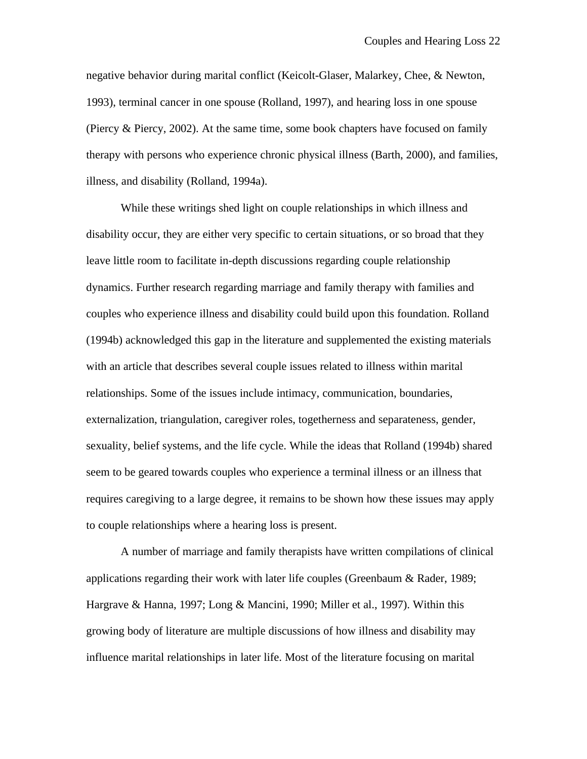negative behavior during marital conflict (Keicolt-Glaser, Malarkey, Chee, & Newton, 1993), terminal cancer in one spouse (Rolland, 1997), and hearing loss in one spouse (Piercy & Piercy, 2002). At the same time, some book chapters have focused on family therapy with persons who experience chronic physical illness (Barth, 2000), and families, illness, and disability (Rolland, 1994a).

While these writings shed light on couple relationships in which illness and disability occur, they are either very specific to certain situations, or so broad that they leave little room to facilitate in-depth discussions regarding couple relationship dynamics. Further research regarding marriage and family therapy with families and couples who experience illness and disability could build upon this foundation. Rolland (1994b) acknowledged this gap in the literature and supplemented the existing materials with an article that describes several couple issues related to illness within marital relationships. Some of the issues include intimacy, communication, boundaries, externalization, triangulation, caregiver roles, togetherness and separateness, gender, sexuality, belief systems, and the life cycle. While the ideas that Rolland (1994b) shared seem to be geared towards couples who experience a terminal illness or an illness that requires caregiving to a large degree, it remains to be shown how these issues may apply to couple relationships where a hearing loss is present.

A number of marriage and family therapists have written compilations of clinical applications regarding their work with later life couples (Greenbaum & Rader, 1989; Hargrave & Hanna, 1997; Long & Mancini, 1990; Miller et al., 1997). Within this growing body of literature are multiple discussions of how illness and disability may influence marital relationships in later life. Most of the literature focusing on marital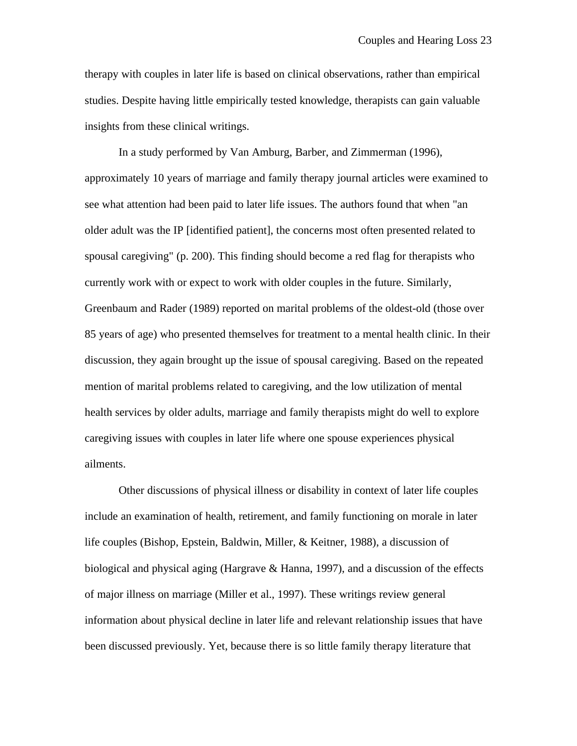therapy with couples in later life is based on clinical observations, rather than empirical studies. Despite having little empirically tested knowledge, therapists can gain valuable insights from these clinical writings.

In a study performed by Van Amburg, Barber, and Zimmerman (1996), approximately 10 years of marriage and family therapy journal articles were examined to see what attention had been paid to later life issues. The authors found that when "an older adult was the IP [identified patient], the concerns most often presented related to spousal caregiving" (p. 200). This finding should become a red flag for therapists who currently work with or expect to work with older couples in the future. Similarly, Greenbaum and Rader (1989) reported on marital problems of the oldest-old (those over 85 years of age) who presented themselves for treatment to a mental health clinic. In their discussion, they again brought up the issue of spousal caregiving. Based on the repeated mention of marital problems related to caregiving, and the low utilization of mental health services by older adults, marriage and family therapists might do well to explore caregiving issues with couples in later life where one spouse experiences physical ailments.

Other discussions of physical illness or disability in context of later life couples include an examination of health, retirement, and family functioning on morale in later life couples (Bishop, Epstein, Baldwin, Miller, & Keitner, 1988), a discussion of biological and physical aging (Hargrave & Hanna, 1997), and a discussion of the effects of major illness on marriage (Miller et al., 1997). These writings review general information about physical decline in later life and relevant relationship issues that have been discussed previously. Yet, because there is so little family therapy literature that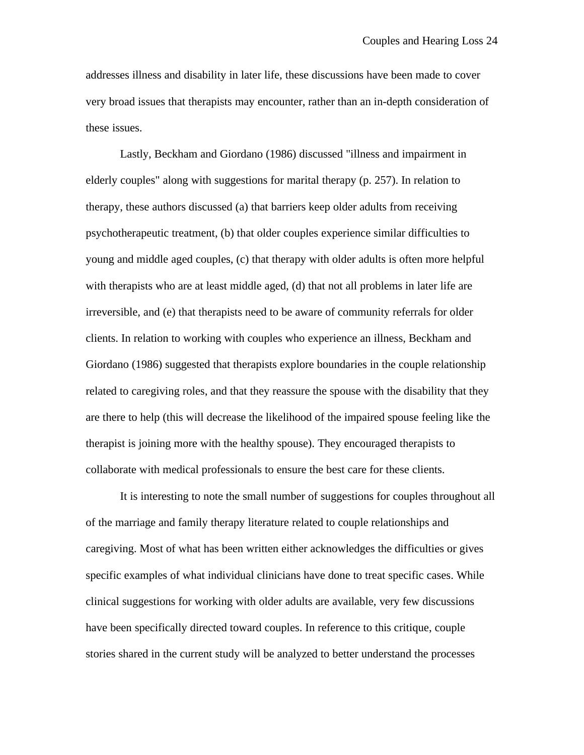addresses illness and disability in later life, these discussions have been made to cover very broad issues that therapists may encounter, rather than an in-depth consideration of these issues.

Lastly, Beckham and Giordano (1986) discussed "illness and impairment in elderly couples" along with suggestions for marital therapy (p. 257). In relation to therapy, these authors discussed (a) that barriers keep older adults from receiving psychotherapeutic treatment, (b) that older couples experience similar difficulties to young and middle aged couples, (c) that therapy with older adults is often more helpful with therapists who are at least middle aged, (d) that not all problems in later life are irreversible, and (e) that therapists need to be aware of community referrals for older clients. In relation to working with couples who experience an illness, Beckham and Giordano (1986) suggested that therapists explore boundaries in the couple relationship related to caregiving roles, and that they reassure the spouse with the disability that they are there to help (this will decrease the likelihood of the impaired spouse feeling like the therapist is joining more with the healthy spouse). They encouraged therapists to collaborate with medical professionals to ensure the best care for these clients.

It is interesting to note the small number of suggestions for couples throughout all of the marriage and family therapy literature related to couple relationships and caregiving. Most of what has been written either acknowledges the difficulties or gives specific examples of what individual clinicians have done to treat specific cases. While clinical suggestions for working with older adults are available, very few discussions have been specifically directed toward couples. In reference to this critique, couple stories shared in the current study will be analyzed to better understand the processes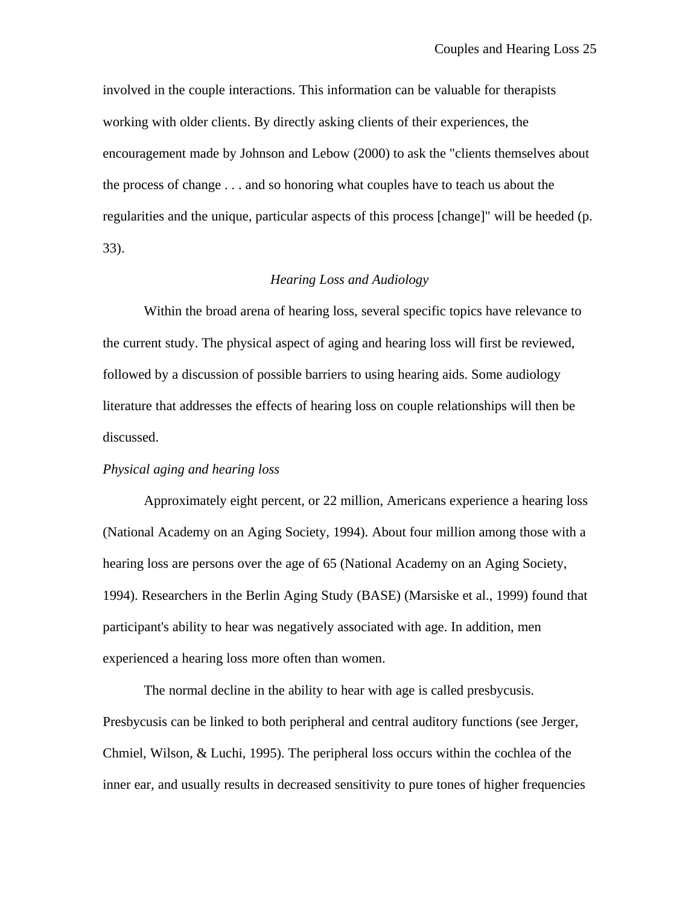involved in the couple interactions. This information can be valuable for therapists working with older clients. By directly asking clients of their experiences, the encouragement made by Johnson and Lebow (2000) to ask the "clients themselves about the process of change . . . and so honoring what couples have to teach us about the regularities and the unique, particular aspects of this process [change]" will be heeded (p. 33).

## *Hearing Loss and Audiology*

Within the broad arena of hearing loss, several specific topics have relevance to the current study. The physical aspect of aging and hearing loss will first be reviewed, followed by a discussion of possible barriers to using hearing aids. Some audiology literature that addresses the effects of hearing loss on couple relationships will then be discussed.

### *Physical aging and hearing loss*

Approximately eight percent, or 22 million, Americans experience a hearing loss (National Academy on an Aging Society, 1994). About four million among those with a hearing loss are persons over the age of 65 (National Academy on an Aging Society, 1994). Researchers in the Berlin Aging Study (BASE) (Marsiske et al., 1999) found that participant's ability to hear was negatively associated with age. In addition, men experienced a hearing loss more often than women.

The normal decline in the ability to hear with age is called presbycusis. Presbycusis can be linked to both peripheral and central auditory functions (see Jerger, Chmiel, Wilson, & Luchi, 1995). The peripheral loss occurs within the cochlea of the inner ear, and usually results in decreased sensitivity to pure tones of higher frequencies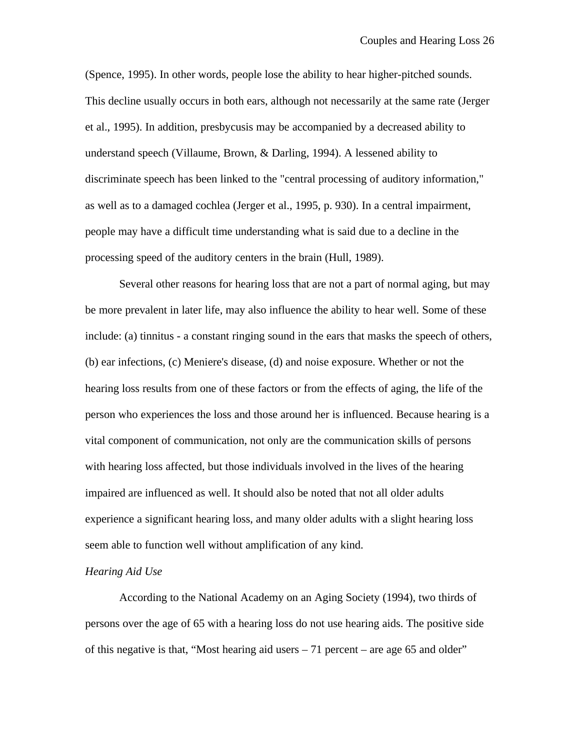(Spence, 1995). In other words, people lose the ability to hear higher-pitched sounds. This decline usually occurs in both ears, although not necessarily at the same rate (Jerger et al., 1995). In addition, presbycusis may be accompanied by a decreased ability to understand speech (Villaume, Brown, & Darling, 1994). A lessened ability to discriminate speech has been linked to the "central processing of auditory information," as well as to a damaged cochlea (Jerger et al., 1995, p. 930). In a central impairment, people may have a difficult time understanding what is said due to a decline in the processing speed of the auditory centers in the brain (Hull, 1989).

Several other reasons for hearing loss that are not a part of normal aging, but may be more prevalent in later life, may also influence the ability to hear well. Some of these include: (a) tinnitus - a constant ringing sound in the ears that masks the speech of others, (b) ear infections, (c) Meniere's disease, (d) and noise exposure. Whether or not the hearing loss results from one of these factors or from the effects of aging, the life of the person who experiences the loss and those around her is influenced. Because hearing is a vital component of communication, not only are the communication skills of persons with hearing loss affected, but those individuals involved in the lives of the hearing impaired are influenced as well. It should also be noted that not all older adults experience a significant hearing loss, and many older adults with a slight hearing loss seem able to function well without amplification of any kind.

*Hearing Aid Use*

According to the National Academy on an Aging Society (1994), two thirds of persons over the age of 65 with a hearing loss do not use hearing aids. The positive side of this negative is that, “Most hearing aid users – 71 percent – are age 65 and older”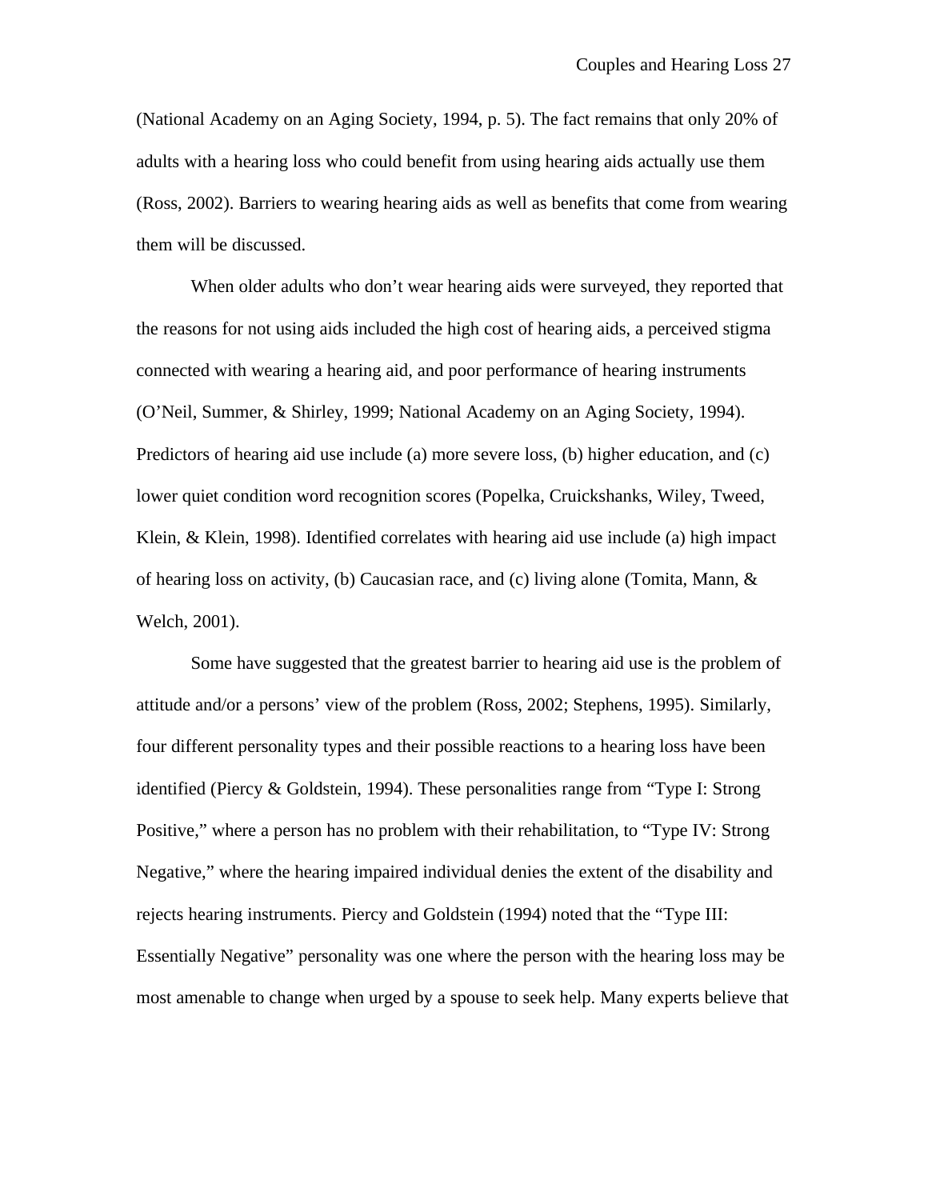(National Academy on an Aging Society, 1994, p. 5). The fact remains that only 20% of adults with a hearing loss who could benefit from using hearing aids actually use them (Ross, 2002). Barriers to wearing hearing aids as well as benefits that come from wearing them will be discussed.

When older adults who don't wear hearing aids were surveyed, they reported that the reasons for not using aids included the high cost of hearing aids, a perceived stigma connected with wearing a hearing aid, and poor performance of hearing instruments (O'Neil, Summer, & Shirley, 1999; National Academy on an Aging Society, 1994). Predictors of hearing aid use include (a) more severe loss, (b) higher education, and (c) lower quiet condition word recognition scores (Popelka, Cruickshanks, Wiley, Tweed, Klein, & Klein, 1998). Identified correlates with hearing aid use include (a) high impact of hearing loss on activity, (b) Caucasian race, and (c) living alone (Tomita, Mann, & Welch, 2001).

Some have suggested that the greatest barrier to hearing aid use is the problem of attitude and/or a persons' view of the problem (Ross, 2002; Stephens, 1995). Similarly, four different personality types and their possible reactions to a hearing loss have been identified (Piercy & Goldstein, 1994). These personalities range from "Type I: Strong Positive," where a person has no problem with their rehabilitation, to "Type IV: Strong Negative," where the hearing impaired individual denies the extent of the disability and rejects hearing instruments. Piercy and Goldstein (1994) noted that the "Type III: Essentially Negative" personality was one where the person with the hearing loss may be most amenable to change when urged by a spouse to seek help. Many experts believe that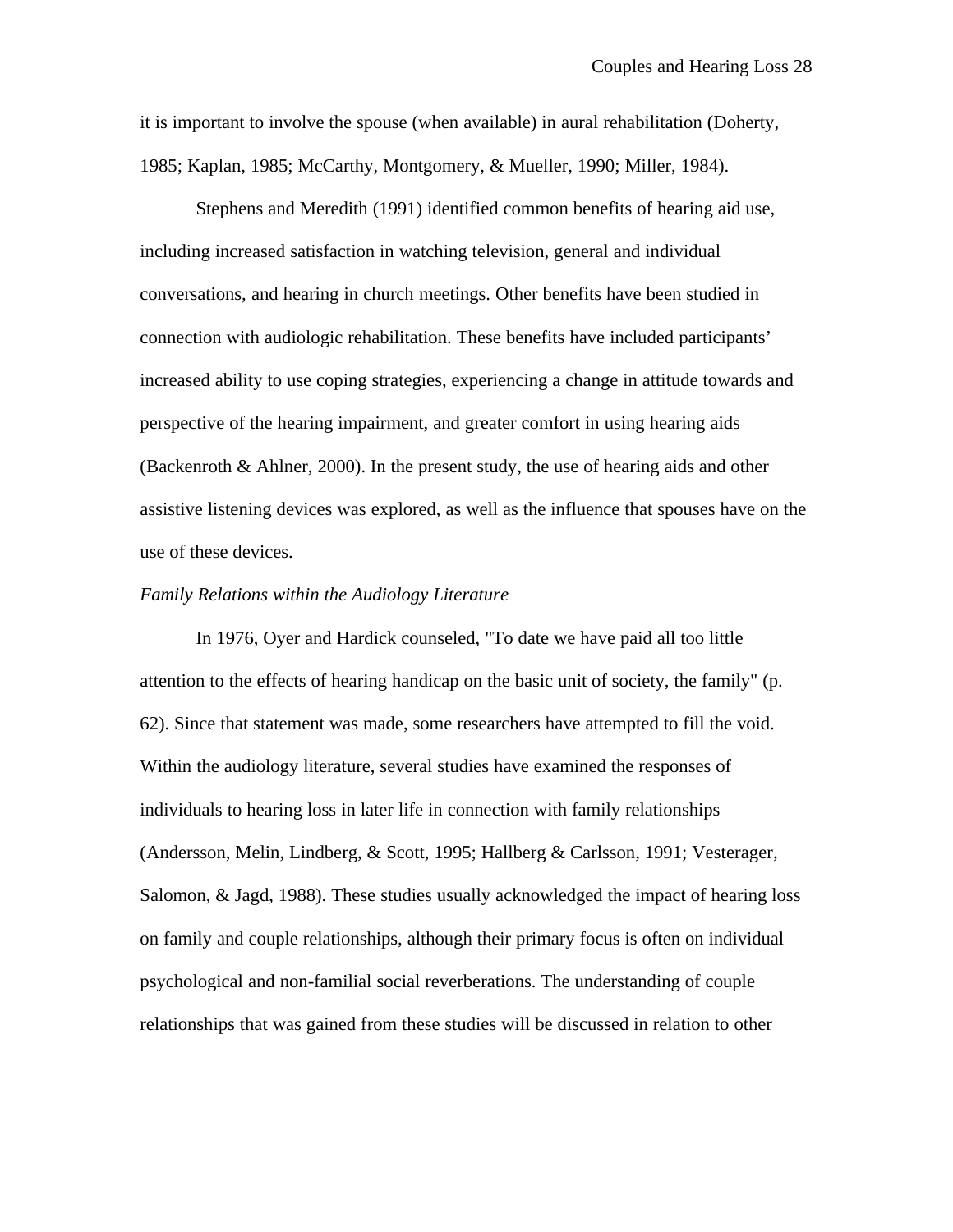it is important to involve the spouse (when available) in aural rehabilitation (Doherty, 1985; Kaplan, 1985; McCarthy, Montgomery, & Mueller, 1990; Miller, 1984).

Stephens and Meredith (1991) identified common benefits of hearing aid use, including increased satisfaction in watching television, general and individual conversations, and hearing in church meetings. Other benefits have been studied in connection with audiologic rehabilitation. These benefits have included participants' increased ability to use coping strategies, experiencing a change in attitude towards and perspective of the hearing impairment, and greater comfort in using hearing aids (Backenroth & Ahlner, 2000). In the present study, the use of hearing aids and other assistive listening devices was explored, as well as the influence that spouses have on the use of these devices.

*Family Relations within the Audiology Literature*

In 1976, Oyer and Hardick counseled, "To date we have paid all too little attention to the effects of hearing handicap on the basic unit of society, the family" (p. 62). Since that statement was made, some researchers have attempted to fill the void. Within the audiology literature, several studies have examined the responses of individuals to hearing loss in later life in connection with family relationships (Andersson, Melin, Lindberg, & Scott, 1995; Hallberg & Carlsson, 1991; Vesterager, Salomon, & Jagd, 1988). These studies usually acknowledged the impact of hearing loss on family and couple relationships, although their primary focus is often on individual psychological and non-familial social reverberations. The understanding of couple relationships that was gained from these studies will be discussed in relation to other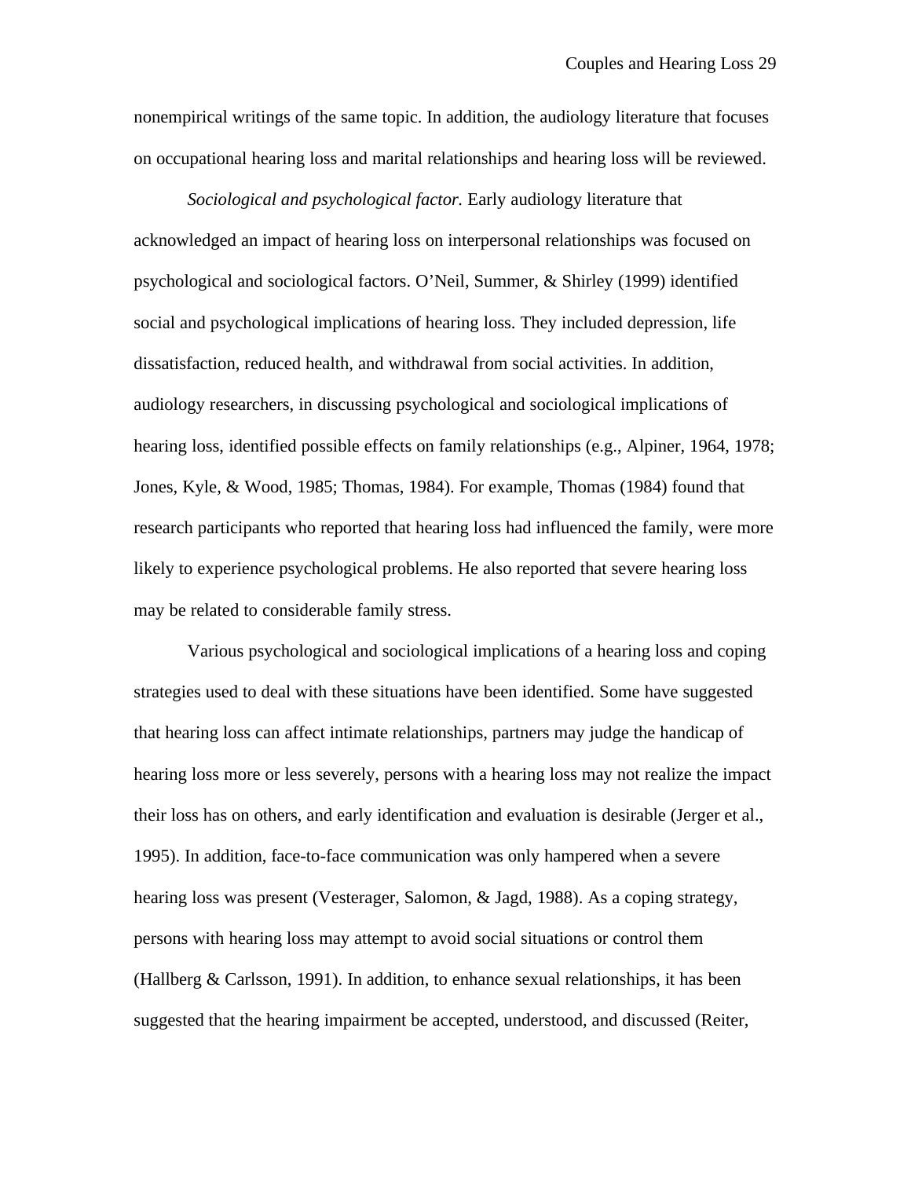nonempirical writings of the same topic. In addition, the audiology literature that focuses on occupational hearing loss and marital relationships and hearing loss will be reviewed.

*Sociological and psychological factor.* Early audiology literature that acknowledged an impact of hearing loss on interpersonal relationships was focused on psychological and sociological factors. O'Neil, Summer, & Shirley (1999) identified social and psychological implications of hearing loss. They included depression, life dissatisfaction, reduced health, and withdrawal from social activities. In addition, audiology researchers, in discussing psychological and sociological implications of hearing loss, identified possible effects on family relationships (e.g., Alpiner, 1964, 1978; Jones, Kyle, & Wood, 1985; Thomas, 1984). For example, Thomas (1984) found that research participants who reported that hearing loss had influenced the family, were more likely to experience psychological problems. He also reported that severe hearing loss may be related to considerable family stress.

Various psychological and sociological implications of a hearing loss and coping strategies used to deal with these situations have been identified. Some have suggested that hearing loss can affect intimate relationships, partners may judge the handicap of hearing loss more or less severely, persons with a hearing loss may not realize the impact their loss has on others, and early identification and evaluation is desirable (Jerger et al., 1995). In addition, face-to-face communication was only hampered when a severe hearing loss was present (Vesterager, Salomon, & Jagd, 1988). As a coping strategy, persons with hearing loss may attempt to avoid social situations or control them (Hallberg & Carlsson, 1991). In addition, to enhance sexual relationships, it has been suggested that the hearing impairment be accepted, understood, and discussed (Reiter,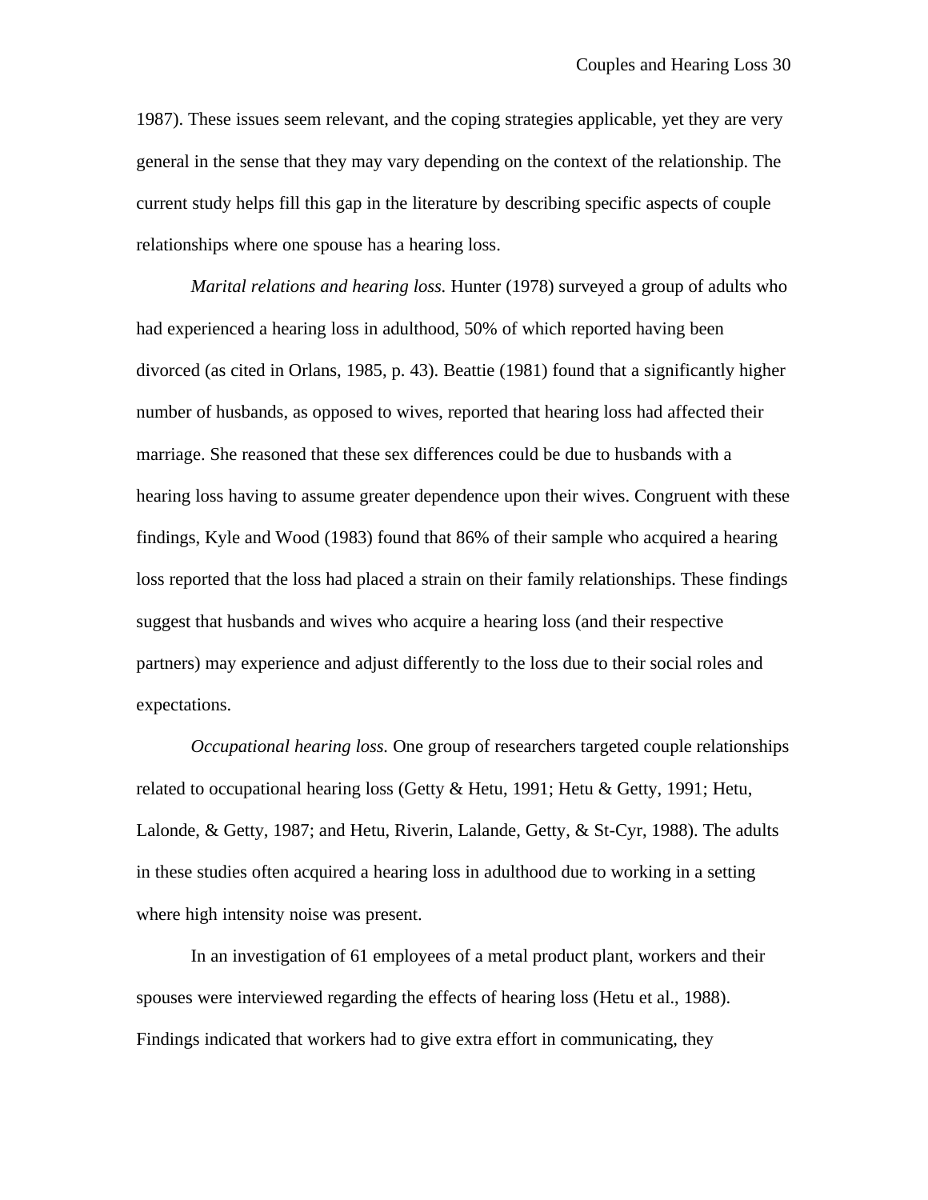1987). These issues seem relevant, and the coping strategies applicable, yet they are very general in the sense that they may vary depending on the context of the relationship. The current study helps fill this gap in the literature by describing specific aspects of couple relationships where one spouse has a hearing loss.

*Marital relations and hearing loss.* Hunter (1978) surveyed a group of adults who had experienced a hearing loss in adulthood, 50% of which reported having been divorced (as cited in Orlans, 1985, p. 43). Beattie (1981) found that a significantly higher number of husbands, as opposed to wives, reported that hearing loss had affected their marriage. She reasoned that these sex differences could be due to husbands with a hearing loss having to assume greater dependence upon their wives. Congruent with these findings, Kyle and Wood (1983) found that 86% of their sample who acquired a hearing loss reported that the loss had placed a strain on their family relationships. These findings suggest that husbands and wives who acquire a hearing loss (and their respective partners) may experience and adjust differently to the loss due to their social roles and expectations.

*Occupational hearing loss.* One group of researchers targeted couple relationships related to occupational hearing loss (Getty & Hetu, 1991; Hetu & Getty, 1991; Hetu, Lalonde, & Getty, 1987; and Hetu, Riverin, Lalande, Getty, & St-Cyr, 1988). The adults in these studies often acquired a hearing loss in adulthood due to working in a setting where high intensity noise was present.

In an investigation of 61 employees of a metal product plant, workers and their spouses were interviewed regarding the effects of hearing loss (Hetu et al., 1988). Findings indicated that workers had to give extra effort in communicating, they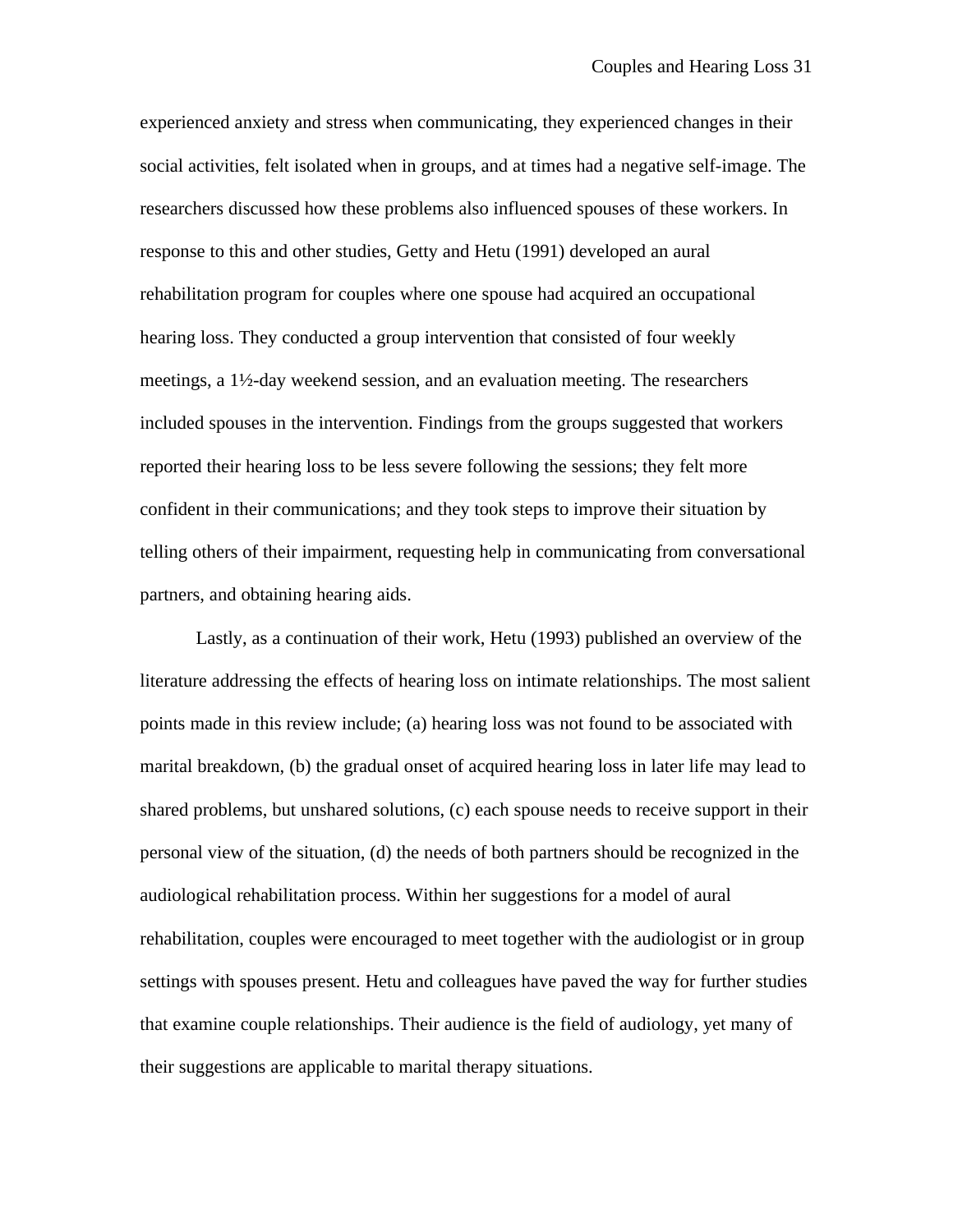experienced anxiety and stress when communicating, they experienced changes in their social activities, felt isolated when in groups, and at times had a negative self-image. The researchers discussed how these problems also influenced spouses of these workers. In response to this and other studies, Getty and Hetu (1991) developed an aural rehabilitation program for couples where one spouse had acquired an occupational hearing loss. They conducted a group intervention that consisted of four weekly meetings, a 1½-day weekend session, and an evaluation meeting. The researchers included spouses in the intervention. Findings from the groups suggested that workers reported their hearing loss to be less severe following the sessions; they felt more confident in their communications; and they took steps to improve their situation by telling others of their impairment, requesting help in communicating from conversational partners, and obtaining hearing aids.

Lastly, as a continuation of their work, Hetu (1993) published an overview of the literature addressing the effects of hearing loss on intimate relationships. The most salient points made in this review include; (a) hearing loss was not found to be associated with marital breakdown, (b) the gradual onset of acquired hearing loss in later life may lead to shared problems, but unshared solutions, (c) each spouse needs to receive support in their personal view of the situation, (d) the needs of both partners should be recognized in the audiological rehabilitation process. Within her suggestions for a model of aural rehabilitation, couples were encouraged to meet together with the audiologist or in group settings with spouses present. Hetu and colleagues have paved the way for further studies that examine couple relationships. Their audience is the field of audiology, yet many of their suggestions are applicable to marital therapy situations.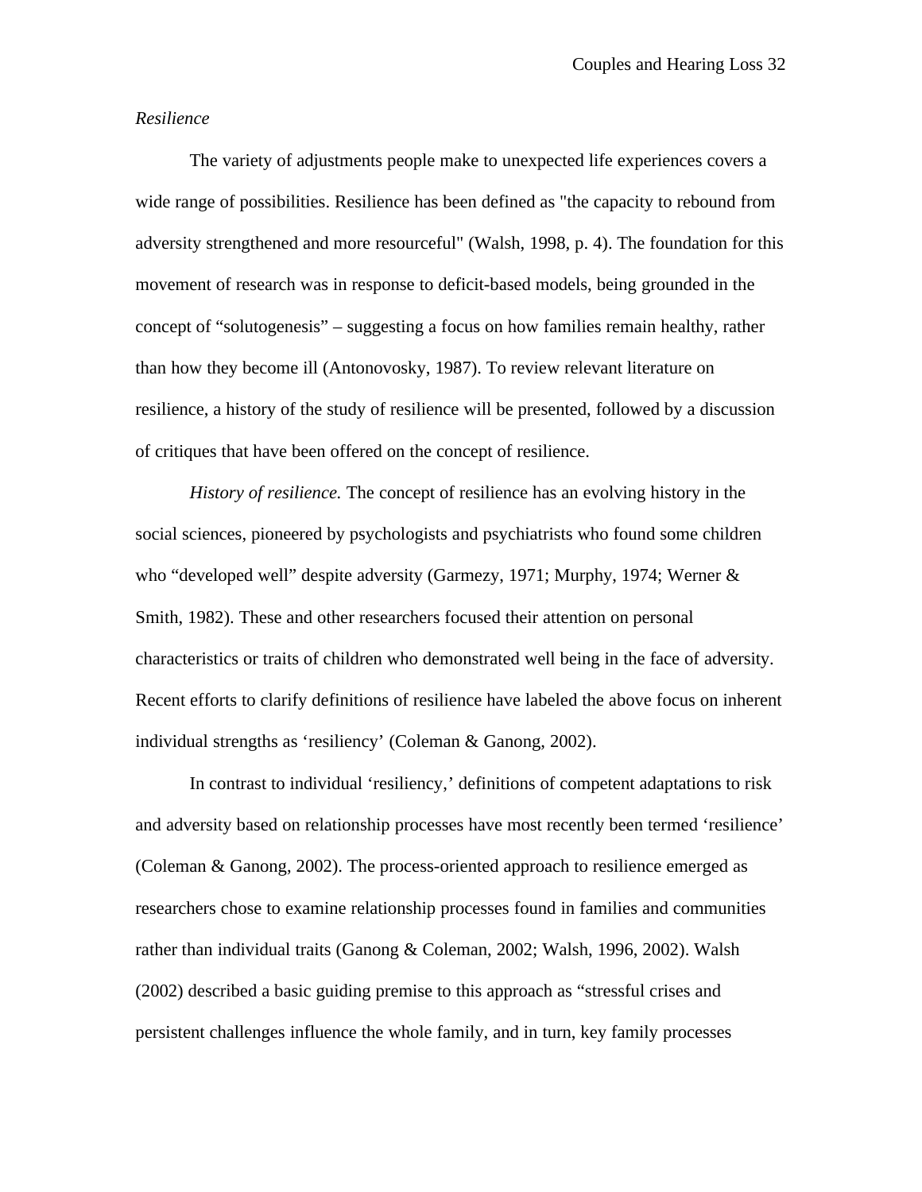*Resilience*

The variety of adjustments people make to unexpected life experiences covers a wide range of possibilities. Resilience has been defined as "the capacity to rebound from adversity strengthened and more resourceful" (Walsh, 1998, p. 4). The foundation for this movement of research was in response to deficit-based models, being grounded in the concept of "solutogenesis" – suggesting a focus on how families remain healthy, rather than how they become ill (Antonovosky, 1987). To review relevant literature on resilience, a history of the study of resilience will be presented, followed by a discussion of critiques that have been offered on the concept of resilience.

*History of resilience.* The concept of resilience has an evolving history in the social sciences, pioneered by psychologists and psychiatrists who found some children who "developed well" despite adversity (Garmezy, 1971; Murphy, 1974; Werner & Smith, 1982). These and other researchers focused their attention on personal characteristics or traits of children who demonstrated well being in the face of adversity. Recent efforts to clarify definitions of resilience have labeled the above focus on inherent individual strengths as 'resiliency' (Coleman & Ganong, 2002).

In contrast to individual 'resiliency,' definitions of competent adaptations to risk and adversity based on relationship processes have most recently been termed 'resilience' (Coleman & Ganong, 2002). The process-oriented approach to resilience emerged as researchers chose to examine relationship processes found in families and communities rather than individual traits (Ganong & Coleman, 2002; Walsh, 1996, 2002). Walsh (2002) described a basic guiding premise to this approach as "stressful crises and persistent challenges influence the whole family, and in turn, key family processes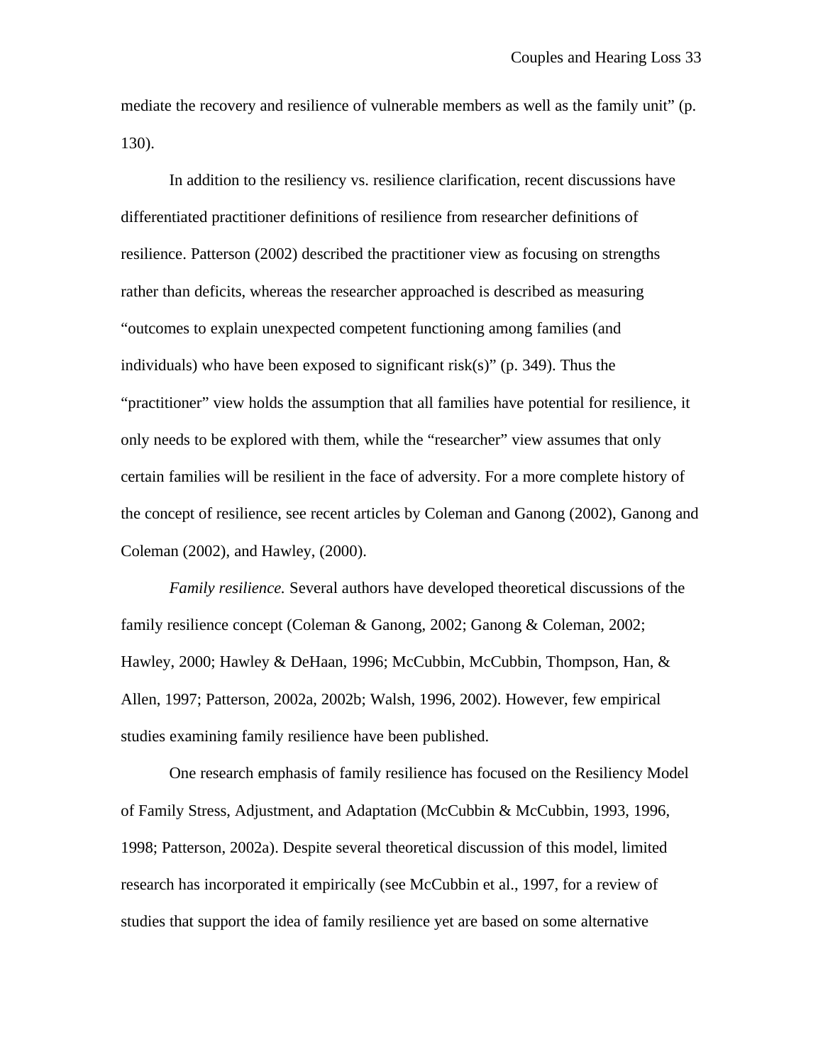mediate the recovery and resilience of vulnerable members as well as the family unit" (p. 130).

In addition to the resiliency vs. resilience clarification, recent discussions have differentiated practitioner definitions of resilience from researcher definitions of resilience. Patterson (2002) described the practitioner view as focusing on strengths rather than deficits, whereas the researcher approached is described as measuring "outcomes to explain unexpected competent functioning among families (and individuals) who have been exposed to significant risk(s)" (p. 349). Thus the "practitioner" view holds the assumption that all families have potential for resilience, it only needs to be explored with them, while the "researcher" view assumes that only certain families will be resilient in the face of adversity. For a more complete history of the concept of resilience, see recent articles by Coleman and Ganong (2002), Ganong and Coleman (2002), and Hawley, (2000).

*Family resilience.* Several authors have developed theoretical discussions of the family resilience concept (Coleman & Ganong, 2002; Ganong & Coleman, 2002; Hawley, 2000; Hawley & DeHaan, 1996; McCubbin, McCubbin, Thompson, Han, & Allen, 1997; Patterson, 2002a, 2002b; Walsh, 1996, 2002). However, few empirical studies examining family resilience have been published.

One research emphasis of family resilience has focused on the Resiliency Model of Family Stress, Adjustment, and Adaptation (McCubbin & McCubbin, 1993, 1996, 1998; Patterson, 2002a). Despite several theoretical discussion of this model, limited research has incorporated it empirically (see McCubbin et al., 1997, for a review of studies that support the idea of family resilience yet are based on some alternative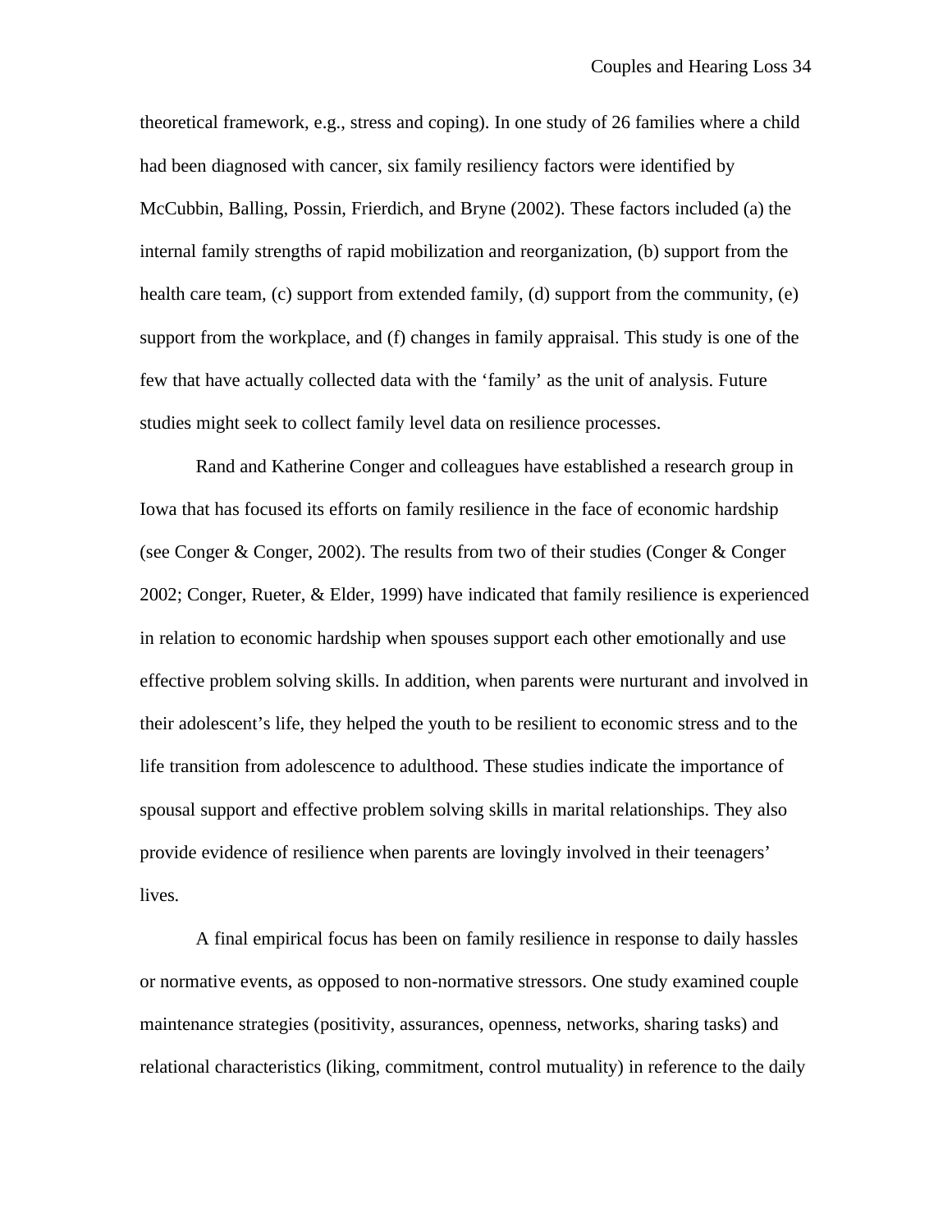theoretical framework, e.g., stress and coping). In one study of 26 families where a child had been diagnosed with cancer, six family resiliency factors were identified by McCubbin, Balling, Possin, Frierdich, and Bryne (2002). These factors included (a) the internal family strengths of rapid mobilization and reorganization, (b) support from the health care team, (c) support from extended family, (d) support from the community, (e) support from the workplace, and (f) changes in family appraisal. This study is one of the few that have actually collected data with the 'family' as the unit of analysis. Future studies might seek to collect family level data on resilience processes.

Rand and Katherine Conger and colleagues have established a research group in Iowa that has focused its efforts on family resilience in the face of economic hardship (see Conger & Conger, 2002). The results from two of their studies (Conger & Conger 2002; Conger, Rueter, & Elder, 1999) have indicated that family resilience is experienced in relation to economic hardship when spouses support each other emotionally and use effective problem solving skills. In addition, when parents were nurturant and involved in their adolescent's life, they helped the youth to be resilient to economic stress and to the life transition from adolescence to adulthood. These studies indicate the importance of spousal support and effective problem solving skills in marital relationships. They also provide evidence of resilience when parents are lovingly involved in their teenagers' lives.

A final empirical focus has been on family resilience in response to daily hassles or normative events, as opposed to non-normative stressors. One study examined couple maintenance strategies (positivity, assurances, openness, networks, sharing tasks) and relational characteristics (liking, commitment, control mutuality) in reference to the daily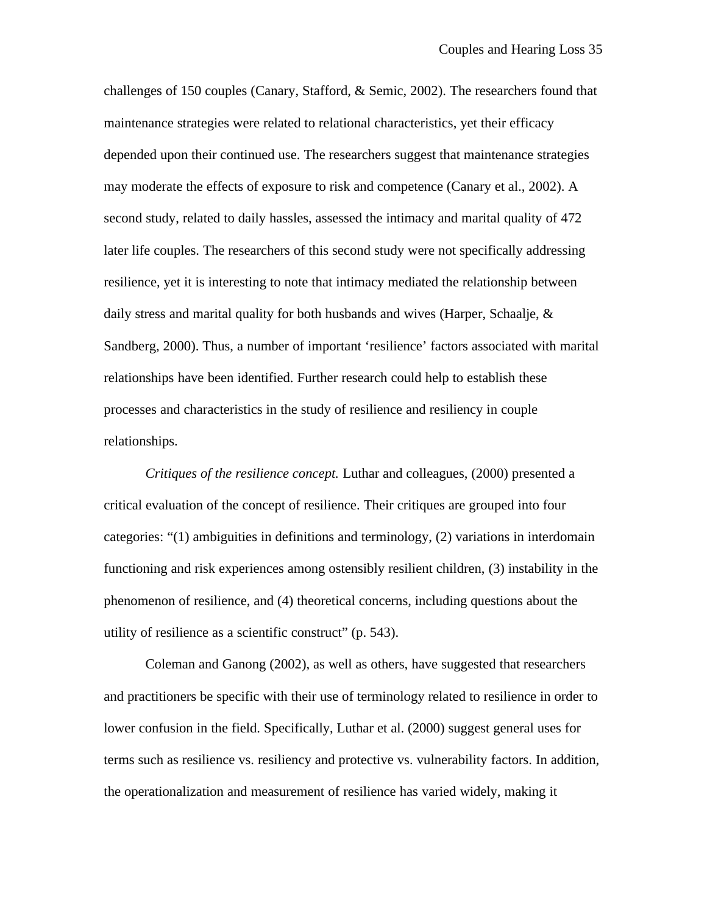challenges of 150 couples (Canary, Stafford, & Semic, 2002). The researchers found that maintenance strategies were related to relational characteristics, yet their efficacy depended upon their continued use. The researchers suggest that maintenance strategies may moderate the effects of exposure to risk and competence (Canary et al., 2002). A second study, related to daily hassles, assessed the intimacy and marital quality of 472 later life couples. The researchers of this second study were not specifically addressing resilience, yet it is interesting to note that intimacy mediated the relationship between daily stress and marital quality for both husbands and wives (Harper, Schaalje, & Sandberg, 2000). Thus, a number of important 'resilience' factors associated with marital relationships have been identified. Further research could help to establish these processes and characteristics in the study of resilience and resiliency in couple relationships.

*Critiques of the resilience concept.* Luthar and colleagues, (2000) presented a critical evaluation of the concept of resilience. Their critiques are grouped into four categories: "(1) ambiguities in definitions and terminology, (2) variations in interdomain functioning and risk experiences among ostensibly resilient children, (3) instability in the phenomenon of resilience, and (4) theoretical concerns, including questions about the utility of resilience as a scientific construct" (p. 543).

Coleman and Ganong (2002), as well as others, have suggested that researchers and practitioners be specific with their use of terminology related to resilience in order to lower confusion in the field. Specifically, Luthar et al. (2000) suggest general uses for terms such as resilience vs. resiliency and protective vs. vulnerability factors. In addition, the operationalization and measurement of resilience has varied widely, making it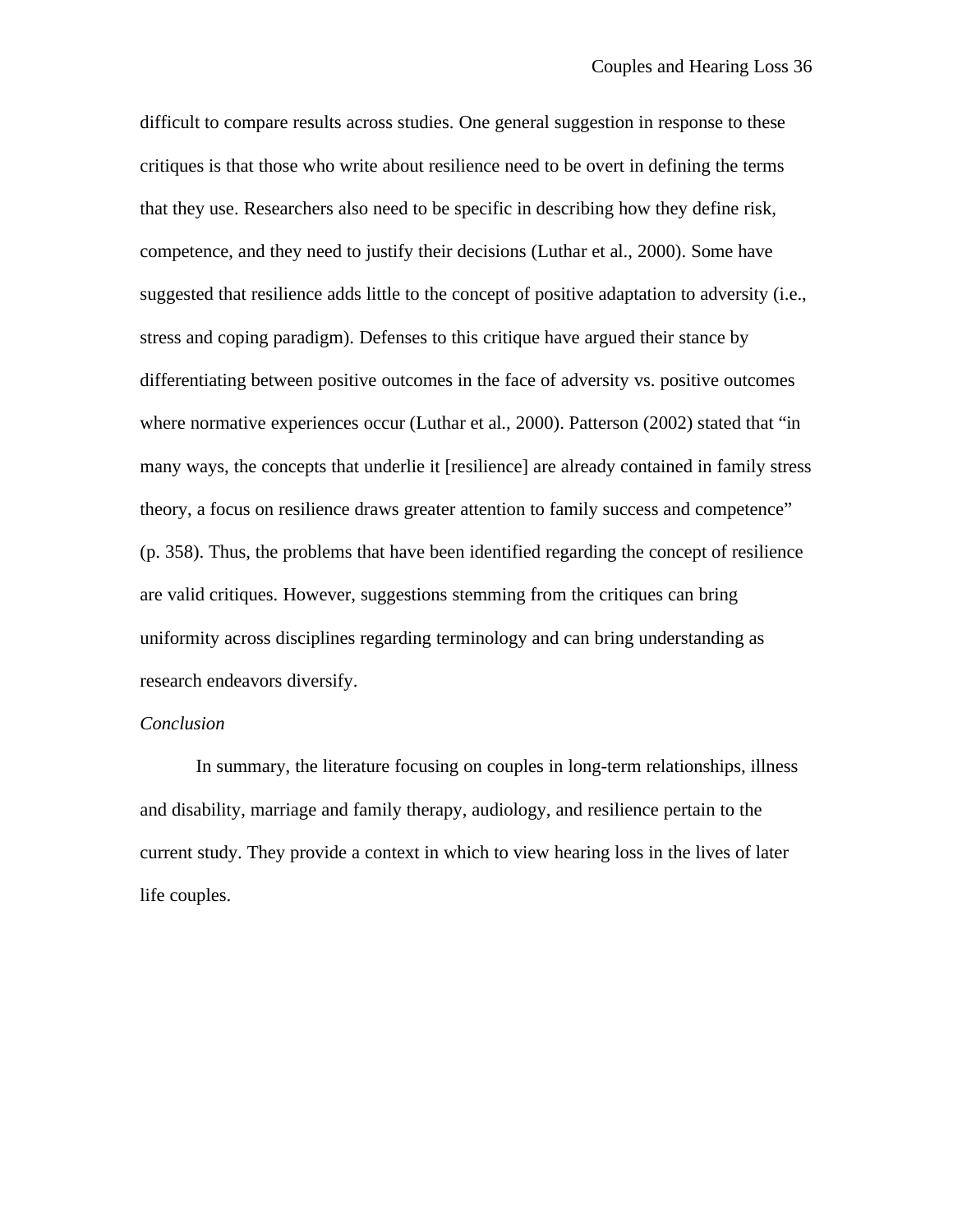difficult to compare results across studies. One general suggestion in response to these critiques is that those who write about resilience need to be overt in defining the terms that they use. Researchers also need to be specific in describing how they define risk, competence, and they need to justify their decisions (Luthar et al., 2000). Some have suggested that resilience adds little to the concept of positive adaptation to adversity (i.e., stress and coping paradigm). Defenses to this critique have argued their stance by differentiating between positive outcomes in the face of adversity vs. positive outcomes where normative experiences occur (Luthar et al., 2000). Patterson (2002) stated that "in many ways, the concepts that underlie it [resilience] are already contained in family stress theory, a focus on resilience draws greater attention to family success and competence" (p. 358). Thus, the problems that have been identified regarding the concept of resilience are valid critiques. However, suggestions stemming from the critiques can bring uniformity across disciplines regarding terminology and can bring understanding as research endeavors diversify.

*Conclusion*

In summary, the literature focusing on couples in long-term relationships, illness and disability, marriage and family therapy, audiology, and resilience pertain to the current study. They provide a context in which to view hearing loss in the lives of later life couples.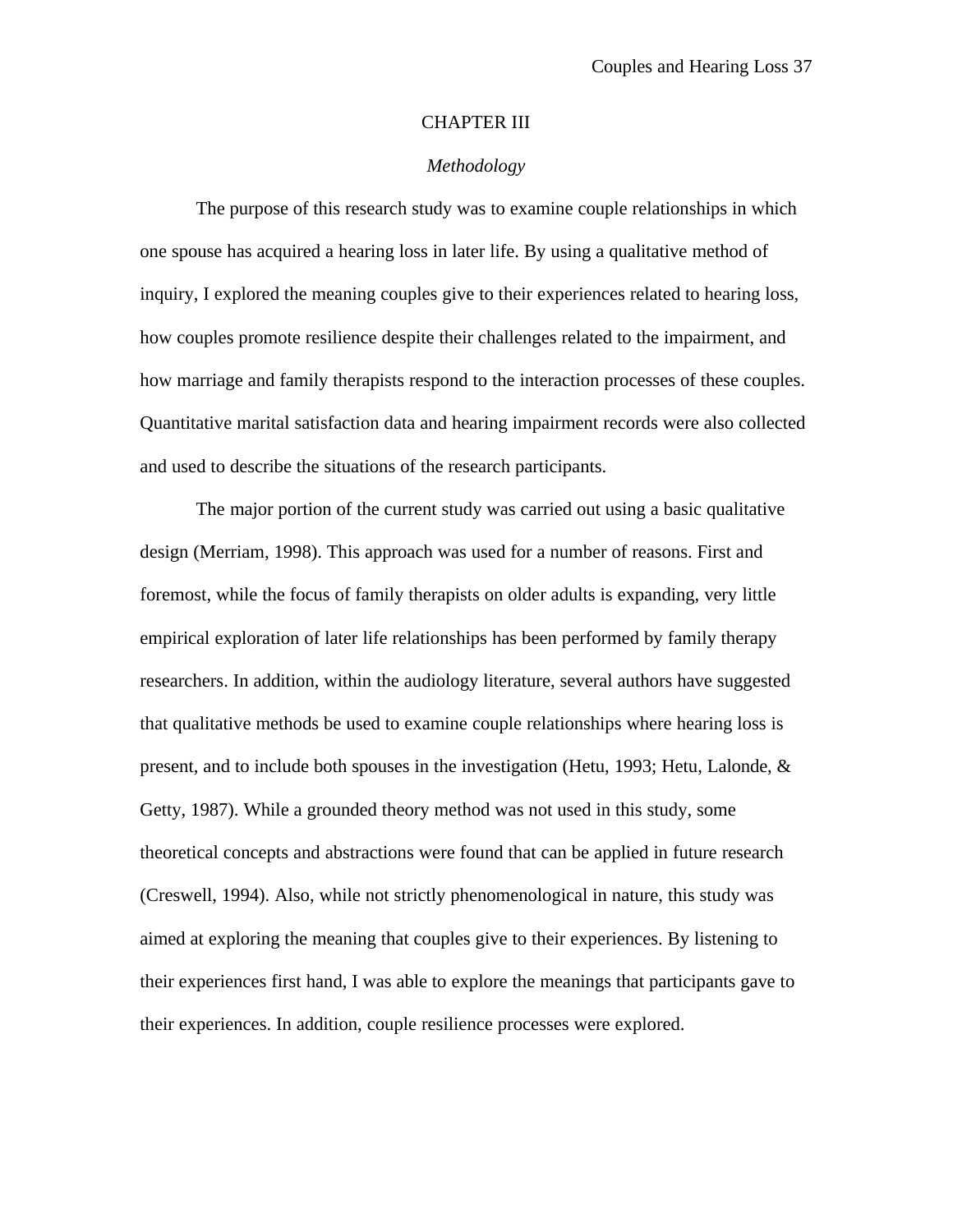# CHAPTER III

## *Methodology*

The purpose of this research study was to examine couple relationships in which one spouse has acquired a hearing loss in later life. By using a qualitative method of inquiry, I explored the meaning couples give to their experiences related to hearing loss, how couples promote resilience despite their challenges related to the impairment, and how marriage and family therapists respond to the interaction processes of these couples. Quantitative marital satisfaction data and hearing impairment records were also collected and used to describe the situations of the research participants.

The major portion of the current study was carried out using a basic qualitative design (Merriam, 1998). This approach was used for a number of reasons. First and foremost, while the focus of family therapists on older adults is expanding, very little empirical exploration of later life relationships has been performed by family therapy researchers. In addition, within the audiology literature, several authors have suggested that qualitative methods be used to examine couple relationships where hearing loss is present, and to include both spouses in the investigation (Hetu, 1993; Hetu, Lalonde, & Getty, 1987). While a grounded theory method was not used in this study, some theoretical concepts and abstractions were found that can be applied in future research (Creswell, 1994). Also, while not strictly phenomenological in nature, this study was aimed at exploring the meaning that couples give to their experiences. By listening to their experiences first hand, I was able to explore the meanings that participants gave to their experiences. In addition, couple resilience processes were explored.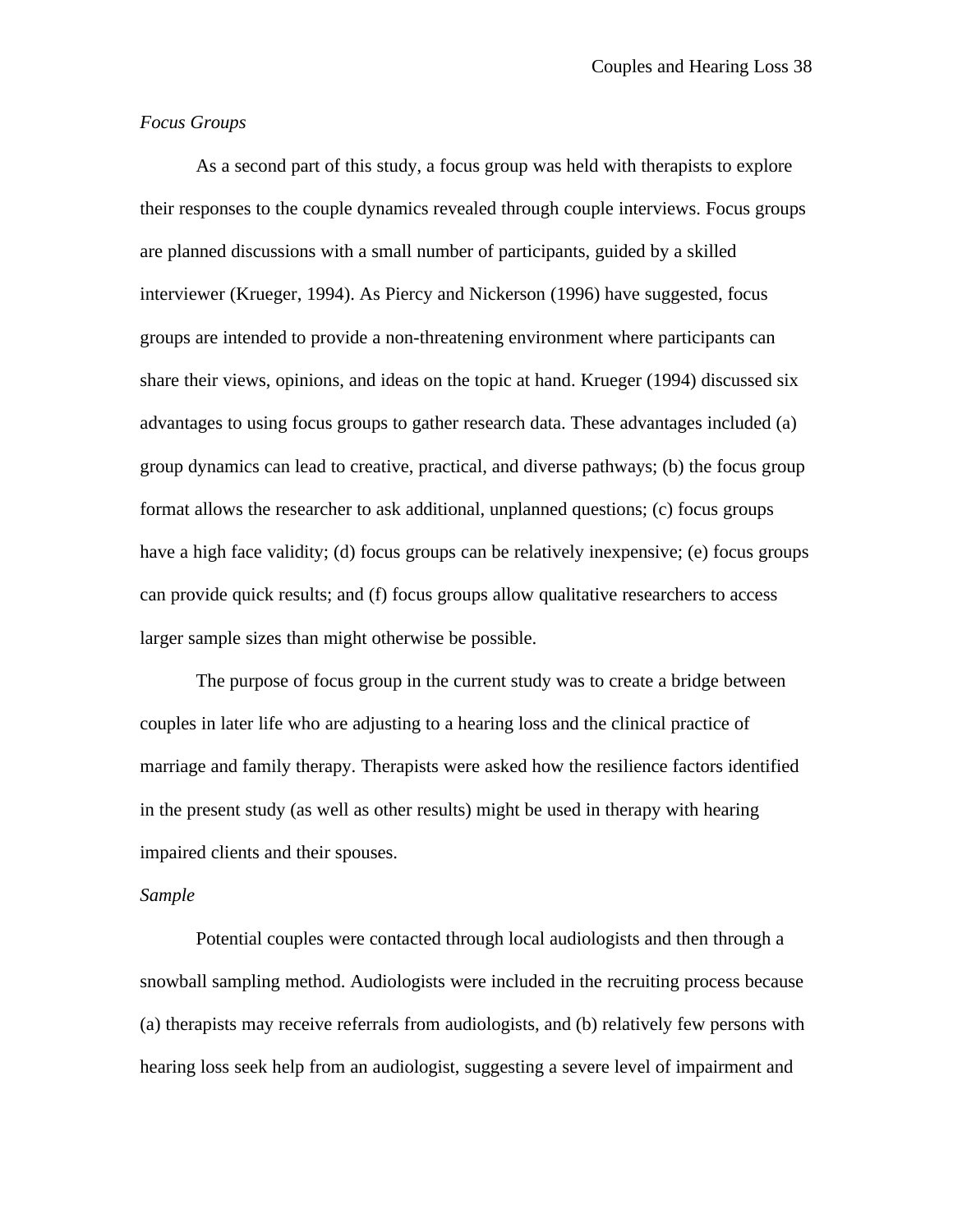*Focus Groups*

As a second part of this study, a focus group was held with therapists to explore their responses to the couple dynamics revealed through couple interviews. Focus groups are planned discussions with a small number of participants, guided by a skilled interviewer (Krueger, 1994). As Piercy and Nickerson (1996) have suggested, focus groups are intended to provide a non-threatening environment where participants can share their views, opinions, and ideas on the topic at hand. Krueger (1994) discussed six advantages to using focus groups to gather research data. These advantages included (a) group dynamics can lead to creative, practical, and diverse pathways; (b) the focus group format allows the researcher to ask additional, unplanned questions; (c) focus groups have a high face validity; (d) focus groups can be relatively inexpensive; (e) focus groups can provide quick results; and (f) focus groups allow qualitative researchers to access larger sample sizes than might otherwise be possible.

The purpose of focus group in the current study was to create a bridge between couples in later life who are adjusting to a hearing loss and the clinical practice of marriage and family therapy. Therapists were asked how the resilience factors identified in the present study (as well as other results) might be used in therapy with hearing impaired clients and their spouses.

*Sample*

Potential couples were contacted through local audiologists and then through a snowball sampling method. Audiologists were included in the recruiting process because (a) therapists may receive referrals from audiologists, and (b) relatively few persons with hearing loss seek help from an audiologist, suggesting a severe level of impairment and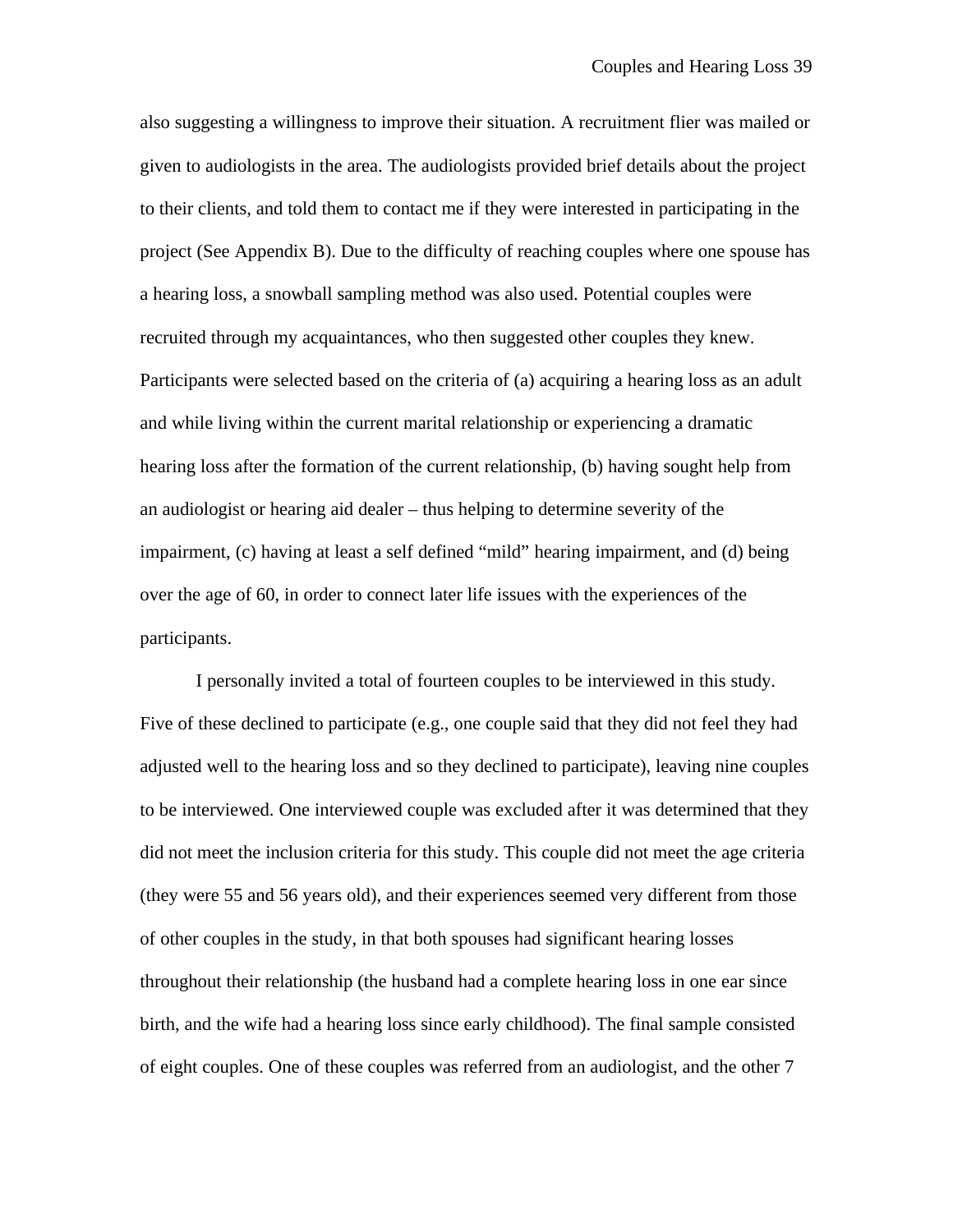also suggesting a willingness to improve their situation. A recruitment flier was mailed or given to audiologists in the area. The audiologists provided brief details about the project to their clients, and told them to contact me if they were interested in participating in the project (See Appendix B). Due to the difficulty of reaching couples where one spouse has a hearing loss, a snowball sampling method was also used. Potential couples were recruited through my acquaintances, who then suggested other couples they knew. Participants were selected based on the criteria of (a) acquiring a hearing loss as an adult and while living within the current marital relationship or experiencing a dramatic hearing loss after the formation of the current relationship, (b) having sought help from an audiologist or hearing aid dealer – thus helping to determine severity of the impairment, (c) having at least a self defined "mild" hearing impairment, and (d) being over the age of 60, in order to connect later life issues with the experiences of the participants.

I personally invited a total of fourteen couples to be interviewed in this study. Five of these declined to participate (e.g., one couple said that they did not feel they had adjusted well to the hearing loss and so they declined to participate), leaving nine couples to be interviewed. One interviewed couple was excluded after it was determined that they did not meet the inclusion criteria for this study. This couple did not meet the age criteria (they were 55 and 56 years old), and their experiences seemed very different from those of other couples in the study, in that both spouses had significant hearing losses throughout their relationship (the husband had a complete hearing loss in one ear since birth, and the wife had a hearing loss since early childhood). The final sample consisted of eight couples. One of these couples was referred from an audiologist, and the other 7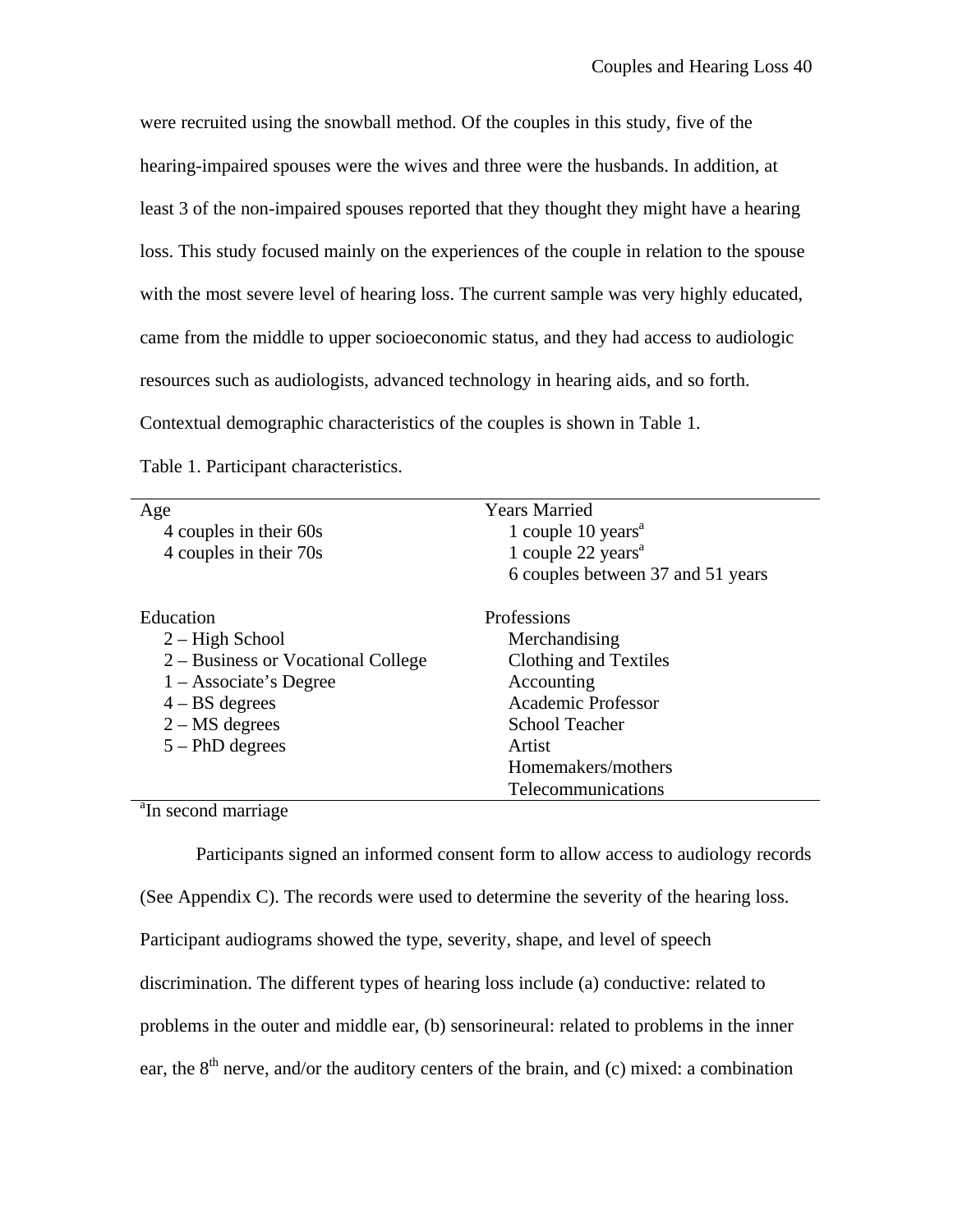were recruited using the snowball method. Of the couples in this study, five of the hearing-impaired spouses were the wives and three were the husbands. In addition, at least 3 of the non-impaired spouses reported that they thought they might have a hearing loss. This study focused mainly on the experiences of the couple in relation to the spouse with the most severe level of hearing loss. The current sample was very highly educated, came from the middle to upper socioeconomic status, and they had access to audiologic resources such as audiologists, advanced technology in hearing aids, and so forth. Contextual demographic characteristics of the couples is shown in Table 1.

Table 1. Participant characteristics.

| Age | Years Married |
|---|---|
| 4 couples in their 60s | 1 couple 10 years[a] |
| 4 couples in their 70s | 1 couple 22 years[a] |
| | 6 couples between 37 and 51 years |
| **Education** | **Professions** |
| 2 – High School | Merchandising |
| 2 – Business or Vocational College | Clothing and Textiles |
| 1 – Associate's Degree | Accounting |
| 4 – BS degrees | Academic Professor |
| 2 – MS degrees | School Teacher |
| 5 – PhD degrees | Artist |
| | Homemakers/mothers |
| | Telecommunications |

[a]In second marriage

Participants signed an informed consent form to allow access to audiology records (See Appendix C). The records were used to determine the severity of the hearing loss. Participant audiograms showed the type, severity, shape, and level of speech discrimination. The different types of hearing loss include (a) conductive: related to problems in the outer and middle ear, (b) sensorineural: related to problems in the inner ear, the 8th nerve, and/or the auditory centers of the brain, and (c) mixed: a combination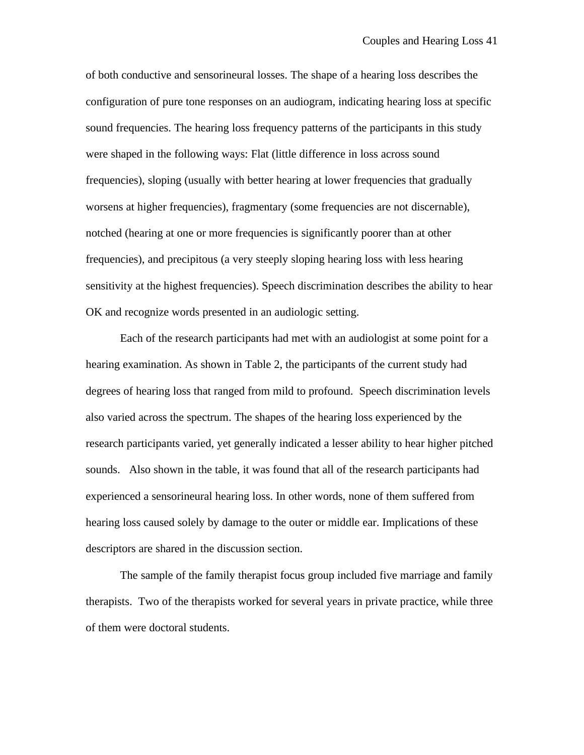of both conductive and sensorineural losses. The shape of a hearing loss describes the configuration of pure tone responses on an audiogram, indicating hearing loss at specific sound frequencies. The hearing loss frequency patterns of the participants in this study were shaped in the following ways: Flat (little difference in loss across sound frequencies), sloping (usually with better hearing at lower frequencies that gradually worsens at higher frequencies), fragmentary (some frequencies are not discernable), notched (hearing at one or more frequencies is significantly poorer than at other frequencies), and precipitous (a very steeply sloping hearing loss with less hearing sensitivity at the highest frequencies). Speech discrimination describes the ability to hear OK and recognize words presented in an audiologic setting.

Each of the research participants had met with an audiologist at some point for a hearing examination. As shown in Table 2, the participants of the current study had degrees of hearing loss that ranged from mild to profound. Speech discrimination levels also varied across the spectrum. The shapes of the hearing loss experienced by the research participants varied, yet generally indicated a lesser ability to hear higher pitched sounds. Also shown in the table, it was found that all of the research participants had experienced a sensorineural hearing loss. In other words, none of them suffered from hearing loss caused solely by damage to the outer or middle ear. Implications of these descriptors are shared in the discussion section.

The sample of the family therapist focus group included five marriage and family therapists. Two of the therapists worked for several years in private practice, while three of them were doctoral students.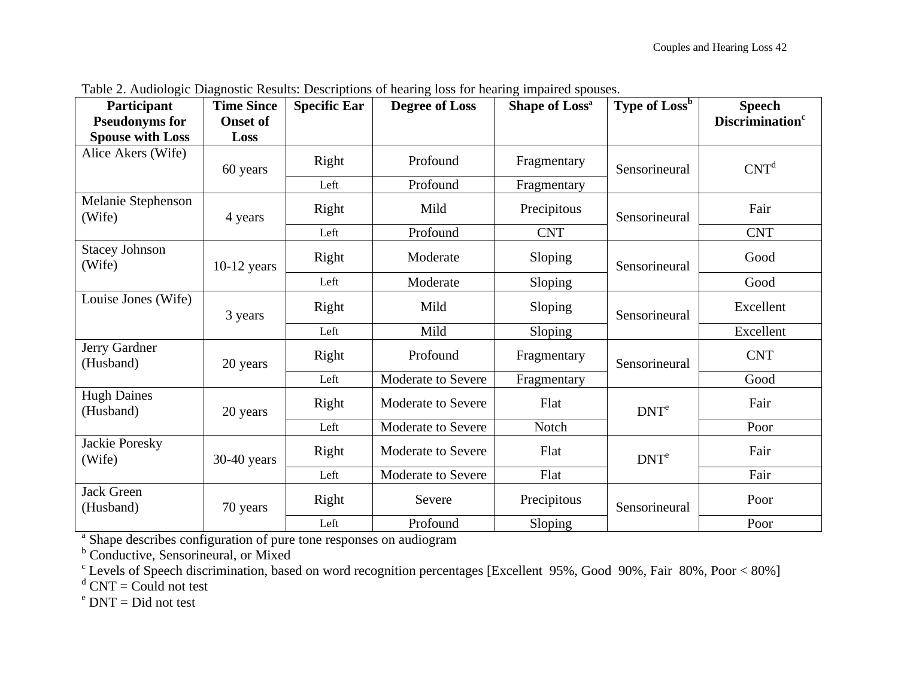Table 2. Audiologic Diagnostic Results: Descriptions of hearing loss for hearing impaired spouses.

| Participant Pseudonyms for Spouse with Loss | Time Since Onset of Loss | Specific Ear | Degree of Loss | Shape of Loss[a] | Type of Loss[b] | Speech Discrimination[c] |
|---|---|---|---|---|---|---|
| Alice Akers (Wife) | 60 years | Right | Profound | Fragmentary | Sensorineural | CNT[d] |
| | | Left | Profound | Fragmentary | | |
| Melanie Stephenson (Wife) | 4 years | Right | Mild | Precipitous | Sensorineural | Fair |
| | | Left | Profound | CNT | | CNT |
| Stacey Johnson (Wife) | 10-12 years | Right | Moderate | Sloping | Sensorineural | Good |
| | | Left | Moderate | Sloping | | Good |
| Louise Jones (Wife) | 3 years | Right | Mild | Sloping | Sensorineural | Excellent |
| | | Left | Mild | Sloping | | Excellent |
| Jerry Gardner (Husband) | 20 years | Right | Profound | Fragmentary | Sensorineural | CNT |
| | | Left | Moderate to Severe | Fragmentary | | Good |
| Hugh Daines (Husband) | 20 years | Right | Moderate to Severe | Flat | DNT[e] | Fair |
| | | Left | Moderate to Severe | Notch | | Poor |
| Jackie Poresky (Wife) | 30-40 years | Right | Moderate to Severe | Flat | DNT[e] | Fair |
| | | Left | Moderate to Severe | Flat | | Fair |
| Jack Green (Husband) | 70 years | Right | Severe | Precipitous | Sensorineural | Poor |
| | | Left | Profound | Sloping | | Poor |

[a] Shape describes configuration of pure tone responses on audiogram
[b] Conductive, Sensorineural, or Mixed
[c] Levels of Speech discrimination, based on word recognition percentages [Excellent 95%, Good 90%, Fair 80%, Poor < 80%]
[d] CNT = Could not test
[e] DNT = Did not test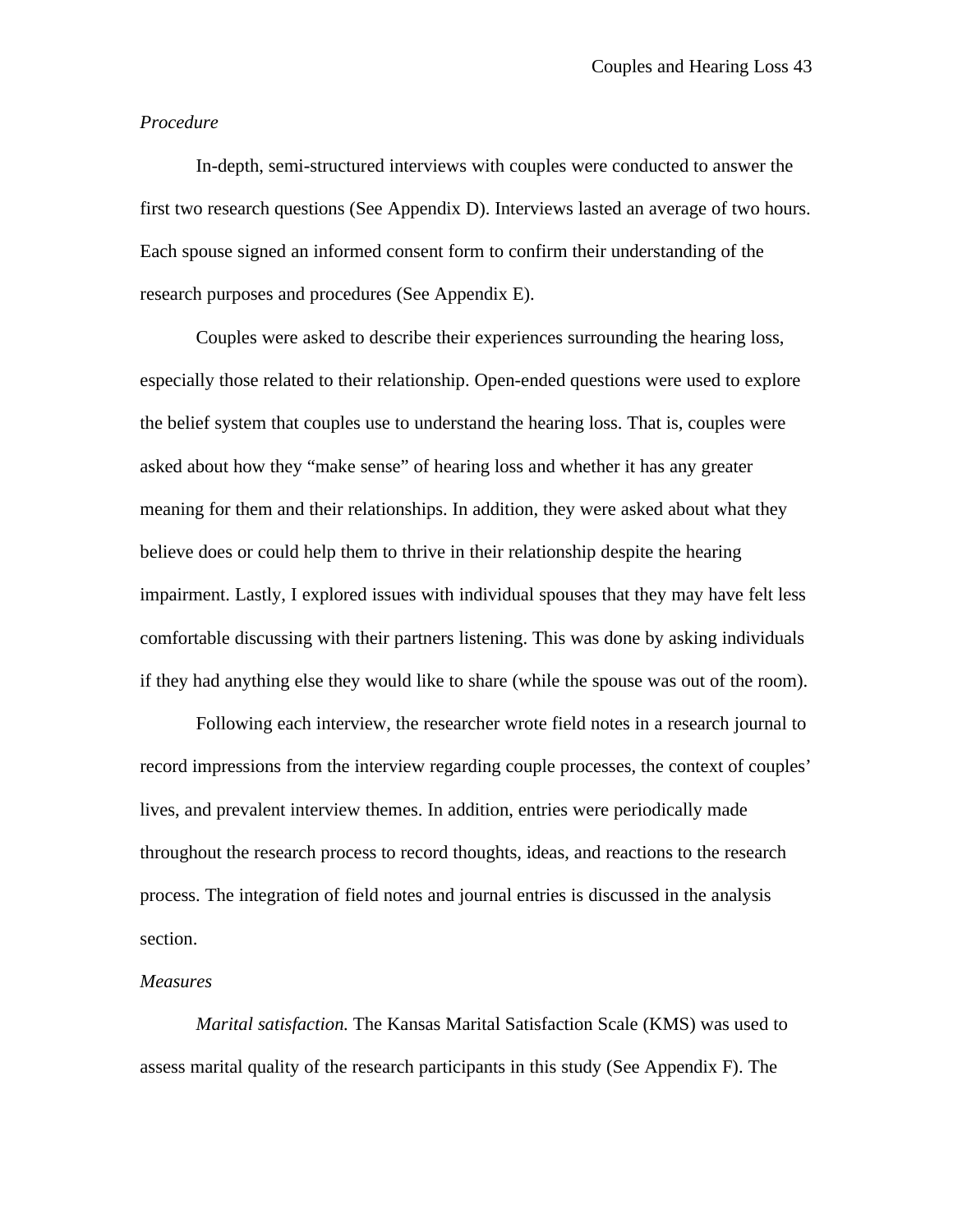*Procedure*

In-depth, semi-structured interviews with couples were conducted to answer the first two research questions (See Appendix D). Interviews lasted an average of two hours. Each spouse signed an informed consent form to confirm their understanding of the research purposes and procedures (See Appendix E).

Couples were asked to describe their experiences surrounding the hearing loss, especially those related to their relationship. Open-ended questions were used to explore the belief system that couples use to understand the hearing loss. That is, couples were asked about how they "make sense" of hearing loss and whether it has any greater meaning for them and their relationships. In addition, they were asked about what they believe does or could help them to thrive in their relationship despite the hearing impairment. Lastly, I explored issues with individual spouses that they may have felt less comfortable discussing with their partners listening. This was done by asking individuals if they had anything else they would like to share (while the spouse was out of the room).

Following each interview, the researcher wrote field notes in a research journal to record impressions from the interview regarding couple processes, the context of couples' lives, and prevalent interview themes. In addition, entries were periodically made throughout the research process to record thoughts, ideas, and reactions to the research process. The integration of field notes and journal entries is discussed in the analysis section.

*Measures*

*Marital satisfaction.* The Kansas Marital Satisfaction Scale (KMS) was used to assess marital quality of the research participants in this study (See Appendix F). The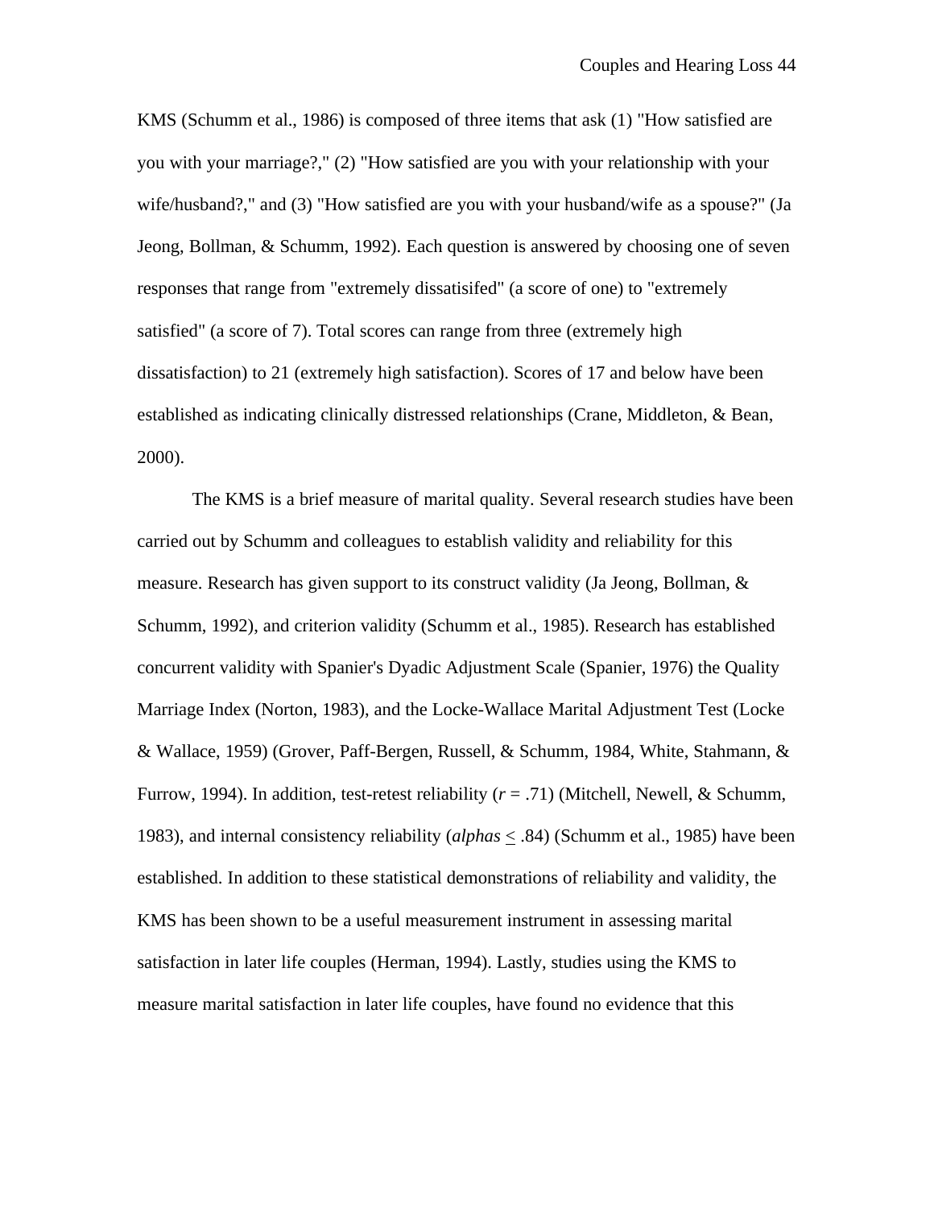KMS (Schumm et al., 1986) is composed of three items that ask (1) "How satisfied are you with your marriage?," (2) "How satisfied are you with your relationship with your wife/husband?," and (3) "How satisfied are you with your husband/wife as a spouse?" (Ja Jeong, Bollman, & Schumm, 1992). Each question is answered by choosing one of seven responses that range from "extremely dissatisifed" (a score of one) to "extremely satisfied" (a score of 7). Total scores can range from three (extremely high dissatisfaction) to 21 (extremely high satisfaction). Scores of 17 and below have been established as indicating clinically distressed relationships (Crane, Middleton, & Bean, 2000).

The KMS is a brief measure of marital quality. Several research studies have been carried out by Schumm and colleagues to establish validity and reliability for this measure. Research has given support to its construct validity (Ja Jeong, Bollman, & Schumm, 1992), and criterion validity (Schumm et al., 1985). Research has established concurrent validity with Spanier's Dyadic Adjustment Scale (Spanier, 1976) the Quality Marriage Index (Norton, 1983), and the Locke-Wallace Marital Adjustment Test (Locke & Wallace, 1959) (Grover, Paff-Bergen, Russell, & Schumm, 1984, White, Stahmann, & Furrow, 1994). In addition, test-retest reliability ($r = .71$) (Mitchell, Newell, & Schumm, 1983), and internal consistency reliability (*alphas* $\leq .84$) (Schumm et al., 1985) have been established. In addition to these statistical demonstrations of reliability and validity, the KMS has been shown to be a useful measurement instrument in assessing marital satisfaction in later life couples (Herman, 1994). Lastly, studies using the KMS to measure marital satisfaction in later life couples, have found no evidence that this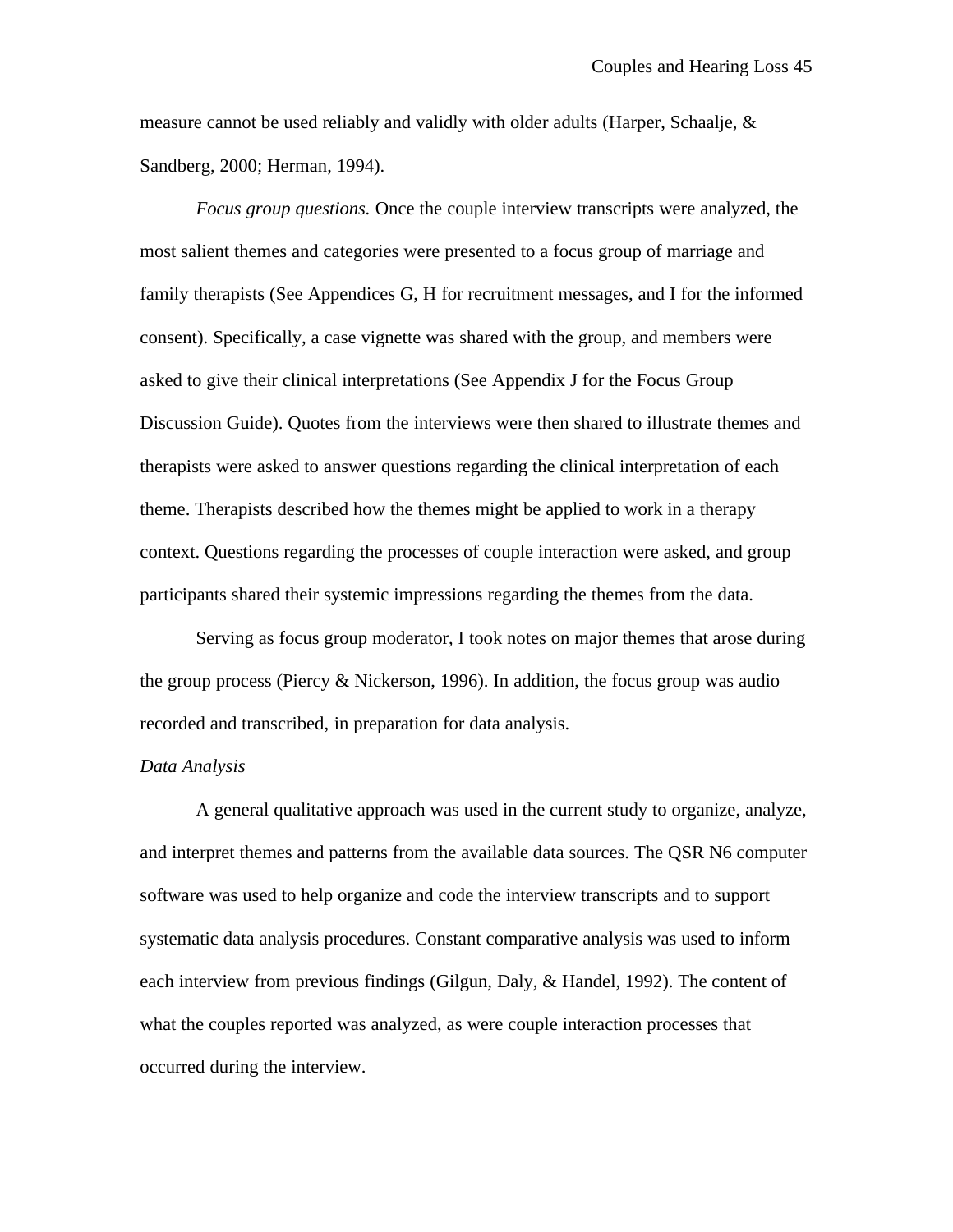measure cannot be used reliably and validly with older adults (Harper, Schaalje, & Sandberg, 2000; Herman, 1994).

*Focus group questions.* Once the couple interview transcripts were analyzed, the most salient themes and categories were presented to a focus group of marriage and family therapists (See Appendices G, H for recruitment messages, and I for the informed consent). Specifically, a case vignette was shared with the group, and members were asked to give their clinical interpretations (See Appendix J for the Focus Group Discussion Guide). Quotes from the interviews were then shared to illustrate themes and therapists were asked to answer questions regarding the clinical interpretation of each theme. Therapists described how the themes might be applied to work in a therapy context. Questions regarding the processes of couple interaction were asked, and group participants shared their systemic impressions regarding the themes from the data.

Serving as focus group moderator, I took notes on major themes that arose during the group process (Piercy & Nickerson, 1996). In addition, the focus group was audio recorded and transcribed, in preparation for data analysis.

*Data Analysis*

A general qualitative approach was used in the current study to organize, analyze, and interpret themes and patterns from the available data sources. The QSR N6 computer software was used to help organize and code the interview transcripts and to support systematic data analysis procedures. Constant comparative analysis was used to inform each interview from previous findings (Gilgun, Daly, & Handel, 1992). The content of what the couples reported was analyzed, as were couple interaction processes that occurred during the interview.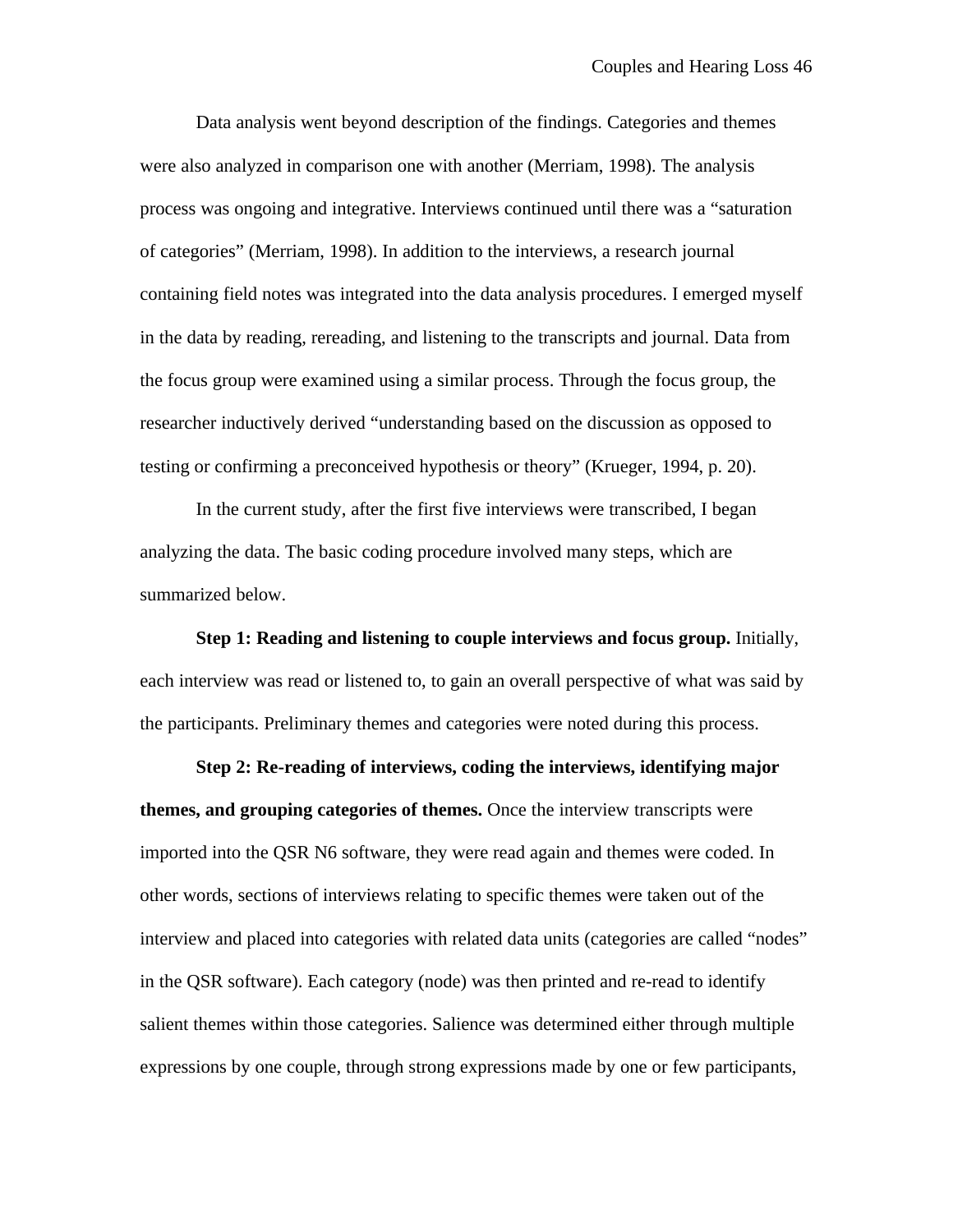Data analysis went beyond description of the findings. Categories and themes were also analyzed in comparison one with another (Merriam, 1998). The analysis process was ongoing and integrative. Interviews continued until there was a "saturation of categories" (Merriam, 1998). In addition to the interviews, a research journal containing field notes was integrated into the data analysis procedures. I emerged myself in the data by reading, rereading, and listening to the transcripts and journal. Data from the focus group were examined using a similar process. Through the focus group, the researcher inductively derived "understanding based on the discussion as opposed to testing or confirming a preconceived hypothesis or theory" (Krueger, 1994, p. 20).

In the current study, after the first five interviews were transcribed, I began analyzing the data. The basic coding procedure involved many steps, which are summarized below.

**Step 1: Reading and listening to couple interviews and focus group.** Initially, each interview was read or listened to, to gain an overall perspective of what was said by the participants. Preliminary themes and categories were noted during this process.

**Step 2: Re-reading of interviews, coding the interviews, identifying major themes, and grouping categories of themes.** Once the interview transcripts were imported into the QSR N6 software, they were read again and themes were coded. In other words, sections of interviews relating to specific themes were taken out of the interview and placed into categories with related data units (categories are called "nodes" in the QSR software). Each category (node) was then printed and re-read to identify salient themes within those categories. Salience was determined either through multiple expressions by one couple, through strong expressions made by one or few participants,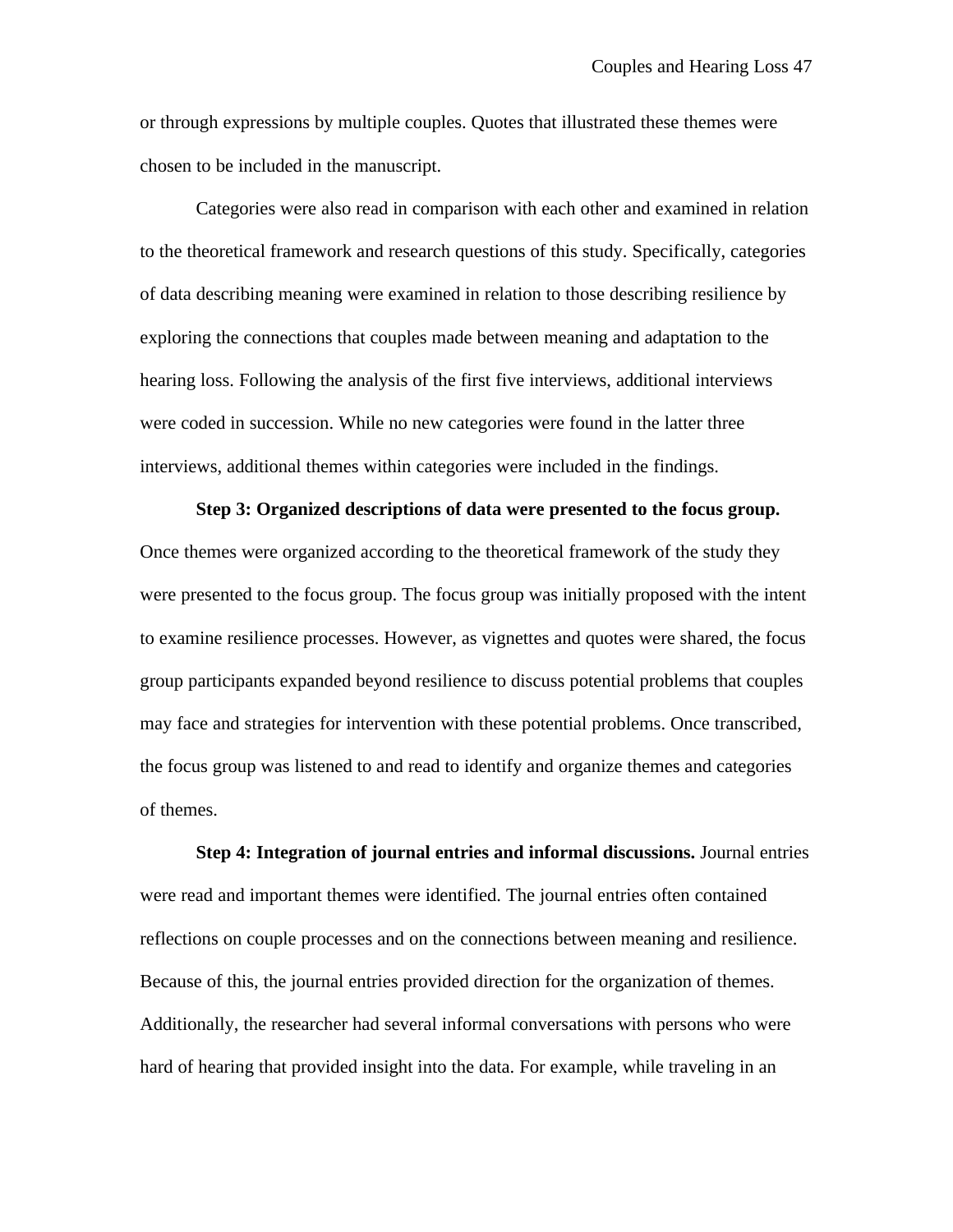or through expressions by multiple couples. Quotes that illustrated these themes were chosen to be included in the manuscript.

Categories were also read in comparison with each other and examined in relation to the theoretical framework and research questions of this study. Specifically, categories of data describing meaning were examined in relation to those describing resilience by exploring the connections that couples made between meaning and adaptation to the hearing loss. Following the analysis of the first five interviews, additional interviews were coded in succession. While no new categories were found in the latter three interviews, additional themes within categories were included in the findings.

**Step 3: Organized descriptions of data were presented to the focus group.** Once themes were organized according to the theoretical framework of the study they were presented to the focus group. The focus group was initially proposed with the intent to examine resilience processes. However, as vignettes and quotes were shared, the focus group participants expanded beyond resilience to discuss potential problems that couples may face and strategies for intervention with these potential problems. Once transcribed, the focus group was listened to and read to identify and organize themes and categories of themes.

**Step 4: Integration of journal entries and informal discussions.** Journal entries were read and important themes were identified. The journal entries often contained reflections on couple processes and on the connections between meaning and resilience. Because of this, the journal entries provided direction for the organization of themes. Additionally, the researcher had several informal conversations with persons who were hard of hearing that provided insight into the data. For example, while traveling in an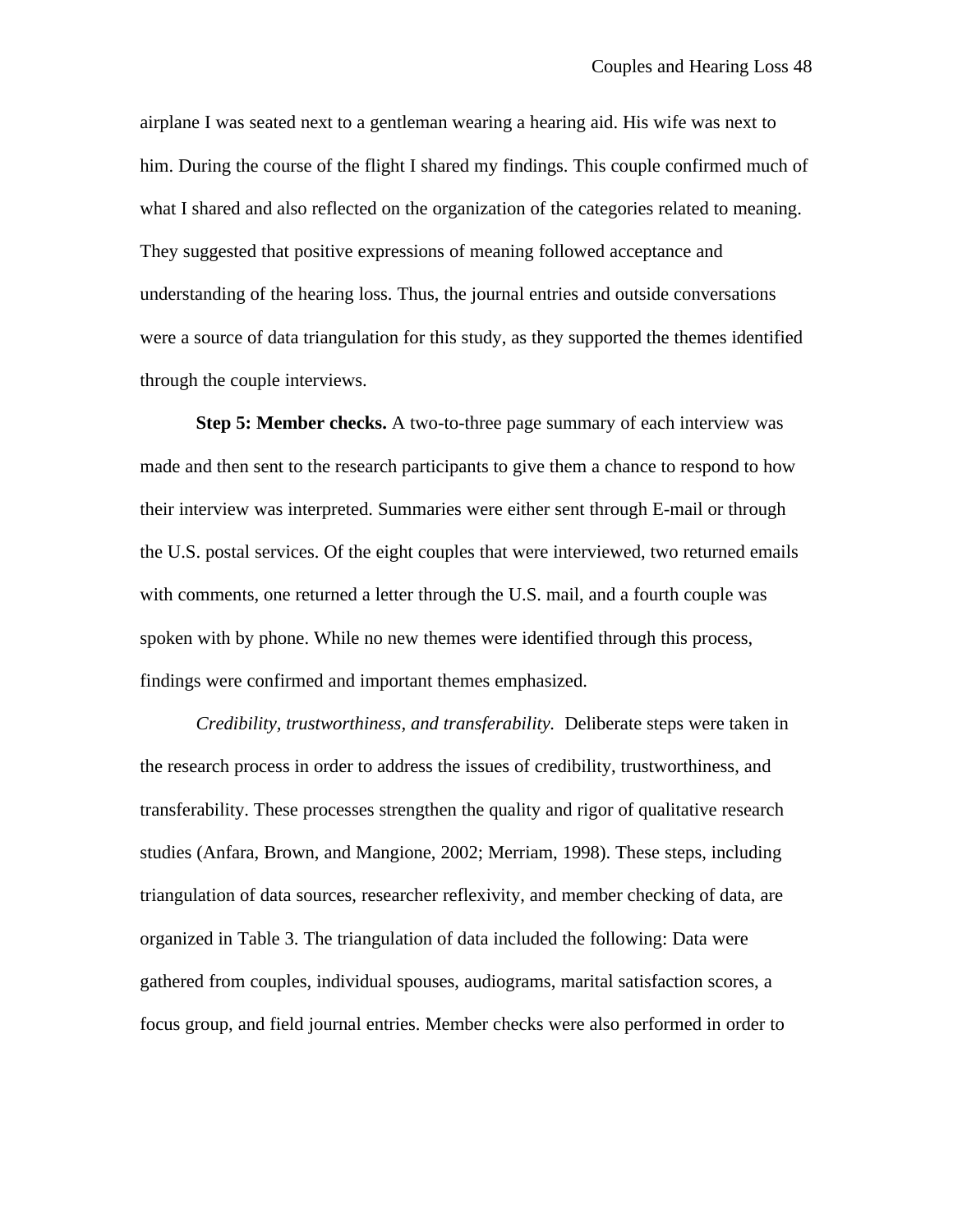airplane I was seated next to a gentleman wearing a hearing aid. His wife was next to him. During the course of the flight I shared my findings. This couple confirmed much of what I shared and also reflected on the organization of the categories related to meaning. They suggested that positive expressions of meaning followed acceptance and understanding of the hearing loss. Thus, the journal entries and outside conversations were a source of data triangulation for this study, as they supported the themes identified through the couple interviews.

**Step 5: Member checks.** A two-to-three page summary of each interview was made and then sent to the research participants to give them a chance to respond to how their interview was interpreted. Summaries were either sent through E-mail or through the U.S. postal services. Of the eight couples that were interviewed, two returned emails with comments, one returned a letter through the U.S. mail, and a fourth couple was spoken with by phone. While no new themes were identified through this process, findings were confirmed and important themes emphasized.

*Credibility, trustworthiness, and transferability.* Deliberate steps were taken in the research process in order to address the issues of credibility, trustworthiness, and transferability. These processes strengthen the quality and rigor of qualitative research studies (Anfara, Brown, and Mangione, 2002; Merriam, 1998). These steps, including triangulation of data sources, researcher reflexivity, and member checking of data, are organized in Table 3. The triangulation of data included the following: Data were gathered from couples, individual spouses, audiograms, marital satisfaction scores, a focus group, and field journal entries. Member checks were also performed in order to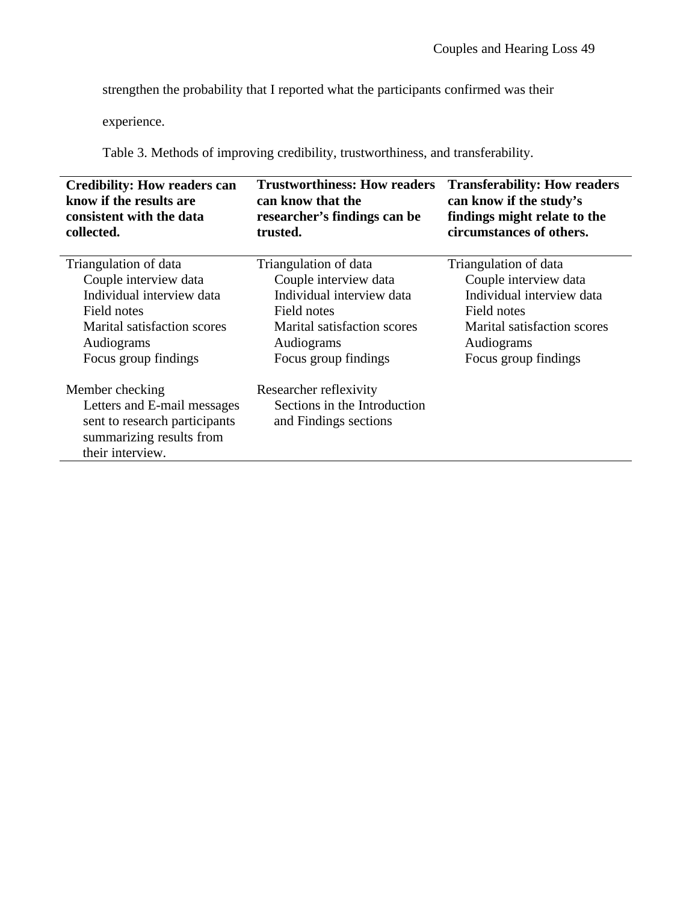strengthen the probability that I reported what the participants confirmed was their experience.

Table 3. Methods of improving credibility, trustworthiness, and transferability.

| **Credibility: How readers can know if the results are consistent with the data collected.** | **Trustworthiness: How readers can know that the researcher's findings can be trusted.** | **Transferability: How readers can know if the study's findings might relate to the circumstances of others.** |
|---|---|---|
| Triangulation of data<br>Couple interview data<br>Individual interview data<br>Field notes<br>Marital satisfaction scores<br>Audiograms<br>Focus group findings | Triangulation of data<br>Couple interview data<br>Individual interview data<br>Field notes<br>Marital satisfaction scores<br>Audiograms<br>Focus group findings | Triangulation of data<br>Couple interview data<br>Individual interview data<br>Field notes<br>Marital satisfaction scores<br>Audiograms<br>Focus group findings |
| Member checking<br>Letters and E-mail messages sent to research participants summarizing results from their interview. | Researcher reflexivity<br>Sections in the Introduction and Findings sections | |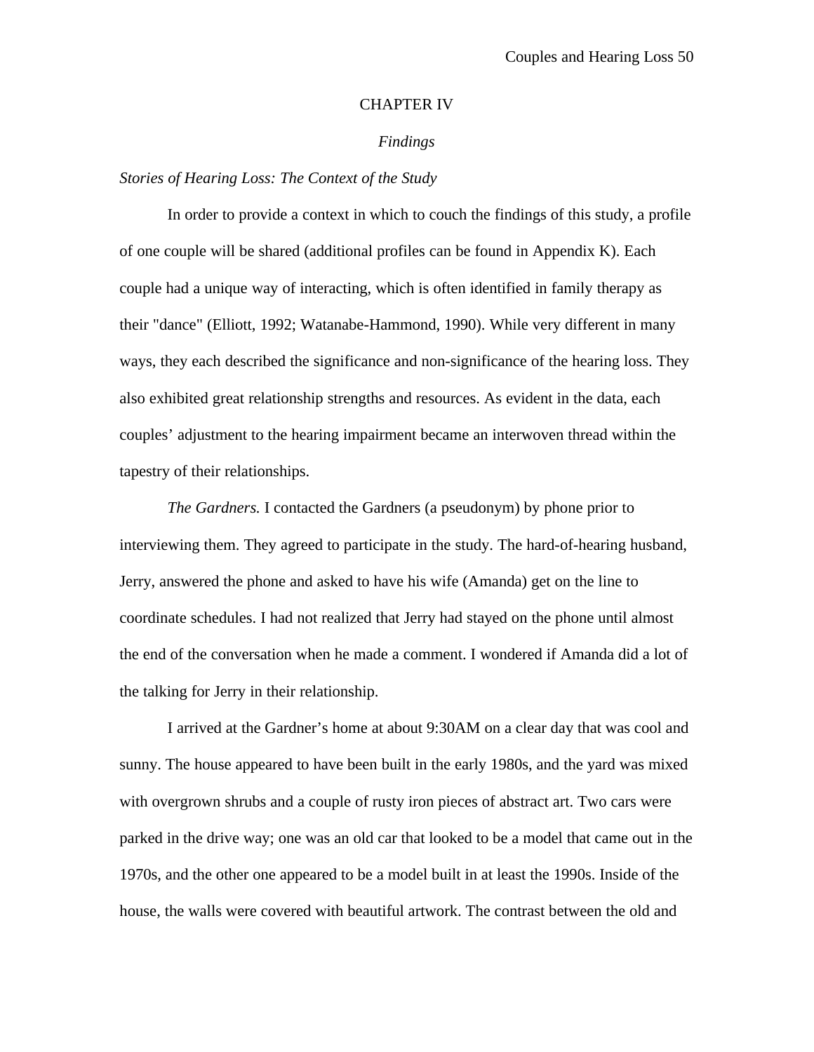# CHAPTER IV

## *Findings*

### *Stories of Hearing Loss: The Context of the Study*

In order to provide a context in which to couch the findings of this study, a profile of one couple will be shared (additional profiles can be found in Appendix K). Each couple had a unique way of interacting, which is often identified in family therapy as their "dance" (Elliott, 1992; Watanabe-Hammond, 1990). While very different in many ways, they each described the significance and non-significance of the hearing loss. They also exhibited great relationship strengths and resources. As evident in the data, each couples' adjustment to the hearing impairment became an interwoven thread within the tapestry of their relationships.

*The Gardners.* I contacted the Gardners (a pseudonym) by phone prior to interviewing them. They agreed to participate in the study. The hard-of-hearing husband, Jerry, answered the phone and asked to have his wife (Amanda) get on the line to coordinate schedules. I had not realized that Jerry had stayed on the phone until almost the end of the conversation when he made a comment. I wondered if Amanda did a lot of the talking for Jerry in their relationship.

I arrived at the Gardner's home at about 9:30AM on a clear day that was cool and sunny. The house appeared to have been built in the early 1980s, and the yard was mixed with overgrown shrubs and a couple of rusty iron pieces of abstract art. Two cars were parked in the drive way; one was an old car that looked to be a model that came out in the 1970s, and the other one appeared to be a model built in at least the 1990s. Inside of the house, the walls were covered with beautiful artwork. The contrast between the old and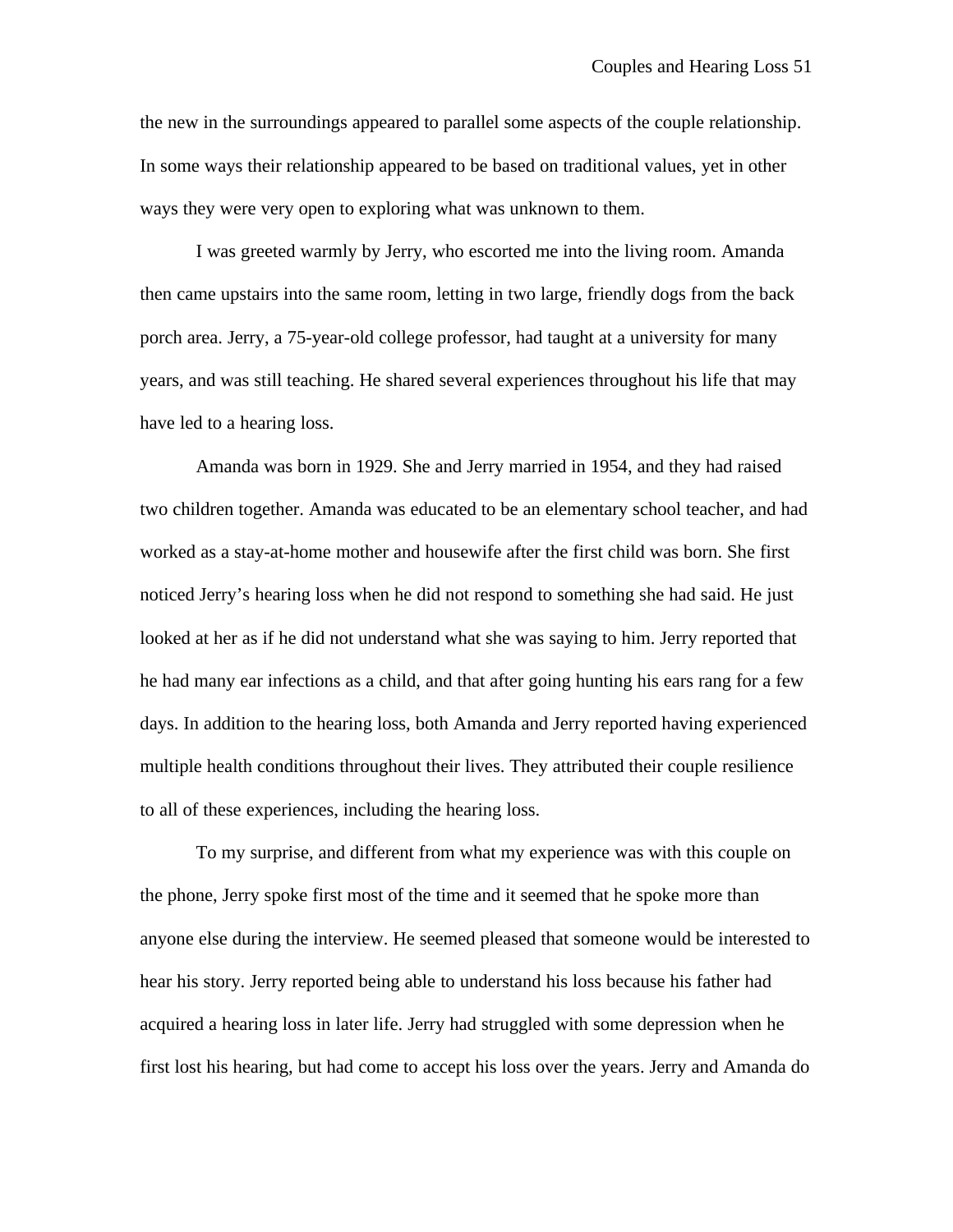the new in the surroundings appeared to parallel some aspects of the couple relationship. In some ways their relationship appeared to be based on traditional values, yet in other ways they were very open to exploring what was unknown to them.

I was greeted warmly by Jerry, who escorted me into the living room. Amanda then came upstairs into the same room, letting in two large, friendly dogs from the back porch area. Jerry, a 75-year-old college professor, had taught at a university for many years, and was still teaching. He shared several experiences throughout his life that may have led to a hearing loss.

Amanda was born in 1929. She and Jerry married in 1954, and they had raised two children together. Amanda was educated to be an elementary school teacher, and had worked as a stay-at-home mother and housewife after the first child was born. She first noticed Jerry's hearing loss when he did not respond to something she had said. He just looked at her as if he did not understand what she was saying to him. Jerry reported that he had many ear infections as a child, and that after going hunting his ears rang for a few days. In addition to the hearing loss, both Amanda and Jerry reported having experienced multiple health conditions throughout their lives. They attributed their couple resilience to all of these experiences, including the hearing loss.

To my surprise, and different from what my experience was with this couple on the phone, Jerry spoke first most of the time and it seemed that he spoke more than anyone else during the interview. He seemed pleased that someone would be interested to hear his story. Jerry reported being able to understand his loss because his father had acquired a hearing loss in later life. Jerry had struggled with some depression when he first lost his hearing, but had come to accept his loss over the years. Jerry and Amanda do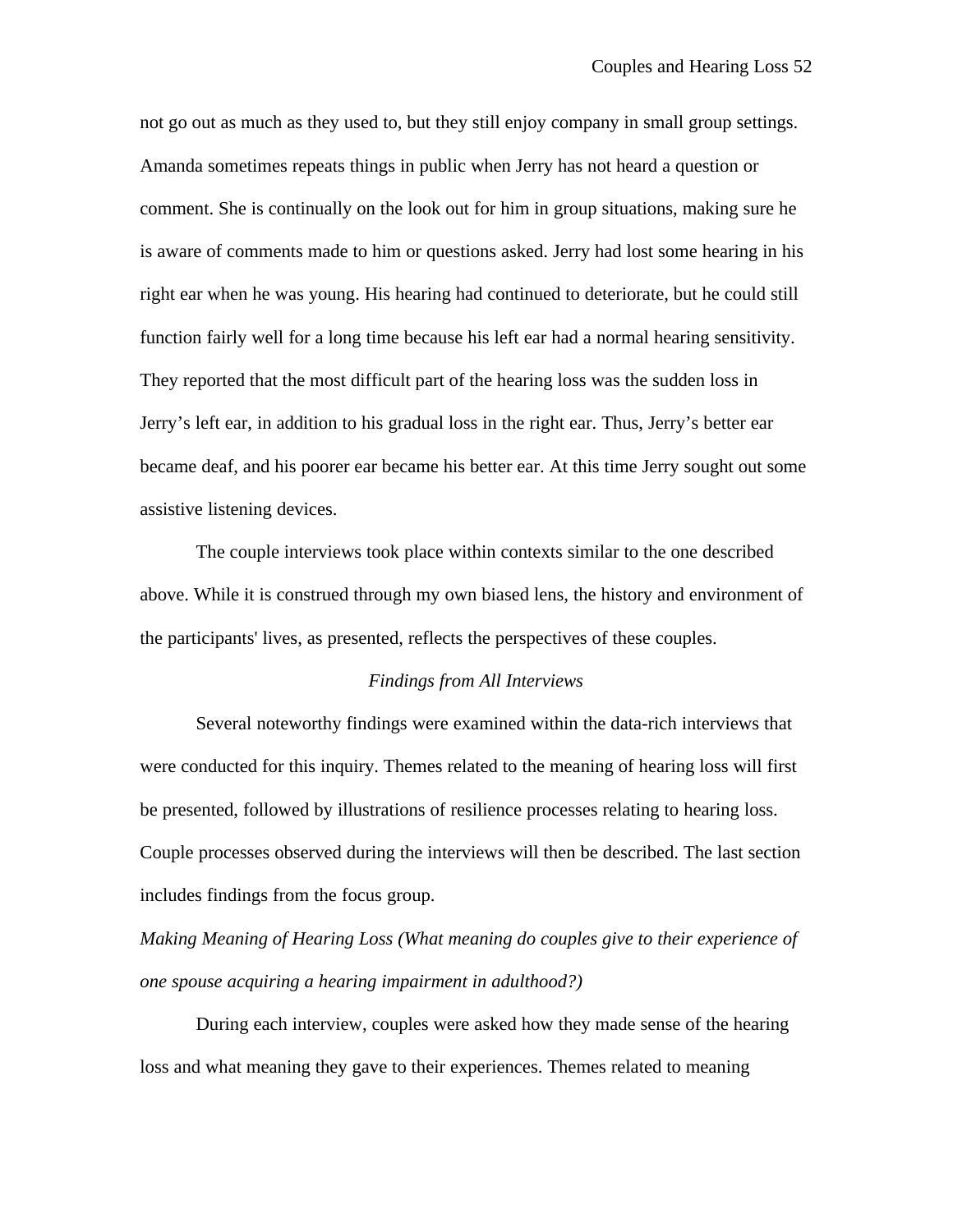not go out as much as they used to, but they still enjoy company in small group settings. Amanda sometimes repeats things in public when Jerry has not heard a question or comment. She is continually on the look out for him in group situations, making sure he is aware of comments made to him or questions asked. Jerry had lost some hearing in his right ear when he was young. His hearing had continued to deteriorate, but he could still function fairly well for a long time because his left ear had a normal hearing sensitivity. They reported that the most difficult part of the hearing loss was the sudden loss in Jerry's left ear, in addition to his gradual loss in the right ear. Thus, Jerry's better ear became deaf, and his poorer ear became his better ear. At this time Jerry sought out some assistive listening devices.

The couple interviews took place within contexts similar to the one described above. While it is construed through my own biased lens, the history and environment of the participants' lives, as presented, reflects the perspectives of these couples.

## *Findings from All Interviews*

Several noteworthy findings were examined within the data-rich interviews that were conducted for this inquiry. Themes related to the meaning of hearing loss will first be presented, followed by illustrations of resilience processes relating to hearing loss. Couple processes observed during the interviews will then be described. The last section includes findings from the focus group.

### *Making Meaning of Hearing Loss (What meaning do couples give to their experience of one spouse acquiring a hearing impairment in adulthood?)*

During each interview, couples were asked how they made sense of the hearing loss and what meaning they gave to their experiences. Themes related to meaning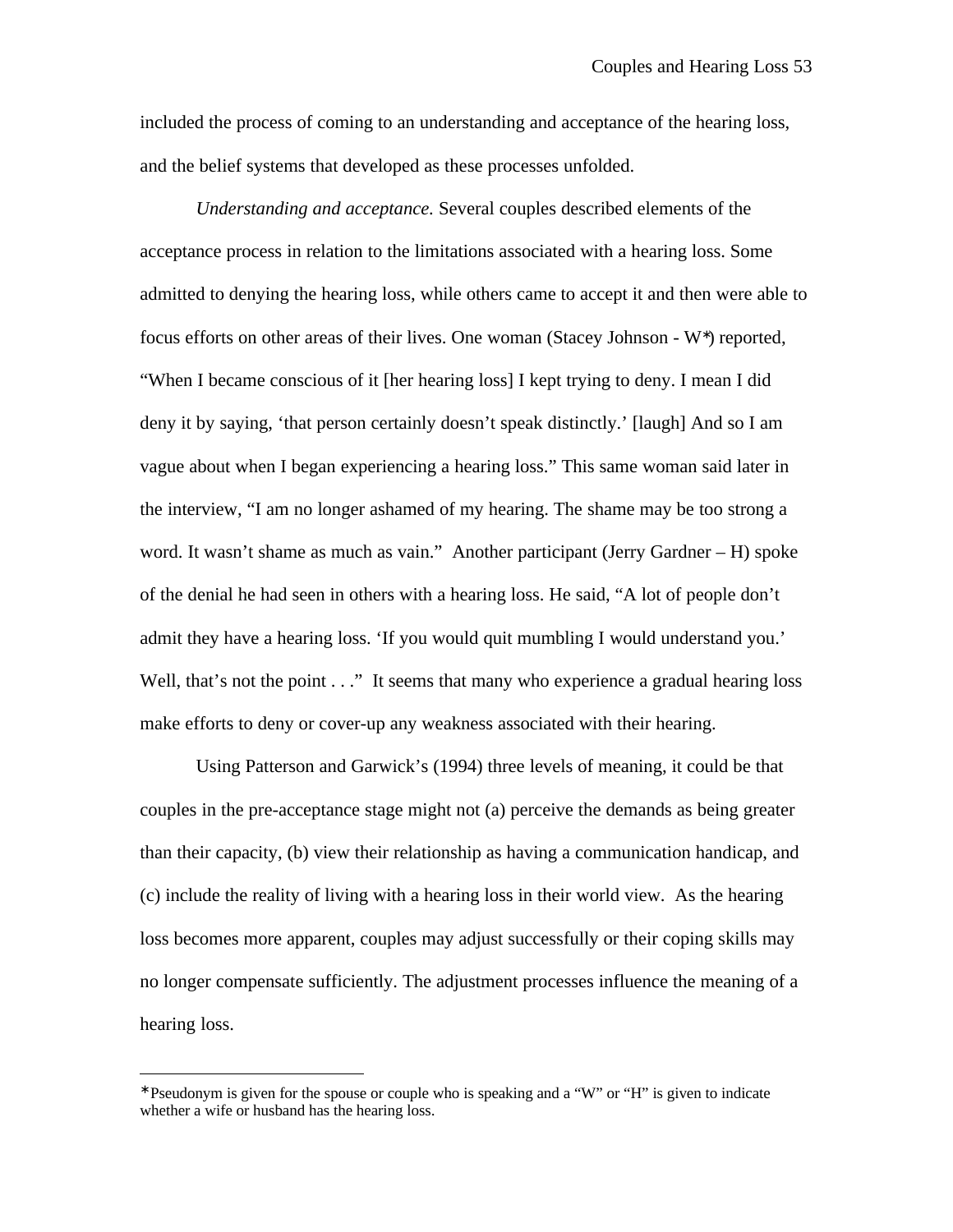included the process of coming to an understanding and acceptance of the hearing loss, and the belief systems that developed as these processes unfolded.

*Understanding and acceptance.* Several couples described elements of the acceptance process in relation to the limitations associated with a hearing loss. Some admitted to denying the hearing loss, while others came to accept it and then were able to focus efforts on other areas of their lives. One woman (Stacey Johnson - W*) reported, "When I became conscious of it [her hearing loss] I kept trying to deny. I mean I did deny it by saying, 'that person certainly doesn't speak distinctly.' [laugh] And so I am vague about when I began experiencing a hearing loss." This same woman said later in the interview, "I am no longer ashamed of my hearing. The shame may be too strong a word. It wasn't shame as much as vain." Another participant (Jerry Gardner – H) spoke of the denial he had seen in others with a hearing loss. He said, "A lot of people don't admit they have a hearing loss. 'If you would quit mumbling I would understand you.' Well, that's not the point . . ." It seems that many who experience a gradual hearing loss make efforts to deny or cover-up any weakness associated with their hearing.

Using Patterson and Garwick's (1994) three levels of meaning, it could be that couples in the pre-acceptance stage might not (a) perceive the demands as being greater than their capacity, (b) view their relationship as having a communication handicap, and (c) include the reality of living with a hearing loss in their world view. As the hearing loss becomes more apparent, couples may adjust successfully or their coping skills may no longer compensate sufficiently. The adjustment processes influence the meaning of a hearing loss.

---

*Pseudonym is given for the spouse or couple who is speaking and a "W" or "H" is given to indicate whether a wife or husband has the hearing loss.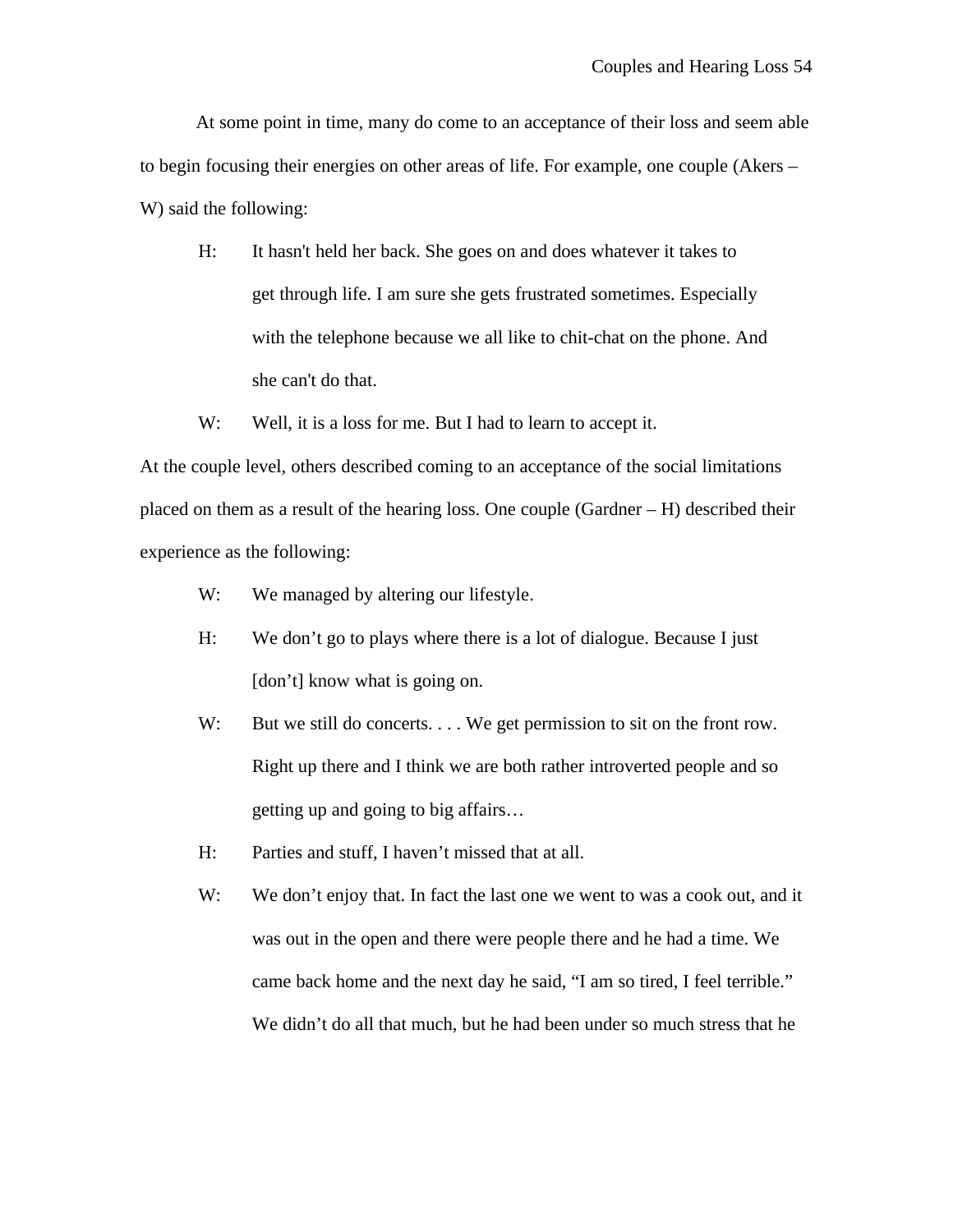At some point in time, many do come to an acceptance of their loss and seem able to begin focusing their energies on other areas of life. For example, one couple (Akers – W) said the following:

> H: It hasn't held her back. She goes on and does whatever it takes to get through life. I am sure she gets frustrated sometimes. Especially with the telephone because we all like to chit-chat on the phone. And she can't do that.
>
> W: Well, it is a loss for me. But I had to learn to accept it.

At the couple level, others described coming to an acceptance of the social limitations placed on them as a result of the hearing loss. One couple (Gardner – H) described their experience as the following:

> W: We managed by altering our lifestyle.
>
> H: We don't go to plays where there is a lot of dialogue. Because I just [don't] know what is going on.
>
> W: But we still do concerts. . . . We get permission to sit on the front row. Right up there and I think we are both rather introverted people and so getting up and going to big affairs…
>
> H: Parties and stuff, I haven't missed that at all.
>
> W: We don't enjoy that. In fact the last one we went to was a cook out, and it was out in the open and there were people there and he had a time. We came back home and the next day he said, "I am so tired, I feel terrible." We didn't do all that much, but he had been under so much stress that he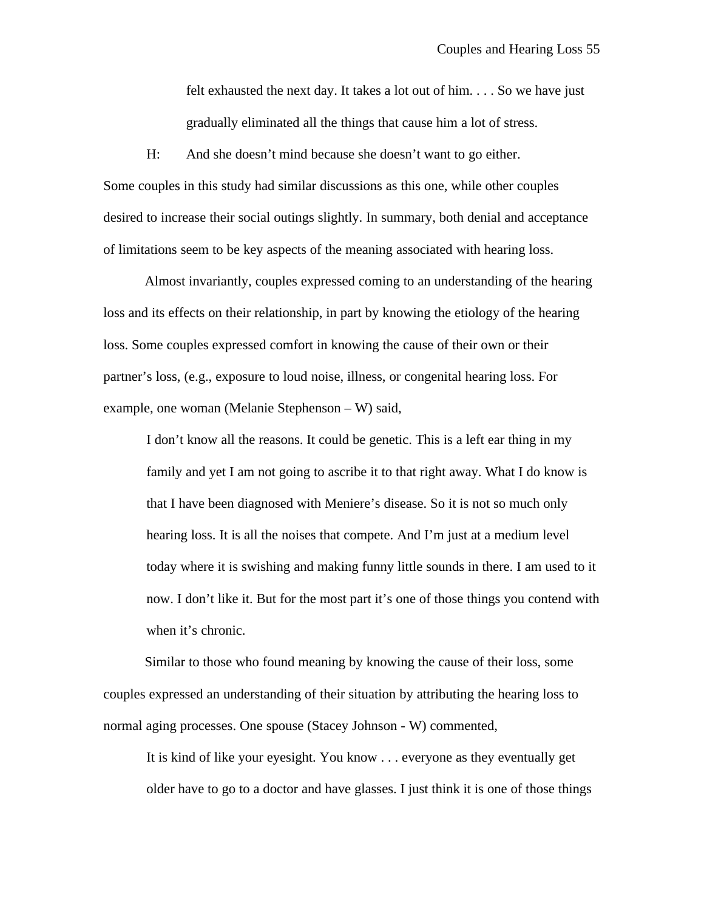> felt exhausted the next day. It takes a lot out of him. . . . So we have just gradually eliminated all the things that cause him a lot of stress.
>
> H: And she doesn't mind because she doesn't want to go either.

Some couples in this study had similar discussions as this one, while other couples desired to increase their social outings slightly. In summary, both denial and acceptance of limitations seem to be key aspects of the meaning associated with hearing loss.

Almost invariantly, couples expressed coming to an understanding of the hearing loss and its effects on their relationship, in part by knowing the etiology of the hearing loss. Some couples expressed comfort in knowing the cause of their own or their partner's loss, (e.g., exposure to loud noise, illness, or congenital hearing loss. For example, one woman (Melanie Stephenson – W) said,

> I don't know all the reasons. It could be genetic. This is a left ear thing in my family and yet I am not going to ascribe it to that right away. What I do know is that I have been diagnosed with Meniere's disease. So it is not so much only hearing loss. It is all the noises that compete. And I'm just at a medium level today where it is swishing and making funny little sounds in there. I am used to it now. I don't like it. But for the most part it's one of those things you contend with when it's chronic.

Similar to those who found meaning by knowing the cause of their loss, some couples expressed an understanding of their situation by attributing the hearing loss to normal aging processes. One spouse (Stacey Johnson - W) commented,

> It is kind of like your eyesight. You know . . . everyone as they eventually get older have to go to a doctor and have glasses. I just think it is one of those things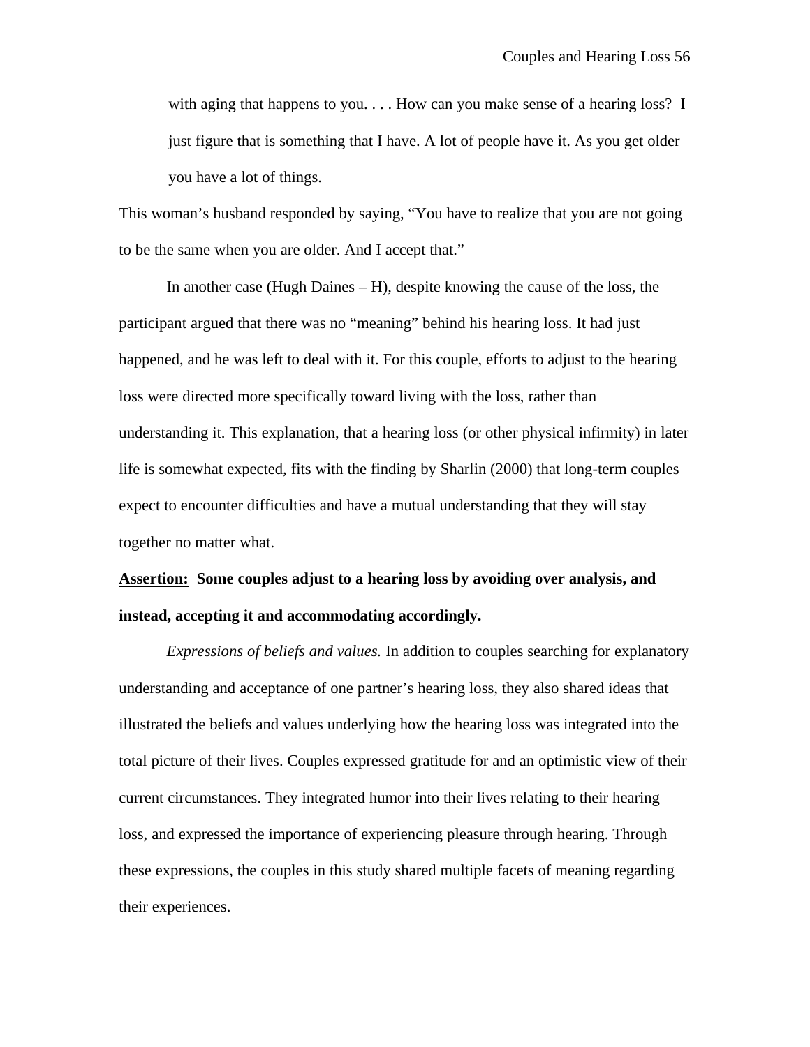> with aging that happens to you. . . . How can you make sense of a hearing loss? I just figure that is something that I have. A lot of people have it. As you get older you have a lot of things.

This woman's husband responded by saying, "You have to realize that you are not going to be the same when you are older. And I accept that."

In another case (Hugh Daines – H), despite knowing the cause of the loss, the participant argued that there was no "meaning" behind his hearing loss. It had just happened, and he was left to deal with it. For this couple, efforts to adjust to the hearing loss were directed more specifically toward living with the loss, rather than understanding it. This explanation, that a hearing loss (or other physical infirmity) in later life is somewhat expected, fits with the finding by Sharlin (2000) that long-term couples expect to encounter difficulties and have a mutual understanding that they will stay together no matter what.

**<u>Assertion:</u> Some couples adjust to a hearing loss by avoiding over analysis, and instead, accepting it and accommodating accordingly.**

*Expressions of beliefs and values.* In addition to couples searching for explanatory understanding and acceptance of one partner's hearing loss, they also shared ideas that illustrated the beliefs and values underlying how the hearing loss was integrated into the total picture of their lives. Couples expressed gratitude for and an optimistic view of their current circumstances. They integrated humor into their lives relating to their hearing loss, and expressed the importance of experiencing pleasure through hearing. Through these expressions, the couples in this study shared multiple facets of meaning regarding their experiences.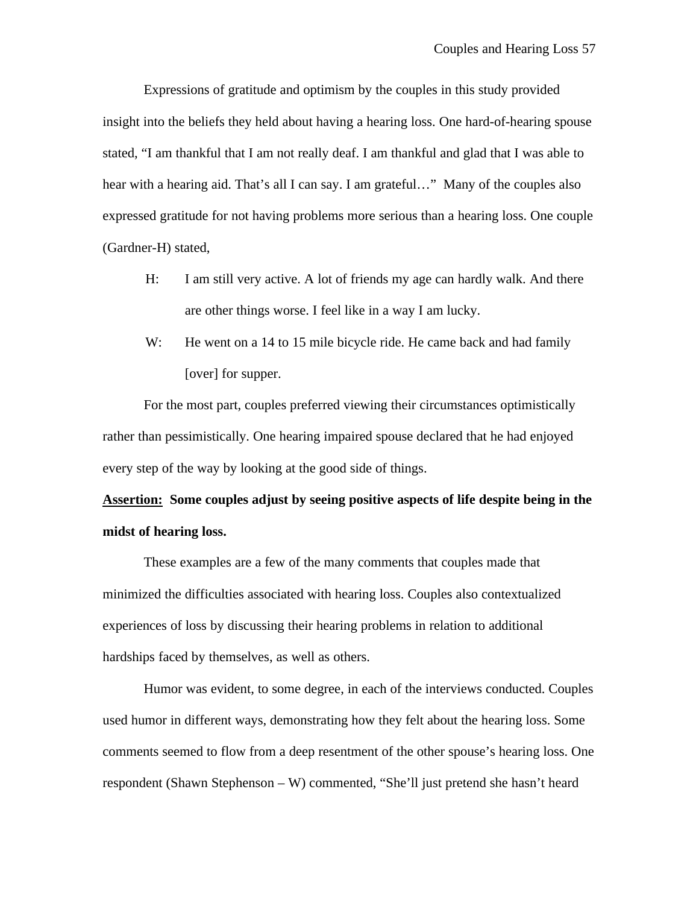Expressions of gratitude and optimism by the couples in this study provided insight into the beliefs they held about having a hearing loss. One hard-of-hearing spouse stated, “I am thankful that I am not really deaf. I am thankful and glad that I was able to hear with a hearing aid. That’s all I can say. I am grateful…” Many of the couples also expressed gratitude for not having problems more serious than a hearing loss. One couple (Gardner-H) stated,

> H: I am still very active. A lot of friends my age can hardly walk. And there are other things worse. I feel like in a way I am lucky.
>
> W: He went on a 14 to 15 mile bicycle ride. He came back and had family [over] for supper.

For the most part, couples preferred viewing their circumstances optimistically rather than pessimistically. One hearing impaired spouse declared that he had enjoyed every step of the way by looking at the good side of things.

**<u>Assertion:</u> Some couples adjust by seeing positive aspects of life despite being in the midst of hearing loss.**

These examples are a few of the many comments that couples made that minimized the difficulties associated with hearing loss. Couples also contextualized experiences of loss by discussing their hearing problems in relation to additional hardships faced by themselves, as well as others.

Humor was evident, to some degree, in each of the interviews conducted. Couples used humor in different ways, demonstrating how they felt about the hearing loss. Some comments seemed to flow from a deep resentment of the other spouse’s hearing loss. One respondent (Shawn Stephenson – W) commented, “She’ll just pretend she hasn’t heard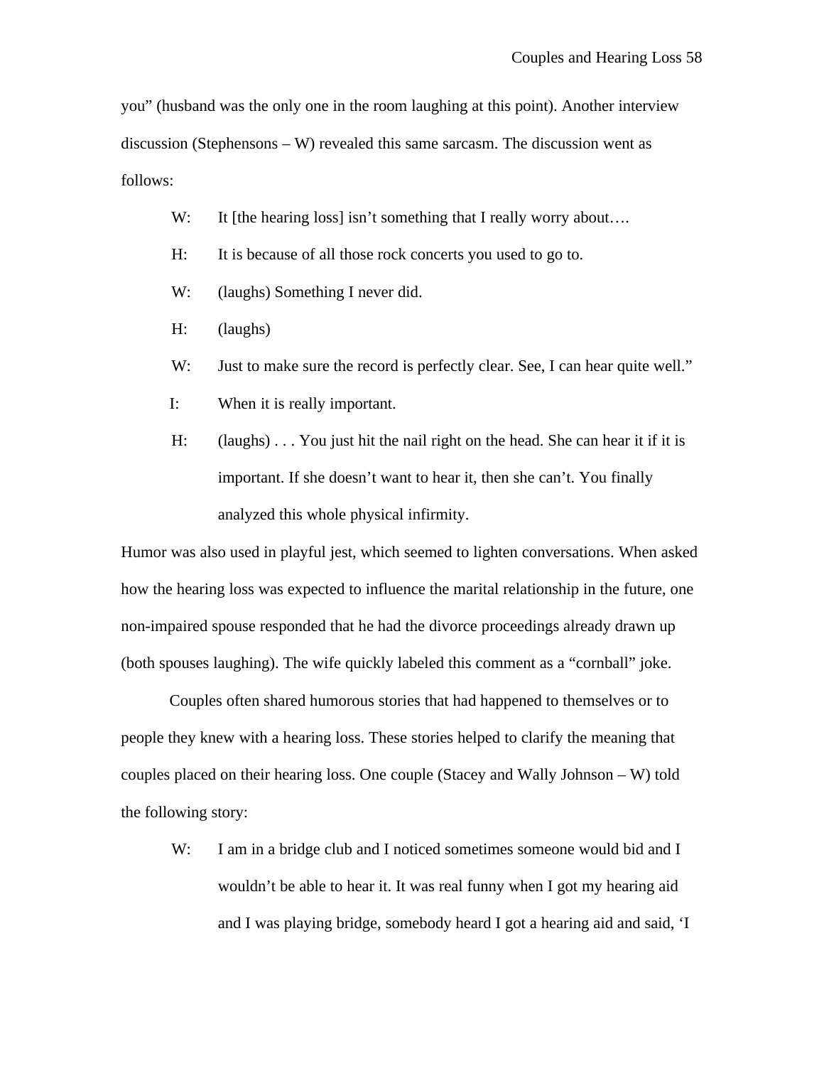you" (husband was the only one in the room laughing at this point). Another interview discussion (Stephensons – W) revealed this same sarcasm. The discussion went as follows:

> W: It [the hearing loss] isn't something that I really worry about….
>
> H: It is because of all those rock concerts you used to go to.
>
> W: (laughs) Something I never did.
>
> H: (laughs)
>
> W: Just to make sure the record is perfectly clear. See, I can hear quite well."
>
> I: When it is really important.
>
> H: (laughs) . . . You just hit the nail right on the head. She can hear it if it is important. If she doesn't want to hear it, then she can't. You finally analyzed this whole physical infirmity.

Humor was also used in playful jest, which seemed to lighten conversations. When asked how the hearing loss was expected to influence the marital relationship in the future, one non-impaired spouse responded that he had the divorce proceedings already drawn up (both spouses laughing). The wife quickly labeled this comment as a "cornball" joke.

Couples often shared humorous stories that had happened to themselves or to people they knew with a hearing loss. These stories helped to clarify the meaning that couples placed on their hearing loss. One couple (Stacey and Wally Johnson – W) told the following story:

> W: I am in a bridge club and I noticed sometimes someone would bid and I wouldn't be able to hear it. It was real funny when I got my hearing aid and I was playing bridge, somebody heard I got a hearing aid and said, 'I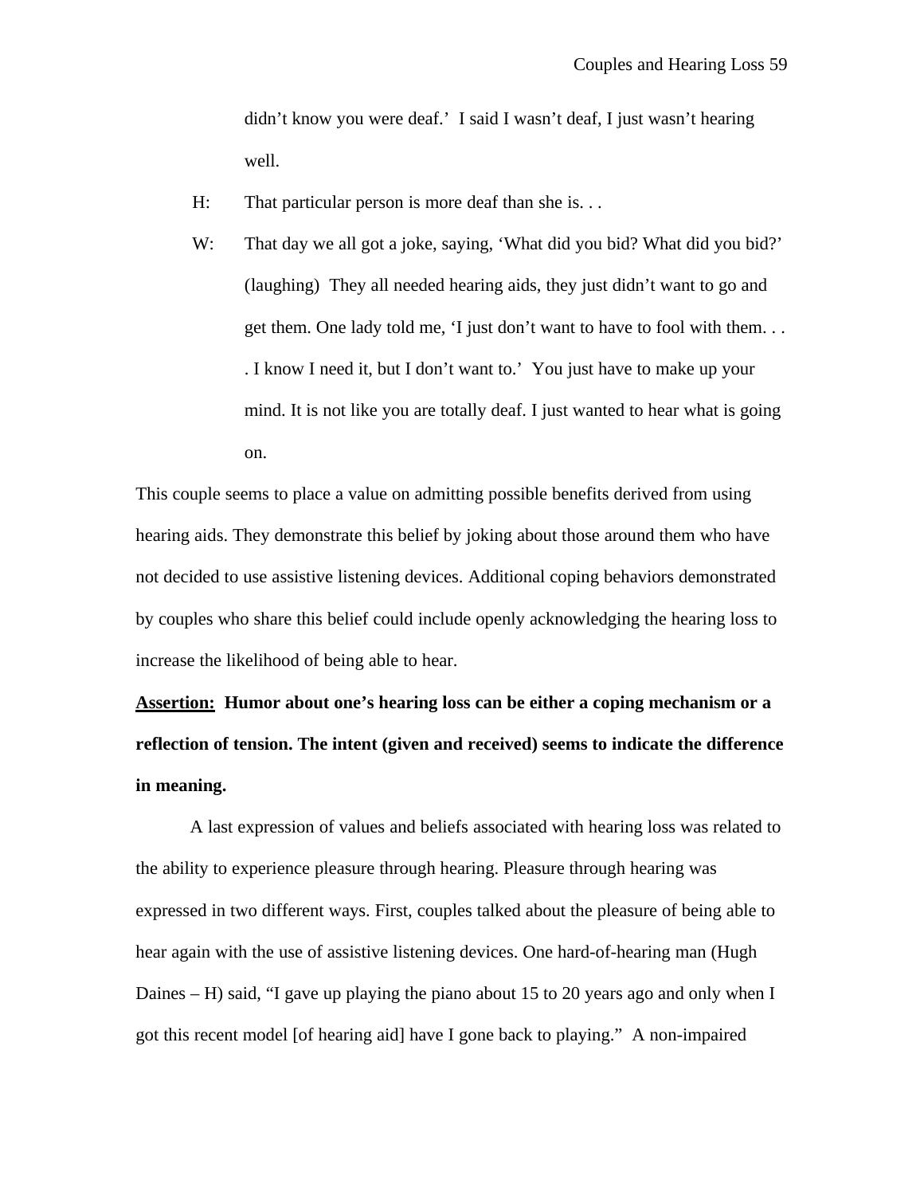didn't know you were deaf.' I said I wasn't deaf, I just wasn't hearing well.

H: That particular person is more deaf than she is. . .

W: That day we all got a joke, saying, 'What did you bid? What did you bid?' (laughing) They all needed hearing aids, they just didn't want to go and get them. One lady told me, 'I just don't want to have to fool with them. . . . I know I need it, but I don't want to.' You just have to make up your mind. It is not like you are totally deaf. I just wanted to hear what is going on.

This couple seems to place a value on admitting possible benefits derived from using hearing aids. They demonstrate this belief by joking about those around them who have not decided to use assistive listening devices. Additional coping behaviors demonstrated by couples who share this belief could include openly acknowledging the hearing loss to increase the likelihood of being able to hear.

**<u>Assertion:</u> Humor about one's hearing loss can be either a coping mechanism or a reflection of tension. The intent (given and received) seems to indicate the difference in meaning.**

A last expression of values and beliefs associated with hearing loss was related to the ability to experience pleasure through hearing. Pleasure through hearing was expressed in two different ways. First, couples talked about the pleasure of being able to hear again with the use of assistive listening devices. One hard-of-hearing man (Hugh Daines – H) said, "I gave up playing the piano about 15 to 20 years ago and only when I got this recent model [of hearing aid] have I gone back to playing." A non-impaired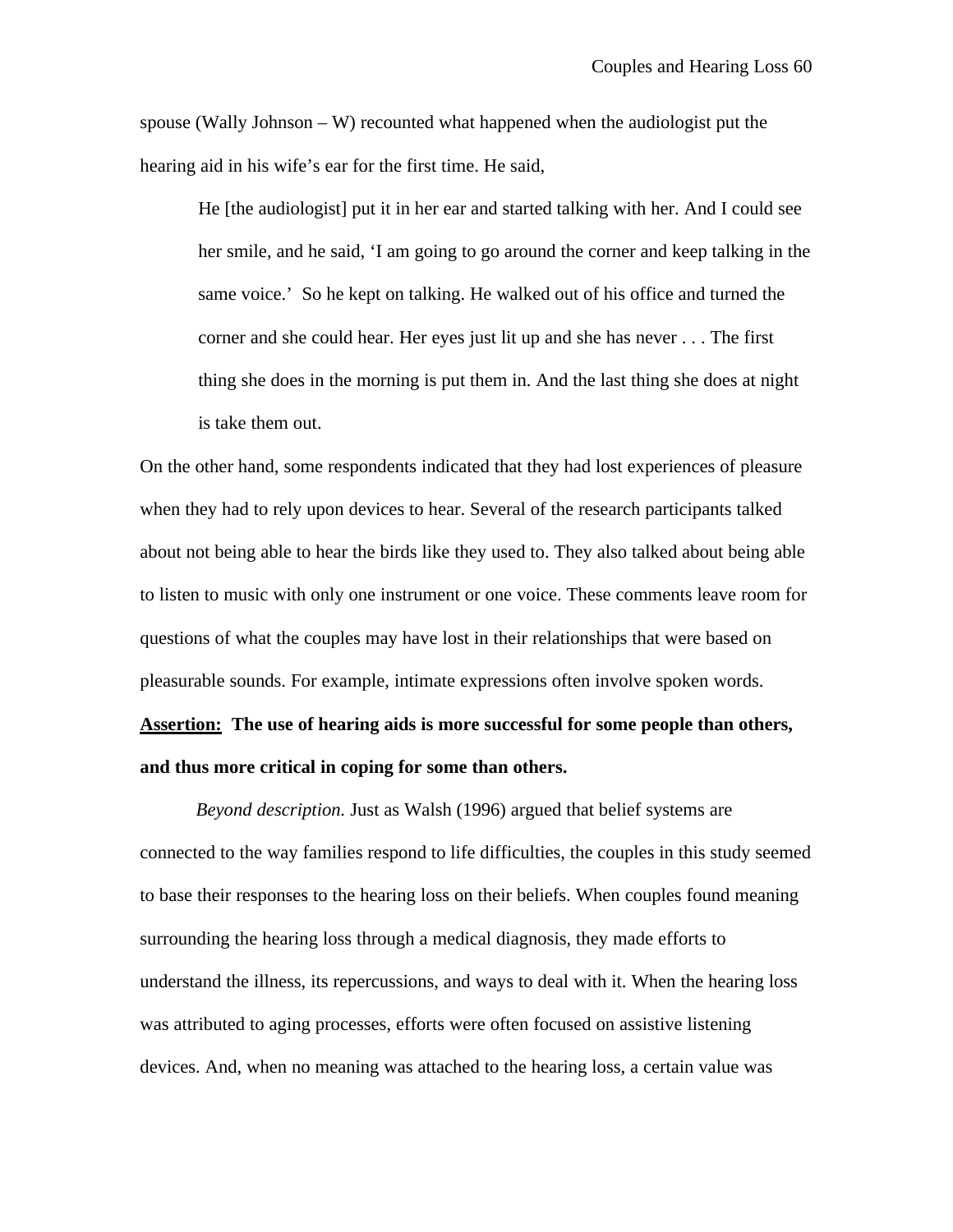spouse (Wally Johnson – W) recounted what happened when the audiologist put the hearing aid in his wife's ear for the first time. He said,

> He [the audiologist] put it in her ear and started talking with her. And I could see her smile, and he said, 'I am going to go around the corner and keep talking in the same voice.' So he kept on talking. He walked out of his office and turned the corner and she could hear. Her eyes just lit up and she has never . . . The first thing she does in the morning is put them in. And the last thing she does at night is take them out.

On the other hand, some respondents indicated that they had lost experiences of pleasure when they had to rely upon devices to hear. Several of the research participants talked about not being able to hear the birds like they used to. They also talked about being able to listen to music with only one instrument or one voice. These comments leave room for questions of what the couples may have lost in their relationships that were based on pleasurable sounds. For example, intimate expressions often involve spoken words.

**<u>Assertion:</u> The use of hearing aids is more successful for some people than others, and thus more critical in coping for some than others.**

*Beyond description.* Just as Walsh (1996) argued that belief systems are connected to the way families respond to life difficulties, the couples in this study seemed to base their responses to the hearing loss on their beliefs. When couples found meaning surrounding the hearing loss through a medical diagnosis, they made efforts to understand the illness, its repercussions, and ways to deal with it. When the hearing loss was attributed to aging processes, efforts were often focused on assistive listening devices. And, when no meaning was attached to the hearing loss, a certain value was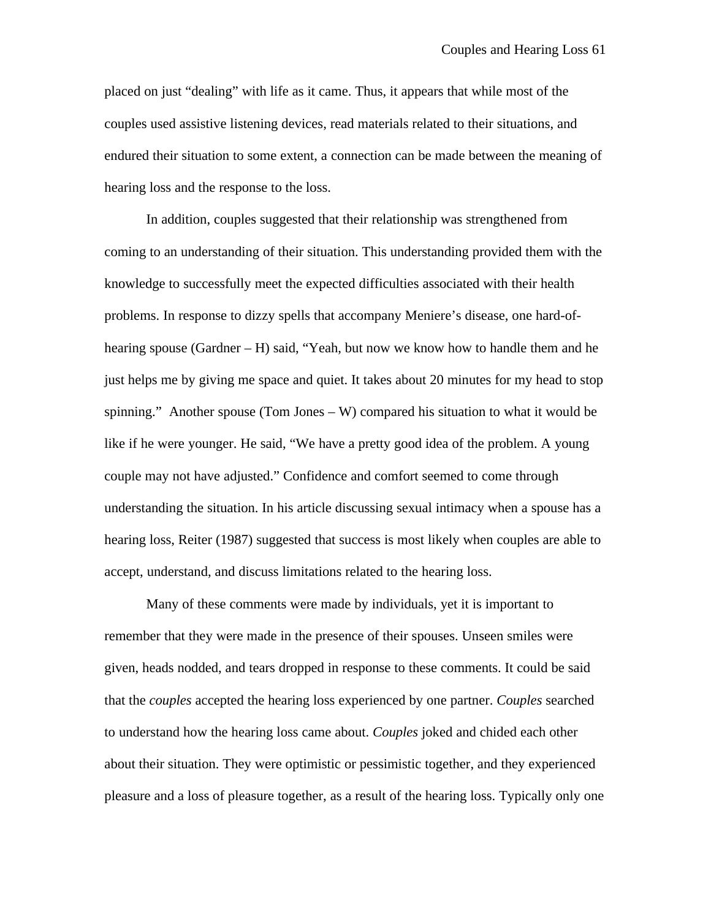placed on just "dealing" with life as it came. Thus, it appears that while most of the couples used assistive listening devices, read materials related to their situations, and endured their situation to some extent, a connection can be made between the meaning of hearing loss and the response to the loss.

In addition, couples suggested that their relationship was strengthened from coming to an understanding of their situation. This understanding provided them with the knowledge to successfully meet the expected difficulties associated with their health problems. In response to dizzy spells that accompany Meniere's disease, one hard-of-hearing spouse (Gardner – H) said, "Yeah, but now we know how to handle them and he just helps me by giving me space and quiet. It takes about 20 minutes for my head to stop spinning." Another spouse (Tom Jones – W) compared his situation to what it would be like if he were younger. He said, "We have a pretty good idea of the problem. A young couple may not have adjusted." Confidence and comfort seemed to come through understanding the situation. In his article discussing sexual intimacy when a spouse has a hearing loss, Reiter (1987) suggested that success is most likely when couples are able to accept, understand, and discuss limitations related to the hearing loss.

Many of these comments were made by individuals, yet it is important to remember that they were made in the presence of their spouses. Unseen smiles were given, heads nodded, and tears dropped in response to these comments. It could be said that the *couples* accepted the hearing loss experienced by one partner. *Couples* searched to understand how the hearing loss came about. *Couples* joked and chided each other about their situation. They were optimistic or pessimistic together, and they experienced pleasure and a loss of pleasure together, as a result of the hearing loss. Typically only one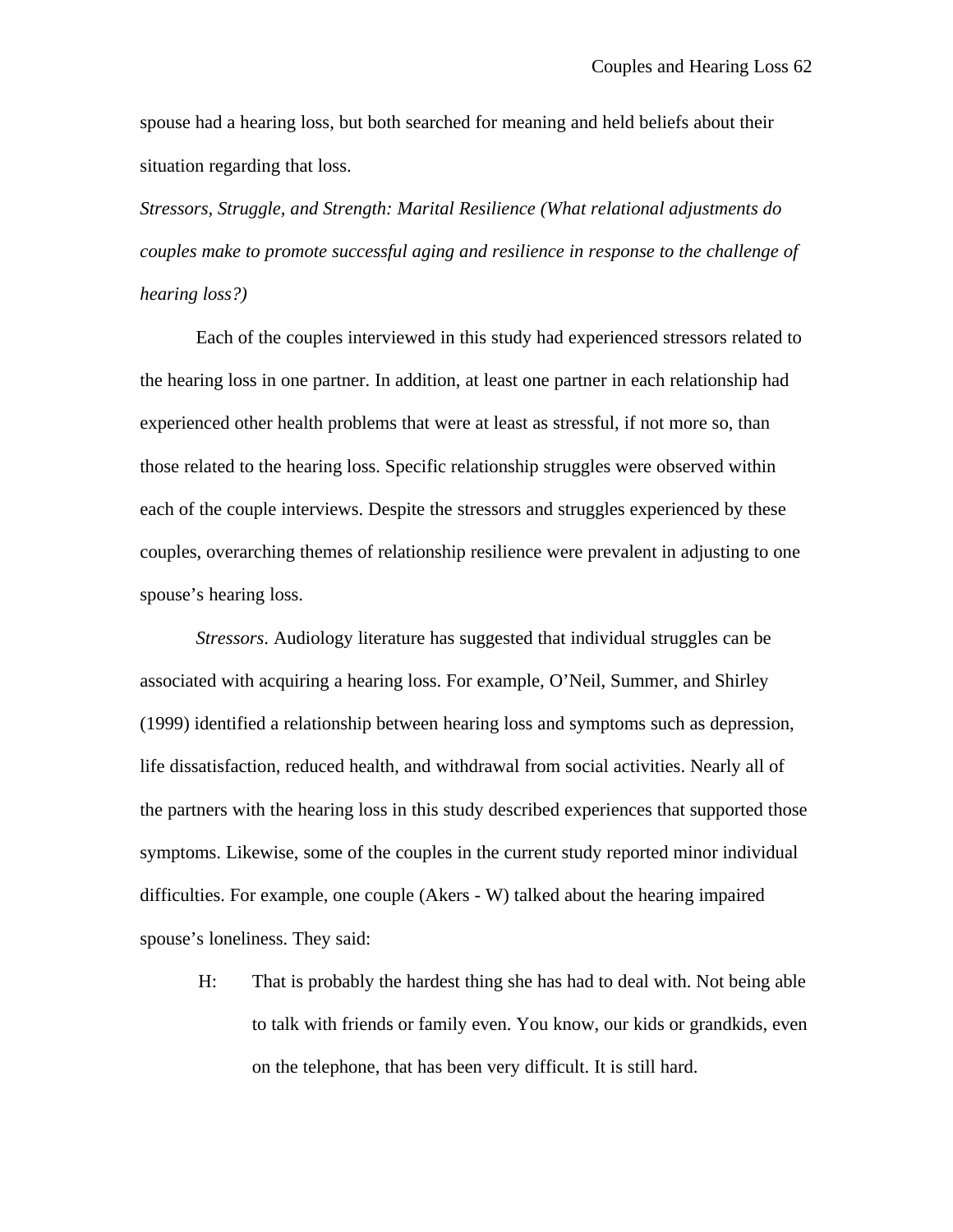spouse had a hearing loss, but both searched for meaning and held beliefs about their situation regarding that loss.

*Stressors, Struggle, and Strength: Marital Resilience (What relational adjustments do couples make to promote successful aging and resilience in response to the challenge of hearing loss?)*

Each of the couples interviewed in this study had experienced stressors related to the hearing loss in one partner. In addition, at least one partner in each relationship had experienced other health problems that were at least as stressful, if not more so, than those related to the hearing loss. Specific relationship struggles were observed within each of the couple interviews. Despite the stressors and struggles experienced by these couples, overarching themes of relationship resilience were prevalent in adjusting to one spouse's hearing loss.

*Stressors*. Audiology literature has suggested that individual struggles can be associated with acquiring a hearing loss. For example, O'Neil, Summer, and Shirley (1999) identified a relationship between hearing loss and symptoms such as depression, life dissatisfaction, reduced health, and withdrawal from social activities. Nearly all of the partners with the hearing loss in this study described experiences that supported those symptoms. Likewise, some of the couples in the current study reported minor individual difficulties. For example, one couple (Akers - W) talked about the hearing impaired spouse's loneliness. They said:

> H: That is probably the hardest thing she has had to deal with. Not being able to talk with friends or family even. You know, our kids or grandkids, even on the telephone, that has been very difficult. It is still hard.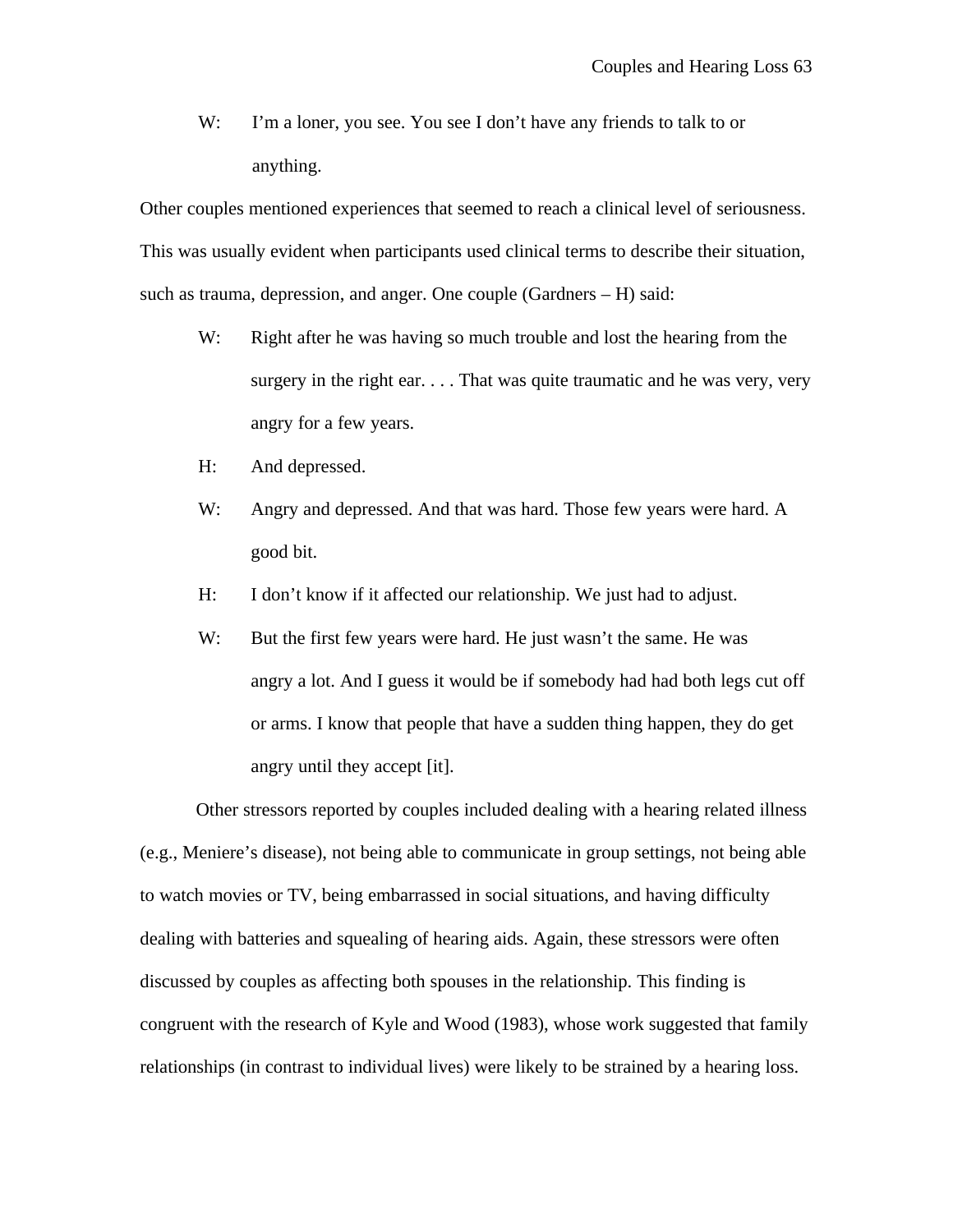W: I'm a loner, you see. You see I don't have any friends to talk to or anything.

Other couples mentioned experiences that seemed to reach a clinical level of seriousness. This was usually evident when participants used clinical terms to describe their situation, such as trauma, depression, and anger. One couple (Gardners – H) said:

W: Right after he was having so much trouble and lost the hearing from the surgery in the right ear. . . . That was quite traumatic and he was very, very angry for a few years.

H: And depressed.

W: Angry and depressed. And that was hard. Those few years were hard. A good bit.

H: I don't know if it affected our relationship. We just had to adjust.

W: But the first few years were hard. He just wasn't the same. He was angry a lot. And I guess it would be if somebody had had both legs cut off or arms. I know that people that have a sudden thing happen, they do get angry until they accept [it].

Other stressors reported by couples included dealing with a hearing related illness (e.g., Meniere's disease), not being able to communicate in group settings, not being able to watch movies or TV, being embarrassed in social situations, and having difficulty dealing with batteries and squealing of hearing aids. Again, these stressors were often discussed by couples as affecting both spouses in the relationship. This finding is congruent with the research of Kyle and Wood (1983), whose work suggested that family relationships (in contrast to individual lives) were likely to be strained by a hearing loss.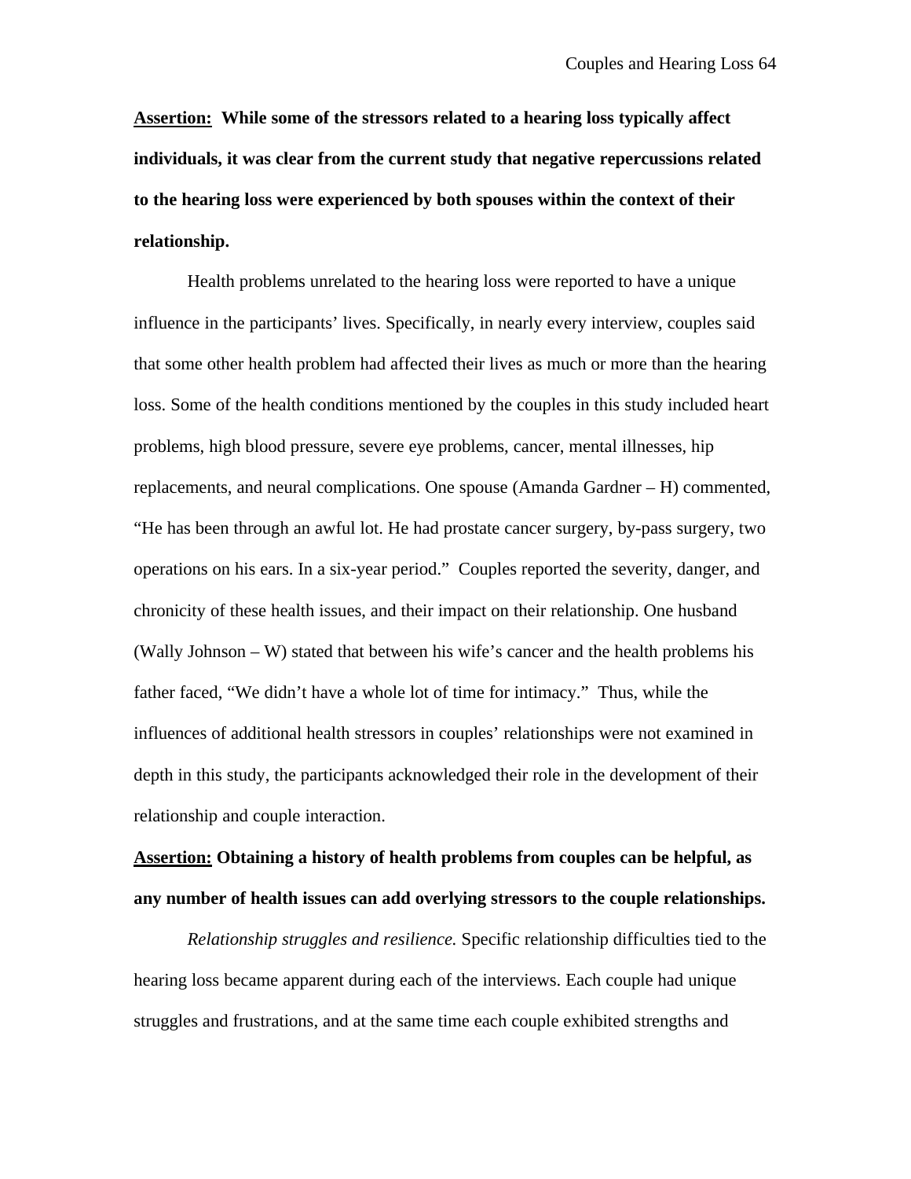**<u>Assertion:</u> While some of the stressors related to a hearing loss typically affect individuals, it was clear from the current study that negative repercussions related to the hearing loss were experienced by both spouses within the context of their relationship.**

Health problems unrelated to the hearing loss were reported to have a unique influence in the participants' lives. Specifically, in nearly every interview, couples said that some other health problem had affected their lives as much or more than the hearing loss. Some of the health conditions mentioned by the couples in this study included heart problems, high blood pressure, severe eye problems, cancer, mental illnesses, hip replacements, and neural complications. One spouse (Amanda Gardner – H) commented, "He has been through an awful lot. He had prostate cancer surgery, by-pass surgery, two operations on his ears. In a six-year period." Couples reported the severity, danger, and chronicity of these health issues, and their impact on their relationship. One husband (Wally Johnson – W) stated that between his wife's cancer and the health problems his father faced, "We didn't have a whole lot of time for intimacy." Thus, while the influences of additional health stressors in couples' relationships were not examined in depth in this study, the participants acknowledged their role in the development of their relationship and couple interaction.

**<u>Assertion:</u> Obtaining a history of health problems from couples can be helpful, as any number of health issues can add overlying stressors to the couple relationships.**

*Relationship struggles and resilience.* Specific relationship difficulties tied to the hearing loss became apparent during each of the interviews. Each couple had unique struggles and frustrations, and at the same time each couple exhibited strengths and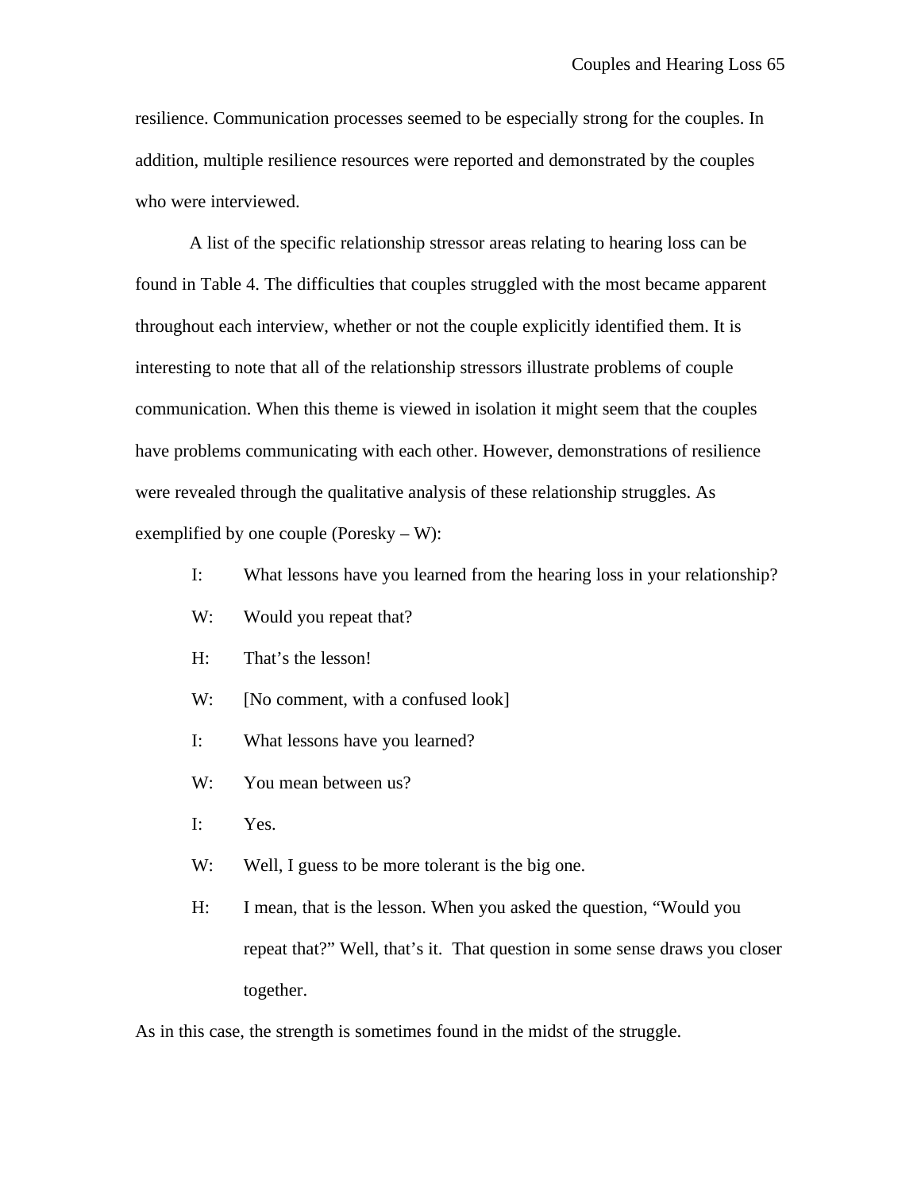resilience. Communication processes seemed to be especially strong for the couples. In addition, multiple resilience resources were reported and demonstrated by the couples who were interviewed.

A list of the specific relationship stressor areas relating to hearing loss can be found in Table 4. The difficulties that couples struggled with the most became apparent throughout each interview, whether or not the couple explicitly identified them. It is interesting to note that all of the relationship stressors illustrate problems of couple communication. When this theme is viewed in isolation it might seem that the couples have problems communicating with each other. However, demonstrations of resilience were revealed through the qualitative analysis of these relationship struggles. As exemplified by one couple (Poresky – W):

> I: What lessons have you learned from the hearing loss in your relationship?
>
> W: Would you repeat that?
>
> H: That's the lesson!
>
> W: [No comment, with a confused look]
>
> I: What lessons have you learned?
>
> W: You mean between us?
>
> I: Yes.
>
> W: Well, I guess to be more tolerant is the big one.
>
> H: I mean, that is the lesson. When you asked the question, "Would you repeat that?" Well, that's it. That question in some sense draws you closer together.

As in this case, the strength is sometimes found in the midst of the struggle.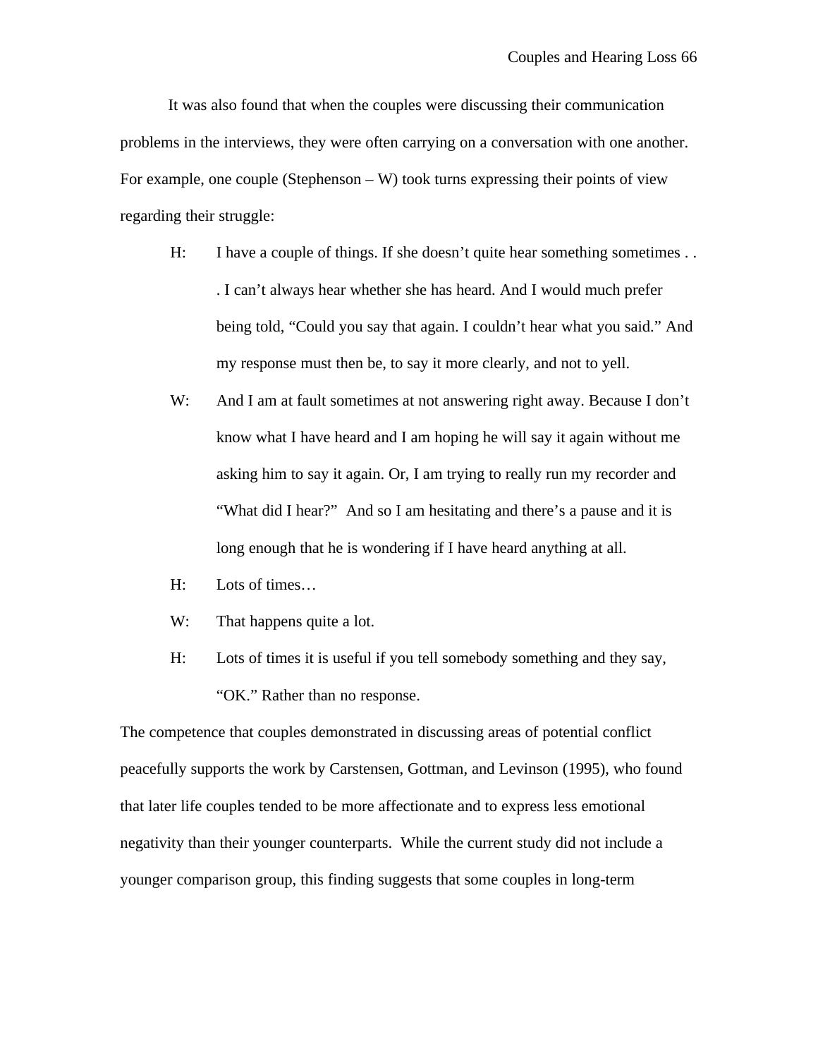It was also found that when the couples were discussing their communication problems in the interviews, they were often carrying on a conversation with one another. For example, one couple (Stephenson – W) took turns expressing their points of view regarding their struggle:

> H: I have a couple of things. If she doesn't quite hear something sometimes . . . I can't always hear whether she has heard. And I would much prefer being told, "Could you say that again. I couldn't hear what you said." And my response must then be, to say it more clearly, and not to yell.
>
> W: And I am at fault sometimes at not answering right away. Because I don't know what I have heard and I am hoping he will say it again without me asking him to say it again. Or, I am trying to really run my recorder and "What did I hear?" And so I am hesitating and there's a pause and it is long enough that he is wondering if I have heard anything at all.
>
> H: Lots of times…
>
> W: That happens quite a lot.
>
> H: Lots of times it is useful if you tell somebody something and they say, "OK." Rather than no response.

The competence that couples demonstrated in discussing areas of potential conflict peacefully supports the work by Carstensen, Gottman, and Levinson (1995), who found that later life couples tended to be more affectionate and to express less emotional negativity than their younger counterparts. While the current study did not include a younger comparison group, this finding suggests that some couples in long-term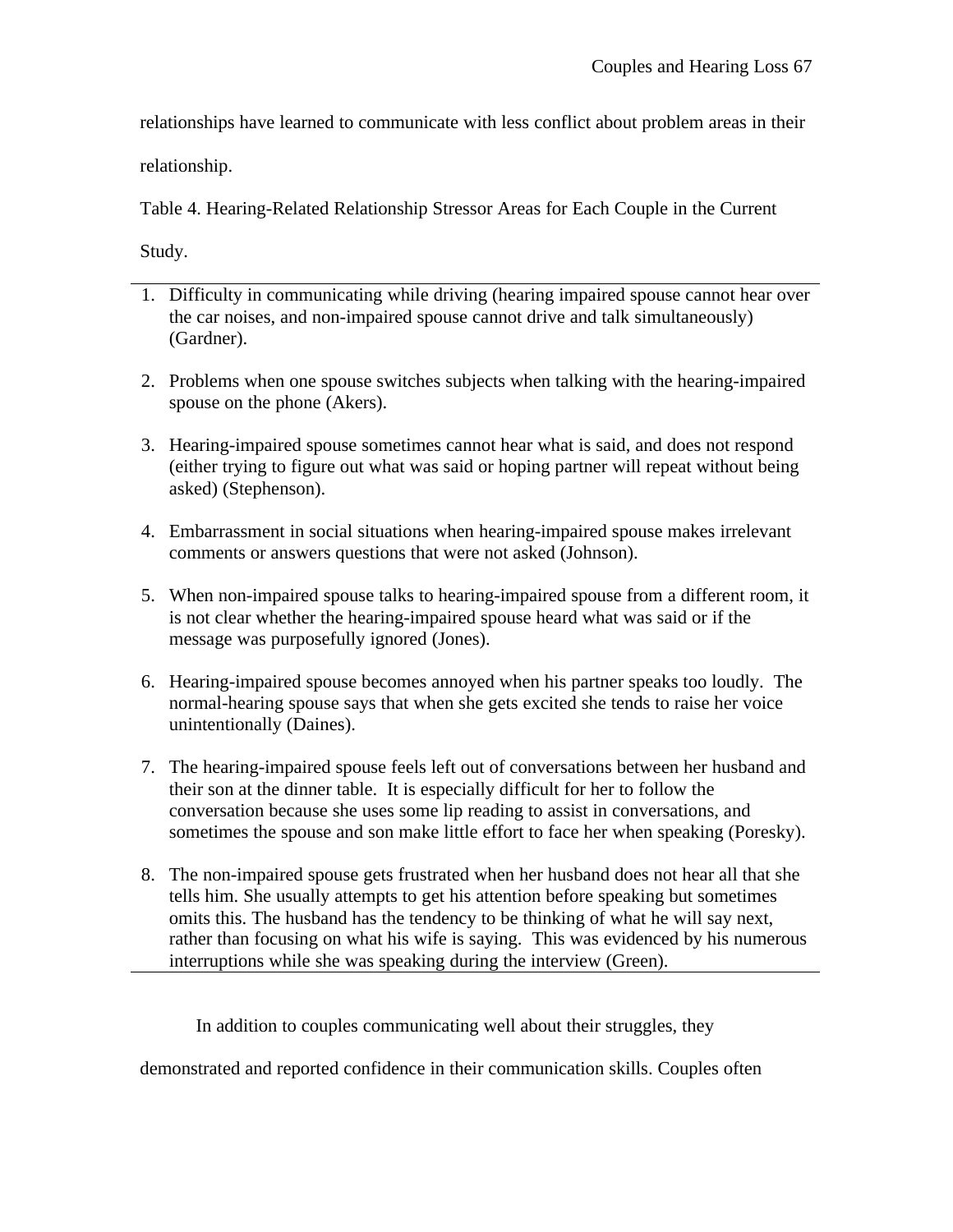relationships have learned to communicate with less conflict about problem areas in their relationship.

Table 4. Hearing-Related Relationship Stressor Areas for Each Couple in the Current Study.

1. Difficulty in communicating while driving (hearing impaired spouse cannot hear over the car noises, and non-impaired spouse cannot drive and talk simultaneously) (Gardner).

2. Problems when one spouse switches subjects when talking with the hearing-impaired spouse on the phone (Akers).

3. Hearing-impaired spouse sometimes cannot hear what is said, and does not respond (either trying to figure out what was said or hoping partner will repeat without being asked) (Stephenson).

4. Embarrassment in social situations when hearing-impaired spouse makes irrelevant comments or answers questions that were not asked (Johnson).

5. When non-impaired spouse talks to hearing-impaired spouse from a different room, it is not clear whether the hearing-impaired spouse heard what was said or if the message was purposefully ignored (Jones).

6. Hearing-impaired spouse becomes annoyed when his partner speaks too loudly. The normal-hearing spouse says that when she gets excited she tends to raise her voice unintentionally (Daines).

7. The hearing-impaired spouse feels left out of conversations between her husband and their son at the dinner table. It is especially difficult for her to follow the conversation because she uses some lip reading to assist in conversations, and sometimes the spouse and son make little effort to face her when speaking (Poresky).

8. The non-impaired spouse gets frustrated when her husband does not hear all that she tells him. She usually attempts to get his attention before speaking but sometimes omits this. The husband has the tendency to be thinking of what he will say next, rather than focusing on what his wife is saying. This was evidenced by his numerous interruptions while she was speaking during the interview (Green).

In addition to couples communicating well about their struggles, they demonstrated and reported confidence in their communication skills. Couples often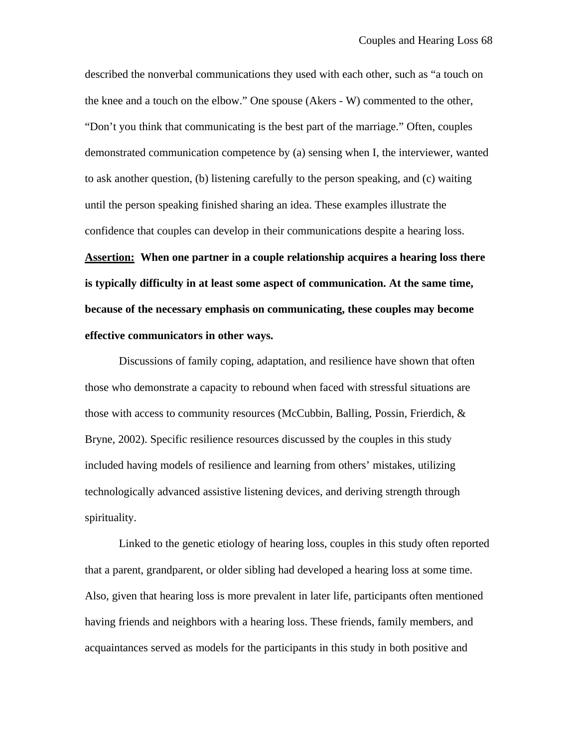described the nonverbal communications they used with each other, such as "a touch on the knee and a touch on the elbow." One spouse (Akers - W) commented to the other, "Don't you think that communicating is the best part of the marriage." Often, couples demonstrated communication competence by (a) sensing when I, the interviewer, wanted to ask another question, (b) listening carefully to the person speaking, and (c) waiting until the person speaking finished sharing an idea. These examples illustrate the confidence that couples can develop in their communications despite a hearing loss.

**Assertion:** **When one partner in a couple relationship acquires a hearing loss there is typically difficulty in at least some aspect of communication. At the same time, because of the necessary emphasis on communicating, these couples may become effective communicators in other ways.**

Discussions of family coping, adaptation, and resilience have shown that often those who demonstrate a capacity to rebound when faced with stressful situations are those with access to community resources (McCubbin, Balling, Possin, Frierdich, & Bryne, 2002). Specific resilience resources discussed by the couples in this study included having models of resilience and learning from others' mistakes, utilizing technologically advanced assistive listening devices, and deriving strength through spirituality.

Linked to the genetic etiology of hearing loss, couples in this study often reported that a parent, grandparent, or older sibling had developed a hearing loss at some time. Also, given that hearing loss is more prevalent in later life, participants often mentioned having friends and neighbors with a hearing loss. These friends, family members, and acquaintances served as models for the participants in this study in both positive and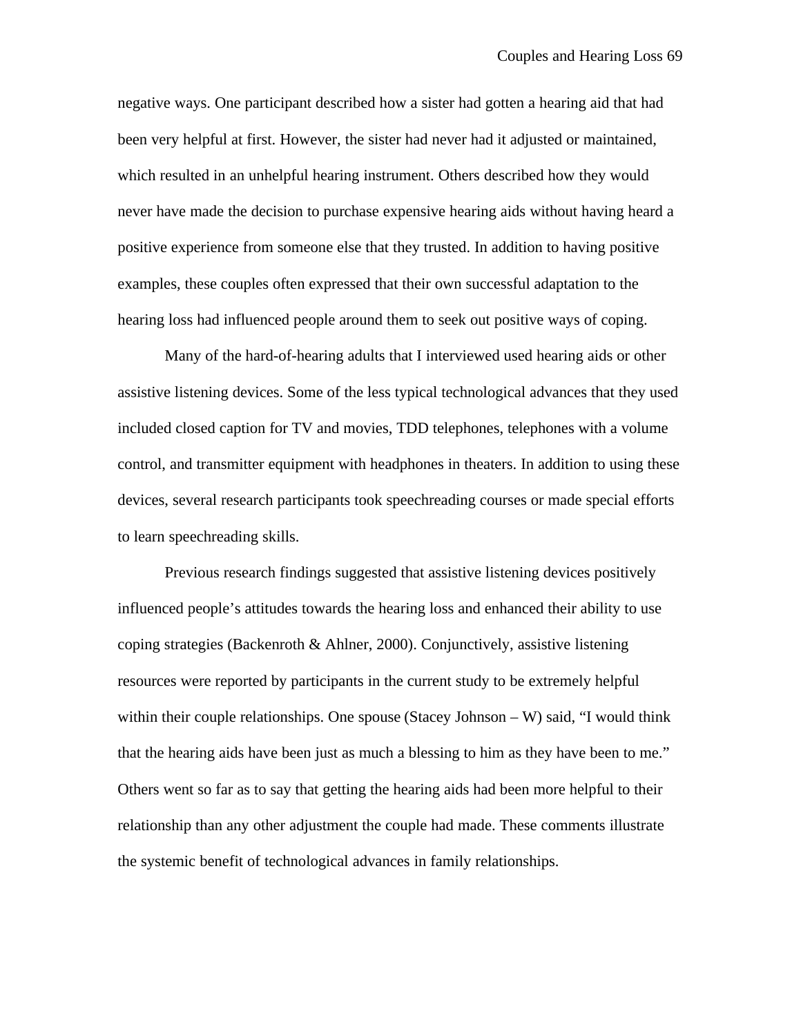negative ways. One participant described how a sister had gotten a hearing aid that had been very helpful at first. However, the sister had never had it adjusted or maintained, which resulted in an unhelpful hearing instrument. Others described how they would never have made the decision to purchase expensive hearing aids without having heard a positive experience from someone else that they trusted. In addition to having positive examples, these couples often expressed that their own successful adaptation to the hearing loss had influenced people around them to seek out positive ways of coping.

Many of the hard-of-hearing adults that I interviewed used hearing aids or other assistive listening devices. Some of the less typical technological advances that they used included closed caption for TV and movies, TDD telephones, telephones with a volume control, and transmitter equipment with headphones in theaters. In addition to using these devices, several research participants took speechreading courses or made special efforts to learn speechreading skills.

Previous research findings suggested that assistive listening devices positively influenced people's attitudes towards the hearing loss and enhanced their ability to use coping strategies (Backenroth & Ahlner, 2000). Conjunctively, assistive listening resources were reported by participants in the current study to be extremely helpful within their couple relationships. One spouse (Stacey Johnson – W) said, "I would think that the hearing aids have been just as much a blessing to him as they have been to me." Others went so far as to say that getting the hearing aids had been more helpful to their relationship than any other adjustment the couple had made. These comments illustrate the systemic benefit of technological advances in family relationships.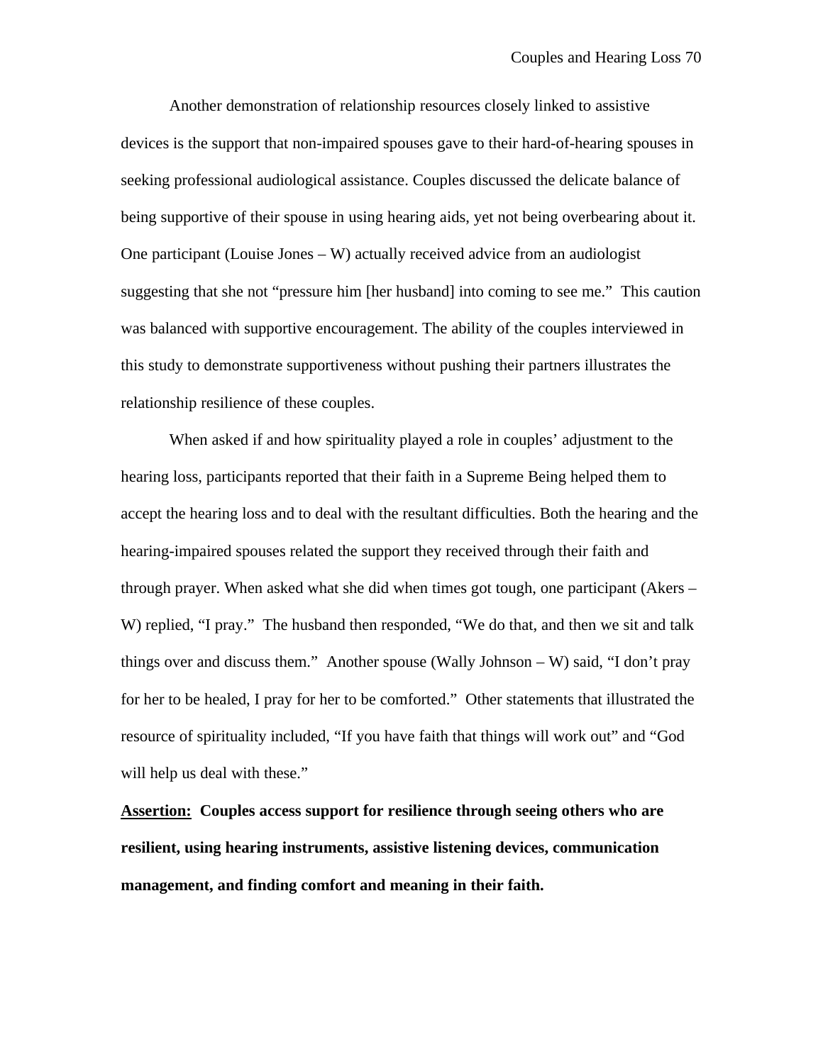Another demonstration of relationship resources closely linked to assistive devices is the support that non-impaired spouses gave to their hard-of-hearing spouses in seeking professional audiological assistance. Couples discussed the delicate balance of being supportive of their spouse in using hearing aids, yet not being overbearing about it. One participant (Louise Jones – W) actually received advice from an audiologist suggesting that she not "pressure him [her husband] into coming to see me." This caution was balanced with supportive encouragement. The ability of the couples interviewed in this study to demonstrate supportiveness without pushing their partners illustrates the relationship resilience of these couples.

When asked if and how spirituality played a role in couples' adjustment to the hearing loss, participants reported that their faith in a Supreme Being helped them to accept the hearing loss and to deal with the resultant difficulties. Both the hearing and the hearing-impaired spouses related the support they received through their faith and through prayer. When asked what she did when times got tough, one participant (Akers – W) replied, "I pray." The husband then responded, "We do that, and then we sit and talk things over and discuss them." Another spouse (Wally Johnson – W) said, "I don't pray for her to be healed, I pray for her to be comforted." Other statements that illustrated the resource of spirituality included, "If you have faith that things will work out" and "God will help us deal with these."

**<u>Assertion:</u> Couples access support for resilience through seeing others who are resilient, using hearing instruments, assistive listening devices, communication management, and finding comfort and meaning in their faith.**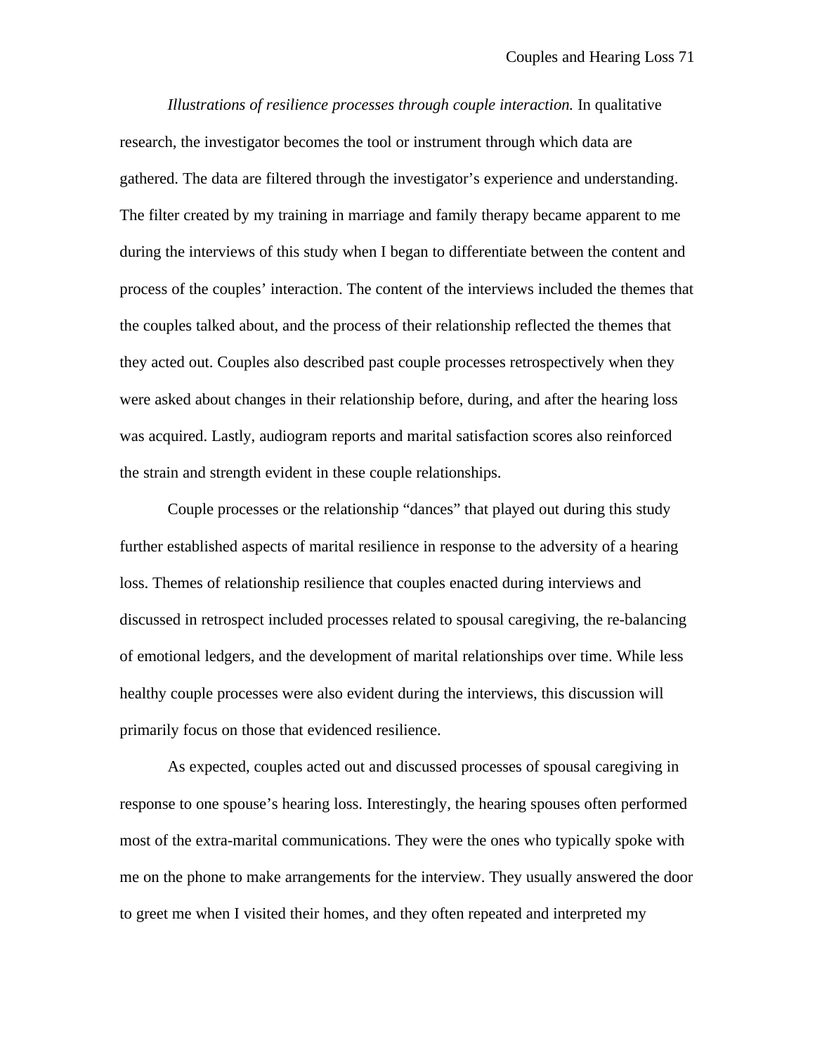*Illustrations of resilience processes through couple interaction.* In qualitative research, the investigator becomes the tool or instrument through which data are gathered. The data are filtered through the investigator's experience and understanding. The filter created by my training in marriage and family therapy became apparent to me during the interviews of this study when I began to differentiate between the content and process of the couples' interaction. The content of the interviews included the themes that the couples talked about, and the process of their relationship reflected the themes that they acted out. Couples also described past couple processes retrospectively when they were asked about changes in their relationship before, during, and after the hearing loss was acquired. Lastly, audiogram reports and marital satisfaction scores also reinforced the strain and strength evident in these couple relationships.

Couple processes or the relationship "dances" that played out during this study further established aspects of marital resilience in response to the adversity of a hearing loss. Themes of relationship resilience that couples enacted during interviews and discussed in retrospect included processes related to spousal caregiving, the re-balancing of emotional ledgers, and the development of marital relationships over time. While less healthy couple processes were also evident during the interviews, this discussion will primarily focus on those that evidenced resilience.

As expected, couples acted out and discussed processes of spousal caregiving in response to one spouse's hearing loss. Interestingly, the hearing spouses often performed most of the extra-marital communications. They were the ones who typically spoke with me on the phone to make arrangements for the interview. They usually answered the door to greet me when I visited their homes, and they often repeated and interpreted my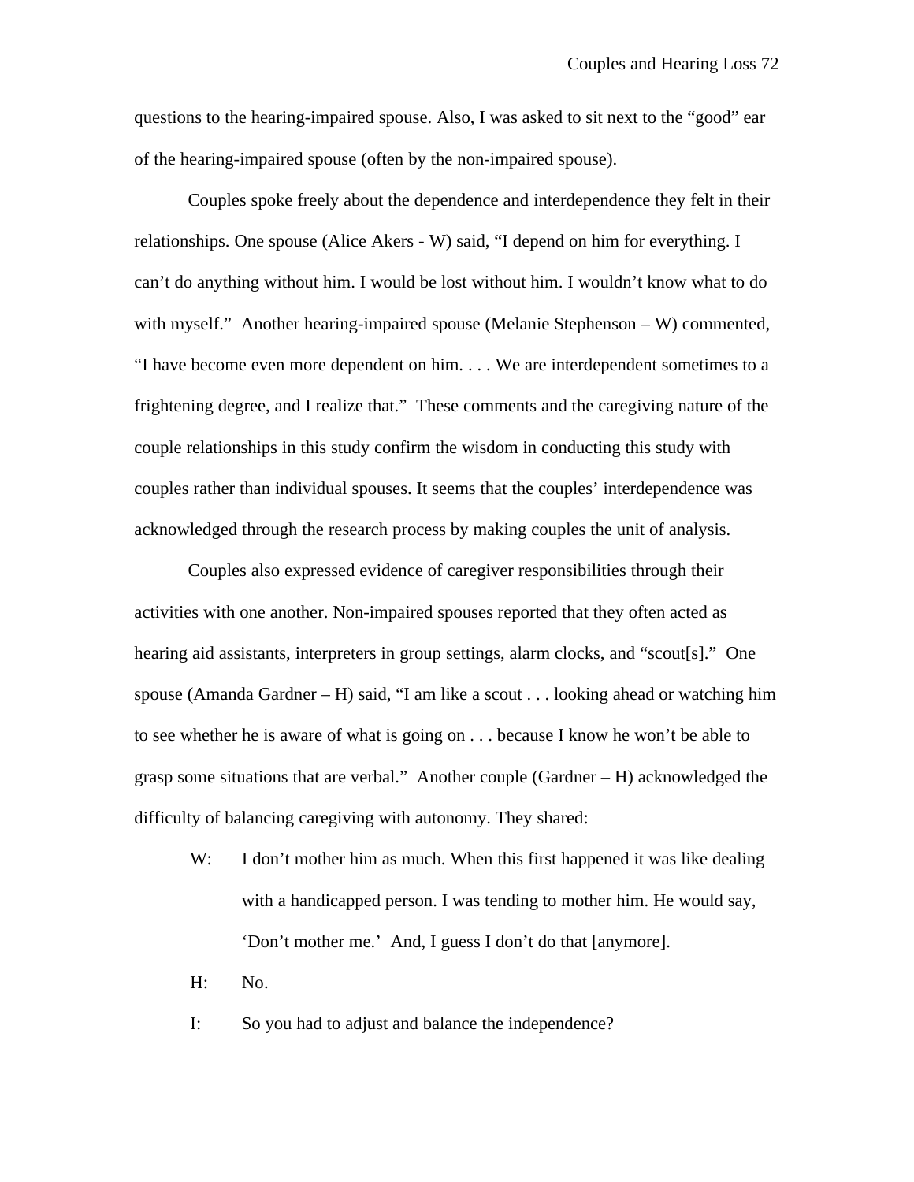questions to the hearing-impaired spouse. Also, I was asked to sit next to the "good" ear of the hearing-impaired spouse (often by the non-impaired spouse).

Couples spoke freely about the dependence and interdependence they felt in their relationships. One spouse (Alice Akers - W) said, "I depend on him for everything. I can't do anything without him. I would be lost without him. I wouldn't know what to do with myself." Another hearing-impaired spouse (Melanie Stephenson – W) commented, "I have become even more dependent on him. . . . We are interdependent sometimes to a frightening degree, and I realize that." These comments and the caregiving nature of the couple relationships in this study confirm the wisdom in conducting this study with couples rather than individual spouses. It seems that the couples' interdependence was acknowledged through the research process by making couples the unit of analysis.

Couples also expressed evidence of caregiver responsibilities through their activities with one another. Non-impaired spouses reported that they often acted as hearing aid assistants, interpreters in group settings, alarm clocks, and "scout[s]." One spouse (Amanda Gardner – H) said, "I am like a scout . . . looking ahead or watching him to see whether he is aware of what is going on . . . because I know he won't be able to grasp some situations that are verbal." Another couple (Gardner – H) acknowledged the difficulty of balancing caregiving with autonomy. They shared:

W: I don't mother him as much. When this first happened it was like dealing with a handicapped person. I was tending to mother him. He would say, 'Don't mother me.' And, I guess I don't do that [anymore].

H: No.

I: So you had to adjust and balance the independence?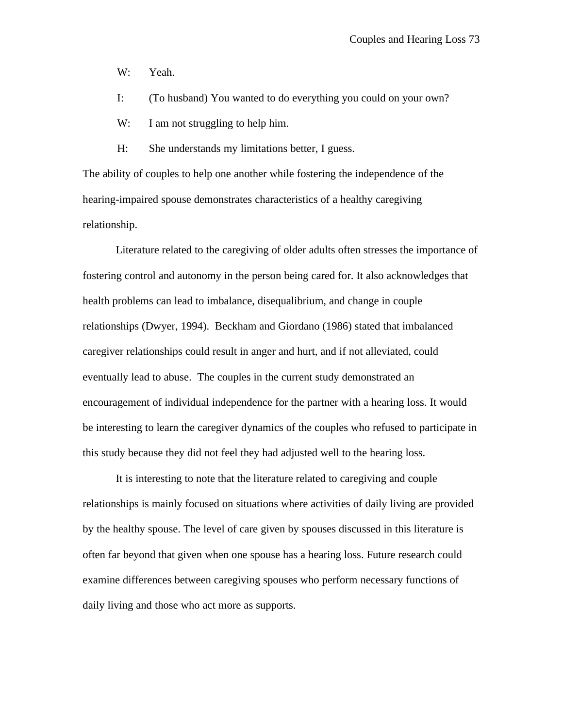W: Yeah.

I: (To husband) You wanted to do everything you could on your own?

W: I am not struggling to help him.

H: She understands my limitations better, I guess.

The ability of couples to help one another while fostering the independence of the hearing-impaired spouse demonstrates characteristics of a healthy caregiving relationship.

Literature related to the caregiving of older adults often stresses the importance of fostering control and autonomy in the person being cared for. It also acknowledges that health problems can lead to imbalance, disequalibrium, and change in couple relationships (Dwyer, 1994). Beckham and Giordano (1986) stated that imbalanced caregiver relationships could result in anger and hurt, and if not alleviated, could eventually lead to abuse. The couples in the current study demonstrated an encouragement of individual independence for the partner with a hearing loss. It would be interesting to learn the caregiver dynamics of the couples who refused to participate in this study because they did not feel they had adjusted well to the hearing loss.

It is interesting to note that the literature related to caregiving and couple relationships is mainly focused on situations where activities of daily living are provided by the healthy spouse. The level of care given by spouses discussed in this literature is often far beyond that given when one spouse has a hearing loss. Future research could examine differences between caregiving spouses who perform necessary functions of daily living and those who act more as supports.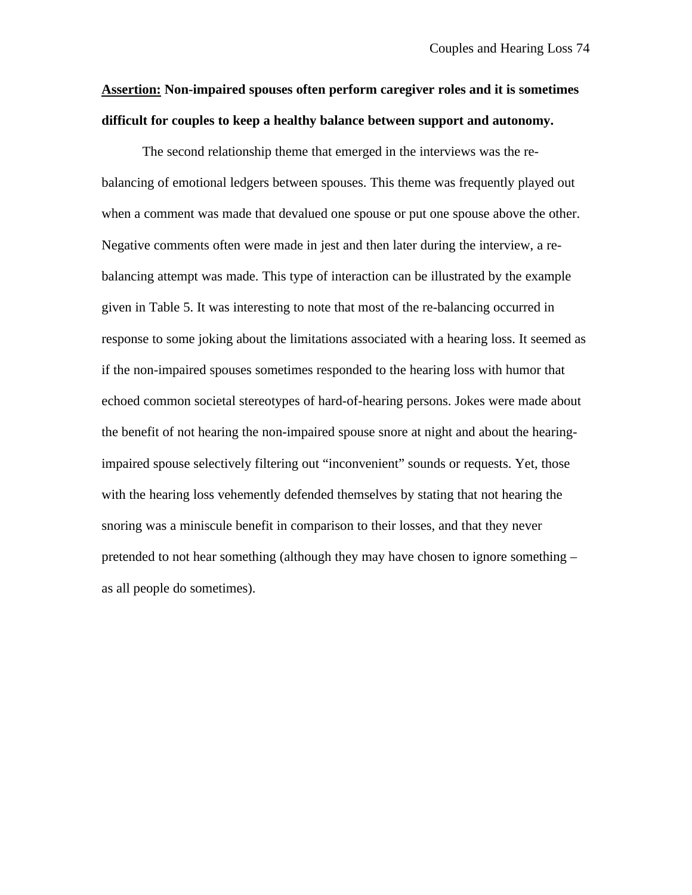**<u>Assertion:</u> Non-impaired spouses often perform caregiver roles and it is sometimes difficult for couples to keep a healthy balance between support and autonomy.**

The second relationship theme that emerged in the interviews was the re-balancing of emotional ledgers between spouses. This theme was frequently played out when a comment was made that devalued one spouse or put one spouse above the other. Negative comments often were made in jest and then later during the interview, a re-balancing attempt was made. This type of interaction can be illustrated by the example given in Table 5. It was interesting to note that most of the re-balancing occurred in response to some joking about the limitations associated with a hearing loss. It seemed as if the non-impaired spouses sometimes responded to the hearing loss with humor that echoed common societal stereotypes of hard-of-hearing persons. Jokes were made about the benefit of not hearing the non-impaired spouse snore at night and about the hearing-impaired spouse selectively filtering out "inconvenient" sounds or requests. Yet, those with the hearing loss vehemently defended themselves by stating that not hearing the snoring was a miniscule benefit in comparison to their losses, and that they never pretended to not hear something (although they may have chosen to ignore something – as all people do sometimes).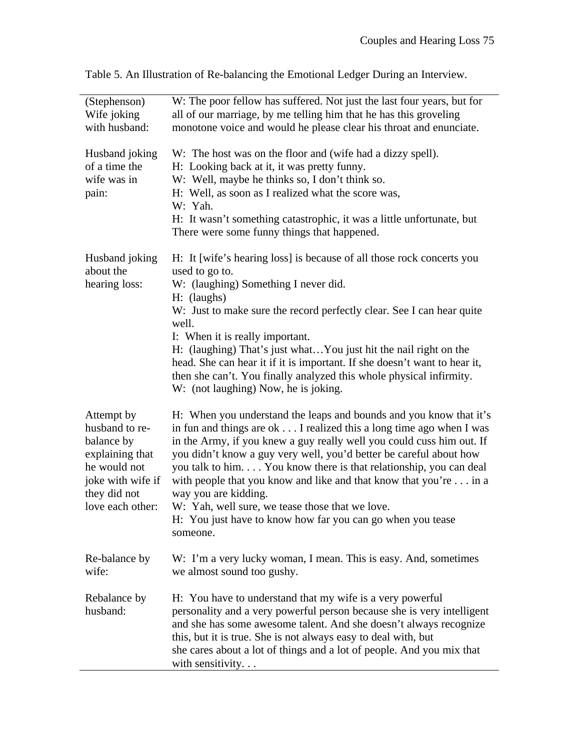Table 5. An Illustration of Re-balancing the Emotional Ledger During an Interview.

| | |
|---|---|
| (Stephenson) Wife joking with husband: | W: The poor fellow has suffered. Not just the last four years, but for all of our marriage, by me telling him that he has this groveling monotone voice and would he please clear his throat and enunciate. |
| Husband joking of a time the wife was in pain: | W: The host was on the floor and (wife had a dizzy spell).<br>H: Looking back at it, it was pretty funny.<br>W: Well, maybe he thinks so, I don't think so.<br>H: Well, as soon as I realized what the score was,<br>W: Yah.<br>H: It wasn't something catastrophic, it was a little unfortunate, but There were some funny things that happened. |
| Husband joking about the hearing loss: | H: It [wife's hearing loss] is because of all those rock concerts you used to go to.<br>W: (laughing) Something I never did.<br>H: (laughs)<br>W: Just to make sure the record perfectly clear. See I can hear quite well.<br>I: When it is really important.<br>H: (laughing) That's just what…You just hit the nail right on the head. She can hear it if it is important. If she doesn't want to hear it, then she can't. You finally analyzed this whole physical infirmity.<br>W: (not laughing) Now, he is joking. |
| Attempt by husband to re-balance by explaining that he would not joke with wife if they did not love each other: | H: When you understand the leaps and bounds and you know that it's in fun and things are ok . . . I realized this a long time ago when I was in the Army, if you knew a guy really well you could cuss him out. If you didn't know a guy very well, you'd better be careful about how you talk to him. . . . You know there is that relationship, you can deal with people that you know and like and that know that you're . . . in a way you are kidding.<br>W: Yah, well sure, we tease those that we love.<br>H: You just have to know how far you can go when you tease someone. |
| Re-balance by wife: | W: I'm a very lucky woman, I mean. This is easy. And, sometimes we almost sound too gushy. |
| Rebalance by husband: | H: You have to understand that my wife is a very powerful personality and a very powerful person because she is very intelligent and she has some awesome talent. And she doesn't always recognize this, but it is true. She is not always easy to deal with, but she cares about a lot of things and a lot of people. And you mix that with sensitivity. . . |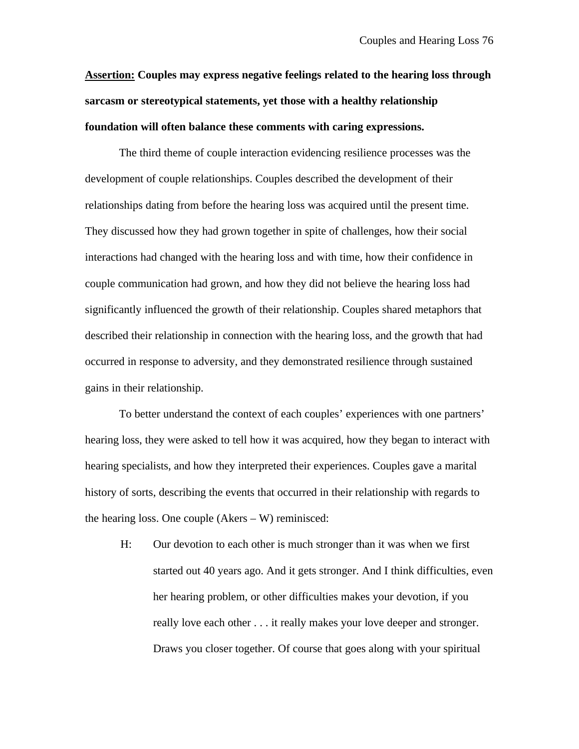**<u>Assertion:</u> Couples may express negative feelings related to the hearing loss through sarcasm or stereotypical statements, yet those with a healthy relationship foundation will often balance these comments with caring expressions.**

The third theme of couple interaction evidencing resilience processes was the development of couple relationships. Couples described the development of their relationships dating from before the hearing loss was acquired until the present time. They discussed how they had grown together in spite of challenges, how their social interactions had changed with the hearing loss and with time, how their confidence in couple communication had grown, and how they did not believe the hearing loss had significantly influenced the growth of their relationship. Couples shared metaphors that described their relationship in connection with the hearing loss, and the growth that had occurred in response to adversity, and they demonstrated resilience through sustained gains in their relationship.

To better understand the context of each couples' experiences with one partners' hearing loss, they were asked to tell how it was acquired, how they began to interact with hearing specialists, and how they interpreted their experiences. Couples gave a marital history of sorts, describing the events that occurred in their relationship with regards to the hearing loss. One couple (Akers – W) reminisced:

> H: Our devotion to each other is much stronger than it was when we first started out 40 years ago. And it gets stronger. And I think difficulties, even her hearing problem, or other difficulties makes your devotion, if you really love each other . . . it really makes your love deeper and stronger. Draws you closer together. Of course that goes along with your spiritual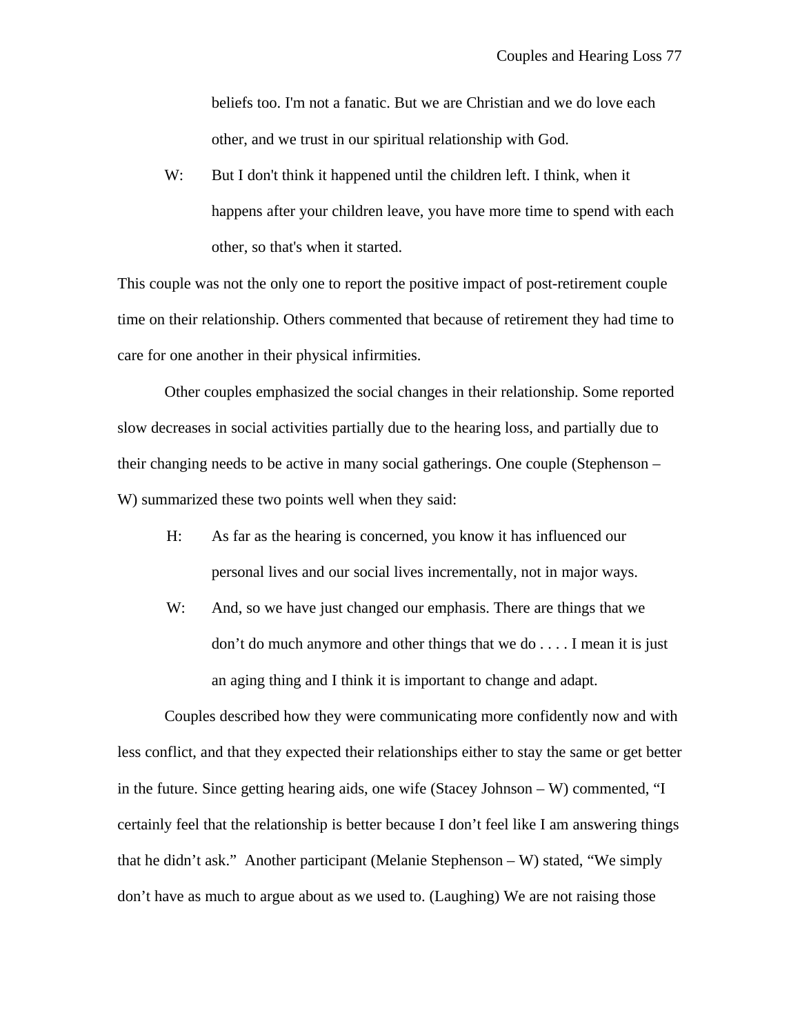beliefs too. I'm not a fanatic. But we are Christian and we do love each other, and we trust in our spiritual relationship with God.

W: But I don't think it happened until the children left. I think, when it happens after your children leave, you have more time to spend with each other, so that's when it started.

This couple was not the only one to report the positive impact of post-retirement couple time on their relationship. Others commented that because of retirement they had time to care for one another in their physical infirmities.

Other couples emphasized the social changes in their relationship. Some reported slow decreases in social activities partially due to the hearing loss, and partially due to their changing needs to be active in many social gatherings. One couple (Stephenson – W) summarized these two points well when they said:

H: As far as the hearing is concerned, you know it has influenced our personal lives and our social lives incrementally, not in major ways.

W: And, so we have just changed our emphasis. There are things that we don't do much anymore and other things that we do . . . . I mean it is just an aging thing and I think it is important to change and adapt.

Couples described how they were communicating more confidently now and with less conflict, and that they expected their relationships either to stay the same or get better in the future. Since getting hearing aids, one wife (Stacey Johnson – W) commented, "I certainly feel that the relationship is better because I don't feel like I am answering things that he didn't ask." Another participant (Melanie Stephenson – W) stated, "We simply don't have as much to argue about as we used to. (Laughing) We are not raising those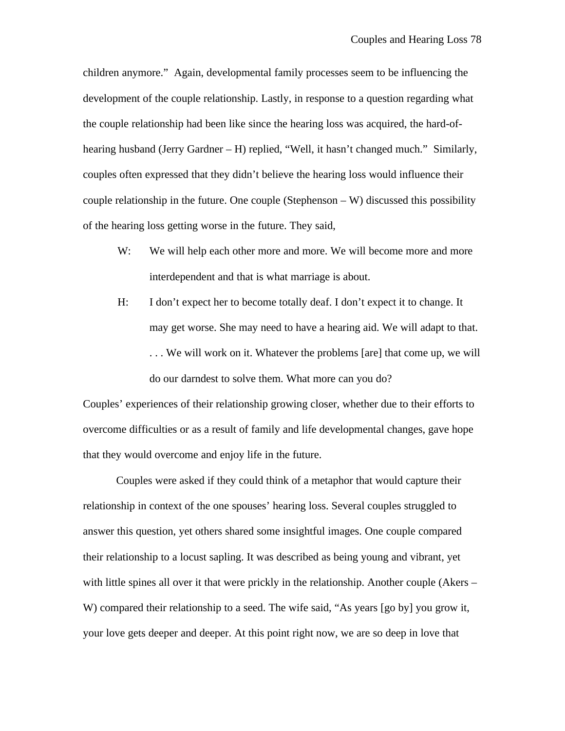children anymore." Again, developmental family processes seem to be influencing the development of the couple relationship. Lastly, in response to a question regarding what the couple relationship had been like since the hearing loss was acquired, the hard-of-hearing husband (Jerry Gardner – H) replied, "Well, it hasn't changed much." Similarly, couples often expressed that they didn't believe the hearing loss would influence their couple relationship in the future. One couple (Stephenson – W) discussed this possibility of the hearing loss getting worse in the future. They said,

> W: We will help each other more and more. We will become more and more interdependent and that is what marriage is about.
>
> H: I don't expect her to become totally deaf. I don't expect it to change. It may get worse. She may need to have a hearing aid. We will adapt to that. . . . We will work on it. Whatever the problems [are] that come up, we will do our darndest to solve them. What more can you do?

Couples' experiences of their relationship growing closer, whether due to their efforts to overcome difficulties or as a result of family and life developmental changes, gave hope that they would overcome and enjoy life in the future.

Couples were asked if they could think of a metaphor that would capture their relationship in context of the one spouses' hearing loss. Several couples struggled to answer this question, yet others shared some insightful images. One couple compared their relationship to a locust sapling. It was described as being young and vibrant, yet with little spines all over it that were prickly in the relationship. Another couple (Akers – W) compared their relationship to a seed. The wife said, "As years [go by] you grow it, your love gets deeper and deeper. At this point right now, we are so deep in love that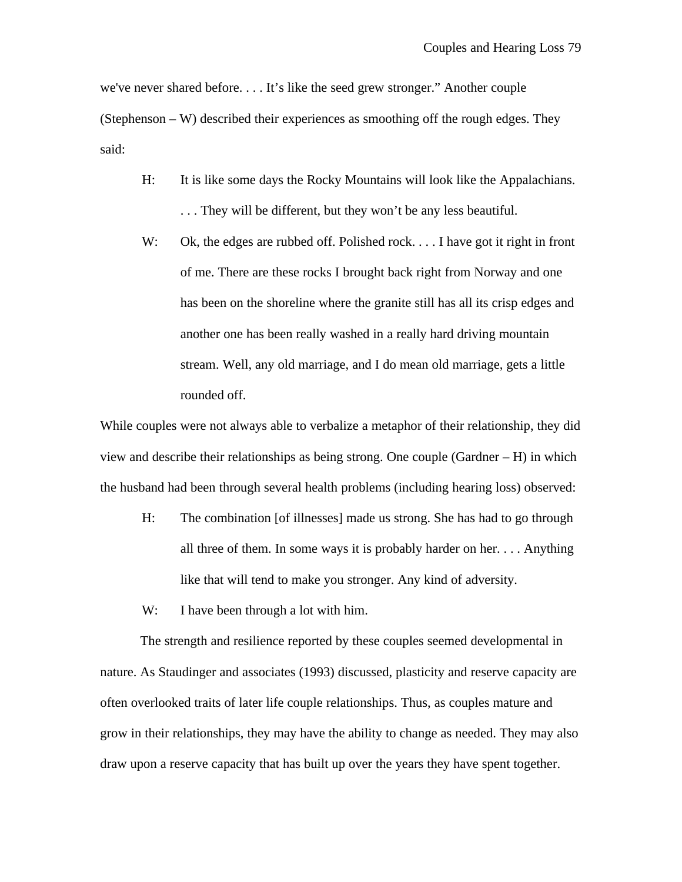we've never shared before. . . . It's like the seed grew stronger." Another couple (Stephenson – W) described their experiences as smoothing off the rough edges. They said:

> H: It is like some days the Rocky Mountains will look like the Appalachians. . . . They will be different, but they won't be any less beautiful.
>
> W: Ok, the edges are rubbed off. Polished rock. . . . I have got it right in front of me. There are these rocks I brought back right from Norway and one has been on the shoreline where the granite still has all its crisp edges and another one has been really washed in a really hard driving mountain stream. Well, any old marriage, and I do mean old marriage, gets a little rounded off.

While couples were not always able to verbalize a metaphor of their relationship, they did view and describe their relationships as being strong. One couple (Gardner – H) in which the husband had been through several health problems (including hearing loss) observed:

> H: The combination [of illnesses] made us strong. She has had to go through all three of them. In some ways it is probably harder on her. . . . Anything like that will tend to make you stronger. Any kind of adversity.
>
> W: I have been through a lot with him.

The strength and resilience reported by these couples seemed developmental in nature. As Staudinger and associates (1993) discussed, plasticity and reserve capacity are often overlooked traits of later life couple relationships. Thus, as couples mature and grow in their relationships, they may have the ability to change as needed. They may also draw upon a reserve capacity that has built up over the years they have spent together.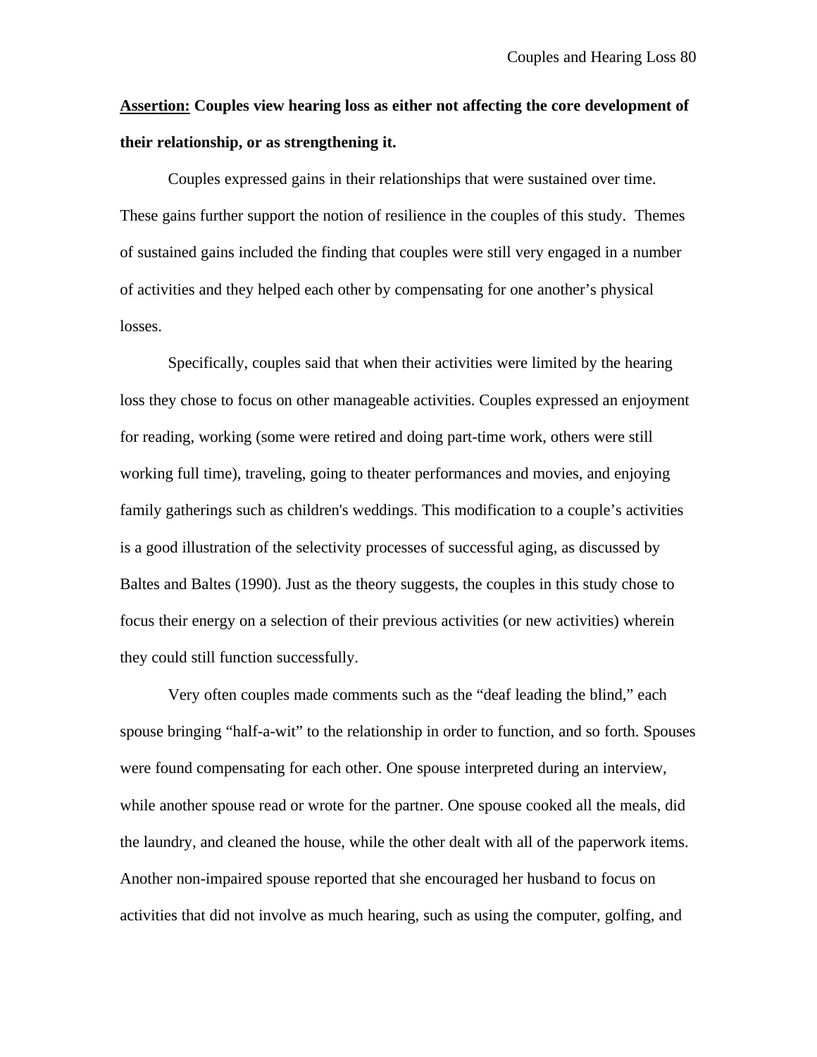**<u>Assertion:</u> Couples view hearing loss as either not affecting the core development of their relationship, or as strengthening it.**

Couples expressed gains in their relationships that were sustained over time. These gains further support the notion of resilience in the couples of this study. Themes of sustained gains included the finding that couples were still very engaged in a number of activities and they helped each other by compensating for one another's physical losses.

Specifically, couples said that when their activities were limited by the hearing loss they chose to focus on other manageable activities. Couples expressed an enjoyment for reading, working (some were retired and doing part-time work, others were still working full time), traveling, going to theater performances and movies, and enjoying family gatherings such as children's weddings. This modification to a couple's activities is a good illustration of the selectivity processes of successful aging, as discussed by Baltes and Baltes (1990). Just as the theory suggests, the couples in this study chose to focus their energy on a selection of their previous activities (or new activities) wherein they could still function successfully.

Very often couples made comments such as the "deaf leading the blind," each spouse bringing "half-a-wit" to the relationship in order to function, and so forth. Spouses were found compensating for each other. One spouse interpreted during an interview, while another spouse read or wrote for the partner. One spouse cooked all the meals, did the laundry, and cleaned the house, while the other dealt with all of the paperwork items. Another non-impaired spouse reported that she encouraged her husband to focus on activities that did not involve as much hearing, such as using the computer, golfing, and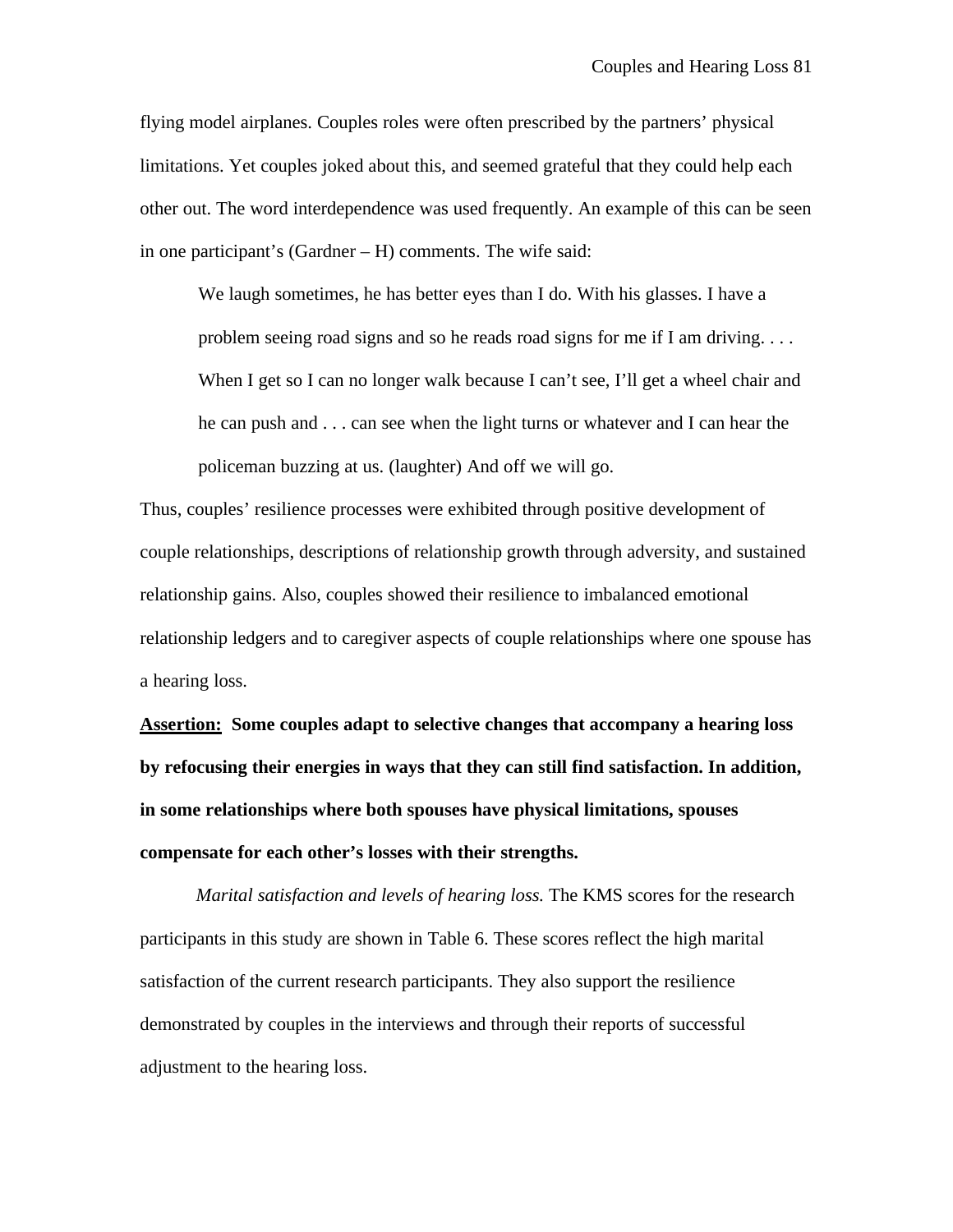flying model airplanes. Couples roles were often prescribed by the partners' physical limitations. Yet couples joked about this, and seemed grateful that they could help each other out. The word interdependence was used frequently. An example of this can be seen in one participant's (Gardner – H) comments. The wife said:

> We laugh sometimes, he has better eyes than I do. With his glasses. I have a problem seeing road signs and so he reads road signs for me if I am driving. . . . When I get so I can no longer walk because I can't see, I'll get a wheel chair and he can push and . . . can see when the light turns or whatever and I can hear the policeman buzzing at us. (laughter) And off we will go.

Thus, couples' resilience processes were exhibited through positive development of couple relationships, descriptions of relationship growth through adversity, and sustained relationship gains. Also, couples showed their resilience to imbalanced emotional relationship ledgers and to caregiver aspects of couple relationships where one spouse has a hearing loss.

**Assertion: Some couples adapt to selective changes that accompany a hearing loss by refocusing their energies in ways that they can still find satisfaction. In addition, in some relationships where both spouses have physical limitations, spouses compensate for each other's losses with their strengths.**

*Marital satisfaction and levels of hearing loss.* The KMS scores for the research participants in this study are shown in Table 6. These scores reflect the high marital satisfaction of the current research participants. They also support the resilience demonstrated by couples in the interviews and through their reports of successful adjustment to the hearing loss.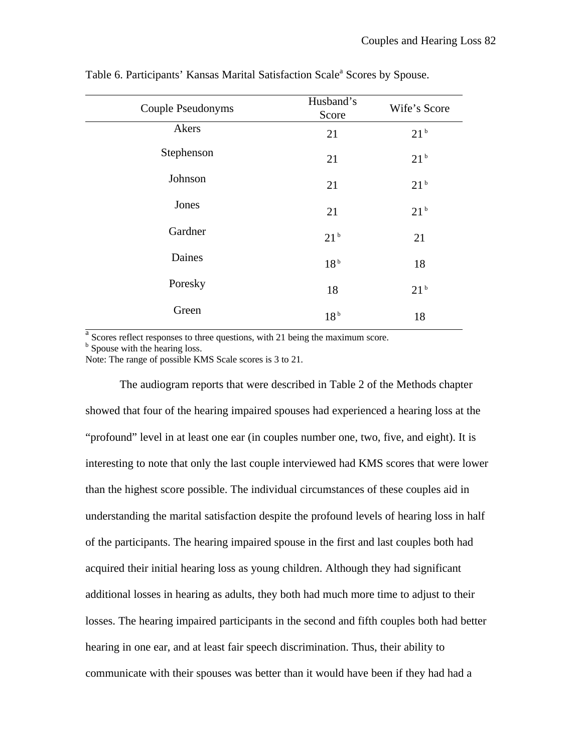Table 6. Participants' Kansas Marital Satisfaction Scale[a] Scores by Spouse.

| Couple Pseudonyms | Husband's Score | Wife's Score |
|---|---|---|
| Akers | 21 | 21 [b] |
| Stephenson | 21 | 21 [b] |
| Johnson | 21 | 21 [b] |
| Jones | 21 | 21 [b] |
| Gardner | 21 [b] | 21 |
| Daines | 18 [b] | 18 |
| Poresky | 18 | 21 [b] |
| Green | 18 [b] | 18 |

[a] Scores reflect responses to three questions, with 21 being the maximum score.
[b] Spouse with the hearing loss.
Note: The range of possible KMS Scale scores is 3 to 21.

The audiogram reports that were described in Table 2 of the Methods chapter showed that four of the hearing impaired spouses had experienced a hearing loss at the "profound" level in at least one ear (in couples number one, two, five, and eight). It is interesting to note that only the last couple interviewed had KMS scores that were lower than the highest score possible. The individual circumstances of these couples aid in understanding the marital satisfaction despite the profound levels of hearing loss in half of the participants. The hearing impaired spouse in the first and last couples both had acquired their initial hearing loss as young children. Although they had significant additional losses in hearing as adults, they both had much more time to adjust to their losses. The hearing impaired participants in the second and fifth couples both had better hearing in one ear, and at least fair speech discrimination. Thus, their ability to communicate with their spouses was better than it would have been if they had had a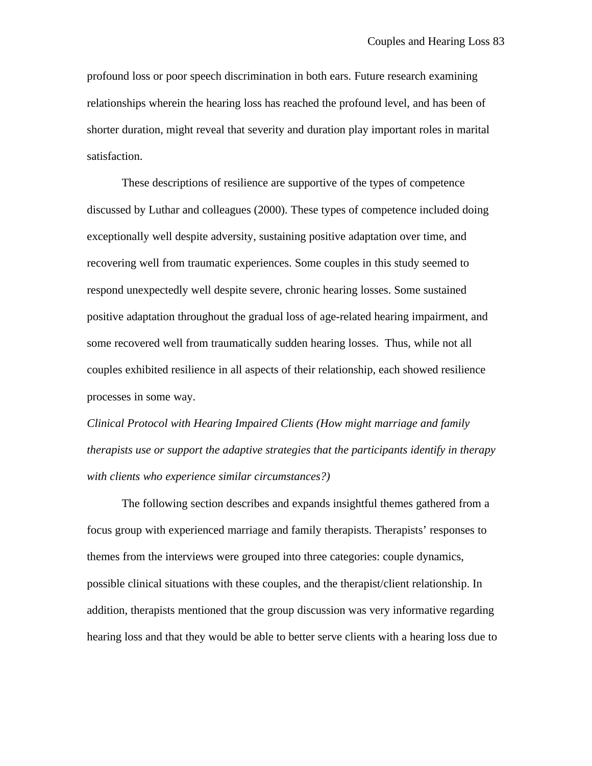profound loss or poor speech discrimination in both ears. Future research examining relationships wherein the hearing loss has reached the profound level, and has been of shorter duration, might reveal that severity and duration play important roles in marital satisfaction.

These descriptions of resilience are supportive of the types of competence discussed by Luthar and colleagues (2000). These types of competence included doing exceptionally well despite adversity, sustaining positive adaptation over time, and recovering well from traumatic experiences. Some couples in this study seemed to respond unexpectedly well despite severe, chronic hearing losses. Some sustained positive adaptation throughout the gradual loss of age-related hearing impairment, and some recovered well from traumatically sudden hearing losses.  Thus, while not all couples exhibited resilience in all aspects of their relationship, each showed resilience processes in some way.

*Clinical Protocol with Hearing Impaired Clients (How might marriage and family therapists use or support the adaptive strategies that the participants identify in therapy with clients who experience similar circumstances?)*

The following section describes and expands insightful themes gathered from a focus group with experienced marriage and family therapists. Therapists' responses to themes from the interviews were grouped into three categories: couple dynamics, possible clinical situations with these couples, and the therapist/client relationship. In addition, therapists mentioned that the group discussion was very informative regarding hearing loss and that they would be able to better serve clients with a hearing loss due to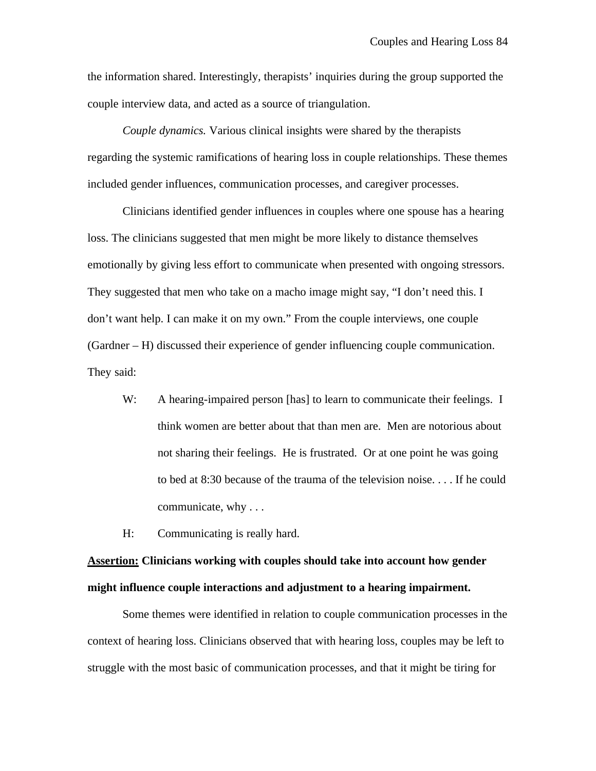the information shared. Interestingly, therapists' inquiries during the group supported the couple interview data, and acted as a source of triangulation.

*Couple dynamics.* Various clinical insights were shared by the therapists regarding the systemic ramifications of hearing loss in couple relationships. These themes included gender influences, communication processes, and caregiver processes.

Clinicians identified gender influences in couples where one spouse has a hearing loss. The clinicians suggested that men might be more likely to distance themselves emotionally by giving less effort to communicate when presented with ongoing stressors. They suggested that men who take on a macho image might say, "I don't need this. I don't want help. I can make it on my own." From the couple interviews, one couple (Gardner – H) discussed their experience of gender influencing couple communication. They said:

> W: A hearing-impaired person [has] to learn to communicate their feelings. I think women are better about that than men are. Men are notorious about not sharing their feelings. He is frustrated. Or at one point he was going to bed at 8:30 because of the trauma of the television noise. . . . If he could communicate, why . . .
>
> H: Communicating is really hard.

**<u>Assertion:</u> Clinicians working with couples should take into account how gender might influence couple interactions and adjustment to a hearing impairment.**

Some themes were identified in relation to couple communication processes in the context of hearing loss. Clinicians observed that with hearing loss, couples may be left to struggle with the most basic of communication processes, and that it might be tiring for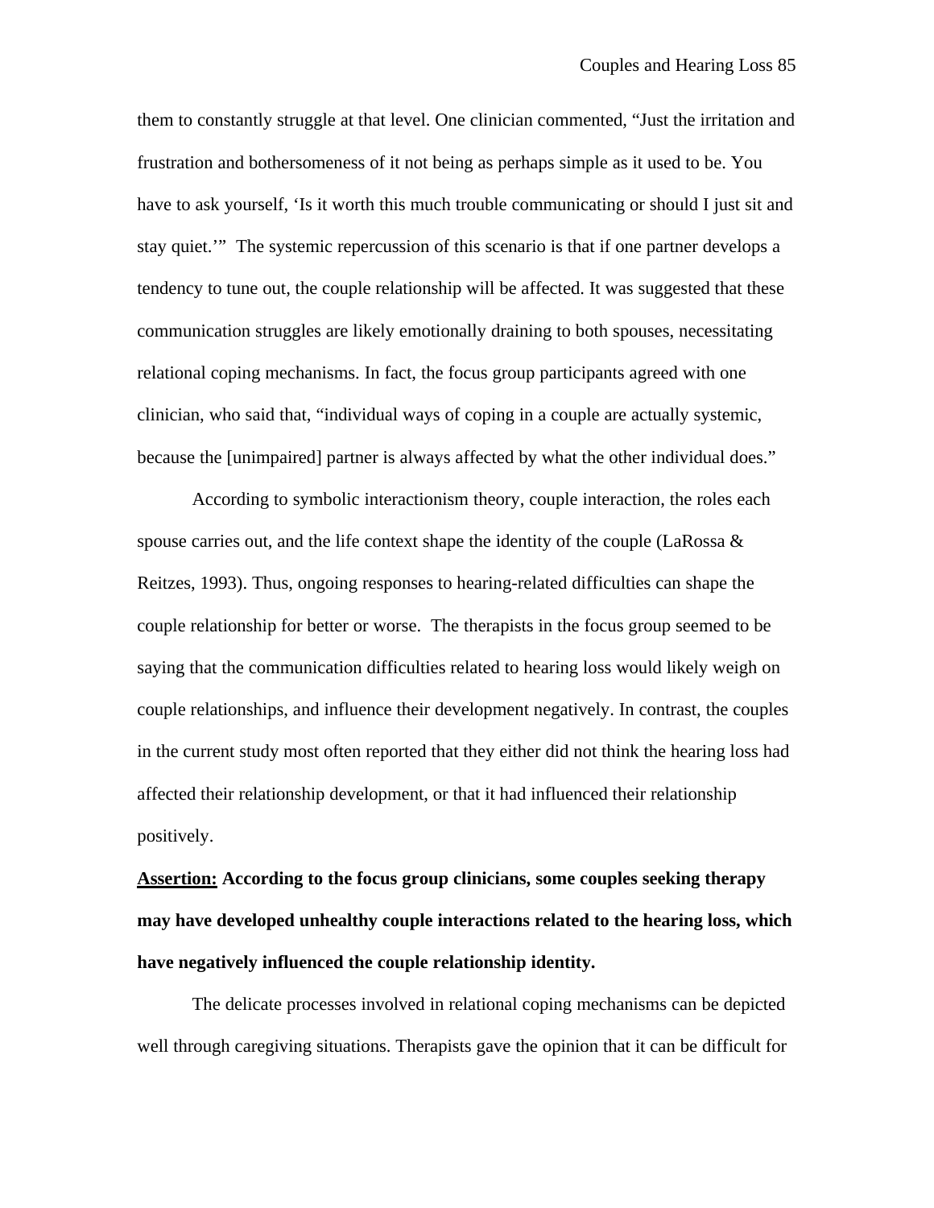them to constantly struggle at that level. One clinician commented, "Just the irritation and frustration and bothersomeness of it not being as perhaps simple as it used to be. You have to ask yourself, 'Is it worth this much trouble communicating or should I just sit and stay quiet.'" The systemic repercussion of this scenario is that if one partner develops a tendency to tune out, the couple relationship will be affected. It was suggested that these communication struggles are likely emotionally draining to both spouses, necessitating relational coping mechanisms. In fact, the focus group participants agreed with one clinician, who said that, "individual ways of coping in a couple are actually systemic, because the [unimpaired] partner is always affected by what the other individual does."

According to symbolic interactionism theory, couple interaction, the roles each spouse carries out, and the life context shape the identity of the couple (LaRossa & Reitzes, 1993). Thus, ongoing responses to hearing-related difficulties can shape the couple relationship for better or worse. The therapists in the focus group seemed to be saying that the communication difficulties related to hearing loss would likely weigh on couple relationships, and influence their development negatively. In contrast, the couples in the current study most often reported that they either did not think the hearing loss had affected their relationship development, or that it had influenced their relationship positively.

**<u>Assertion:</u> According to the focus group clinicians, some couples seeking therapy may have developed unhealthy couple interactions related to the hearing loss, which have negatively influenced the couple relationship identity.**

The delicate processes involved in relational coping mechanisms can be depicted well through caregiving situations. Therapists gave the opinion that it can be difficult for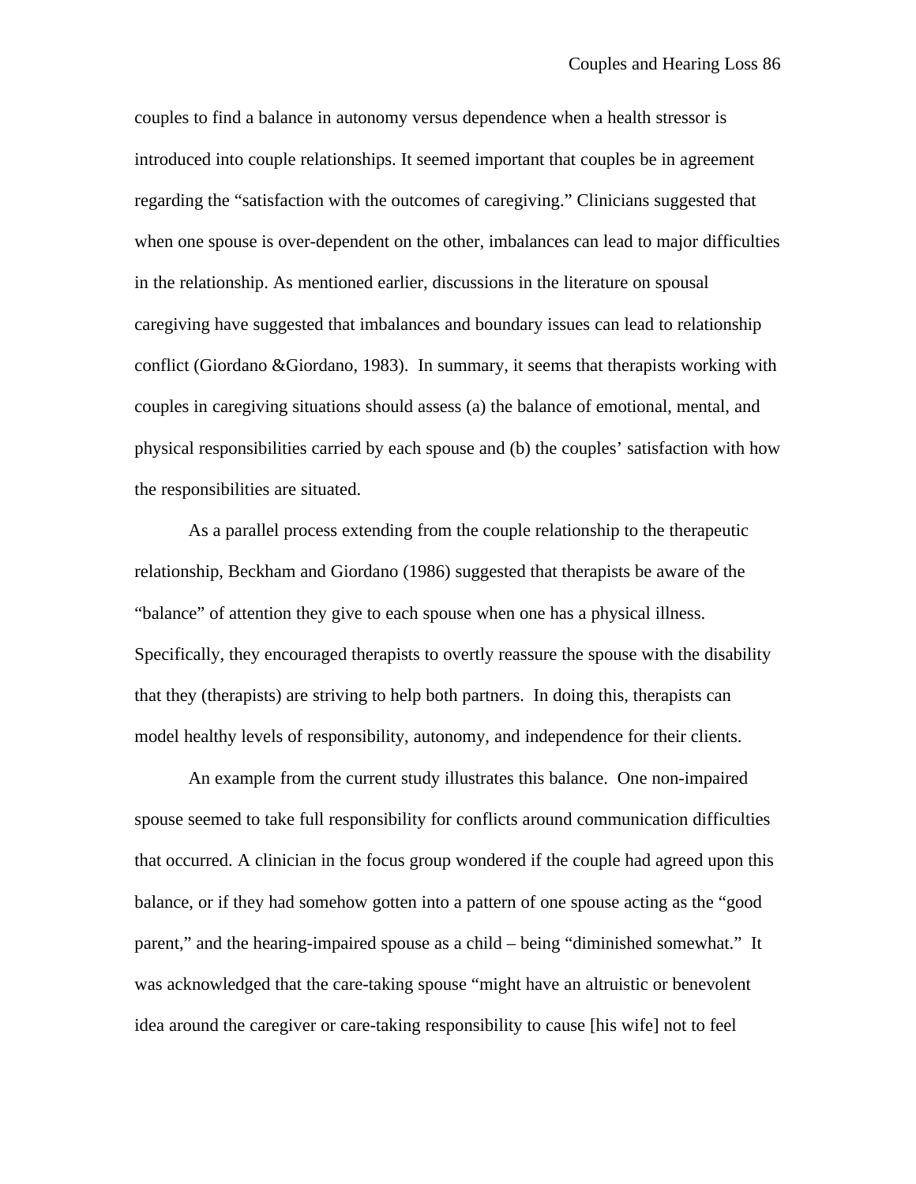couples to find a balance in autonomy versus dependence when a health stressor is introduced into couple relationships. It seemed important that couples be in agreement regarding the “satisfaction with the outcomes of caregiving.” Clinicians suggested that when one spouse is over-dependent on the other, imbalances can lead to major difficulties in the relationship. As mentioned earlier, discussions in the literature on spousal caregiving have suggested that imbalances and boundary issues can lead to relationship conflict (Giordano &Giordano, 1983). In summary, it seems that therapists working with couples in caregiving situations should assess (a) the balance of emotional, mental, and physical responsibilities carried by each spouse and (b) the couples’ satisfaction with how the responsibilities are situated.

As a parallel process extending from the couple relationship to the therapeutic relationship, Beckham and Giordano (1986) suggested that therapists be aware of the “balance” of attention they give to each spouse when one has a physical illness. Specifically, they encouraged therapists to overtly reassure the spouse with the disability that they (therapists) are striving to help both partners. In doing this, therapists can model healthy levels of responsibility, autonomy, and independence for their clients.

An example from the current study illustrates this balance. One non-impaired spouse seemed to take full responsibility for conflicts around communication difficulties that occurred. A clinician in the focus group wondered if the couple had agreed upon this balance, or if they had somehow gotten into a pattern of one spouse acting as the “good parent,” and the hearing-impaired spouse as a child – being “diminished somewhat.” It was acknowledged that the care-taking spouse “might have an altruistic or benevolent idea around the caregiver or care-taking responsibility to cause [his wife] not to feel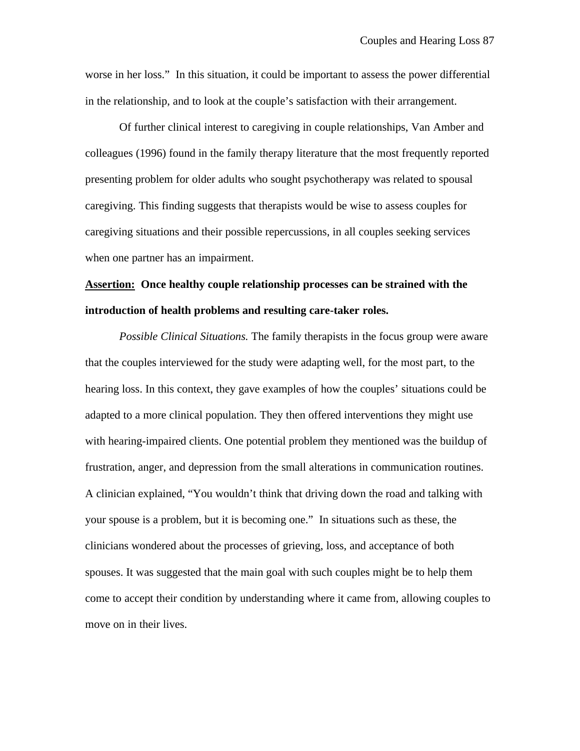worse in her loss." In this situation, it could be important to assess the power differential in the relationship, and to look at the couple's satisfaction with their arrangement.

Of further clinical interest to caregiving in couple relationships, Van Amber and colleagues (1996) found in the family therapy literature that the most frequently reported presenting problem for older adults who sought psychotherapy was related to spousal caregiving. This finding suggests that therapists would be wise to assess couples for caregiving situations and their possible repercussions, in all couples seeking services when one partner has an impairment.

**<u>Assertion:</u> Once healthy couple relationship processes can be strained with the introduction of health problems and resulting care-taker roles.**

*Possible Clinical Situations.* The family therapists in the focus group were aware that the couples interviewed for the study were adapting well, for the most part, to the hearing loss. In this context, they gave examples of how the couples' situations could be adapted to a more clinical population. They then offered interventions they might use with hearing-impaired clients. One potential problem they mentioned was the buildup of frustration, anger, and depression from the small alterations in communication routines. A clinician explained, "You wouldn't think that driving down the road and talking with your spouse is a problem, but it is becoming one." In situations such as these, the clinicians wondered about the processes of grieving, loss, and acceptance of both spouses. It was suggested that the main goal with such couples might be to help them come to accept their condition by understanding where it came from, allowing couples to move on in their lives.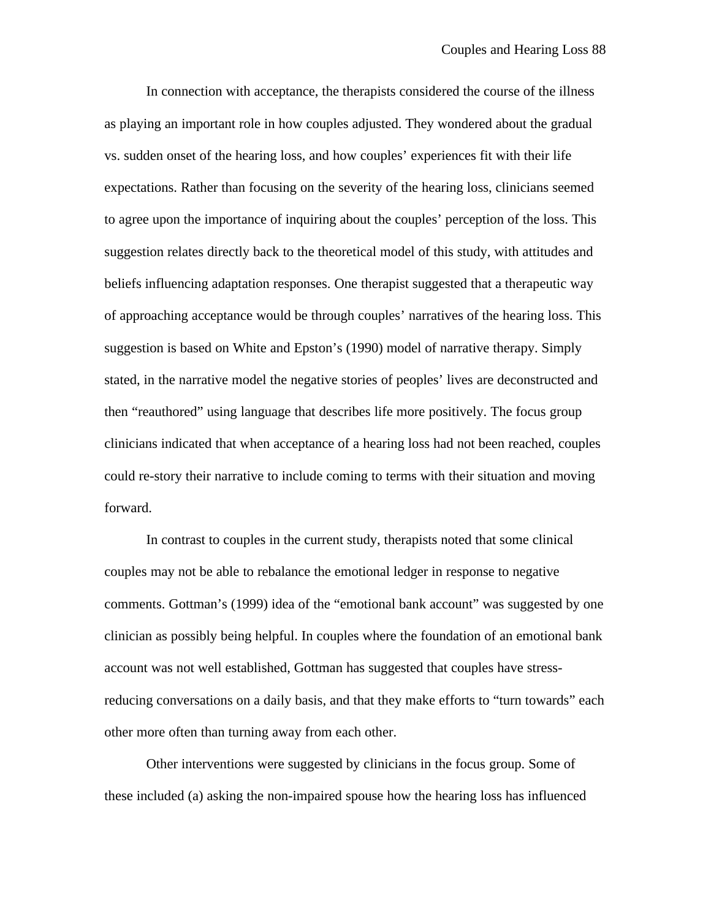In connection with acceptance, the therapists considered the course of the illness as playing an important role in how couples adjusted. They wondered about the gradual vs. sudden onset of the hearing loss, and how couples' experiences fit with their life expectations. Rather than focusing on the severity of the hearing loss, clinicians seemed to agree upon the importance of inquiring about the couples' perception of the loss. This suggestion relates directly back to the theoretical model of this study, with attitudes and beliefs influencing adaptation responses. One therapist suggested that a therapeutic way of approaching acceptance would be through couples' narratives of the hearing loss. This suggestion is based on White and Epston's (1990) model of narrative therapy. Simply stated, in the narrative model the negative stories of peoples' lives are deconstructed and then "reauthored" using language that describes life more positively. The focus group clinicians indicated that when acceptance of a hearing loss had not been reached, couples could re-story their narrative to include coming to terms with their situation and moving forward.

In contrast to couples in the current study, therapists noted that some clinical couples may not be able to rebalance the emotional ledger in response to negative comments. Gottman's (1999) idea of the "emotional bank account" was suggested by one clinician as possibly being helpful. In couples where the foundation of an emotional bank account was not well established, Gottman has suggested that couples have stress-reducing conversations on a daily basis, and that they make efforts to "turn towards" each other more often than turning away from each other.

Other interventions were suggested by clinicians in the focus group. Some of these included (a) asking the non-impaired spouse how the hearing loss has influenced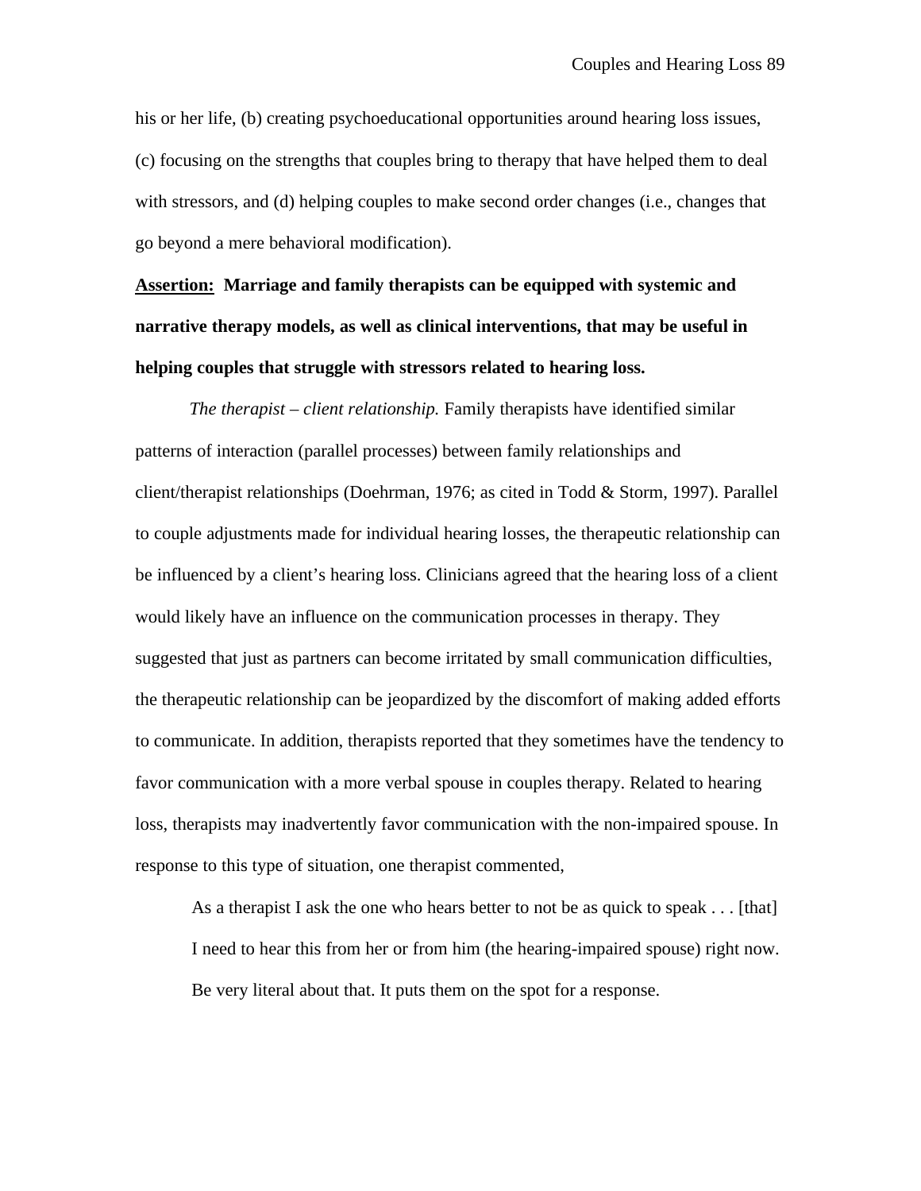his or her life, (b) creating psychoeducational opportunities around hearing loss issues, (c) focusing on the strengths that couples bring to therapy that have helped them to deal with stressors, and (d) helping couples to make second order changes (i.e., changes that go beyond a mere behavioral modification).

**<u>Assertion:</u> Marriage and family therapists can be equipped with systemic and narrative therapy models, as well as clinical interventions, that may be useful in helping couples that struggle with stressors related to hearing loss.**

*The therapist – client relationship.* Family therapists have identified similar patterns of interaction (parallel processes) between family relationships and client/therapist relationships (Doehrman, 1976; as cited in Todd & Storm, 1997). Parallel to couple adjustments made for individual hearing losses, the therapeutic relationship can be influenced by a client's hearing loss. Clinicians agreed that the hearing loss of a client would likely have an influence on the communication processes in therapy. They suggested that just as partners can become irritated by small communication difficulties, the therapeutic relationship can be jeopardized by the discomfort of making added efforts to communicate. In addition, therapists reported that they sometimes have the tendency to favor communication with a more verbal spouse in couples therapy. Related to hearing loss, therapists may inadvertently favor communication with the non-impaired spouse. In response to this type of situation, one therapist commented,

> As a therapist I ask the one who hears better to not be as quick to speak . . . [that] I need to hear this from her or from him (the hearing-impaired spouse) right now. Be very literal about that. It puts them on the spot for a response.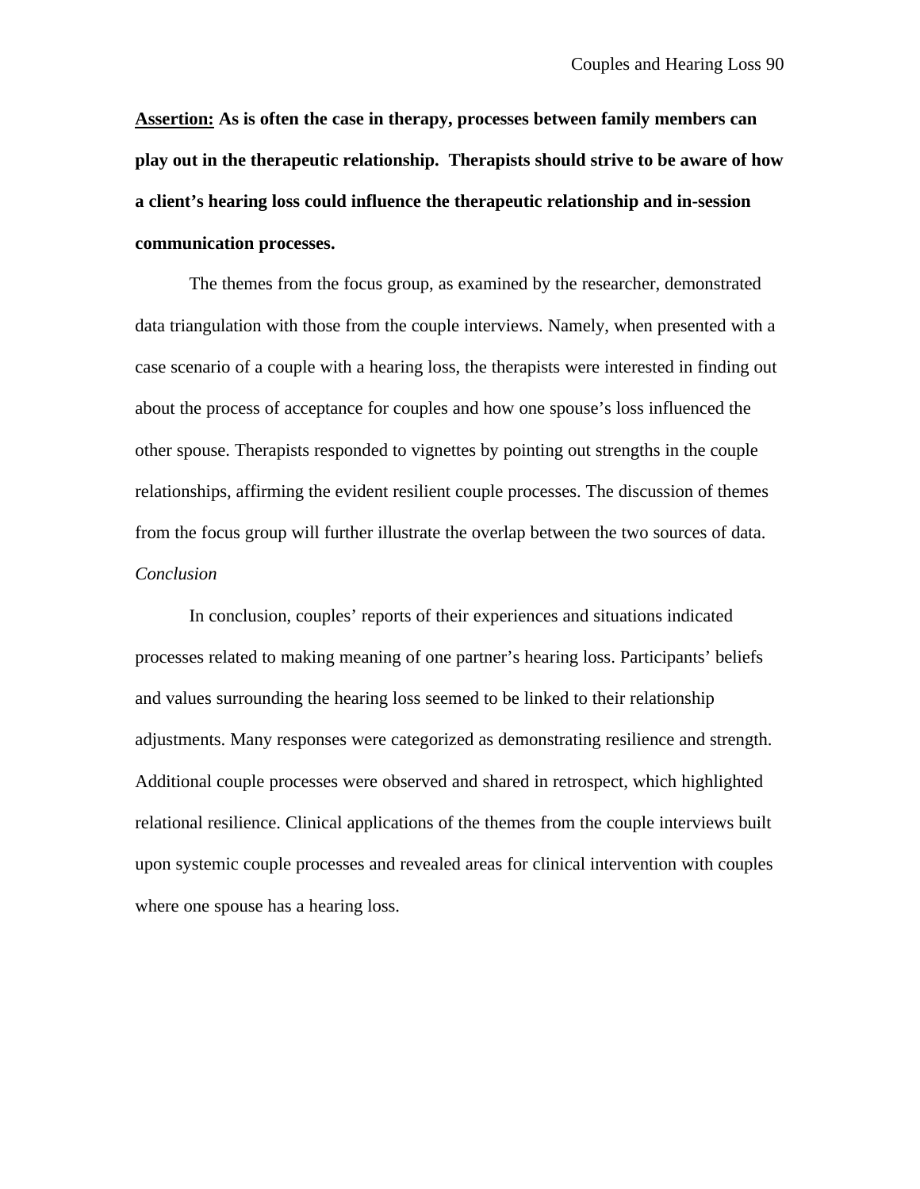**<u>Assertion:</u> As is often the case in therapy, processes between family members can play out in the therapeutic relationship. Therapists should strive to be aware of how a client's hearing loss could influence the therapeutic relationship and in-session communication processes.**

The themes from the focus group, as examined by the researcher, demonstrated data triangulation with those from the couple interviews. Namely, when presented with a case scenario of a couple with a hearing loss, the therapists were interested in finding out about the process of acceptance for couples and how one spouse's loss influenced the other spouse. Therapists responded to vignettes by pointing out strengths in the couple relationships, affirming the evident resilient couple processes. The discussion of themes from the focus group will further illustrate the overlap between the two sources of data.

*Conclusion*

In conclusion, couples' reports of their experiences and situations indicated processes related to making meaning of one partner's hearing loss. Participants' beliefs and values surrounding the hearing loss seemed to be linked to their relationship adjustments. Many responses were categorized as demonstrating resilience and strength. Additional couple processes were observed and shared in retrospect, which highlighted relational resilience. Clinical applications of the themes from the couple interviews built upon systemic couple processes and revealed areas for clinical intervention with couples where one spouse has a hearing loss.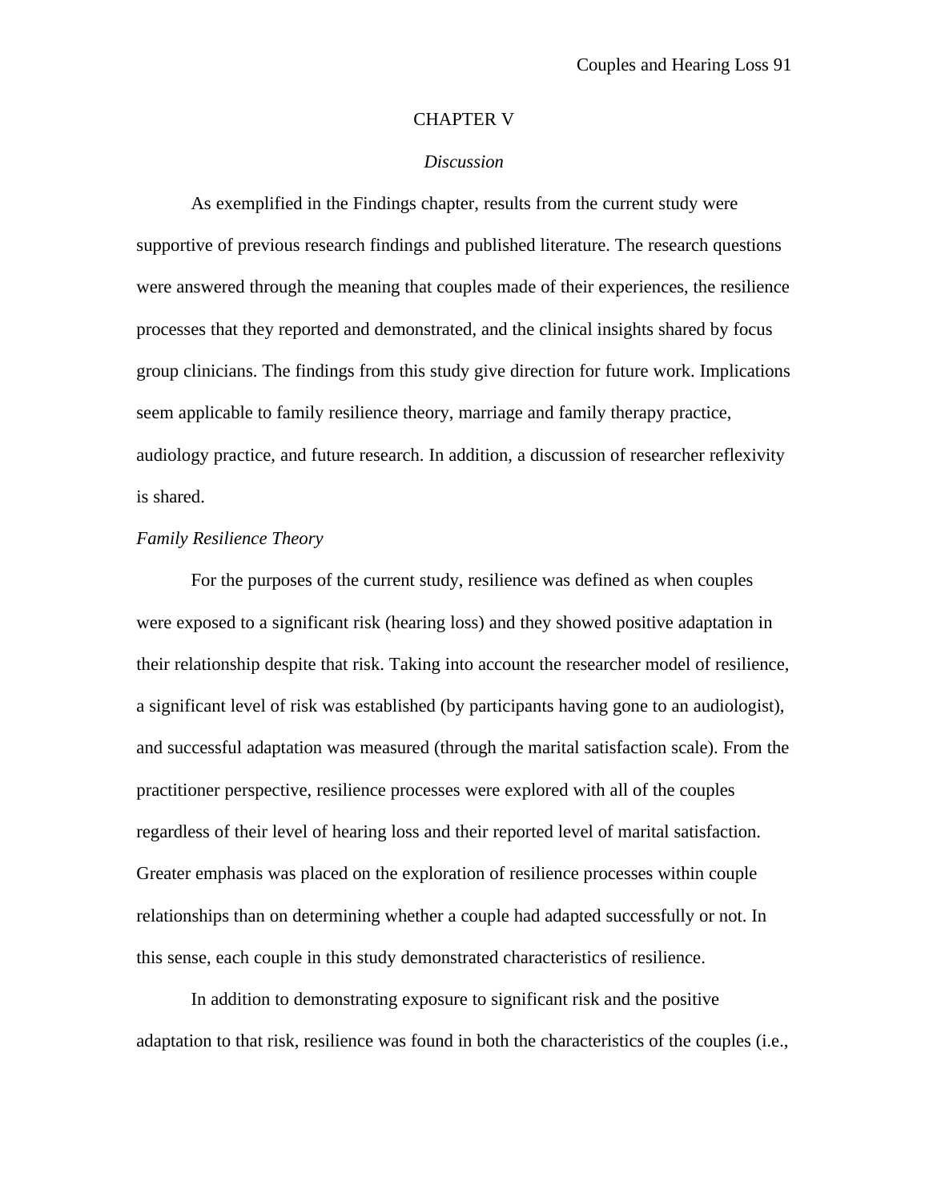# CHAPTER V

## *Discussion*

As exemplified in the Findings chapter, results from the current study were supportive of previous research findings and published literature. The research questions were answered through the meaning that couples made of their experiences, the resilience processes that they reported and demonstrated, and the clinical insights shared by focus group clinicians. The findings from this study give direction for future work. Implications seem applicable to family resilience theory, marriage and family therapy practice, audiology practice, and future research. In addition, a discussion of researcher reflexivity is shared.

### *Family Resilience Theory*

For the purposes of the current study, resilience was defined as when couples were exposed to a significant risk (hearing loss) and they showed positive adaptation in their relationship despite that risk. Taking into account the researcher model of resilience, a significant level of risk was established (by participants having gone to an audiologist), and successful adaptation was measured (through the marital satisfaction scale). From the practitioner perspective, resilience processes were explored with all of the couples regardless of their level of hearing loss and their reported level of marital satisfaction. Greater emphasis was placed on the exploration of resilience processes within couple relationships than on determining whether a couple had adapted successfully or not. In this sense, each couple in this study demonstrated characteristics of resilience.

In addition to demonstrating exposure to significant risk and the positive adaptation to that risk, resilience was found in both the characteristics of the couples (i.e.,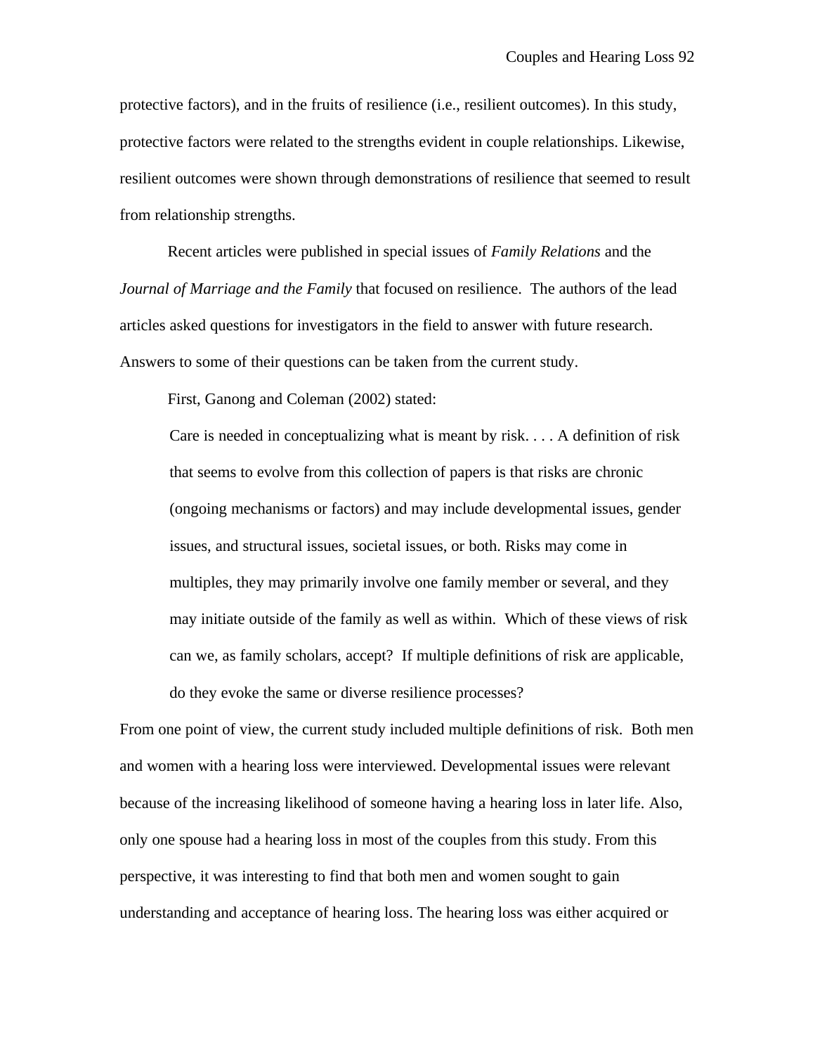protective factors), and in the fruits of resilience (i.e., resilient outcomes). In this study, protective factors were related to the strengths evident in couple relationships. Likewise, resilient outcomes were shown through demonstrations of resilience that seemed to result from relationship strengths.

Recent articles were published in special issues of *Family Relations* and the *Journal of Marriage and the Family* that focused on resilience. The authors of the lead articles asked questions for investigators in the field to answer with future research. Answers to some of their questions can be taken from the current study.

First, Ganong and Coleman (2002) stated:

> Care is needed in conceptualizing what is meant by risk. . . . A definition of risk that seems to evolve from this collection of papers is that risks are chronic (ongoing mechanisms or factors) and may include developmental issues, gender issues, and structural issues, societal issues, or both. Risks may come in multiples, they may primarily involve one family member or several, and they may initiate outside of the family as well as within. Which of these views of risk can we, as family scholars, accept? If multiple definitions of risk are applicable, do they evoke the same or diverse resilience processes?

From one point of view, the current study included multiple definitions of risk. Both men and women with a hearing loss were interviewed. Developmental issues were relevant because of the increasing likelihood of someone having a hearing loss in later life. Also, only one spouse had a hearing loss in most of the couples from this study. From this perspective, it was interesting to find that both men and women sought to gain understanding and acceptance of hearing loss. The hearing loss was either acquired or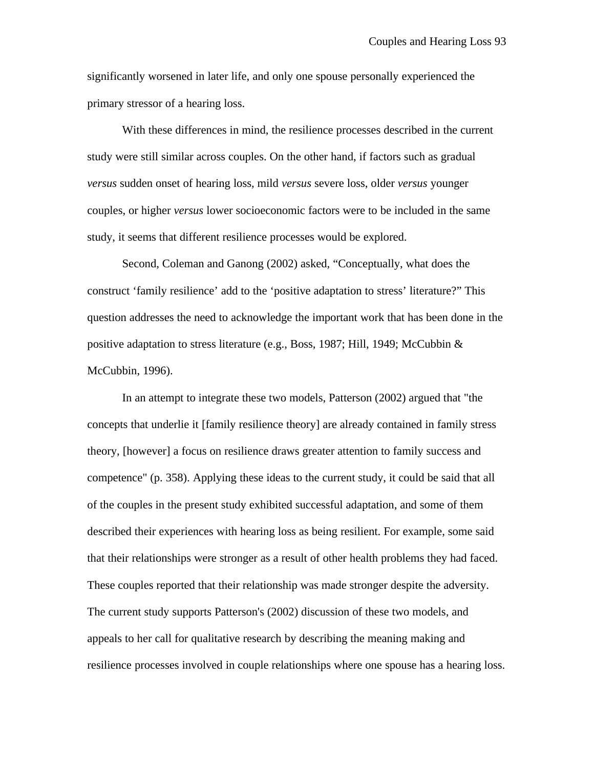significantly worsened in later life, and only one spouse personally experienced the primary stressor of a hearing loss.

With these differences in mind, the resilience processes described in the current study were still similar across couples. On the other hand, if factors such as gradual *versus* sudden onset of hearing loss, mild *versus* severe loss, older *versus* younger couples, or higher *versus* lower socioeconomic factors were to be included in the same study, it seems that different resilience processes would be explored.

Second, Coleman and Ganong (2002) asked, "Conceptually, what does the construct 'family resilience' add to the 'positive adaptation to stress' literature?" This question addresses the need to acknowledge the important work that has been done in the positive adaptation to stress literature (e.g., Boss, 1987; Hill, 1949; McCubbin & McCubbin, 1996).

In an attempt to integrate these two models, Patterson (2002) argued that "the concepts that underlie it [family resilience theory] are already contained in family stress theory, [however] a focus on resilience draws greater attention to family success and competence" (p. 358). Applying these ideas to the current study, it could be said that all of the couples in the present study exhibited successful adaptation, and some of them described their experiences with hearing loss as being resilient. For example, some said that their relationships were stronger as a result of other health problems they had faced. These couples reported that their relationship was made stronger despite the adversity. The current study supports Patterson's (2002) discussion of these two models, and appeals to her call for qualitative research by describing the meaning making and resilience processes involved in couple relationships where one spouse has a hearing loss.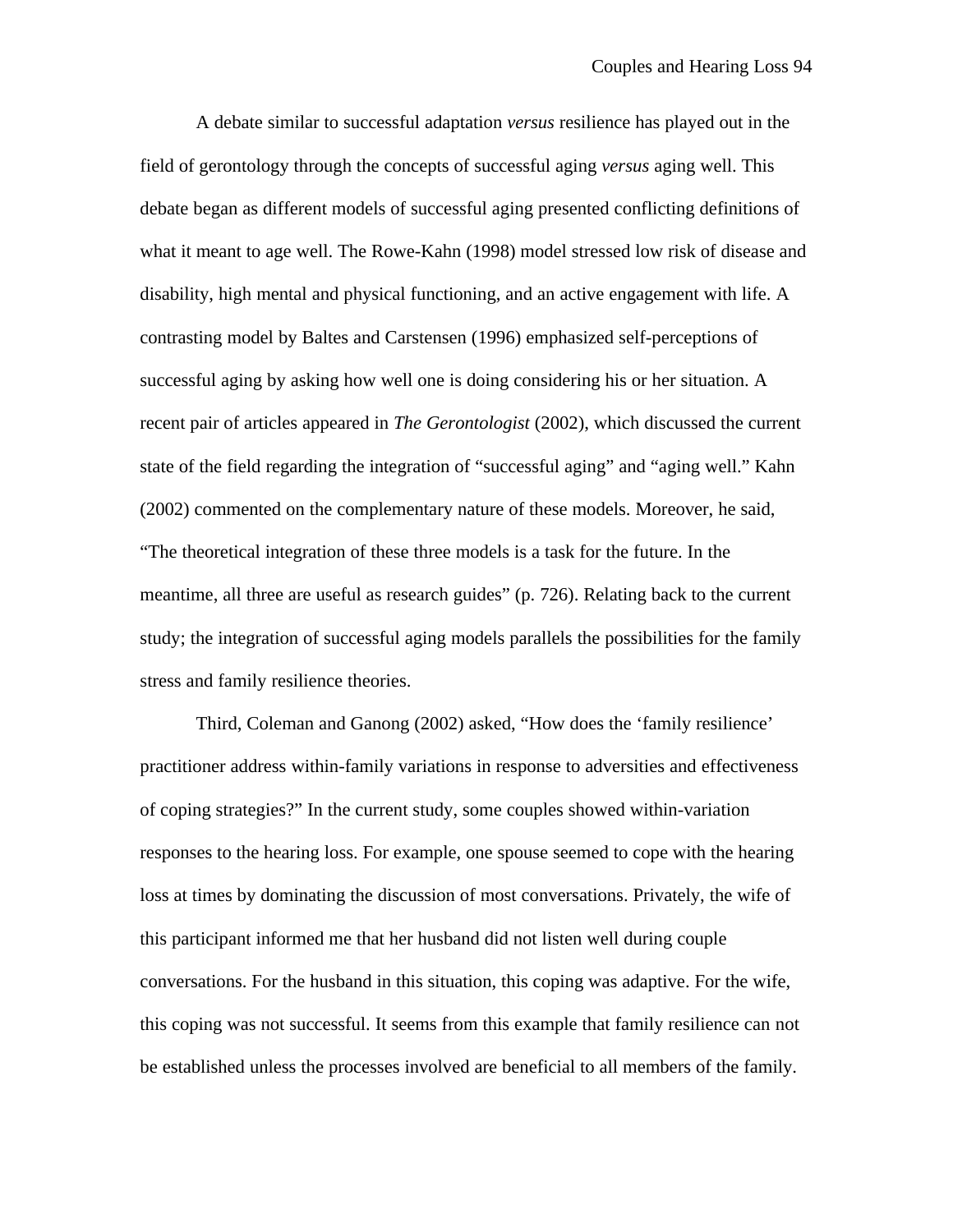A debate similar to successful adaptation *versus* resilience has played out in the field of gerontology through the concepts of successful aging *versus* aging well. This debate began as different models of successful aging presented conflicting definitions of what it meant to age well. The Rowe-Kahn (1998) model stressed low risk of disease and disability, high mental and physical functioning, and an active engagement with life. A contrasting model by Baltes and Carstensen (1996) emphasized self-perceptions of successful aging by asking how well one is doing considering his or her situation. A recent pair of articles appeared in *The Gerontologist* (2002), which discussed the current state of the field regarding the integration of "successful aging" and "aging well." Kahn (2002) commented on the complementary nature of these models. Moreover, he said, "The theoretical integration of these three models is a task for the future. In the meantime, all three are useful as research guides" (p. 726). Relating back to the current study; the integration of successful aging models parallels the possibilities for the family stress and family resilience theories.

Third, Coleman and Ganong (2002) asked, "How does the 'family resilience' practitioner address within-family variations in response to adversities and effectiveness of coping strategies?" In the current study, some couples showed within-variation responses to the hearing loss. For example, one spouse seemed to cope with the hearing loss at times by dominating the discussion of most conversations. Privately, the wife of this participant informed me that her husband did not listen well during couple conversations. For the husband in this situation, this coping was adaptive. For the wife, this coping was not successful. It seems from this example that family resilience can not be established unless the processes involved are beneficial to all members of the family.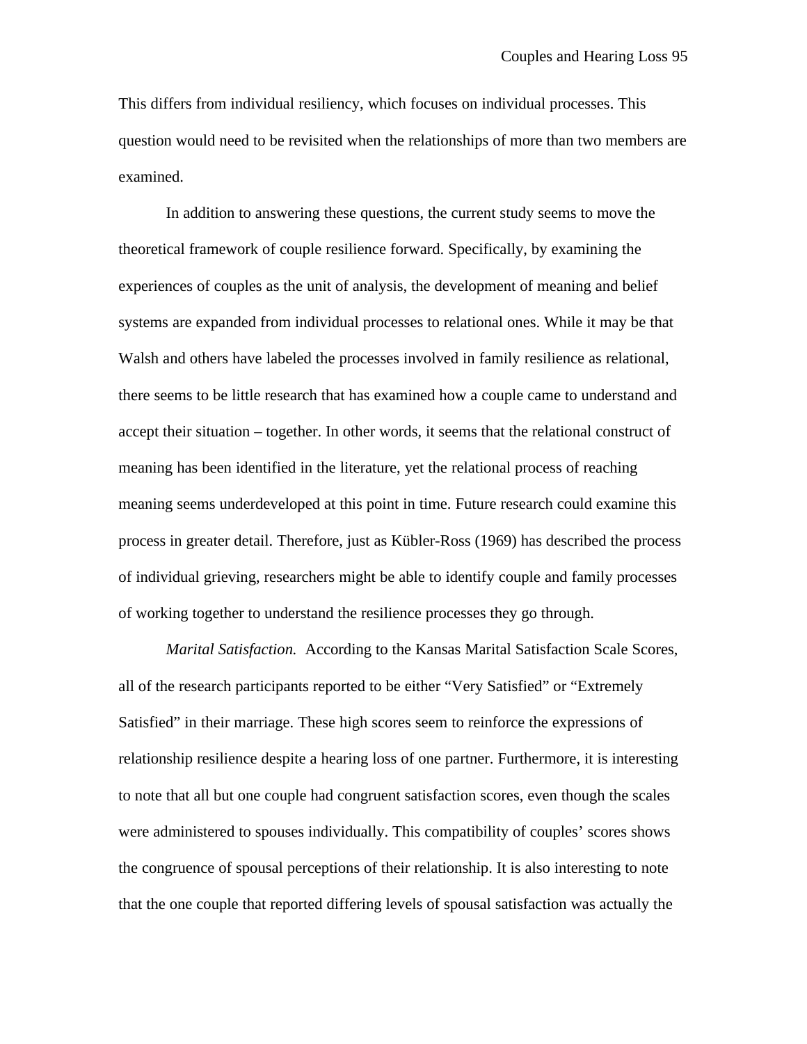This differs from individual resiliency, which focuses on individual processes. This question would need to be revisited when the relationships of more than two members are examined.

In addition to answering these questions, the current study seems to move the theoretical framework of couple resilience forward. Specifically, by examining the experiences of couples as the unit of analysis, the development of meaning and belief systems are expanded from individual processes to relational ones. While it may be that Walsh and others have labeled the processes involved in family resilience as relational, there seems to be little research that has examined how a couple came to understand and accept their situation – together. In other words, it seems that the relational construct of meaning has been identified in the literature, yet the relational process of reaching meaning seems underdeveloped at this point in time. Future research could examine this process in greater detail. Therefore, just as Kübler-Ross (1969) has described the process of individual grieving, researchers might be able to identify couple and family processes of working together to understand the resilience processes they go through.

*Marital Satisfaction.* According to the Kansas Marital Satisfaction Scale Scores, all of the research participants reported to be either "Very Satisfied" or "Extremely Satisfied" in their marriage. These high scores seem to reinforce the expressions of relationship resilience despite a hearing loss of one partner. Furthermore, it is interesting to note that all but one couple had congruent satisfaction scores, even though the scales were administered to spouses individually. This compatibility of couples' scores shows the congruence of spousal perceptions of their relationship. It is also interesting to note that the one couple that reported differing levels of spousal satisfaction was actually the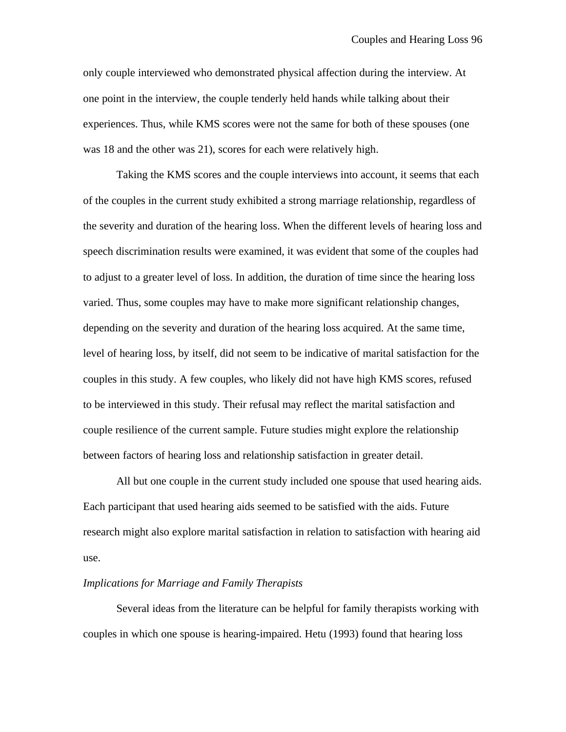only couple interviewed who demonstrated physical affection during the interview. At one point in the interview, the couple tenderly held hands while talking about their experiences. Thus, while KMS scores were not the same for both of these spouses (one was 18 and the other was 21), scores for each were relatively high.

Taking the KMS scores and the couple interviews into account, it seems that each of the couples in the current study exhibited a strong marriage relationship, regardless of the severity and duration of the hearing loss. When the different levels of hearing loss and speech discrimination results were examined, it was evident that some of the couples had to adjust to a greater level of loss. In addition, the duration of time since the hearing loss varied. Thus, some couples may have to make more significant relationship changes, depending on the severity and duration of the hearing loss acquired. At the same time, level of hearing loss, by itself, did not seem to be indicative of marital satisfaction for the couples in this study. A few couples, who likely did not have high KMS scores, refused to be interviewed in this study. Their refusal may reflect the marital satisfaction and couple resilience of the current sample. Future studies might explore the relationship between factors of hearing loss and relationship satisfaction in greater detail.

All but one couple in the current study included one spouse that used hearing aids. Each participant that used hearing aids seemed to be satisfied with the aids. Future research might also explore marital satisfaction in relation to satisfaction with hearing aid use.

### *Implications for Marriage and Family Therapists*

Several ideas from the literature can be helpful for family therapists working with couples in which one spouse is hearing-impaired. Hetu (1993) found that hearing loss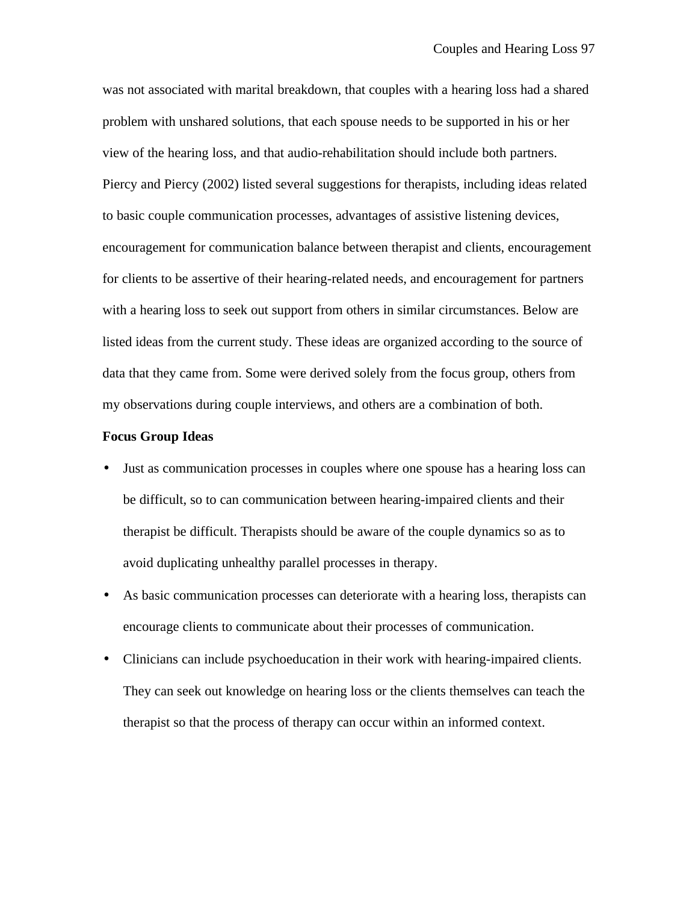was not associated with marital breakdown, that couples with a hearing loss had a shared problem with unshared solutions, that each spouse needs to be supported in his or her view of the hearing loss, and that audio-rehabilitation should include both partners. Piercy and Piercy (2002) listed several suggestions for therapists, including ideas related to basic couple communication processes, advantages of assistive listening devices, encouragement for communication balance between therapist and clients, encouragement for clients to be assertive of their hearing-related needs, and encouragement for partners with a hearing loss to seek out support from others in similar circumstances. Below are listed ideas from the current study. These ideas are organized according to the source of data that they came from. Some were derived solely from the focus group, others from my observations during couple interviews, and others are a combination of both.

**Focus Group Ideas**

- Just as communication processes in couples where one spouse has a hearing loss can be difficult, so to can communication between hearing-impaired clients and their therapist be difficult. Therapists should be aware of the couple dynamics so as to avoid duplicating unhealthy parallel processes in therapy.
- As basic communication processes can deteriorate with a hearing loss, therapists can encourage clients to communicate about their processes of communication.
- Clinicians can include psychoeducation in their work with hearing-impaired clients. They can seek out knowledge on hearing loss or the clients themselves can teach the therapist so that the process of therapy can occur within an informed context.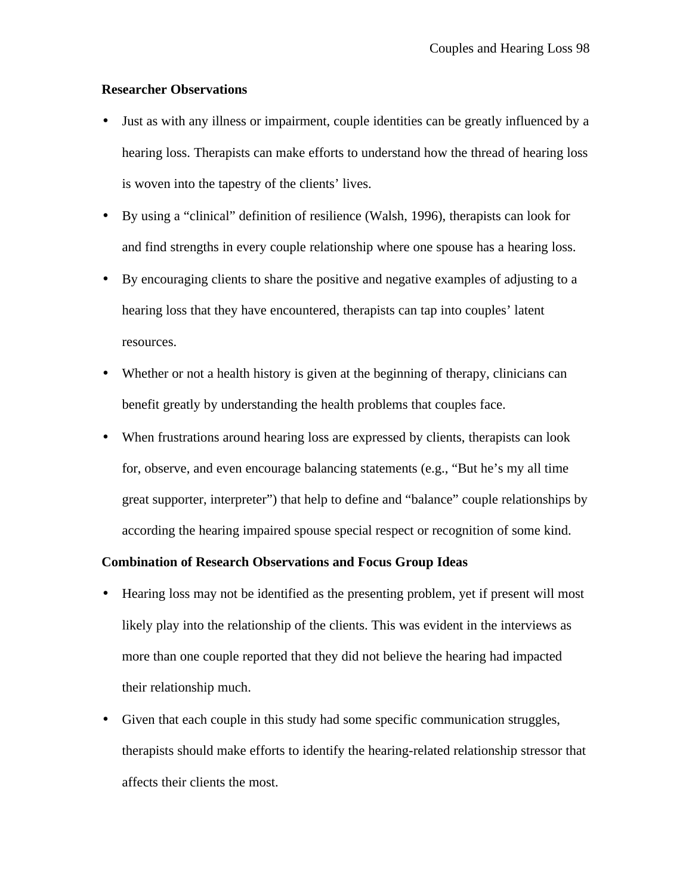**Researcher Observations**

- Just as with any illness or impairment, couple identities can be greatly influenced by a hearing loss. Therapists can make efforts to understand how the thread of hearing loss is woven into the tapestry of the clients' lives.
- By using a "clinical" definition of resilience (Walsh, 1996), therapists can look for and find strengths in every couple relationship where one spouse has a hearing loss.
- By encouraging clients to share the positive and negative examples of adjusting to a hearing loss that they have encountered, therapists can tap into couples' latent resources.
- Whether or not a health history is given at the beginning of therapy, clinicians can benefit greatly by understanding the health problems that couples face.
- When frustrations around hearing loss are expressed by clients, therapists can look for, observe, and even encourage balancing statements (e.g., "But he's my all time great supporter, interpreter") that help to define and "balance" couple relationships by according the hearing impaired spouse special respect or recognition of some kind.

**Combination of Research Observations and Focus Group Ideas**

- Hearing loss may not be identified as the presenting problem, yet if present will most likely play into the relationship of the clients. This was evident in the interviews as more than one couple reported that they did not believe the hearing had impacted their relationship much.
- Given that each couple in this study had some specific communication struggles, therapists should make efforts to identify the hearing-related relationship stressor that affects their clients the most.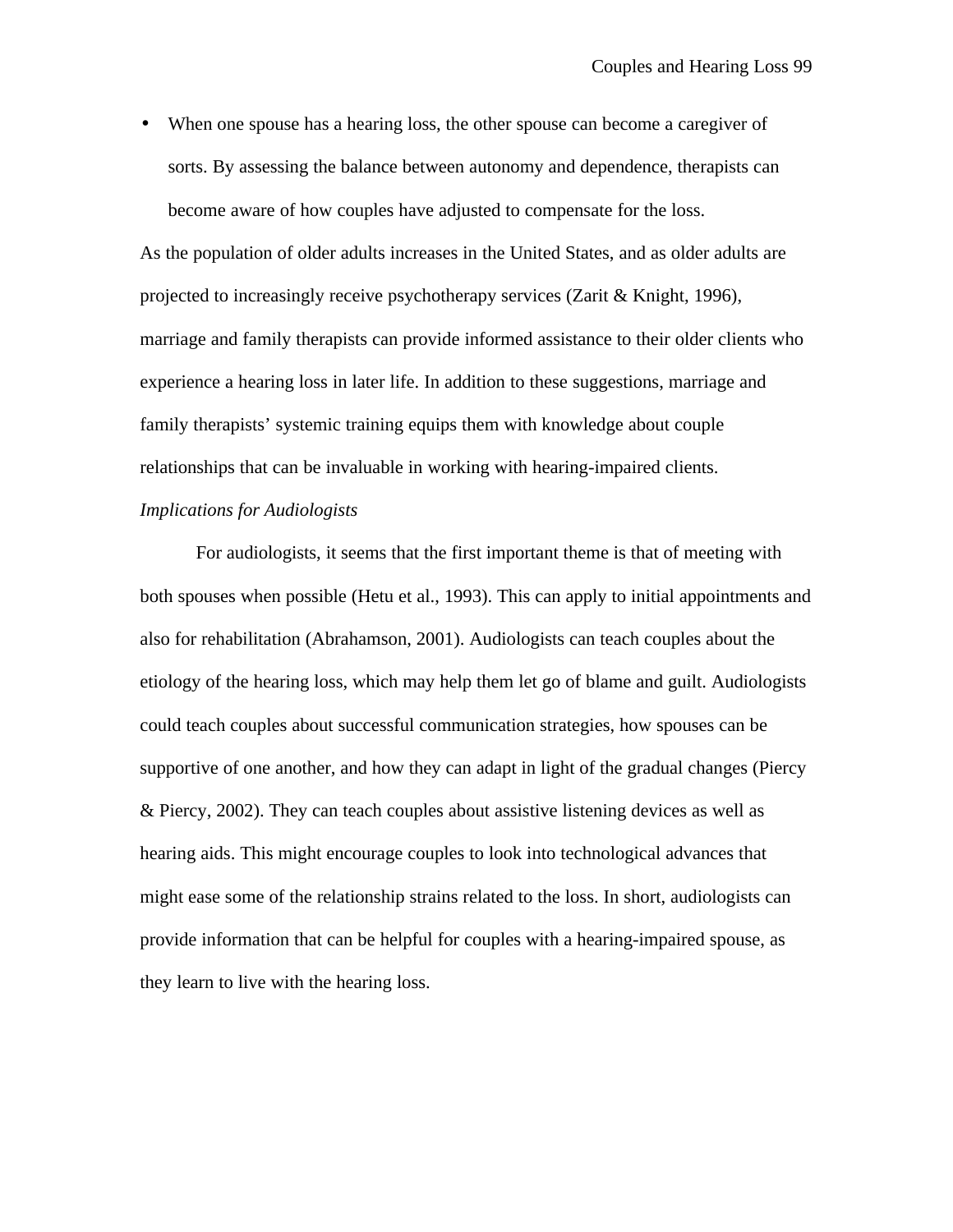- When one spouse has a hearing loss, the other spouse can become a caregiver of sorts. By assessing the balance between autonomy and dependence, therapists can become aware of how couples have adjusted to compensate for the loss.

As the population of older adults increases in the United States, and as older adults are projected to increasingly receive psychotherapy services (Zarit & Knight, 1996), marriage and family therapists can provide informed assistance to their older clients who experience a hearing loss in later life. In addition to these suggestions, marriage and family therapists' systemic training equips them with knowledge about couple relationships that can be invaluable in working with hearing-impaired clients.

*Implications for Audiologists*

For audiologists, it seems that the first important theme is that of meeting with both spouses when possible (Hetu et al., 1993). This can apply to initial appointments and also for rehabilitation (Abrahamson, 2001). Audiologists can teach couples about the etiology of the hearing loss, which may help them let go of blame and guilt. Audiologists could teach couples about successful communication strategies, how spouses can be supportive of one another, and how they can adapt in light of the gradual changes (Piercy & Piercy, 2002). They can teach couples about assistive listening devices as well as hearing aids. This might encourage couples to look into technological advances that might ease some of the relationship strains related to the loss. In short, audiologists can provide information that can be helpful for couples with a hearing-impaired spouse, as they learn to live with the hearing loss.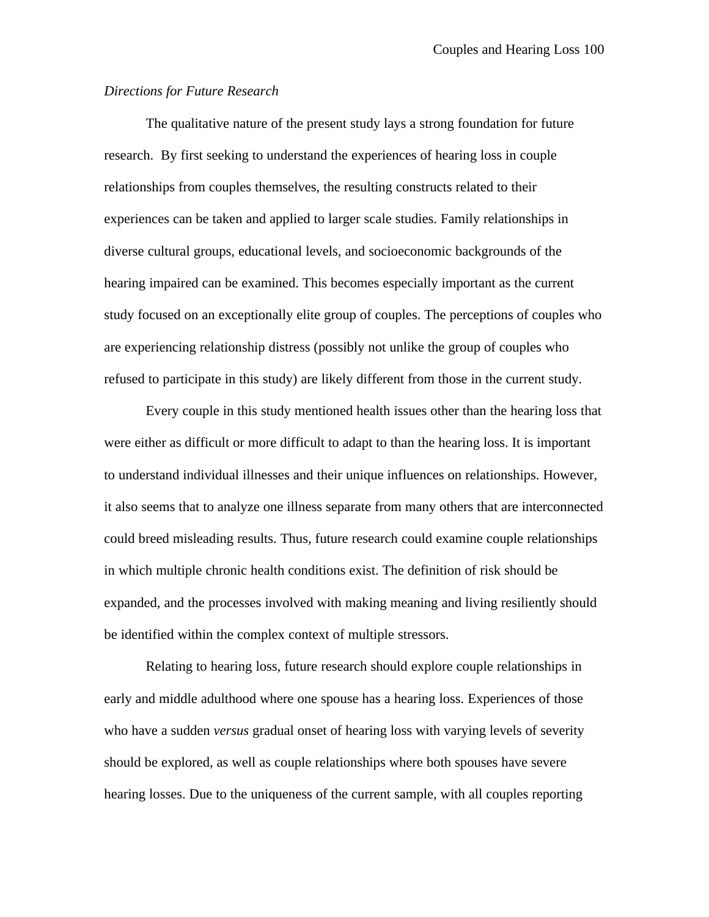*Directions for Future Research*

The qualitative nature of the present study lays a strong foundation for future research. By first seeking to understand the experiences of hearing loss in couple relationships from couples themselves, the resulting constructs related to their experiences can be taken and applied to larger scale studies. Family relationships in diverse cultural groups, educational levels, and socioeconomic backgrounds of the hearing impaired can be examined. This becomes especially important as the current study focused on an exceptionally elite group of couples. The perceptions of couples who are experiencing relationship distress (possibly not unlike the group of couples who refused to participate in this study) are likely different from those in the current study.

Every couple in this study mentioned health issues other than the hearing loss that were either as difficult or more difficult to adapt to than the hearing loss. It is important to understand individual illnesses and their unique influences on relationships. However, it also seems that to analyze one illness separate from many others that are interconnected could breed misleading results. Thus, future research could examine couple relationships in which multiple chronic health conditions exist. The definition of risk should be expanded, and the processes involved with making meaning and living resiliently should be identified within the complex context of multiple stressors.

Relating to hearing loss, future research should explore couple relationships in early and middle adulthood where one spouse has a hearing loss. Experiences of those who have a sudden *versus* gradual onset of hearing loss with varying levels of severity should be explored, as well as couple relationships where both spouses have severe hearing losses. Due to the uniqueness of the current sample, with all couples reporting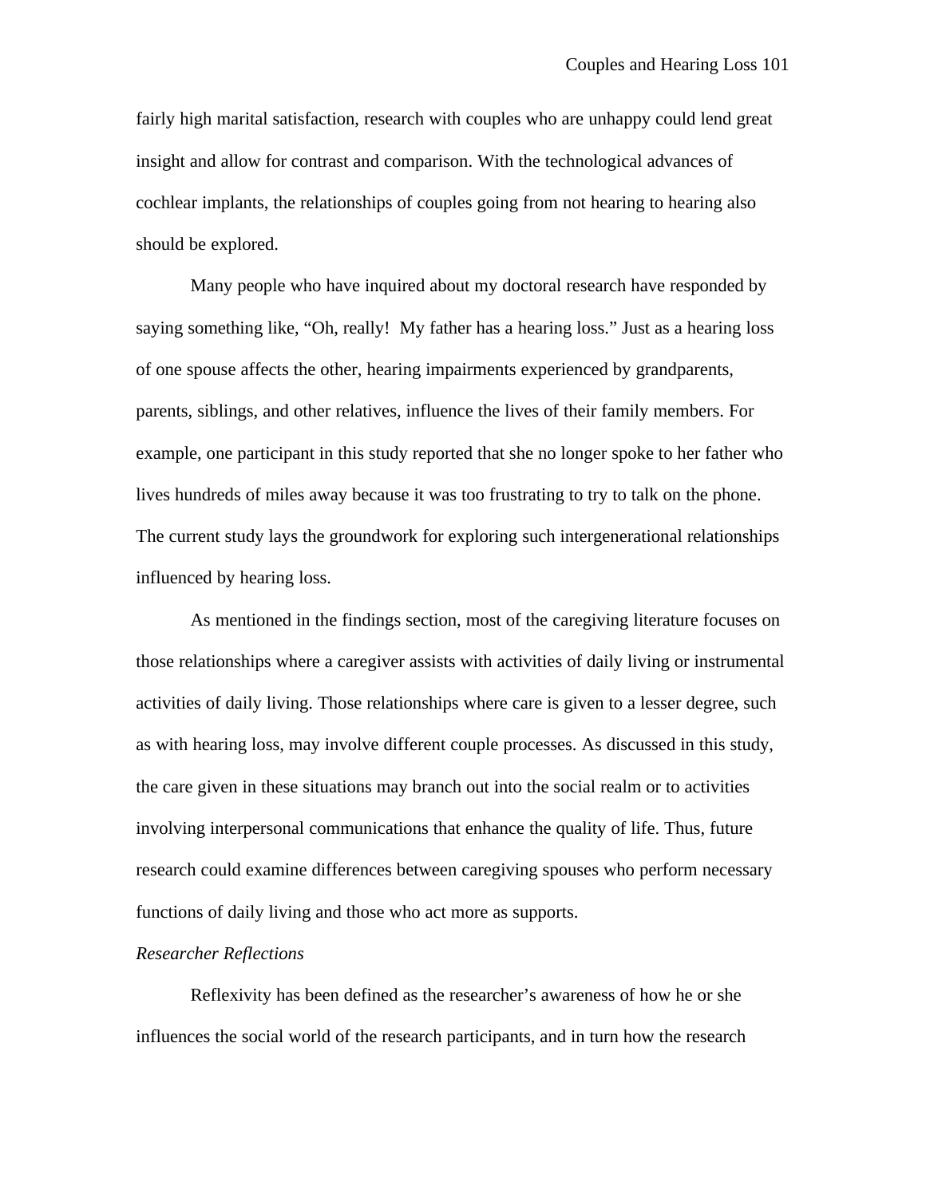fairly high marital satisfaction, research with couples who are unhappy could lend great insight and allow for contrast and comparison. With the technological advances of cochlear implants, the relationships of couples going from not hearing to hearing also should be explored.

Many people who have inquired about my doctoral research have responded by saying something like, "Oh, really!  My father has a hearing loss." Just as a hearing loss of one spouse affects the other, hearing impairments experienced by grandparents, parents, siblings, and other relatives, influence the lives of their family members. For example, one participant in this study reported that she no longer spoke to her father who lives hundreds of miles away because it was too frustrating to try to talk on the phone. The current study lays the groundwork for exploring such intergenerational relationships influenced by hearing loss.

As mentioned in the findings section, most of the caregiving literature focuses on those relationships where a caregiver assists with activities of daily living or instrumental activities of daily living. Those relationships where care is given to a lesser degree, such as with hearing loss, may involve different couple processes. As discussed in this study, the care given in these situations may branch out into the social realm or to activities involving interpersonal communications that enhance the quality of life. Thus, future research could examine differences between caregiving spouses who perform necessary functions of daily living and those who act more as supports.

*Researcher Reflections*

Reflexivity has been defined as the researcher's awareness of how he or she influences the social world of the research participants, and in turn how the research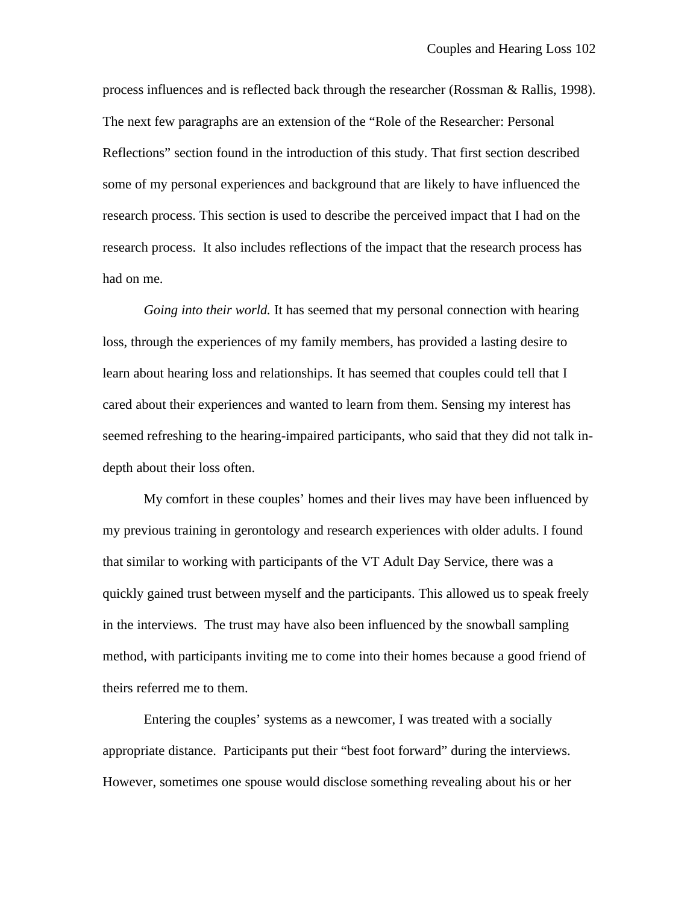process influences and is reflected back through the researcher (Rossman & Rallis, 1998). The next few paragraphs are an extension of the "Role of the Researcher: Personal Reflections" section found in the introduction of this study. That first section described some of my personal experiences and background that are likely to have influenced the research process. This section is used to describe the perceived impact that I had on the research process. It also includes reflections of the impact that the research process has had on me.

*Going into their world.* It has seemed that my personal connection with hearing loss, through the experiences of my family members, has provided a lasting desire to learn about hearing loss and relationships. It has seemed that couples could tell that I cared about their experiences and wanted to learn from them. Sensing my interest has seemed refreshing to the hearing-impaired participants, who said that they did not talk in-depth about their loss often.

My comfort in these couples' homes and their lives may have been influenced by my previous training in gerontology and research experiences with older adults. I found that similar to working with participants of the VT Adult Day Service, there was a quickly gained trust between myself and the participants. This allowed us to speak freely in the interviews. The trust may have also been influenced by the snowball sampling method, with participants inviting me to come into their homes because a good friend of theirs referred me to them.

Entering the couples' systems as a newcomer, I was treated with a socially appropriate distance. Participants put their "best foot forward" during the interviews. However, sometimes one spouse would disclose something revealing about his or her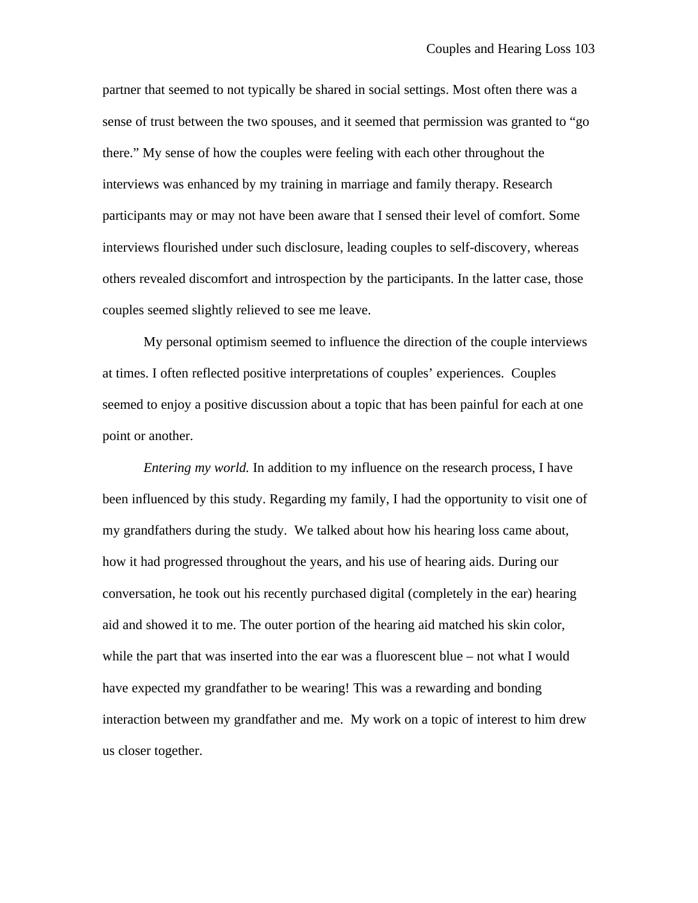partner that seemed to not typically be shared in social settings. Most often there was a sense of trust between the two spouses, and it seemed that permission was granted to "go there." My sense of how the couples were feeling with each other throughout the interviews was enhanced by my training in marriage and family therapy. Research participants may or may not have been aware that I sensed their level of comfort. Some interviews flourished under such disclosure, leading couples to self-discovery, whereas others revealed discomfort and introspection by the participants. In the latter case, those couples seemed slightly relieved to see me leave.

My personal optimism seemed to influence the direction of the couple interviews at times. I often reflected positive interpretations of couples' experiences. Couples seemed to enjoy a positive discussion about a topic that has been painful for each at one point or another.

*Entering my world.* In addition to my influence on the research process, I have been influenced by this study. Regarding my family, I had the opportunity to visit one of my grandfathers during the study. We talked about how his hearing loss came about, how it had progressed throughout the years, and his use of hearing aids. During our conversation, he took out his recently purchased digital (completely in the ear) hearing aid and showed it to me. The outer portion of the hearing aid matched his skin color, while the part that was inserted into the ear was a fluorescent blue – not what I would have expected my grandfather to be wearing! This was a rewarding and bonding interaction between my grandfather and me. My work on a topic of interest to him drew us closer together.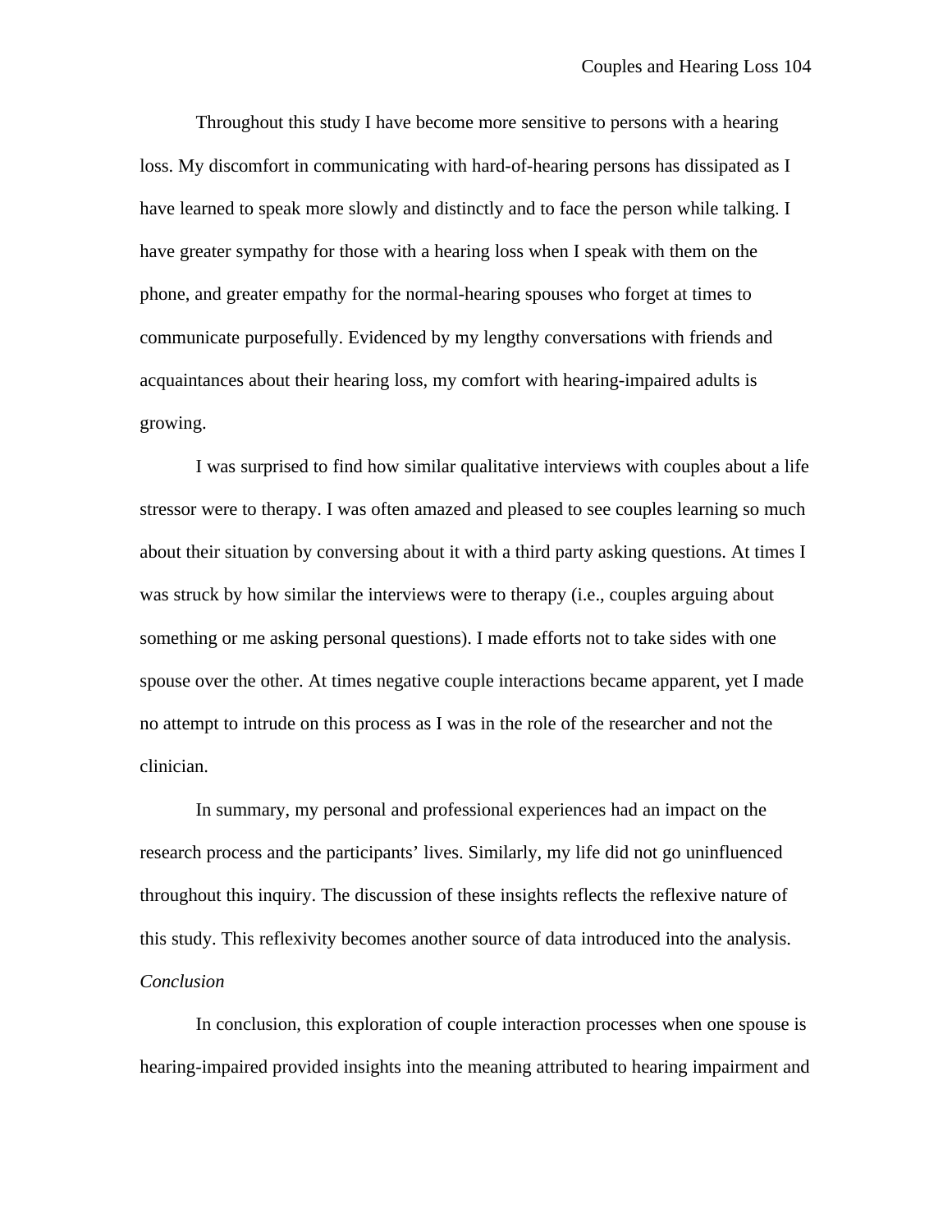Throughout this study I have become more sensitive to persons with a hearing loss. My discomfort in communicating with hard-of-hearing persons has dissipated as I have learned to speak more slowly and distinctly and to face the person while talking. I have greater sympathy for those with a hearing loss when I speak with them on the phone, and greater empathy for the normal-hearing spouses who forget at times to communicate purposefully. Evidenced by my lengthy conversations with friends and acquaintances about their hearing loss, my comfort with hearing-impaired adults is growing.

I was surprised to find how similar qualitative interviews with couples about a life stressor were to therapy. I was often amazed and pleased to see couples learning so much about their situation by conversing about it with a third party asking questions. At times I was struck by how similar the interviews were to therapy (i.e., couples arguing about something or me asking personal questions). I made efforts not to take sides with one spouse over the other. At times negative couple interactions became apparent, yet I made no attempt to intrude on this process as I was in the role of the researcher and not the clinician.

In summary, my personal and professional experiences had an impact on the research process and the participants' lives. Similarly, my life did not go uninfluenced throughout this inquiry. The discussion of these insights reflects the reflexive nature of this study. This reflexivity becomes another source of data introduced into the analysis.

*Conclusion*

In conclusion, this exploration of couple interaction processes when one spouse is hearing-impaired provided insights into the meaning attributed to hearing impairment and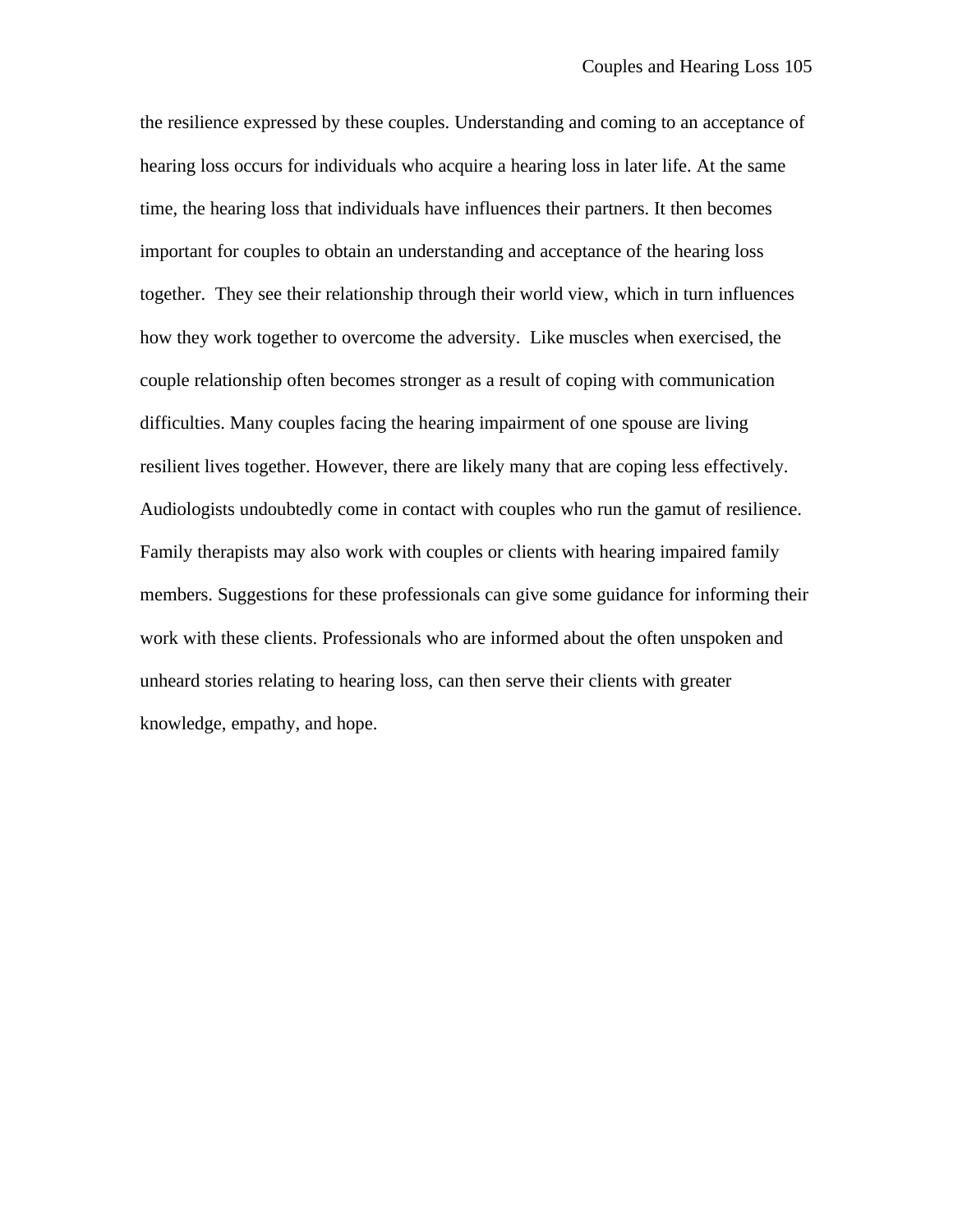the resilience expressed by these couples. Understanding and coming to an acceptance of hearing loss occurs for individuals who acquire a hearing loss in later life. At the same time, the hearing loss that individuals have influences their partners. It then becomes important for couples to obtain an understanding and acceptance of the hearing loss together. They see their relationship through their world view, which in turn influences how they work together to overcome the adversity. Like muscles when exercised, the couple relationship often becomes stronger as a result of coping with communication difficulties. Many couples facing the hearing impairment of one spouse are living resilient lives together. However, there are likely many that are coping less effectively. Audiologists undoubtedly come in contact with couples who run the gamut of resilience. Family therapists may also work with couples or clients with hearing impaired family members. Suggestions for these professionals can give some guidance for informing their work with these clients. Professionals who are informed about the often unspoken and unheard stories relating to hearing loss, can then serve their clients with greater knowledge, empathy, and hope.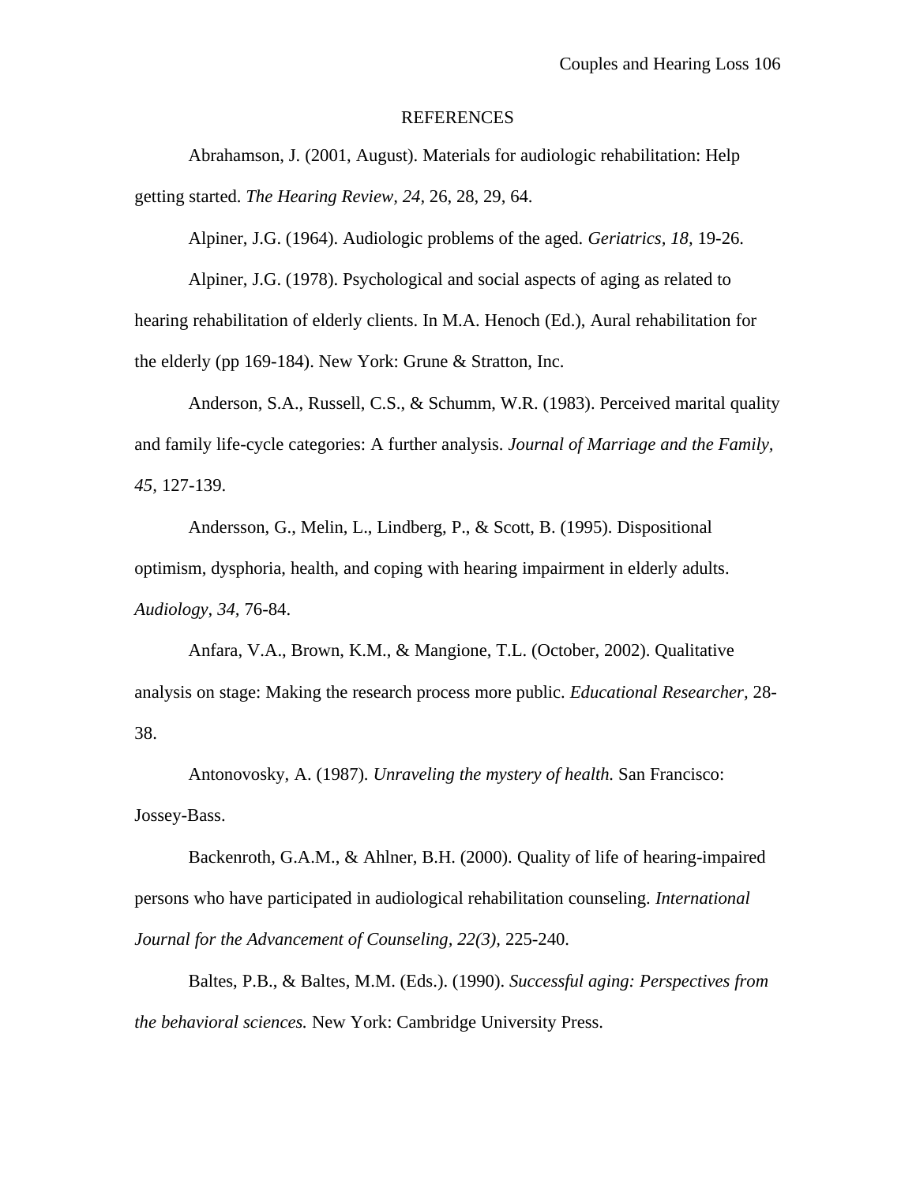# REFERENCES

Abrahamson, J. (2001, August). Materials for audiologic rehabilitation: Help getting started. *The Hearing Review, 24*, 26, 28, 29, 64.

Alpiner, J.G. (1964). Audiologic problems of the aged. *Geriatrics, 18,* 19-26.

Alpiner, J.G. (1978). Psychological and social aspects of aging as related to hearing rehabilitation of elderly clients. In M.A. Henoch (Ed.), Aural rehabilitation for the elderly (pp 169-184). New York: Grune & Stratton, Inc.

Anderson, S.A., Russell, C.S., & Schumm, W.R. (1983). Perceived marital quality and family life-cycle categories: A further analysis. *Journal of Marriage and the Family, 45*, 127-139.

Andersson, G., Melin, L., Lindberg, P., & Scott, B. (1995). Dispositional optimism, dysphoria, health, and coping with hearing impairment in elderly adults. *Audiology, 34,* 76-84.

Anfara, V.A., Brown, K.M., & Mangione, T.L. (October, 2002). Qualitative analysis on stage: Making the research process more public. *Educational Researcher,* 28-38.

Antonovosky, A. (1987). *Unraveling the mystery of health.* San Francisco: Jossey-Bass.

Backenroth, G.A.M., & Ahlner, B.H. (2000). Quality of life of hearing-impaired persons who have participated in audiological rehabilitation counseling. *International Journal for the Advancement of Counseling, 22(3),* 225-240.

Baltes, P.B., & Baltes, M.M. (Eds.). (1990). *Successful aging: Perspectives from the behavioral sciences.* New York: Cambridge University Press.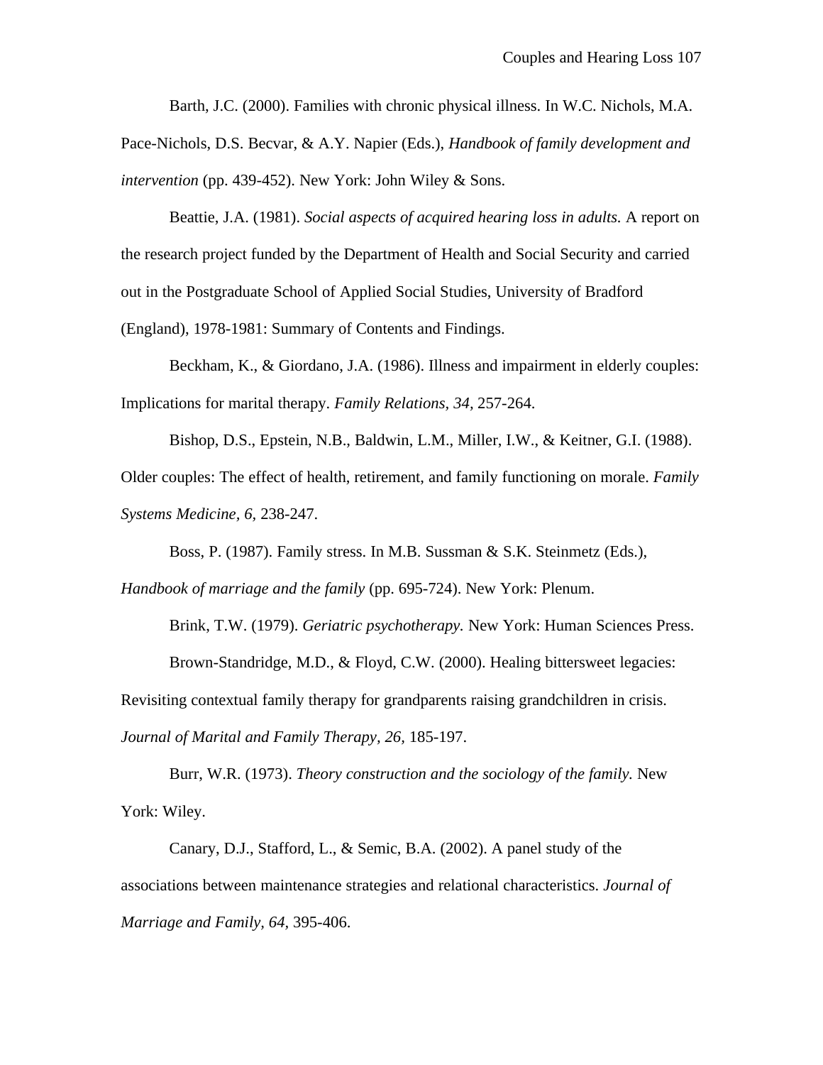Barth, J.C. (2000). Families with chronic physical illness. In W.C. Nichols, M.A. Pace-Nichols, D.S. Becvar, & A.Y. Napier (Eds.), *Handbook of family development and intervention* (pp. 439-452). New York: John Wiley & Sons.

Beattie, J.A. (1981). *Social aspects of acquired hearing loss in adults.* A report on the research project funded by the Department of Health and Social Security and carried out in the Postgraduate School of Applied Social Studies, University of Bradford (England), 1978-1981: Summary of Contents and Findings.

Beckham, K., & Giordano, J.A. (1986). Illness and impairment in elderly couples: Implications for marital therapy. *Family Relations, 34*, 257-264.

Bishop, D.S., Epstein, N.B., Baldwin, L.M., Miller, I.W., & Keitner, G.I. (1988). Older couples: The effect of health, retirement, and family functioning on morale. *Family Systems Medicine, 6*, 238-247.

Boss, P. (1987). Family stress. In M.B. Sussman & S.K. Steinmetz (Eds.), *Handbook of marriage and the family* (pp. 695-724). New York: Plenum.

Brink, T.W. (1979). *Geriatric psychotherapy.* New York: Human Sciences Press.

Brown-Standridge, M.D., & Floyd, C.W. (2000). Healing bittersweet legacies: Revisiting contextual family therapy for grandparents raising grandchildren in crisis. *Journal of Marital and Family Therapy, 26*, 185-197.

Burr, W.R. (1973). *Theory construction and the sociology of the family.* New York: Wiley.

Canary, D.J., Stafford, L., & Semic, B.A. (2002). A panel study of the associations between maintenance strategies and relational characteristics. *Journal of Marriage and Family, 64*, 395-406.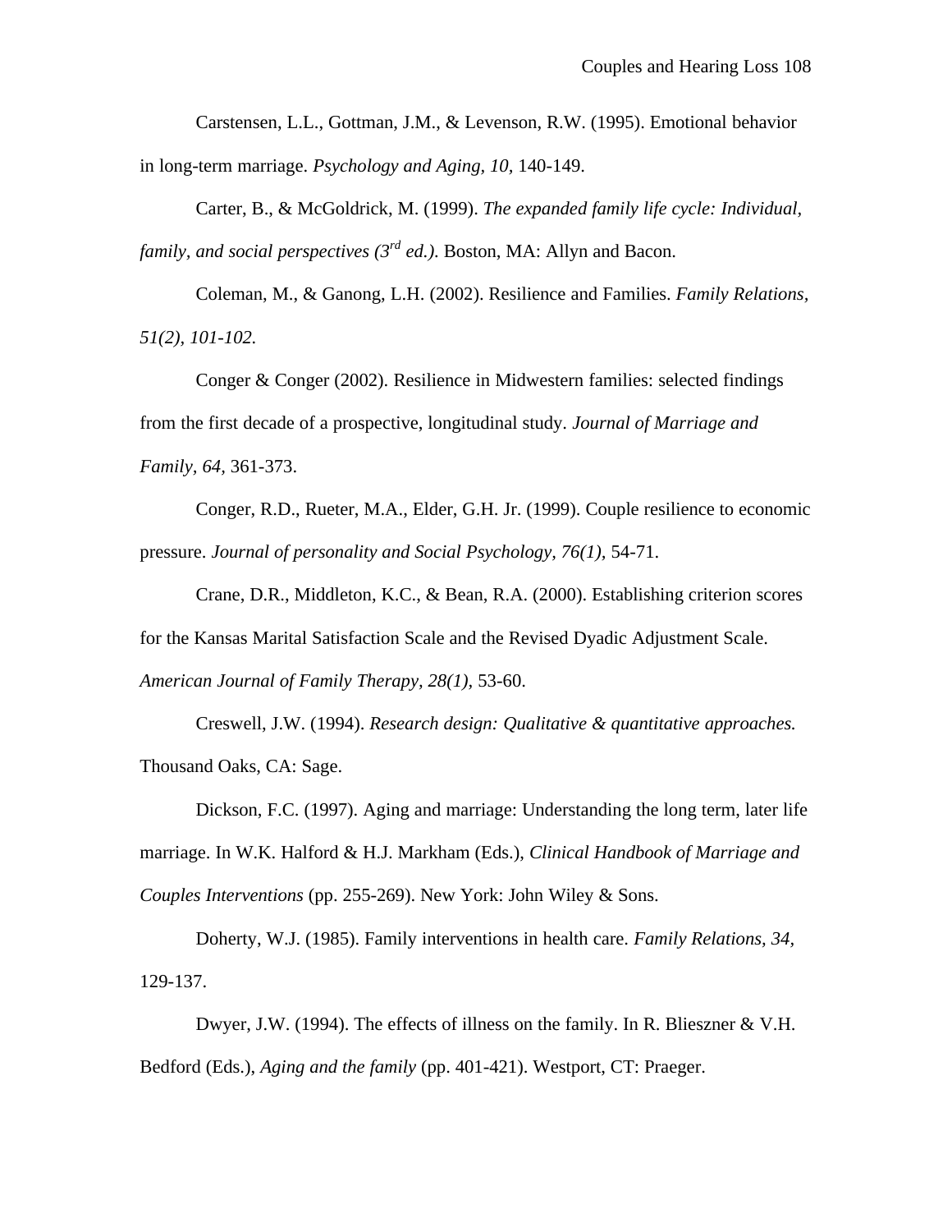Carstensen, L.L., Gottman, J.M., & Levenson, R.W. (1995). Emotional behavior in long-term marriage. *Psychology and Aging, 10,* 140-149.

Carter, B., & McGoldrick, M. (1999). *The expanded family life cycle: Individual, family, and social perspectives (3rd ed.).* Boston, MA: Allyn and Bacon.

Coleman, M., & Ganong, L.H. (2002). Resilience and Families. *Family Relations, 51(2), 101-102.*

Conger & Conger (2002). Resilience in Midwestern families: selected findings from the first decade of a prospective, longitudinal study. *Journal of Marriage and Family, 64,* 361-373.

Conger, R.D., Rueter, M.A., Elder, G.H. Jr. (1999). Couple resilience to economic pressure. *Journal of personality and Social Psychology, 76(1),* 54-71.

Crane, D.R., Middleton, K.C., & Bean, R.A. (2000). Establishing criterion scores for the Kansas Marital Satisfaction Scale and the Revised Dyadic Adjustment Scale. *American Journal of Family Therapy, 28(1),* 53-60.

Creswell, J.W. (1994). *Research design: Qualitative & quantitative approaches.* Thousand Oaks, CA: Sage.

Dickson, F.C. (1997). Aging and marriage: Understanding the long term, later life marriage. In W.K. Halford & H.J. Markham (Eds.), *Clinical Handbook of Marriage and Couples Interventions* (pp. 255-269). New York: John Wiley & Sons.

Doherty, W.J. (1985). Family interventions in health care. *Family Relations, 34,* 129-137.

Dwyer, J.W. (1994). The effects of illness on the family. In R. Blieszner & V.H. Bedford (Eds.), *Aging and the family* (pp. 401-421). Westport, CT: Praeger.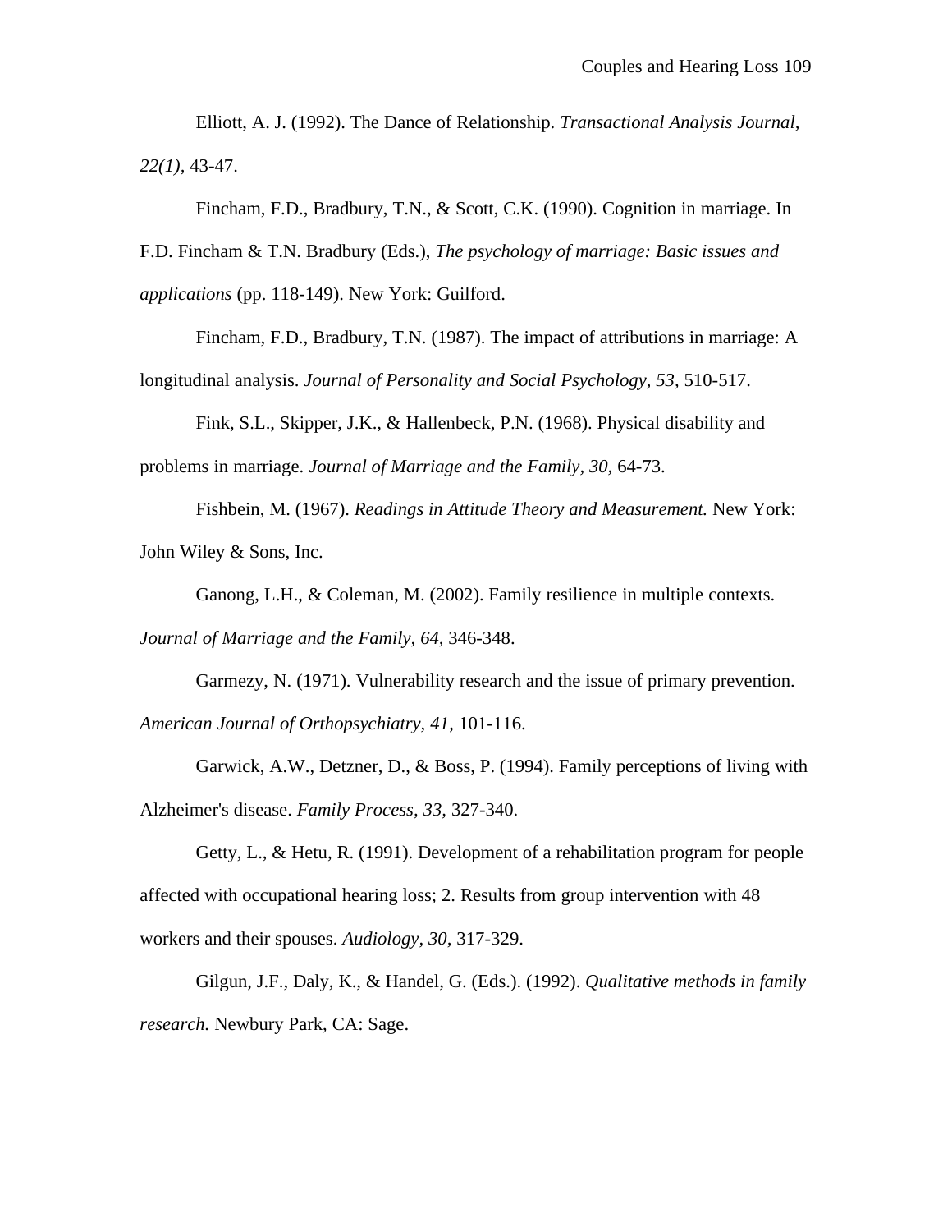Elliott, A. J. (1992). The Dance of Relationship. *Transactional Analysis Journal, 22(1),* 43-47.

Fincham, F.D., Bradbury, T.N., & Scott, C.K. (1990). Cognition in marriage. In F.D. Fincham & T.N. Bradbury (Eds.), *The psychology of marriage: Basic issues and applications* (pp. 118-149). New York: Guilford.

Fincham, F.D., Bradbury, T.N. (1987). The impact of attributions in marriage: A longitudinal analysis. *Journal of Personality and Social Psychology, 53*, 510-517.

Fink, S.L., Skipper, J.K., & Hallenbeck, P.N. (1968). Physical disability and problems in marriage. *Journal of Marriage and the Family, 30,* 64-73.

Fishbein, M. (1967). *Readings in Attitude Theory and Measurement.* New York: John Wiley & Sons, Inc.

Ganong, L.H., & Coleman, M. (2002). Family resilience in multiple contexts. *Journal of Marriage and the Family, 64,* 346-348.

Garmezy, N. (1971). Vulnerability research and the issue of primary prevention. *American Journal of Orthopsychiatry, 41,* 101-116.

Garwick, A.W., Detzner, D., & Boss, P. (1994). Family perceptions of living with Alzheimer's disease. *Family Process, 33,* 327-340.

Getty, L., & Hetu, R. (1991). Development of a rehabilitation program for people affected with occupational hearing loss; 2. Results from group intervention with 48 workers and their spouses. *Audiology, 30,* 317-329.

Gilgun, J.F., Daly, K., & Handel, G. (Eds.). (1992). *Qualitative methods in family research.* Newbury Park, CA: Sage.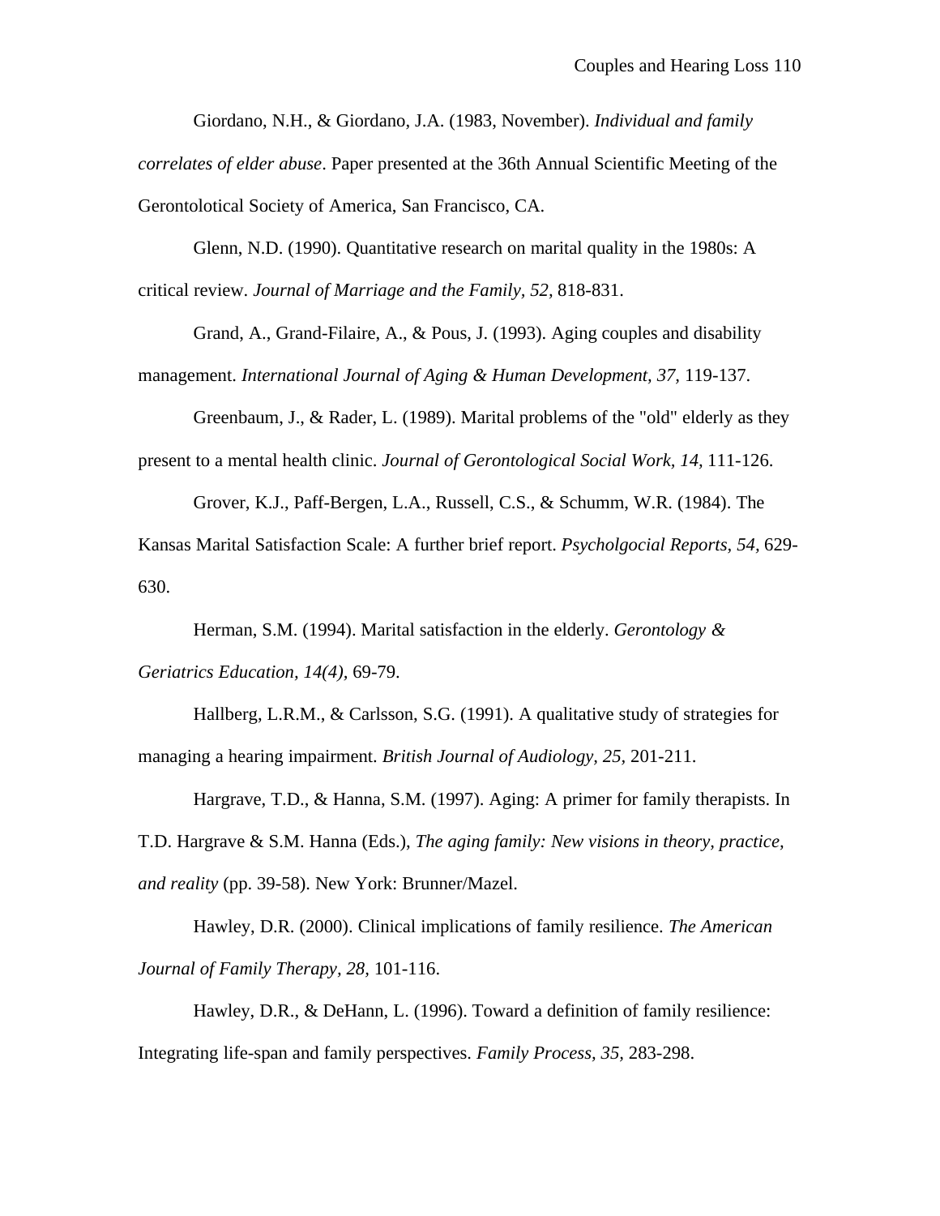Giordano, N.H., & Giordano, J.A. (1983, November). *Individual and family correlates of elder abuse*. Paper presented at the 36th Annual Scientific Meeting of the Gerontolotical Society of America, San Francisco, CA.

Glenn, N.D. (1990). Quantitative research on marital quality in the 1980s: A critical review. *Journal of Marriage and the Family, 52,* 818-831.

Grand, A., Grand-Filaire, A., & Pous, J. (1993). Aging couples and disability management. *International Journal of Aging & Human Development, 37,* 119-137.

Greenbaum, J., & Rader, L. (1989). Marital problems of the "old" elderly as they present to a mental health clinic. *Journal of Gerontological Social Work, 14,* 111-126.

Grover, K.J., Paff-Bergen, L.A., Russell, C.S., & Schumm, W.R. (1984). The Kansas Marital Satisfaction Scale: A further brief report. *Psycholgocial Reports, 54,* 629-630.

Herman, S.M. (1994). Marital satisfaction in the elderly. *Gerontology & Geriatrics Education, 14(4),* 69-79.

Hallberg, L.R.M., & Carlsson, S.G. (1991). A qualitative study of strategies for managing a hearing impairment. *British Journal of Audiology, 25,* 201-211.

Hargrave, T.D., & Hanna, S.M. (1997). Aging: A primer for family therapists. In T.D. Hargrave & S.M. Hanna (Eds.), *The aging family: New visions in theory, practice, and reality* (pp. 39-58). New York: Brunner/Mazel.

Hawley, D.R. (2000). Clinical implications of family resilience. *The American Journal of Family Therapy, 28,* 101-116.

Hawley, D.R., & DeHann, L. (1996). Toward a definition of family resilience: Integrating life-span and family perspectives. *Family Process, 35,* 283-298.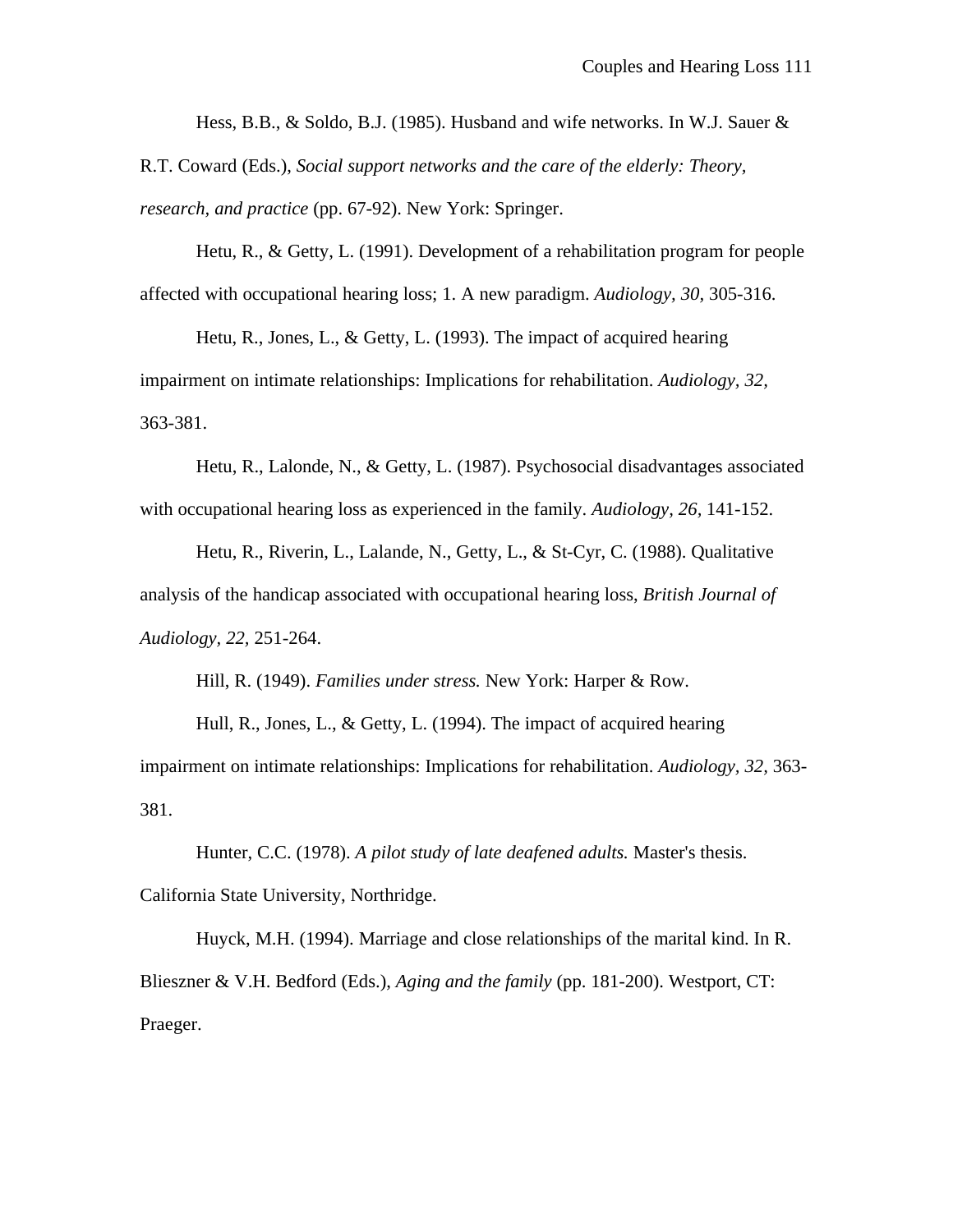Hess, B.B., & Soldo, B.J. (1985). Husband and wife networks. In W.J. Sauer & R.T. Coward (Eds.), *Social support networks and the care of the elderly: Theory, research, and practice* (pp. 67-92). New York: Springer.

Hetu, R., & Getty, L. (1991). Development of a rehabilitation program for people affected with occupational hearing loss; 1. A new paradigm. *Audiology, 30,* 305-316.

Hetu, R., Jones, L., & Getty, L. (1993). The impact of acquired hearing impairment on intimate relationships: Implications for rehabilitation. *Audiology, 32,* 363-381.

Hetu, R., Lalonde, N., & Getty, L. (1987). Psychosocial disadvantages associated with occupational hearing loss as experienced in the family. *Audiology, 26,* 141-152.

Hetu, R., Riverin, L., Lalande, N., Getty, L., & St-Cyr, C. (1988). Qualitative analysis of the handicap associated with occupational hearing loss, *British Journal of Audiology, 22,* 251-264.

Hill, R. (1949). *Families under stress.* New York: Harper & Row.

Hull, R., Jones, L., & Getty, L. (1994). The impact of acquired hearing impairment on intimate relationships: Implications for rehabilitation. *Audiology, 32,* 363-381.

Hunter, C.C. (1978). *A pilot study of late deafened adults.* Master's thesis. California State University, Northridge.

Huyck, M.H. (1994). Marriage and close relationships of the marital kind. In R. Blieszner & V.H. Bedford (Eds.), *Aging and the family* (pp. 181-200). Westport, CT: Praeger.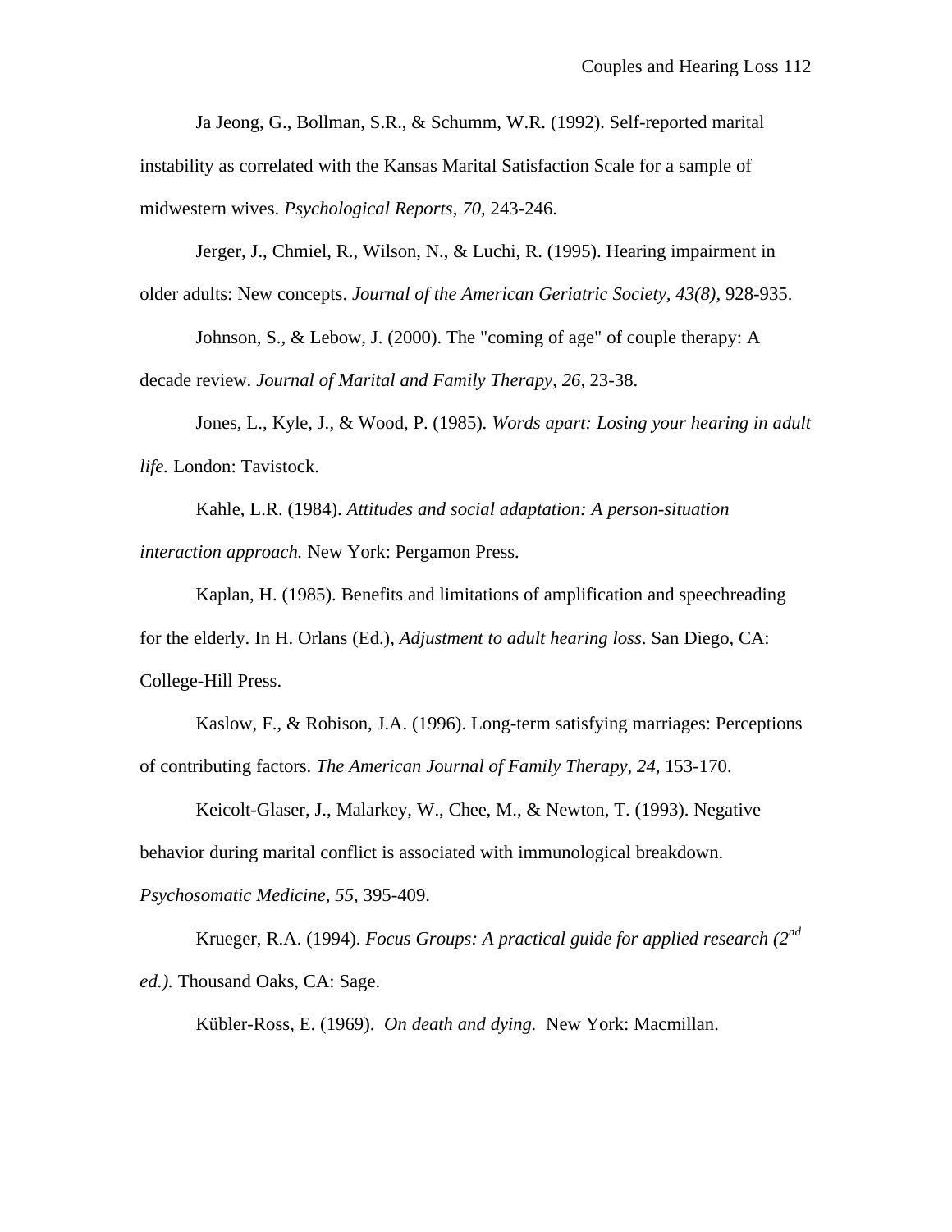Ja Jeong, G., Bollman, S.R., & Schumm, W.R. (1992). Self-reported marital instability as correlated with the Kansas Marital Satisfaction Scale for a sample of midwestern wives. *Psychological Reports, 70,* 243-246.

Jerger, J., Chmiel, R., Wilson, N., & Luchi, R. (1995). Hearing impairment in older adults: New concepts. *Journal of the American Geriatric Society, 43(8),* 928-935.

Johnson, S., & Lebow, J. (2000). The "coming of age" of couple therapy: A decade review. *Journal of Marital and Family Therapy, 26,* 23-38.

Jones, L., Kyle, J., & Wood, P. (1985). *Words apart: Losing your hearing in adult life.* London: Tavistock.

Kahle, L.R. (1984). *Attitudes and social adaptation: A person-situation interaction approach.* New York: Pergamon Press.

Kaplan, H. (1985). Benefits and limitations of amplification and speechreading for the elderly. In H. Orlans (Ed.), *Adjustment to adult hearing loss*. San Diego, CA: College-Hill Press.

Kaslow, F., & Robison, J.A. (1996). Long-term satisfying marriages: Perceptions of contributing factors. *The American Journal of Family Therapy, 24,* 153-170.

Keicolt-Glaser, J., Malarkey, W., Chee, M., & Newton, T. (1993). Negative behavior during marital conflict is associated with immunological breakdown. *Psychosomatic Medicine, 55,* 395-409.

Krueger, R.A. (1994). *Focus Groups: A practical guide for applied research (2nd ed.).* Thousand Oaks, CA: Sage.

Kübler-Ross, E. (1969). *On death and dying.* New York: Macmillan.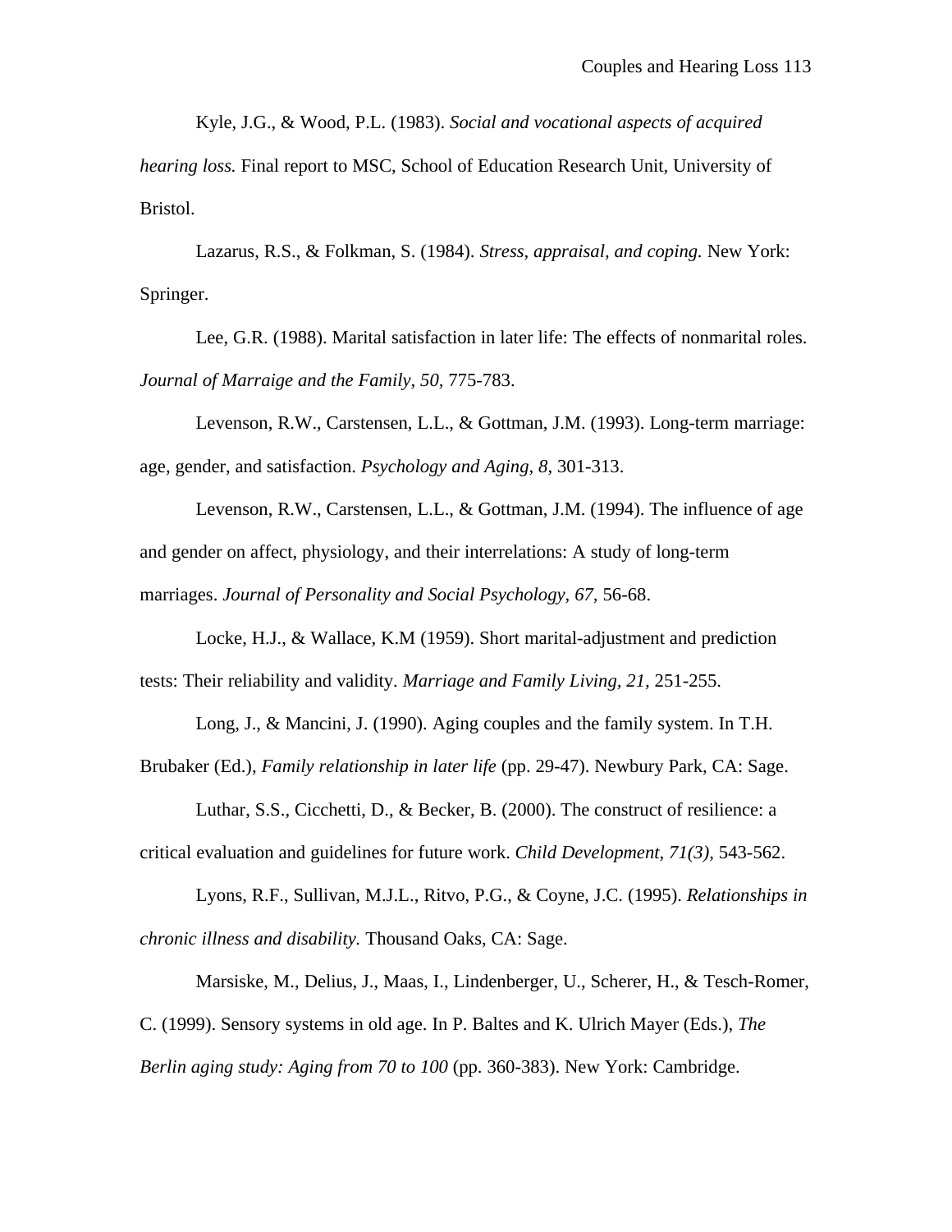Kyle, J.G., & Wood, P.L. (1983). *Social and vocational aspects of acquired hearing loss.* Final report to MSC, School of Education Research Unit, University of Bristol.

Lazarus, R.S., & Folkman, S. (1984). *Stress, appraisal, and coping.* New York: Springer.

Lee, G.R. (1988). Marital satisfaction in later life: The effects of nonmarital roles. *Journal of Marraige and the Family, 50,* 775-783.

Levenson, R.W., Carstensen, L.L., & Gottman, J.M. (1993). Long-term marriage: age, gender, and satisfaction. *Psychology and Aging, 8,* 301-313.

Levenson, R.W., Carstensen, L.L., & Gottman, J.M. (1994). The influence of age and gender on affect, physiology, and their interrelations: A study of long-term marriages. *Journal of Personality and Social Psychology, 67,* 56-68.

Locke, H.J., & Wallace, K.M (1959). Short marital-adjustment and prediction tests: Their reliability and validity. *Marriage and Family Living, 21,* 251-255.

Long, J., & Mancini, J. (1990). Aging couples and the family system. In T.H. Brubaker (Ed.), *Family relationship in later life* (pp. 29-47). Newbury Park, CA: Sage.

Luthar, S.S., Cicchetti, D., & Becker, B. (2000). The construct of resilience: a critical evaluation and guidelines for future work. *Child Development, 71(3),* 543-562.

Lyons, R.F., Sullivan, M.J.L., Ritvo, P.G., & Coyne, J.C. (1995). *Relationships in chronic illness and disability.* Thousand Oaks, CA: Sage.

Marsiske, M., Delius, J., Maas, I., Lindenberger, U., Scherer, H., & Tesch-Romer, C. (1999). Sensory systems in old age. In P. Baltes and K. Ulrich Mayer (Eds.), *The Berlin aging study: Aging from 70 to 100* (pp. 360-383). New York: Cambridge.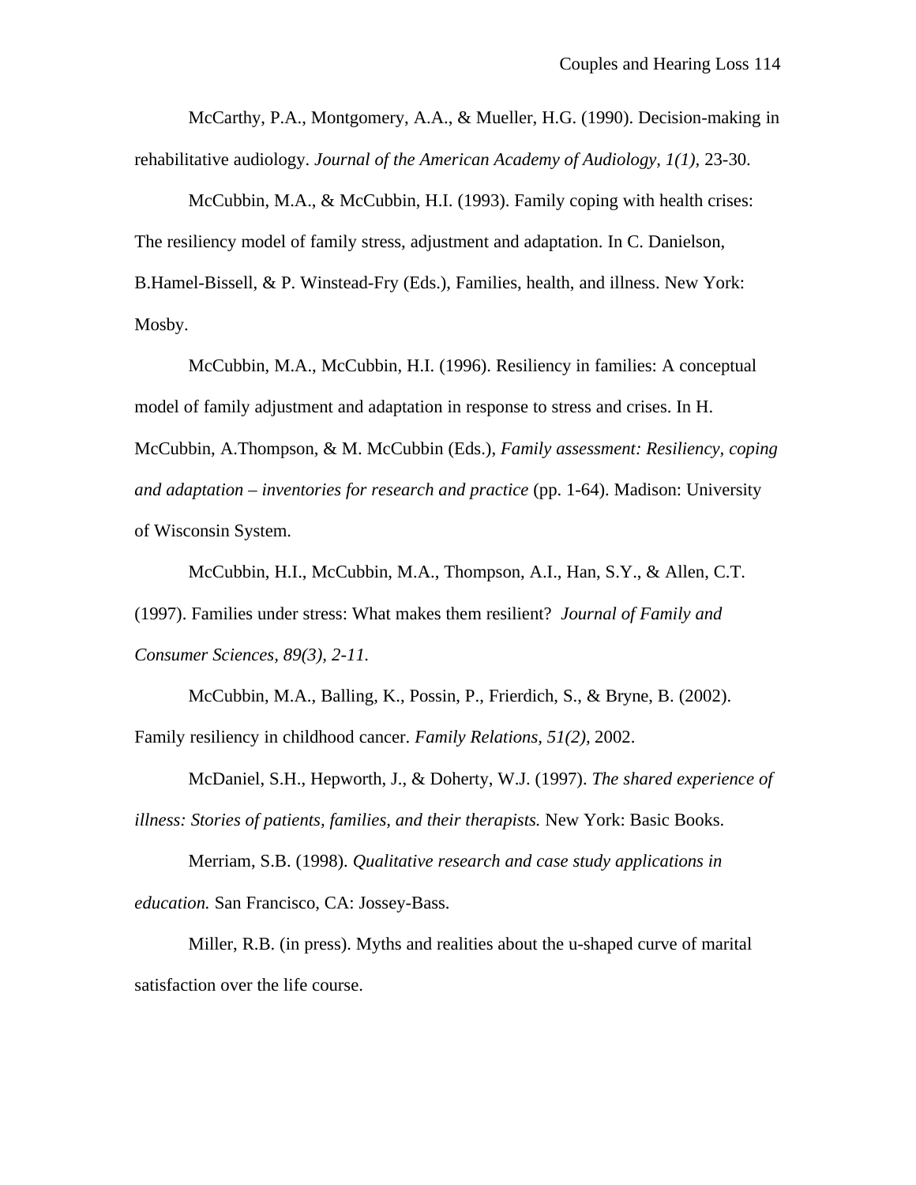McCarthy, P.A., Montgomery, A.A., & Mueller, H.G. (1990). Decision-making in rehabilitative audiology. *Journal of the American Academy of Audiology, 1(1),* 23-30.

McCubbin, M.A., & McCubbin, H.I. (1993). Family coping with health crises: The resiliency model of family stress, adjustment and adaptation. In C. Danielson, B.Hamel-Bissell, & P. Winstead-Fry (Eds.), Families, health, and illness. New York: Mosby.

McCubbin, M.A., McCubbin, H.I. (1996). Resiliency in families: A conceptual model of family adjustment and adaptation in response to stress and crises. In H. McCubbin, A.Thompson, & M. McCubbin (Eds.), *Family assessment: Resiliency, coping and adaptation – inventories for research and practice* (pp. 1-64). Madison: University of Wisconsin System.

McCubbin, H.I., McCubbin, M.A., Thompson, A.I., Han, S.Y., & Allen, C.T. (1997). Families under stress: What makes them resilient? *Journal of Family and Consumer Sciences, 89(3), 2-11.*

McCubbin, M.A., Balling, K., Possin, P., Frierdich, S., & Bryne, B. (2002). Family resiliency in childhood cancer. *Family Relations, 51(2),* 2002.

McDaniel, S.H., Hepworth, J., & Doherty, W.J. (1997). *The shared experience of illness: Stories of patients, families, and their therapists.* New York: Basic Books.

Merriam, S.B. (1998). *Qualitative research and case study applications in education.* San Francisco, CA: Jossey-Bass.

Miller, R.B. (in press). Myths and realities about the u-shaped curve of marital satisfaction over the life course.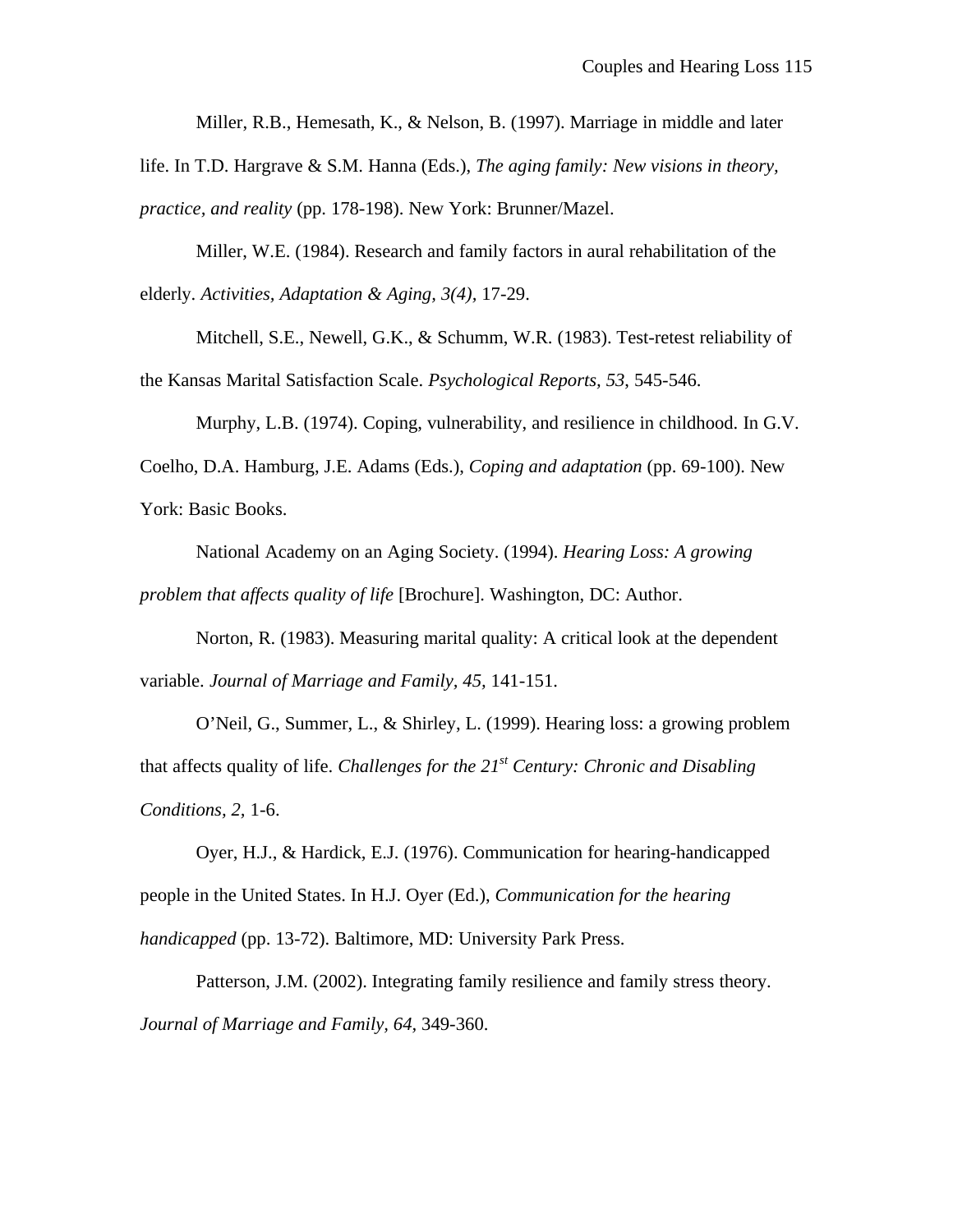Miller, R.B., Hemesath, K., & Nelson, B. (1997). Marriage in middle and later life. In T.D. Hargrave & S.M. Hanna (Eds.), *The aging family: New visions in theory, practice, and reality* (pp. 178-198). New York: Brunner/Mazel.

Miller, W.E. (1984). Research and family factors in aural rehabilitation of the elderly. *Activities, Adaptation & Aging, 3(4),* 17-29.

Mitchell, S.E., Newell, G.K., & Schumm, W.R. (1983). Test-retest reliability of the Kansas Marital Satisfaction Scale. *Psychological Reports, 53*, 545-546.

Murphy, L.B. (1974). Coping, vulnerability, and resilience in childhood. In G.V. Coelho, D.A. Hamburg, J.E. Adams (Eds.), *Coping and adaptation* (pp. 69-100). New York: Basic Books.

National Academy on an Aging Society. (1994). *Hearing Loss: A growing problem that affects quality of life* [Brochure]. Washington, DC: Author.

Norton, R. (1983). Measuring marital quality: A critical look at the dependent variable. *Journal of Marriage and Family, 45,* 141-151.

O'Neil, G., Summer, L., & Shirley, L. (1999). Hearing loss: a growing problem that affects quality of life. *Challenges for the 21st Century: Chronic and Disabling Conditions, 2,* 1-6.

Oyer, H.J., & Hardick, E.J. (1976). Communication for hearing-handicapped people in the United States. In H.J. Oyer (Ed.), *Communication for the hearing handicapped* (pp. 13-72). Baltimore, MD: University Park Press.

Patterson, J.M. (2002). Integrating family resilience and family stress theory. *Journal of Marriage and Family, 64,* 349-360.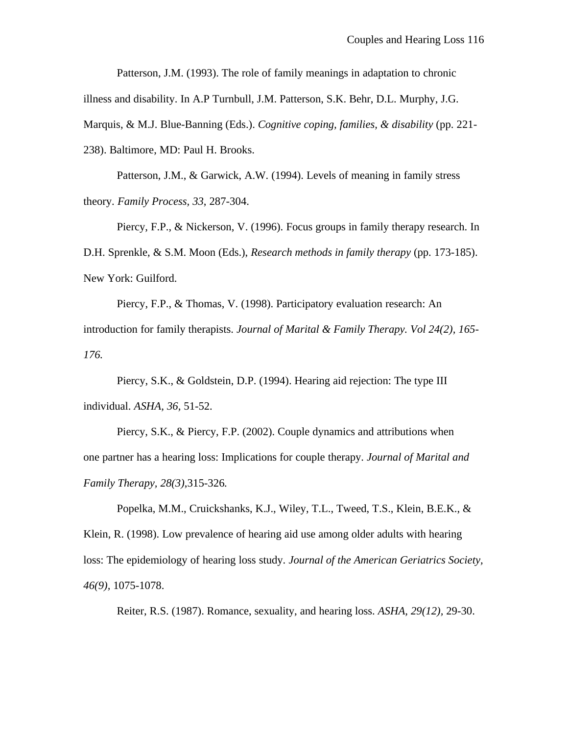Patterson, J.M. (1993). The role of family meanings in adaptation to chronic illness and disability. In A.P Turnbull, J.M. Patterson, S.K. Behr, D.L. Murphy, J.G. Marquis, & M.J. Blue-Banning (Eds.). *Cognitive coping, families, & disability* (pp. 221-238). Baltimore, MD: Paul H. Brooks.

Patterson, J.M., & Garwick, A.W. (1994). Levels of meaning in family stress theory. *Family Process, 33*, 287-304.

Piercy, F.P., & Nickerson, V. (1996). Focus groups in family therapy research. In D.H. Sprenkle, & S.M. Moon (Eds.), *Research methods in family therapy* (pp. 173-185). New York: Guilford.

Piercy, F.P., & Thomas, V. (1998). Participatory evaluation research: An introduction for family therapists. *Journal of Marital & Family Therapy. Vol 24(2), 165-176.*

Piercy, S.K., & Goldstein, D.P. (1994). Hearing aid rejection: The type III individual. *ASHA, 36*, 51-52.

Piercy, S.K., & Piercy, F.P. (2002). Couple dynamics and attributions when one partner has a hearing loss: Implications for couple therapy. *Journal of Marital and Family Therapy, 28(3)*,315-326*.*

Popelka, M.M., Cruickshanks, K.J., Wiley, T.L., Tweed, T.S., Klein, B.E.K., & Klein, R. (1998). Low prevalence of hearing aid use among older adults with hearing loss: The epidemiology of hearing loss study. *Journal of the American Geriatrics Society, 46(9)*, 1075-1078.

Reiter, R.S. (1987). Romance, sexuality, and hearing loss. *ASHA, 29(12)*, 29-30.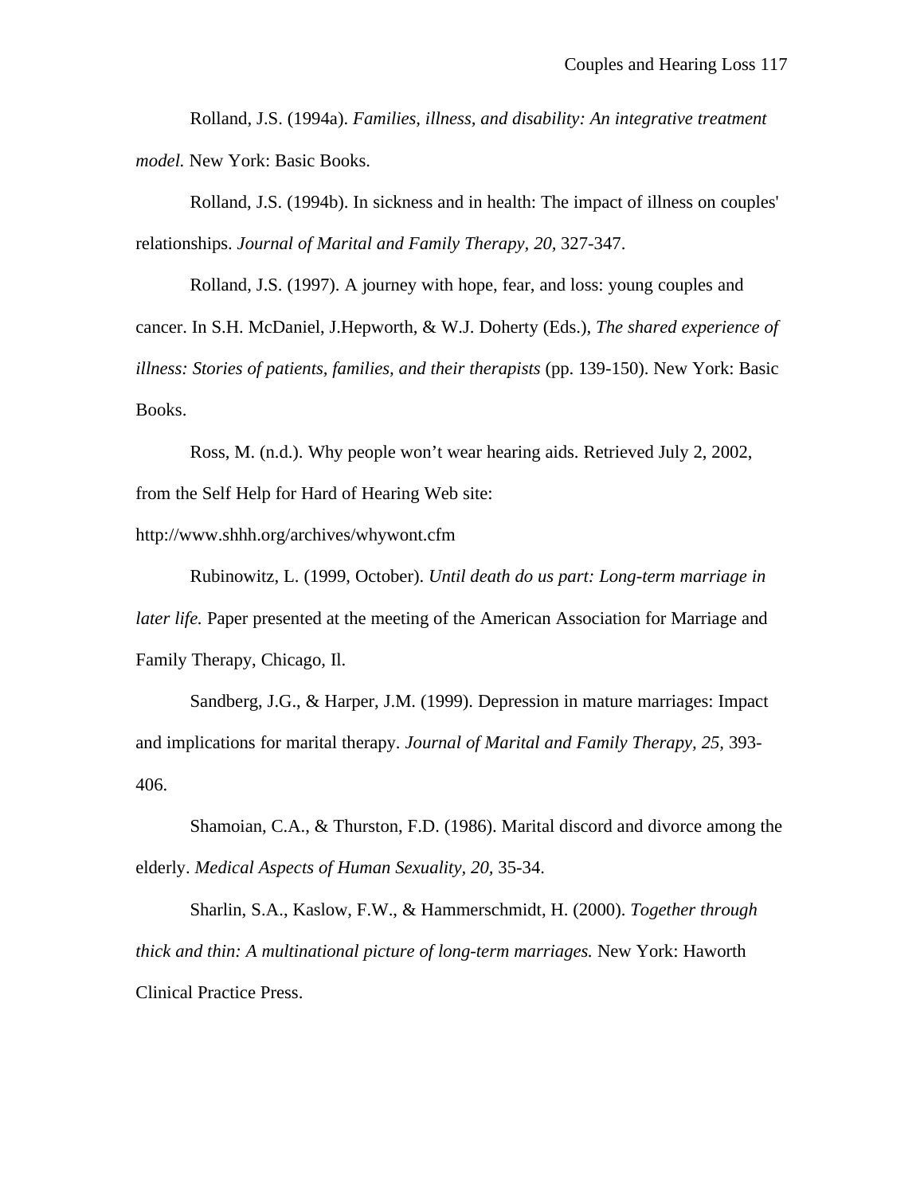Rolland, J.S. (1994a). *Families, illness, and disability: An integrative treatment model.* New York: Basic Books.

Rolland, J.S. (1994b). In sickness and in health: The impact of illness on couples' relationships. *Journal of Marital and Family Therapy, 20,* 327-347.

Rolland, J.S. (1997). A journey with hope, fear, and loss: young couples and cancer. In S.H. McDaniel, J.Hepworth, & W.J. Doherty (Eds.), *The shared experience of illness: Stories of patients, families, and their therapists* (pp. 139-150). New York: Basic Books.

Ross, M. (n.d.). Why people won't wear hearing aids. Retrieved July 2, 2002, from the Self Help for Hard of Hearing Web site: http://www.shhh.org/archives/whywont.cfm

Rubinowitz, L. (1999, October). *Until death do us part: Long-term marriage in later life.* Paper presented at the meeting of the American Association for Marriage and Family Therapy, Chicago, Il.

Sandberg, J.G., & Harper, J.M. (1999). Depression in mature marriages: Impact and implications for marital therapy. *Journal of Marital and Family Therapy, 25*, 393-406.

Shamoian, C.A., & Thurston, F.D. (1986). Marital discord and divorce among the elderly. *Medical Aspects of Human Sexuality, 20,* 35-34.

Sharlin, S.A., Kaslow, F.W., & Hammerschmidt, H. (2000). *Together through thick and thin: A multinational picture of long-term marriages.* New York: Haworth Clinical Practice Press.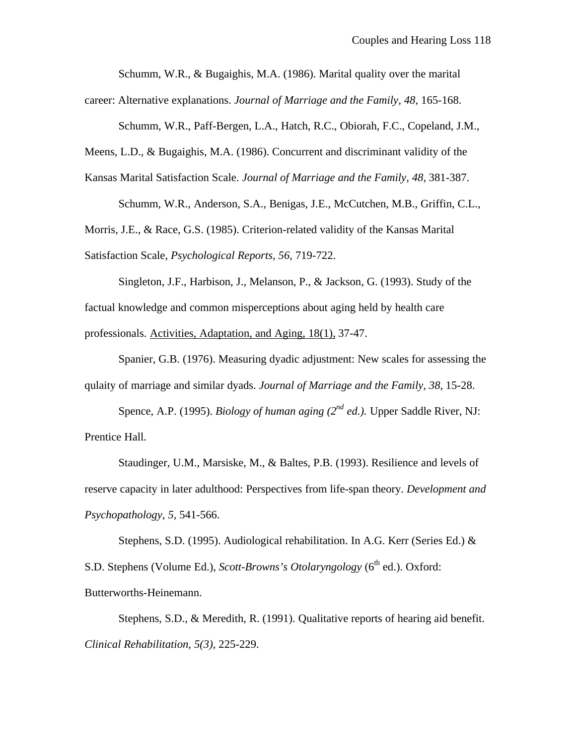Schumm, W.R., & Bugaighis, M.A. (1986). Marital quality over the marital career: Alternative explanations. *Journal of Marriage and the Family, 48,* 165-168.

Schumm, W.R., Paff-Bergen, L.A., Hatch, R.C., Obiorah, F.C., Copeland, J.M., Meens, L.D., & Bugaighis, M.A. (1986). Concurrent and discriminant validity of the Kansas Marital Satisfaction Scale. *Journal of Marriage and the Family, 48,* 381-387.

Schumm, W.R., Anderson, S.A., Benigas, J.E., McCutchen, M.B., Griffin, C.L., Morris, J.E., & Race, G.S. (1985). Criterion-related validity of the Kansas Marital Satisfaction Scale, *Psychological Reports, 56,* 719-722.

Singleton, J.F., Harbison, J., Melanson, P., & Jackson, G. (1993). Study of the factual knowledge and common misperceptions about aging held by health care professionals. <u>Activities, Adaptation, and Aging, 18(1),</u> 37-47.

Spanier, G.B. (1976). Measuring dyadic adjustment: New scales for assessing the qulaity of marriage and similar dyads. *Journal of Marriage and the Family, 38,* 15-28.

Spence, A.P. (1995). *Biology of human aging (2nd ed.).* Upper Saddle River, NJ: Prentice Hall.

Staudinger, U.M., Marsiske, M., & Baltes, P.B. (1993). Resilience and levels of reserve capacity in later adulthood: Perspectives from life-span theory. *Development and Psychopathology, 5,* 541-566.

Stephens, S.D. (1995). Audiological rehabilitation. In A.G. Kerr (Series Ed.) & S.D. Stephens (Volume Ed.), *Scott-Browns's Otolaryngology* (6th ed.). Oxford: Butterworths-Heinemann.

Stephens, S.D., & Meredith, R. (1991). Qualitative reports of hearing aid benefit. *Clinical Rehabilitation, 5(3),* 225-229.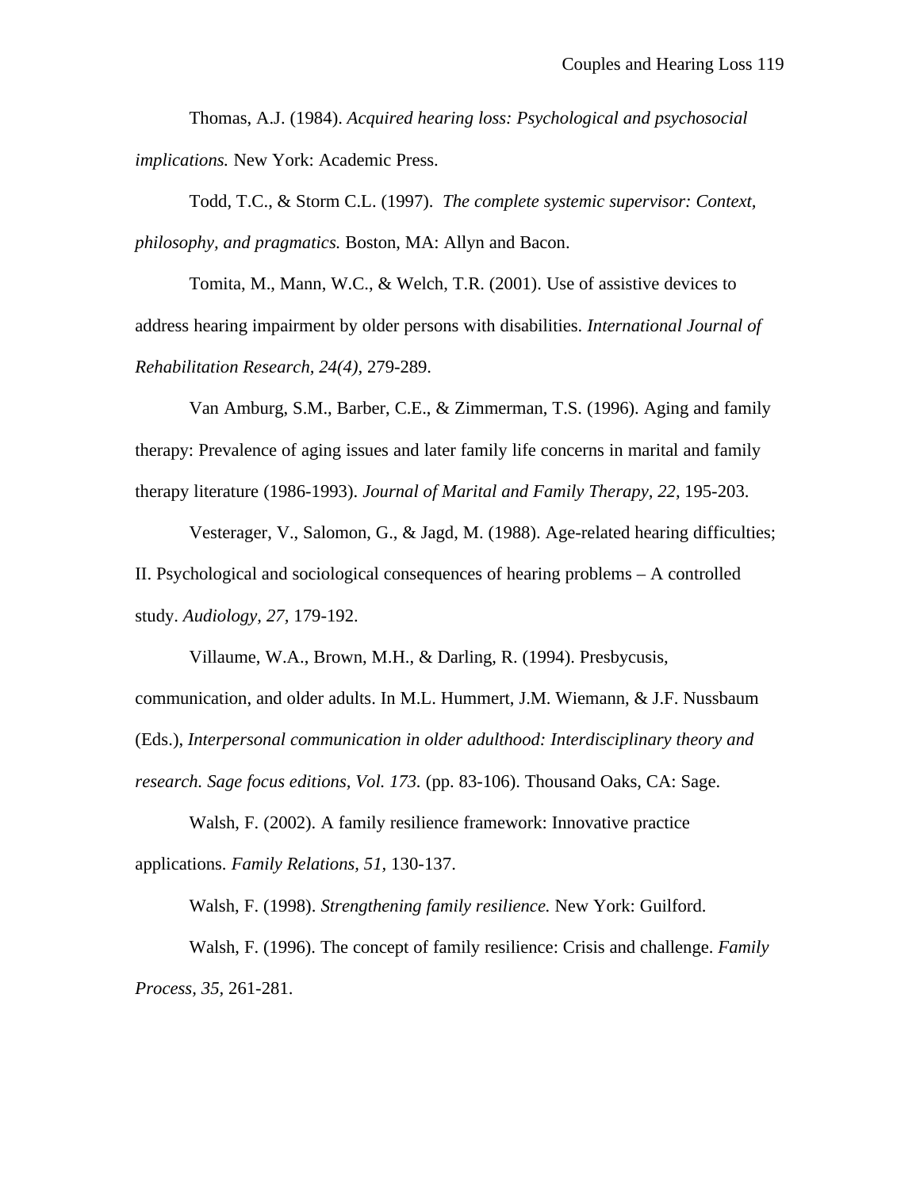Thomas, A.J. (1984). *Acquired hearing loss: Psychological and psychosocial implications.* New York: Academic Press.

Todd, T.C., & Storm C.L. (1997). *The complete systemic supervisor: Context, philosophy, and pragmatics.* Boston, MA: Allyn and Bacon.

Tomita, M., Mann, W.C., & Welch, T.R. (2001). Use of assistive devices to address hearing impairment by older persons with disabilities. *International Journal of Rehabilitation Research, 24(4),* 279-289.

Van Amburg, S.M., Barber, C.E., & Zimmerman, T.S. (1996). Aging and family therapy: Prevalence of aging issues and later family life concerns in marital and family therapy literature (1986-1993). *Journal of Marital and Family Therapy, 22,* 195-203.

Vesterager, V., Salomon, G., & Jagd, M. (1988). Age-related hearing difficulties; II. Psychological and sociological consequences of hearing problems – A controlled study. *Audiology, 27,* 179-192.

Villaume, W.A., Brown, M.H., & Darling, R. (1994). Presbycusis, communication, and older adults. In M.L. Hummert, J.M. Wiemann, & J.F. Nussbaum (Eds.), *Interpersonal communication in older adulthood: Interdisciplinary theory and research. Sage focus editions, Vol. 173.* (pp. 83-106). Thousand Oaks, CA: Sage.

Walsh, F. (2002). A family resilience framework: Innovative practice applications. *Family Relations, 51,* 130-137.

Walsh, F. (1998). *Strengthening family resilience.* New York: Guilford.

Walsh, F. (1996). The concept of family resilience: Crisis and challenge. *Family Process, 35,* 261-281.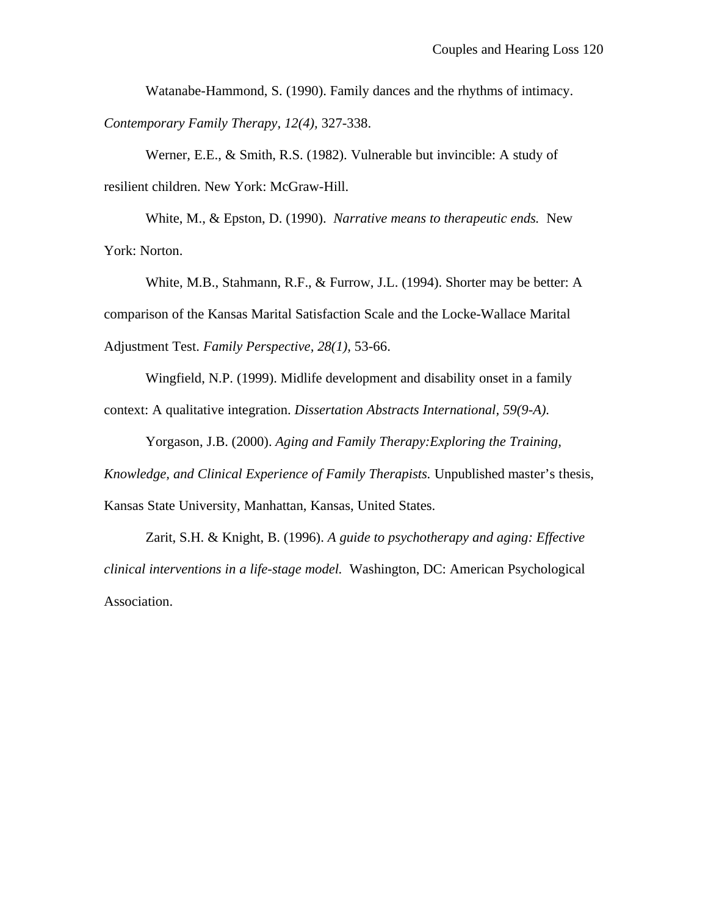Watanabe-Hammond, S. (1990). Family dances and the rhythms of intimacy. *Contemporary Family Therapy, 12(4),* 327-338.

Werner, E.E., & Smith, R.S. (1982). Vulnerable but invincible: A study of resilient children. New York: McGraw-Hill.

White, M., & Epston, D. (1990). *Narrative means to therapeutic ends.* New York: Norton.

White, M.B., Stahmann, R.F., & Furrow, J.L. (1994). Shorter may be better: A comparison of the Kansas Marital Satisfaction Scale and the Locke-Wallace Marital Adjustment Test. *Family Perspective, 28(1),* 53-66.

Wingfield, N.P. (1999). Midlife development and disability onset in a family context: A qualitative integration. *Dissertation Abstracts International, 59(9-A).*

Yorgason, J.B. (2000). *Aging and Family Therapy:Exploring the Training, Knowledge, and Clinical Experience of Family Therapists.* Unpublished master's thesis, Kansas State University, Manhattan, Kansas, United States.

Zarit, S.H. & Knight, B. (1996). *A guide to psychotherapy and aging: Effective clinical interventions in a life-stage model.* Washington, DC: American Psychological Association.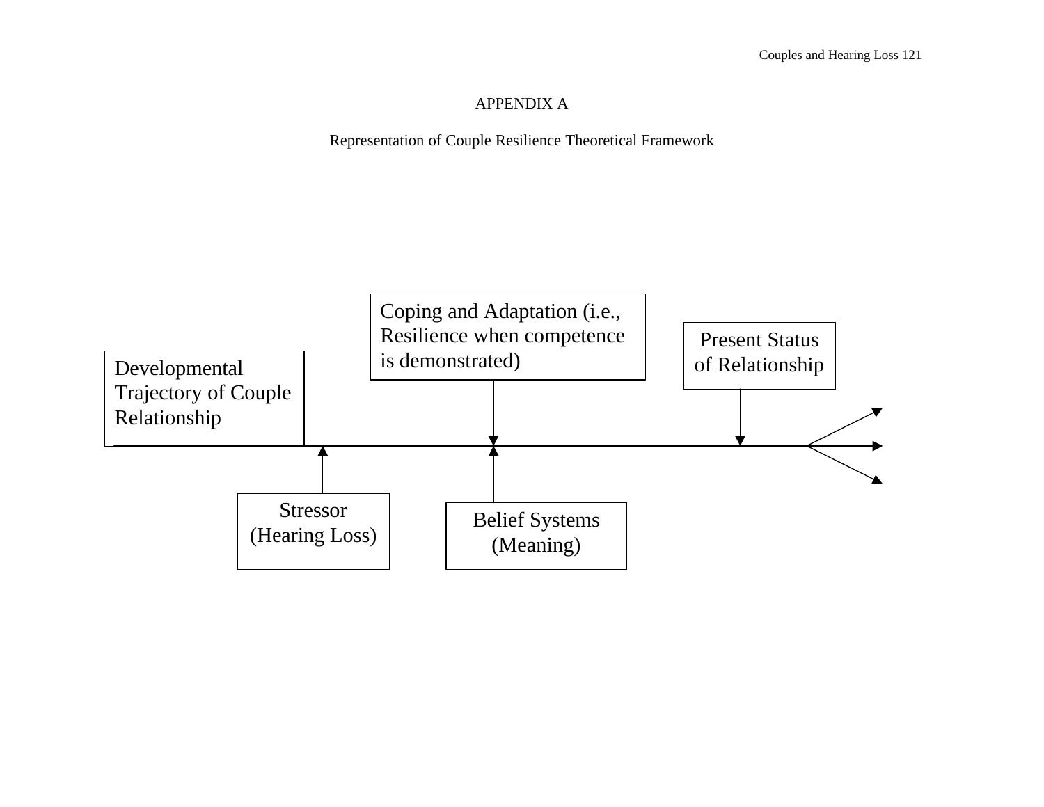# APPENDIX A

Representation of Couple Resilience Theoretical Framework

Developmental Trajectory of Couple Relationship

Coping and Adaptation (i.e., Resilience when competence is demonstrated)

Present Status of Relationship

Stressor (Hearing Loss)

Belief Systems (Meaning)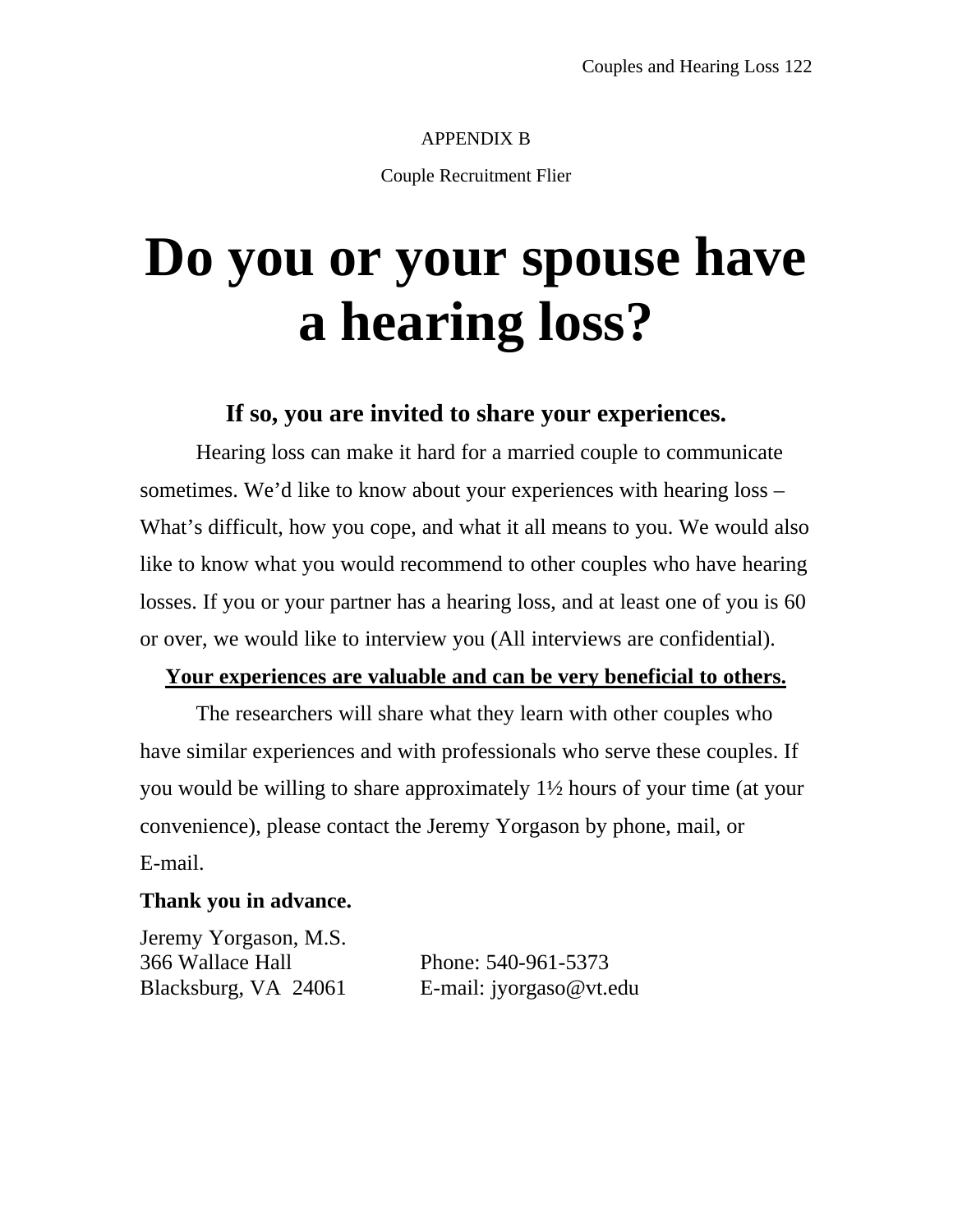APPENDIX B

Couple Recruitment Flier

# Do you or your spouse have a hearing loss?

### If so, you are invited to share your experiences.

Hearing loss can make it hard for a married couple to communicate sometimes. We'd like to know about your experiences with hearing loss – What's difficult, how you cope, and what it all means to you. We would also like to know what you would recommend to other couples who have hearing losses. If you or your partner has a hearing loss, and at least one of you is 60 or over, we would like to interview you (All interviews are confidential).

<u>**Your experiences are valuable and can be very beneficial to others.**</u>

The researchers will share what they learn with other couples who have similar experiences and with professionals who serve these couples. If you would be willing to share approximately 1½ hours of your time (at your convenience), please contact the Jeremy Yorgason by phone, mail, or E-mail.

**Thank you in advance.**

Jeremy Yorgason, M.S.
366 Wallace Hall
Blacksburg, VA 24061

Phone: 540-961-5373
E-mail: jyorgaso@vt.edu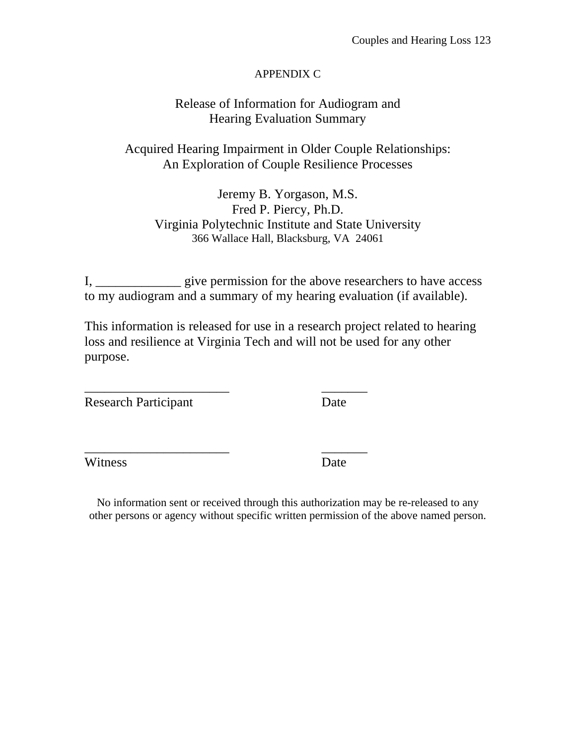# APPENDIX C

## Release of Information for Audiogram and Hearing Evaluation Summary

### Acquired Hearing Impairment in Older Couple Relationships: An Exploration of Couple Resilience Processes

Jeremy B. Yorgason, M.S.
Fred P. Piercy, Ph.D.
Virginia Polytechnic Institute and State University
366 Wallace Hall, Blacksburg, VA 24061

I, _____________ give permission for the above researchers to have access to my audiogram and a summary of my hearing evaluation (if available).

This information is released for use in a research project related to hearing loss and resilience at Virginia Tech and will not be used for any other purpose.

______________________ _______
Research Participant Date

______________________ _______
Witness Date

No information sent or received through this authorization may be re-released to any other persons or agency without specific written permission of the above named person.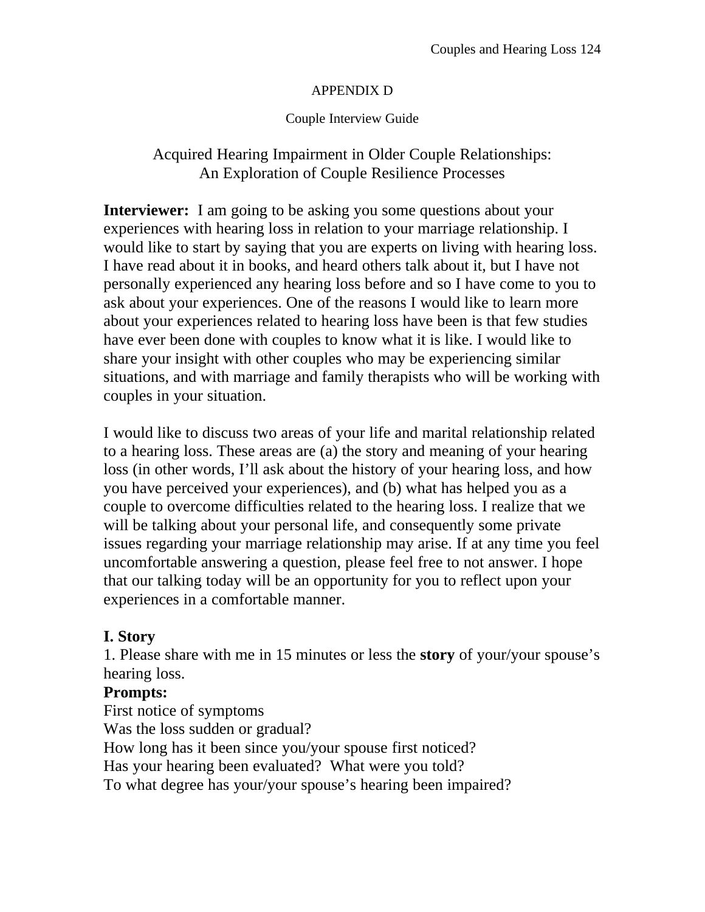APPENDIX D

Couple Interview Guide

# Acquired Hearing Impairment in Older Couple Relationships: An Exploration of Couple Resilience Processes

**Interviewer:** I am going to be asking you some questions about your experiences with hearing loss in relation to your marriage relationship. I would like to start by saying that you are experts on living with hearing loss. I have read about it in books, and heard others talk about it, but I have not personally experienced any hearing loss before and so I have come to you to ask about your experiences. One of the reasons I would like to learn more about your experiences related to hearing loss have been is that few studies have ever been done with couples to know what it is like. I would like to share your insight with other couples who may be experiencing similar situations, and with marriage and family therapists who will be working with couples in your situation.

I would like to discuss two areas of your life and marital relationship related to a hearing loss. These areas are (a) the story and meaning of your hearing loss (in other words, I'll ask about the history of your hearing loss, and how you have perceived your experiences), and (b) what has helped you as a couple to overcome difficulties related to the hearing loss. I realize that we will be talking about your personal life, and consequently some private issues regarding your marriage relationship may arise. If at any time you feel uncomfortable answering a question, please feel free to not answer. I hope that our talking today will be an opportunity for you to reflect upon your experiences in a comfortable manner.

## I. Story

1. Please share with me in 15 minutes or less the **story** of your/your spouse's hearing loss.

**Prompts:**

First notice of symptoms

Was the loss sudden or gradual?

How long has it been since you/your spouse first noticed?

Has your hearing been evaluated? What were you told?

To what degree has your/your spouse's hearing been impaired?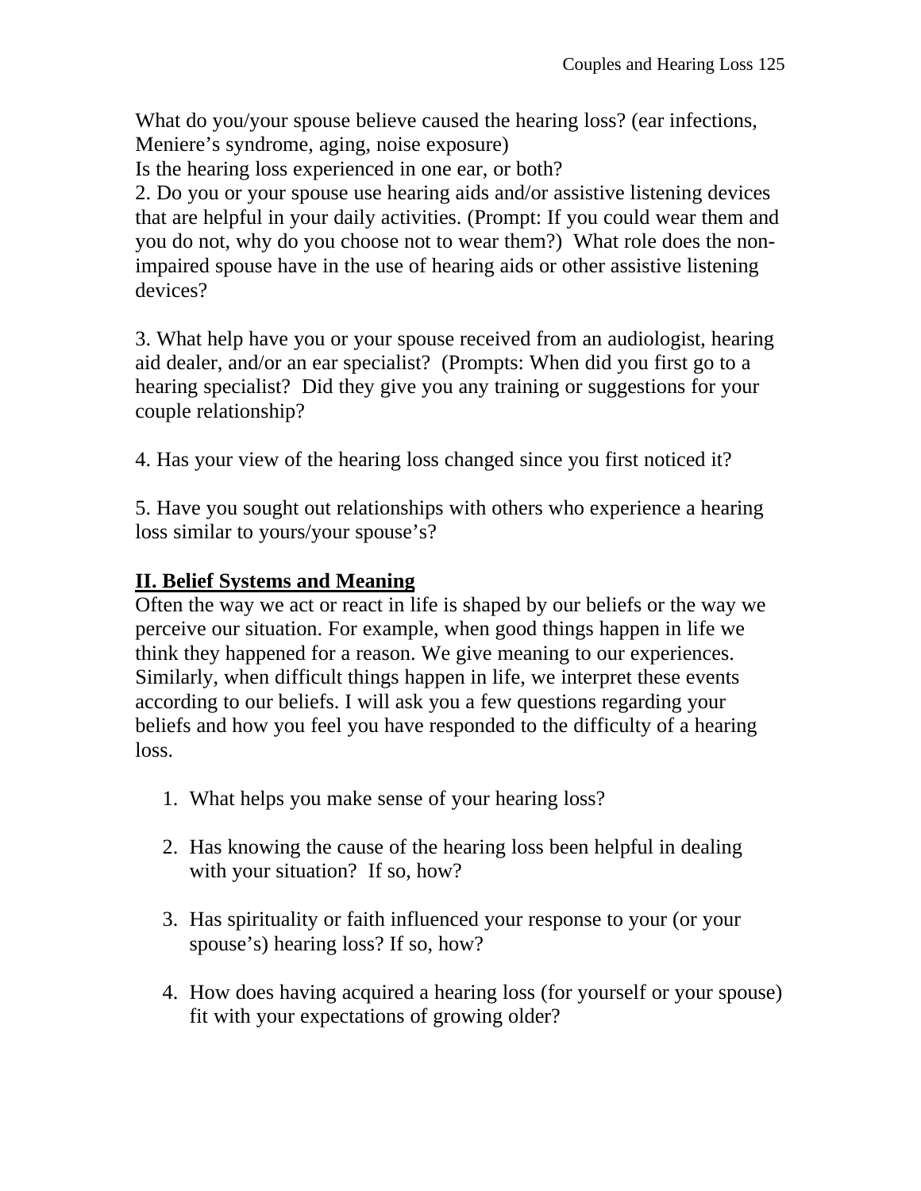What do you/your spouse believe caused the hearing loss? (ear infections, Meniere's syndrome, aging, noise exposure)
Is the hearing loss experienced in one ear, or both?
2. Do you or your spouse use hearing aids and/or assistive listening devices that are helpful in your daily activities. (Prompt: If you could wear them and you do not, why do you choose not to wear them?) What role does the non-impaired spouse have in the use of hearing aids or other assistive listening devices?

3. What help have you or your spouse received from an audiologist, hearing aid dealer, and/or an ear specialist? (Prompts: When did you first go to a hearing specialist? Did they give you any training or suggestions for your couple relationship?

4. Has your view of the hearing loss changed since you first noticed it?

5. Have you sought out relationships with others who experience a hearing loss similar to yours/your spouse's?

## II. Belief Systems and Meaning

Often the way we act or react in life is shaped by our beliefs or the way we perceive our situation. For example, when good things happen in life we think they happened for a reason. We give meaning to our experiences. Similarly, when difficult things happen in life, we interpret these events according to our beliefs. I will ask you a few questions regarding your beliefs and how you feel you have responded to the difficulty of a hearing loss.

1. What helps you make sense of your hearing loss?

2. Has knowing the cause of the hearing loss been helpful in dealing with your situation? If so, how?

3. Has spirituality or faith influenced your response to your (or your spouse's) hearing loss? If so, how?

4. How does having acquired a hearing loss (for yourself or your spouse) fit with your expectations of growing older?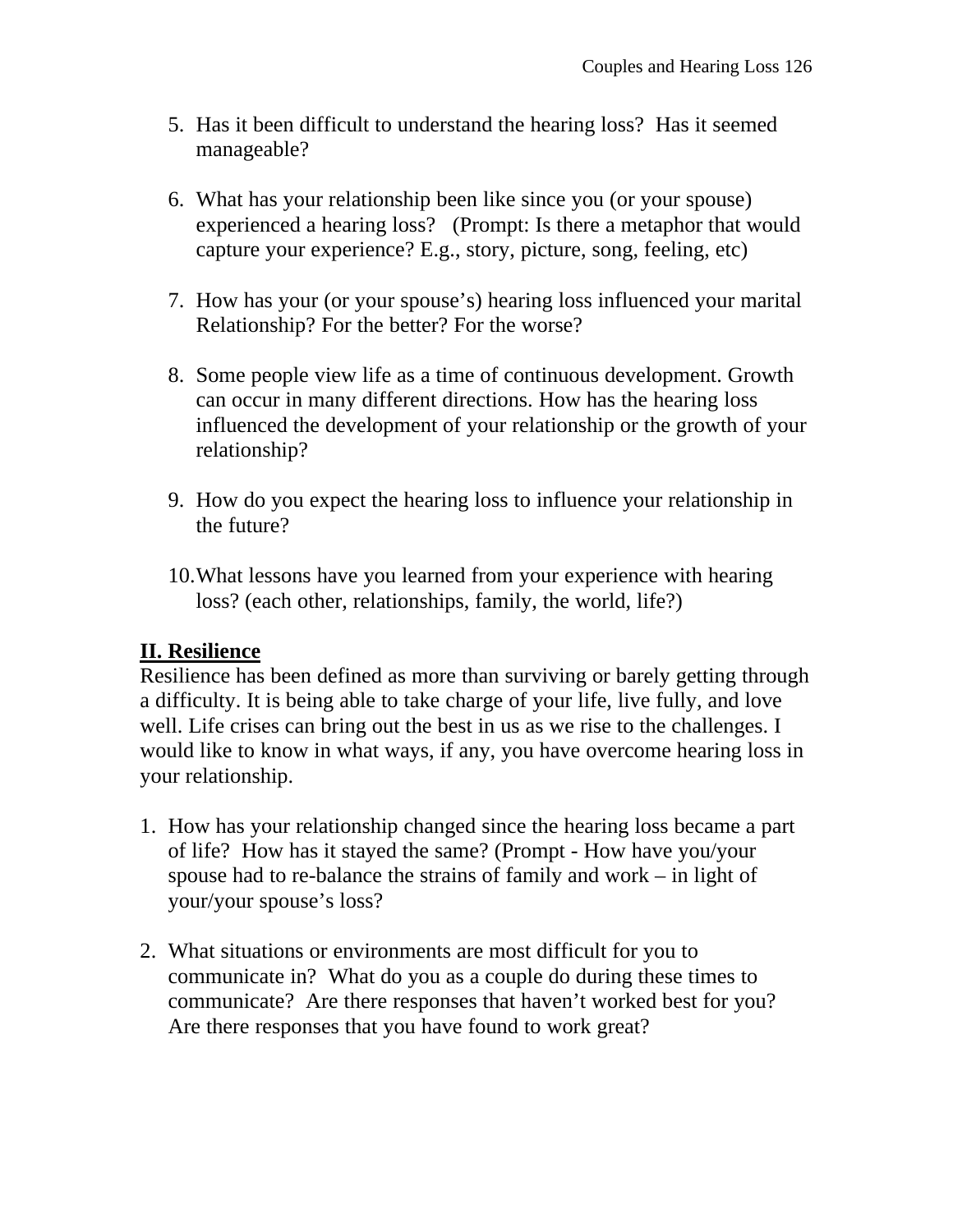5. Has it been difficult to understand the hearing loss? Has it seemed manageable?

6. What has your relationship been like since you (or your spouse) experienced a hearing loss? (Prompt: Is there a metaphor that would capture your experience? E.g., story, picture, song, feeling, etc)

7. How has your (or your spouse's) hearing loss influenced your marital Relationship? For the better? For the worse?

8. Some people view life as a time of continuous development. Growth can occur in many different directions. How has the hearing loss influenced the development of your relationship or the growth of your relationship?

9. How do you expect the hearing loss to influence your relationship in the future?

10. What lessons have you learned from your experience with hearing loss? (each other, relationships, family, the world, life?)

## **II. Resilience**

Resilience has been defined as more than surviving or barely getting through a difficulty. It is being able to take charge of your life, live fully, and love well. Life crises can bring out the best in us as we rise to the challenges. I would like to know in what ways, if any, you have overcome hearing loss in your relationship.

1. How has your relationship changed since the hearing loss became a part of life? How has it stayed the same? (Prompt - How have you/your spouse had to re-balance the strains of family and work – in light of your/your spouse's loss?

2. What situations or environments are most difficult for you to communicate in? What do you as a couple do during these times to communicate? Are there responses that haven't worked best for you? Are there responses that you have found to work great?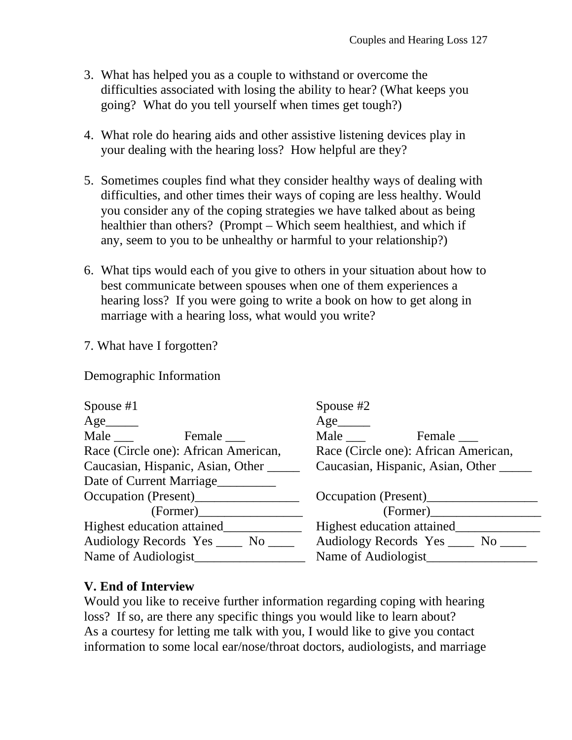3. What has helped you as a couple to withstand or overcome the difficulties associated with losing the ability to hear? (What keeps you going? What do you tell yourself when times get tough?)

4. What role do hearing aids and other assistive listening devices play in your dealing with the hearing loss? How helpful are they?

5. Sometimes couples find what they consider healthy ways of dealing with difficulties, and other times their ways of coping are less healthy. Would you consider any of the coping strategies we have talked about as being healthier than others? (Prompt – Which seem healthiest, and which if any, seem to you to be unhealthy or harmful to your relationship?)

6. What tips would each of you give to others in your situation about how to best communicate between spouses when one of them experiences a hearing loss? If you were going to write a book on how to get along in marriage with a hearing loss, what would you write?

7. What have I forgotten?

Demographic Information

| Spouse #1 | Spouse #2 |
|---|---|
| Age_____ | Age_____ |
| Male ___ Female ___ | Male ___ Female ___ |
| Race (Circle one): African American, Caucasian, Hispanic, Asian, Other _____ | Race (Circle one): African American, Caucasian, Hispanic, Asian, Other _____ |
| Date of Current Marriage_________ | |
| Occupation (Present)________________ | Occupation (Present)_________________ |
| (Former)________________ | (Former)_________________ |
| Highest education attained____________ | Highest education attained_____________ |
| Audiology Records Yes ____ No ____ | Audiology Records Yes ____ No ____ |
| Name of Audiologist_________________ | Name of Audiologist_________________ |

**V. End of Interview**

Would you like to receive further information regarding coping with hearing loss? If so, are there any specific things you would like to learn about?
As a courtesy for letting me talk with you, I would like to give you contact information to some local ear/nose/throat doctors, audiologists, and marriage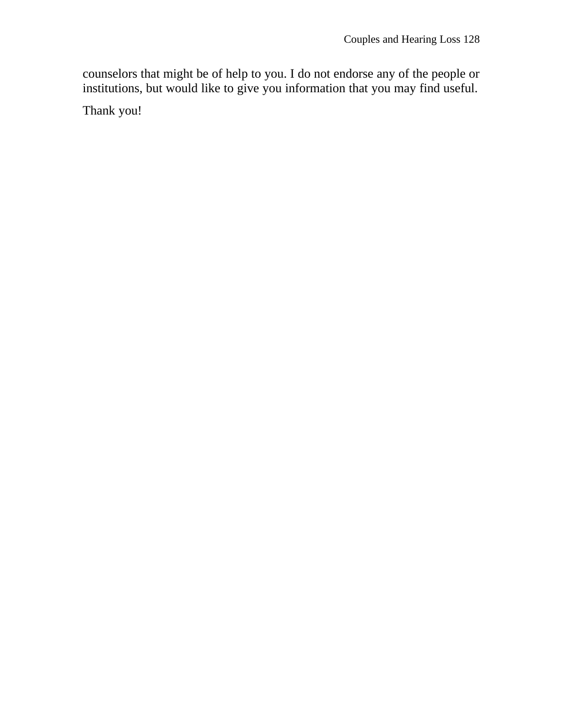counselors that might be of help to you. I do not endorse any of the people or institutions, but would like to give you information that you may find useful.

Thank you!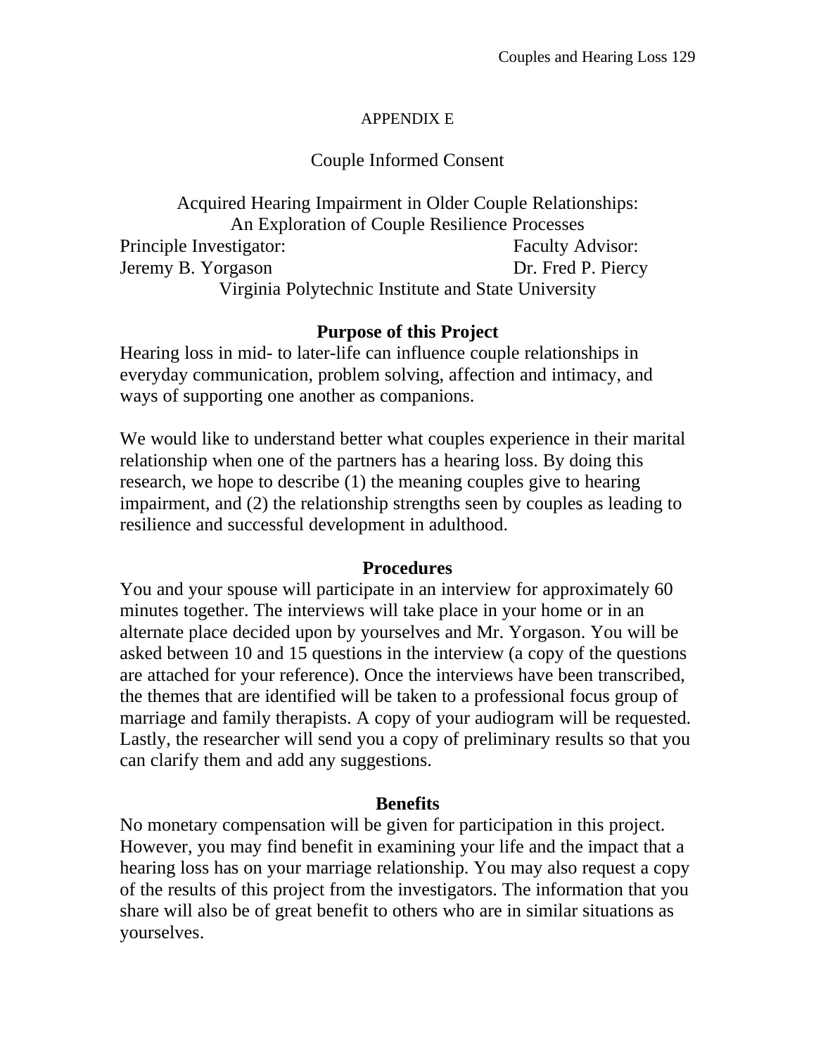APPENDIX E

Couple Informed Consent

Acquired Hearing Impairment in Older Couple Relationships:
An Exploration of Couple Resilience Processes

Principle Investigator: Jeremy B. Yorgason
Faculty Advisor: Dr. Fred P. Piercy

Virginia Polytechnic Institute and State University

**Purpose of this Project**

Hearing loss in mid- to later-life can influence couple relationships in everyday communication, problem solving, affection and intimacy, and ways of supporting one another as companions.

We would like to understand better what couples experience in their marital relationship when one of the partners has a hearing loss. By doing this research, we hope to describe (1) the meaning couples give to hearing impairment, and (2) the relationship strengths seen by couples as leading to resilience and successful development in adulthood.

**Procedures**

You and your spouse will participate in an interview for approximately 60 minutes together. The interviews will take place in your home or in an alternate place decided upon by yourselves and Mr. Yorgason. You will be asked between 10 and 15 questions in the interview (a copy of the questions are attached for your reference). Once the interviews have been transcribed, the themes that are identified will be taken to a professional focus group of marriage and family therapists. A copy of your audiogram will be requested. Lastly, the researcher will send you a copy of preliminary results so that you can clarify them and add any suggestions.

**Benefits**

No monetary compensation will be given for participation in this project. However, you may find benefit in examining your life and the impact that a hearing loss has on your marriage relationship. You may also request a copy of the results of this project from the investigators. The information that you share will also be of great benefit to others who are in similar situations as yourselves.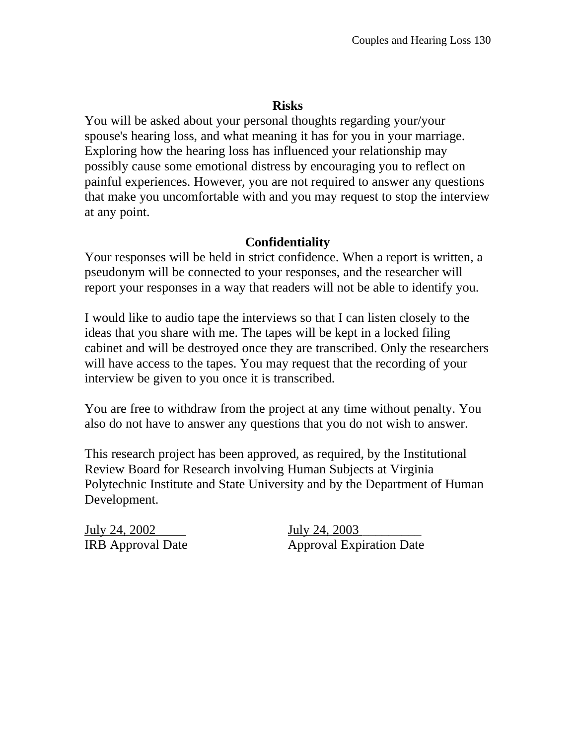**Risks**

You will be asked about your personal thoughts regarding your/your spouse's hearing loss, and what meaning it has for you in your marriage. Exploring how the hearing loss has influenced your relationship may possibly cause some emotional distress by encouraging you to reflect on painful experiences. However, you are not required to answer any questions that make you uncomfortable with and you may request to stop the interview at any point.

**Confidentiality**

Your responses will be held in strict confidence. When a report is written, a pseudonym will be connected to your responses, and the researcher will report your responses in a way that readers will not be able to identify you.

I would like to audio tape the interviews so that I can listen closely to the ideas that you share with me. The tapes will be kept in a locked filing cabinet and will be destroyed once they are transcribed. Only the researchers will have access to the tapes. You may request that the recording of your interview be given to you once it is transcribed.

You are free to withdraw from the project at any time without penalty. You also do not have to answer any questions that you do not wish to answer.

This research project has been approved, as required, by the Institutional Review Board for Research involving Human Subjects at Virginia Polytechnic Institute and State University and by the Department of Human Development.

July 24, 2002 — IRB Approval Date

July 24, 2003 — Approval Expiration Date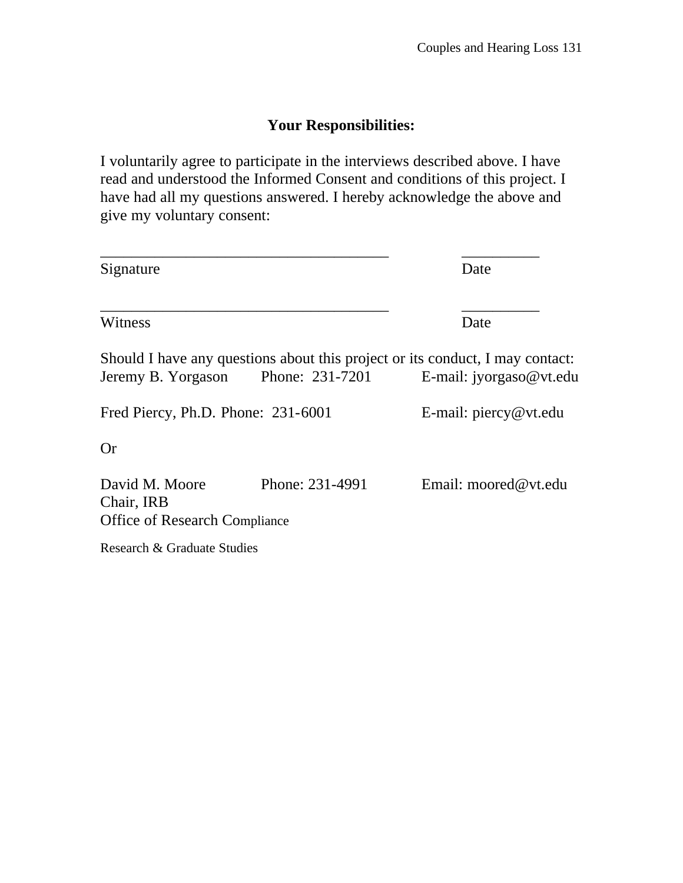## Your Responsibilities:

I voluntarily agree to participate in the interviews described above. I have read and understood the Informed Consent and conditions of this project. I have had all my questions answered. I hereby acknowledge the above and give my voluntary consent:

_____________________________________ __________
Signature Date

_____________________________________ __________
Witness Date

Should I have any questions about this project or its conduct, I may contact:
Jeremy B. Yorgason Phone: 231-7201 E-mail: jyorgaso@vt.edu

Fred Piercy, Ph.D. Phone: 231-6001 E-mail: piercy@vt.edu

Or

David M. Moore Phone: 231-4991 Email: moored@vt.edu
Chair, IRB
Office of Research Compliance

Research & Graduate Studies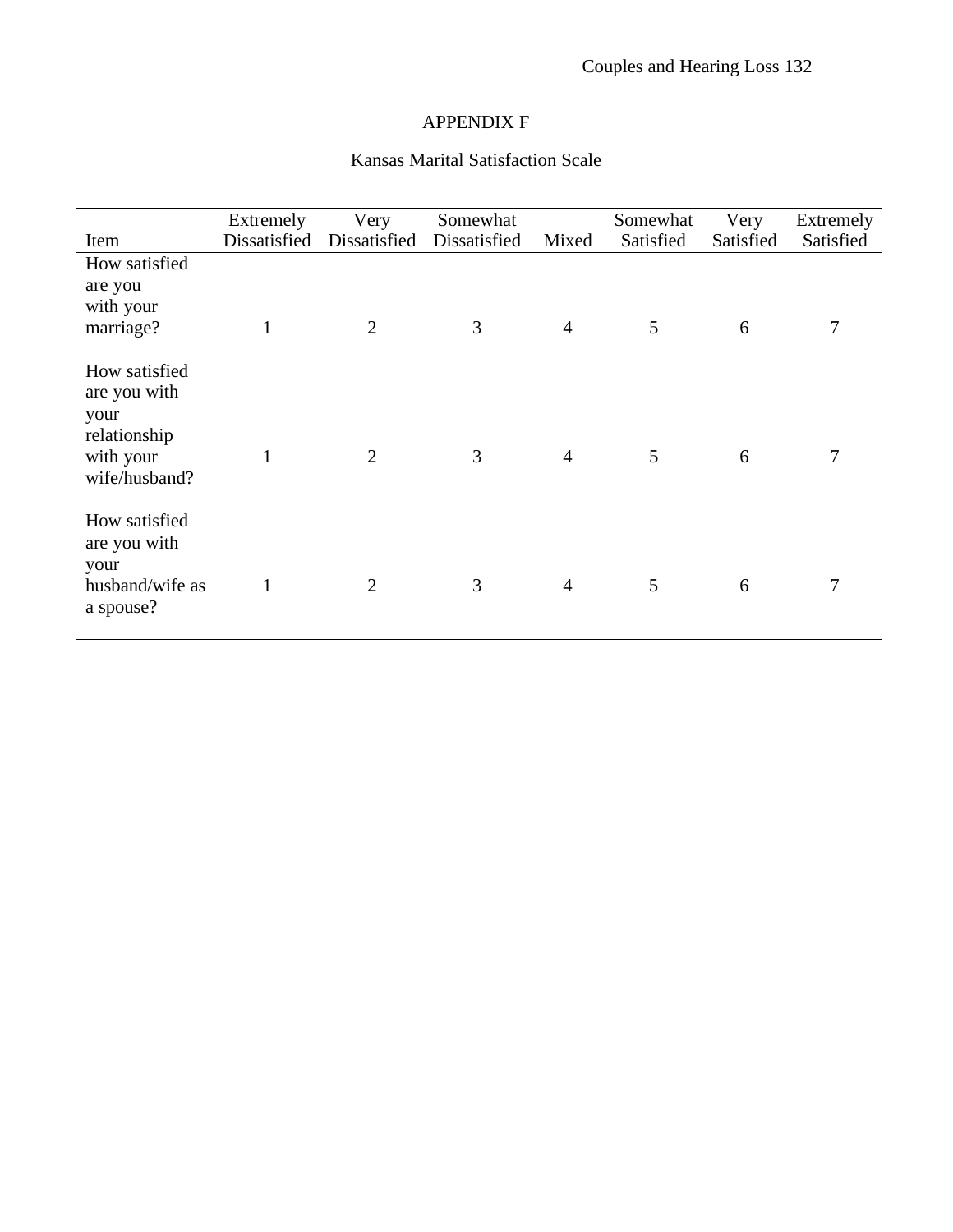# APPENDIX F

## Kansas Marital Satisfaction Scale

| Item | Extremely Dissatisfied | Very Dissatisfied | Somewhat Dissatisfied | Mixed | Somewhat Satisfied | Very Satisfied | Extremely Satisfied |
|---|---|---|---|---|---|---|---|
| How satisfied are you with your marriage? | 1 | 2 | 3 | 4 | 5 | 6 | 7 |
| How satisfied are you with your relationship with your wife/husband? | 1 | 2 | 3 | 4 | 5 | 6 | 7 |
| How satisfied are you with your husband/wife as a spouse? | 1 | 2 | 3 | 4 | 5 | 6 | 7 |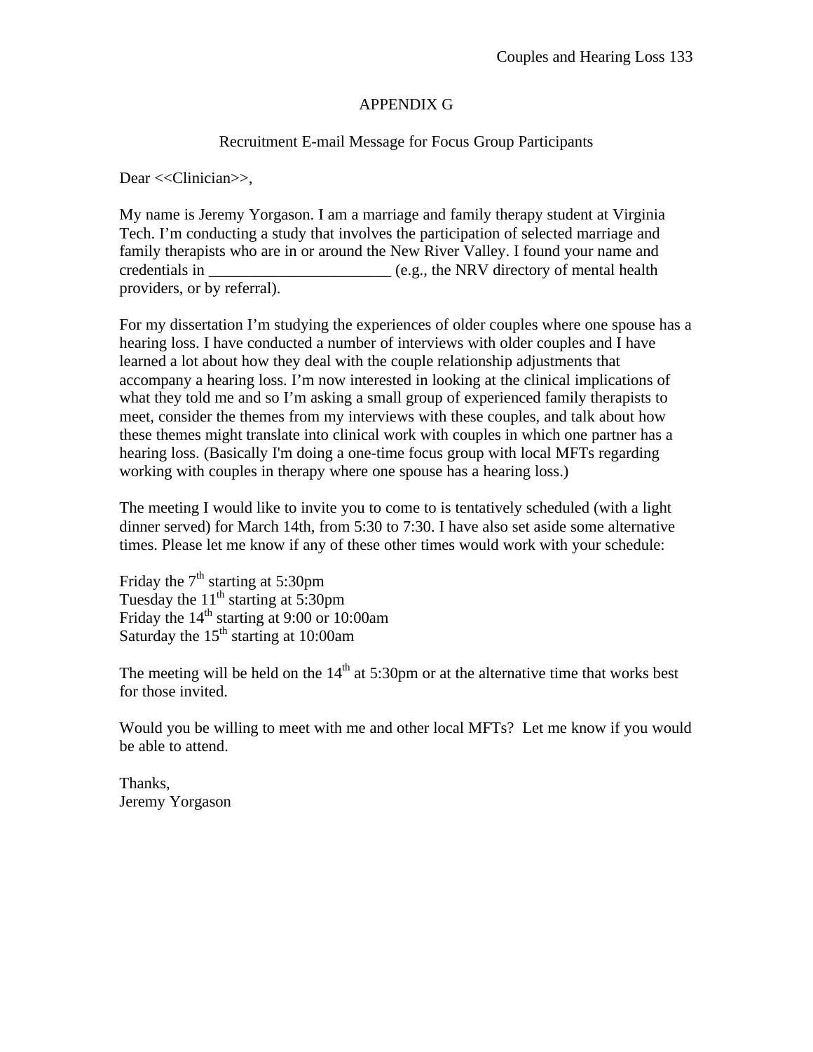# APPENDIX G

## Recruitment E-mail Message for Focus Group Participants

Dear <<Clinician>>,

My name is Jeremy Yorgason. I am a marriage and family therapy student at Virginia Tech. I'm conducting a study that involves the participation of selected marriage and family therapists who are in or around the New River Valley. I found your name and credentials in _______________________ (e.g., the NRV directory of mental health providers, or by referral).

For my dissertation I'm studying the experiences of older couples where one spouse has a hearing loss. I have conducted a number of interviews with older couples and I have learned a lot about how they deal with the couple relationship adjustments that accompany a hearing loss. I'm now interested in looking at the clinical implications of what they told me and so I'm asking a small group of experienced family therapists to meet, consider the themes from my interviews with these couples, and talk about how these themes might translate into clinical work with couples in which one partner has a hearing loss. (Basically I'm doing a one-time focus group with local MFTs regarding working with couples in therapy where one spouse has a hearing loss.)

The meeting I would like to invite you to come to is tentatively scheduled (with a light dinner served) for March 14th, from 5:30 to 7:30. I have also set aside some alternative times. Please let me know if any of these other times would work with your schedule:

Friday the 7th starting at 5:30pm
Tuesday the 11th starting at 5:30pm
Friday the 14th starting at 9:00 or 10:00am
Saturday the 15th starting at 10:00am

The meeting will be held on the 14th at 5:30pm or at the alternative time that works best for those invited.

Would you be willing to meet with me and other local MFTs? Let me know if you would be able to attend.

Thanks,
Jeremy Yorgason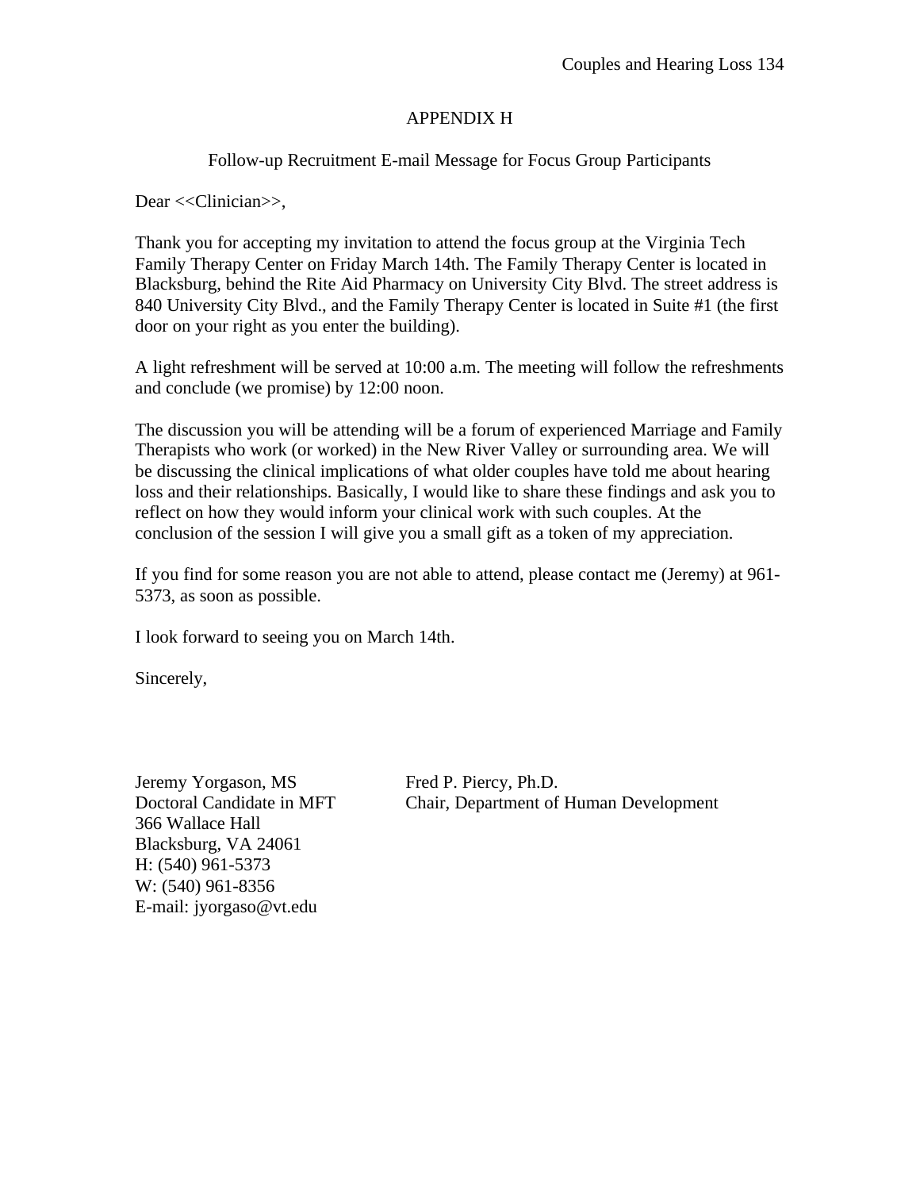# APPENDIX H

## Follow-up Recruitment E-mail Message for Focus Group Participants

Dear <<Clinician>>,

Thank you for accepting my invitation to attend the focus group at the Virginia Tech Family Therapy Center on Friday March 14th. The Family Therapy Center is located in Blacksburg, behind the Rite Aid Pharmacy on University City Blvd. The street address is 840 University City Blvd., and the Family Therapy Center is located in Suite #1 (the first door on your right as you enter the building).

A light refreshment will be served at 10:00 a.m. The meeting will follow the refreshments and conclude (we promise) by 12:00 noon.

The discussion you will be attending will be a forum of experienced Marriage and Family Therapists who work (or worked) in the New River Valley or surrounding area. We will be discussing the clinical implications of what older couples have told me about hearing loss and their relationships. Basically, I would like to share these findings and ask you to reflect on how they would inform your clinical work with such couples. At the conclusion of the session I will give you a small gift as a token of my appreciation.

If you find for some reason you are not able to attend, please contact me (Jeremy) at 961-5373, as soon as possible.

I look forward to seeing you on March 14th.

Sincerely,

Jeremy Yorgason, MS
Doctoral Candidate in MFT
366 Wallace Hall
Blacksburg, VA 24061
H: (540) 961-5373
W: (540) 961-8356
E-mail: jyorgaso@vt.edu

Fred P. Piercy, Ph.D.
Chair, Department of Human Development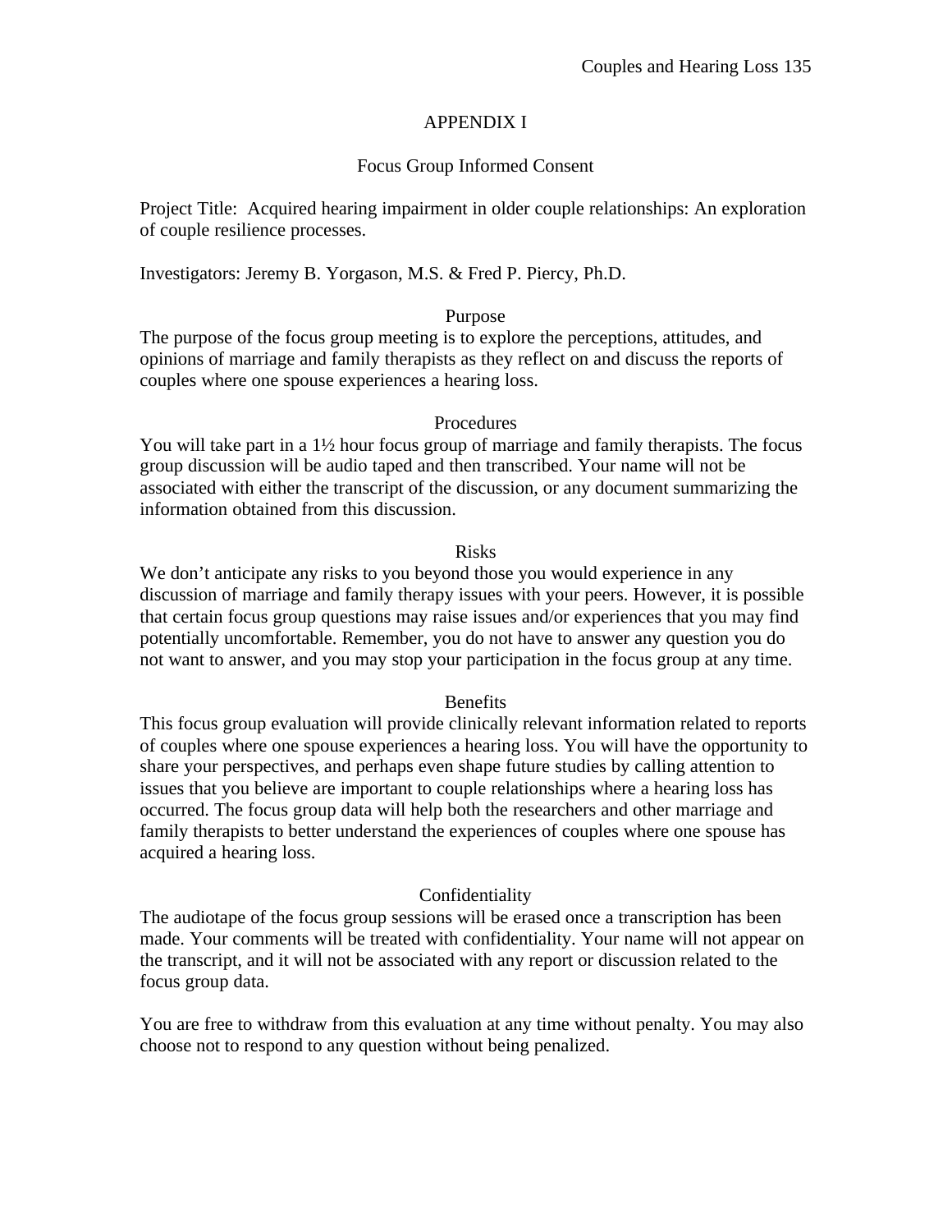# APPENDIX I

## Focus Group Informed Consent

Project Title: Acquired hearing impairment in older couple relationships: An exploration of couple resilience processes.

Investigators: Jeremy B. Yorgason, M.S. & Fred P. Piercy, Ph.D.

### Purpose

The purpose of the focus group meeting is to explore the perceptions, attitudes, and opinions of marriage and family therapists as they reflect on and discuss the reports of couples where one spouse experiences a hearing loss.

### Procedures

You will take part in a 1½ hour focus group of marriage and family therapists. The focus group discussion will be audio taped and then transcribed. Your name will not be associated with either the transcript of the discussion, or any document summarizing the information obtained from this discussion.

### Risks

We don't anticipate any risks to you beyond those you would experience in any discussion of marriage and family therapy issues with your peers. However, it is possible that certain focus group questions may raise issues and/or experiences that you may find potentially uncomfortable. Remember, you do not have to answer any question you do not want to answer, and you may stop your participation in the focus group at any time.

### Benefits

This focus group evaluation will provide clinically relevant information related to reports of couples where one spouse experiences a hearing loss. You will have the opportunity to share your perspectives, and perhaps even shape future studies by calling attention to issues that you believe are important to couple relationships where a hearing loss has occurred. The focus group data will help both the researchers and other marriage and family therapists to better understand the experiences of couples where one spouse has acquired a hearing loss.

### Confidentiality

The audiotape of the focus group sessions will be erased once a transcription has been made. Your comments will be treated with confidentiality. Your name will not appear on the transcript, and it will not be associated with any report or discussion related to the focus group data.

You are free to withdraw from this evaluation at any time without penalty. You may also choose not to respond to any question without being penalized.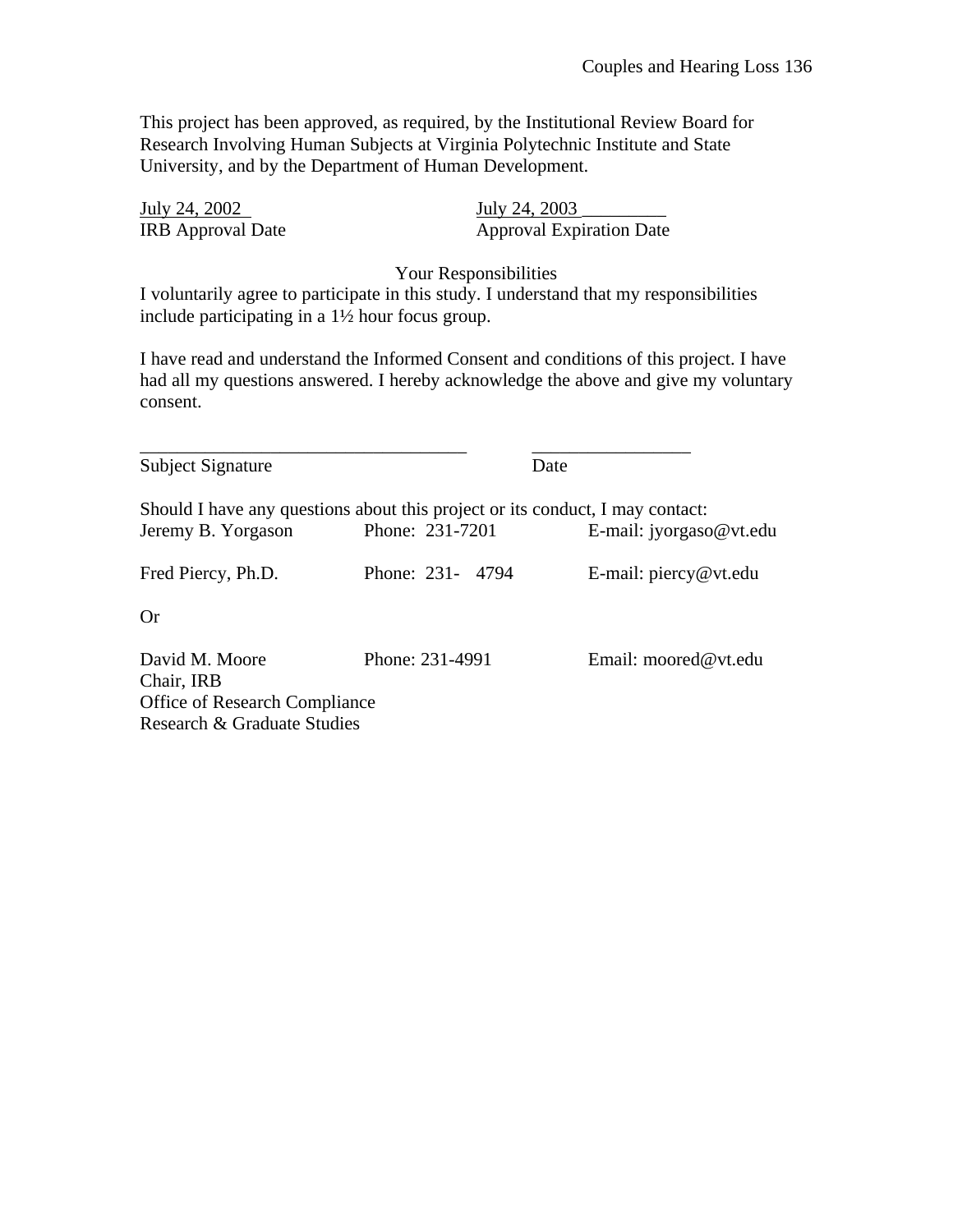This project has been approved, as required, by the Institutional Review Board for Research Involving Human Subjects at Virginia Polytechnic Institute and State University, and by the Department of Human Development.

| July 24, 2002 | July 24, 2003 |
|---|---|
| IRB Approval Date | Approval Expiration Date |

Your Responsibilities

I voluntarily agree to participate in this study. I understand that my responsibilities include participating in a 1½ hour focus group.

I have read and understand the Informed Consent and conditions of this project. I have had all my questions answered. I hereby acknowledge the above and give my voluntary consent.

\_\_\_\_\_\_\_\_\_\_\_\_\_\_\_\_\_\_\_\_\_\_\_\_\_\_\_\_\_\_\_\_\_\_\_ \_\_\_\_\_\_\_\_\_\_\_\_\_\_\_\_\_

Subject Signature Date

Should I have any questions about this project or its conduct, I may contact:

| | | |
|---|---|---|
| Jeremy B. Yorgason | Phone: 231-7201 | E-mail: jyorgaso@vt.edu |
| Fred Piercy, Ph.D. | Phone: 231- 4794 | E-mail: piercy@vt.edu |

Or

| | | |
|---|---|---|
| David M. Moore | Phone: 231-4991 | Email: moored@vt.edu |

Chair, IRB
Office of Research Compliance
Research & Graduate Studies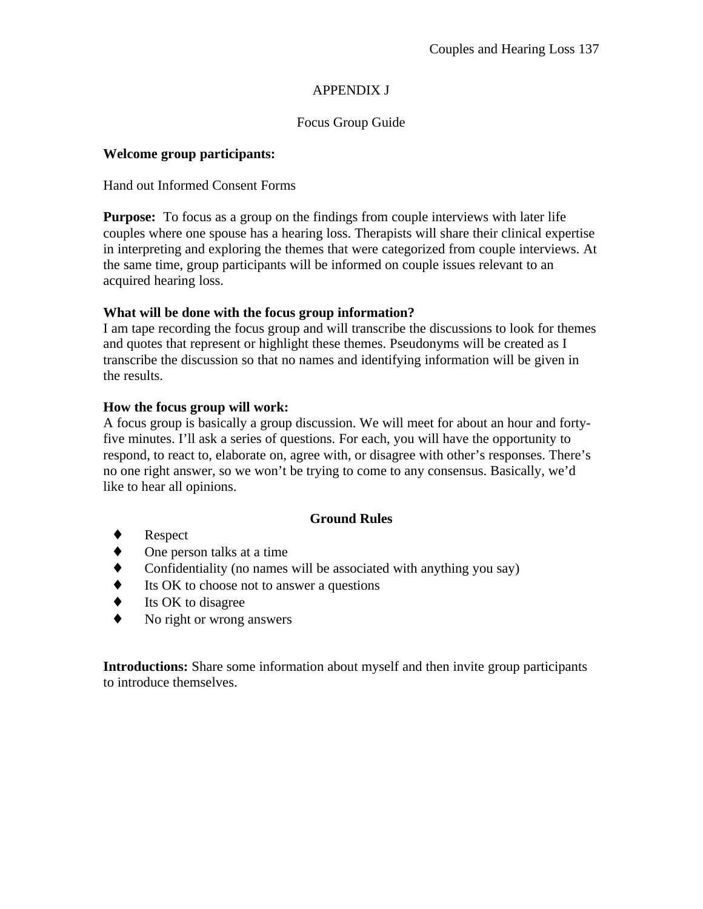# APPENDIX J

## Focus Group Guide

**Welcome group participants:**

Hand out Informed Consent Forms

**Purpose:** To focus as a group on the findings from couple interviews with later life couples where one spouse has a hearing loss. Therapists will share their clinical expertise in interpreting and exploring the themes that were categorized from couple interviews. At the same time, group participants will be informed on couple issues relevant to an acquired hearing loss.

**What will be done with the focus group information?**
I am tape recording the focus group and will transcribe the discussions to look for themes and quotes that represent or highlight these themes. Pseudonyms will be created as I transcribe the discussion so that no names and identifying information will be given in the results.

**How the focus group will work:**
A focus group is basically a group discussion. We will meet for about an hour and forty-five minutes. I'll ask a series of questions. For each, you will have the opportunity to respond, to react to, elaborate on, agree with, or disagree with other's responses. There's no one right answer, so we won't be trying to come to any consensus. Basically, we'd like to hear all opinions.

**Ground Rules**

- Respect
- One person talks at a time
- Confidentiality (no names will be associated with anything you say)
- Its OK to choose not to answer a questions
- Its OK to disagree
- No right or wrong answers

**Introductions:** Share some information about myself and then invite group participants to introduce themselves.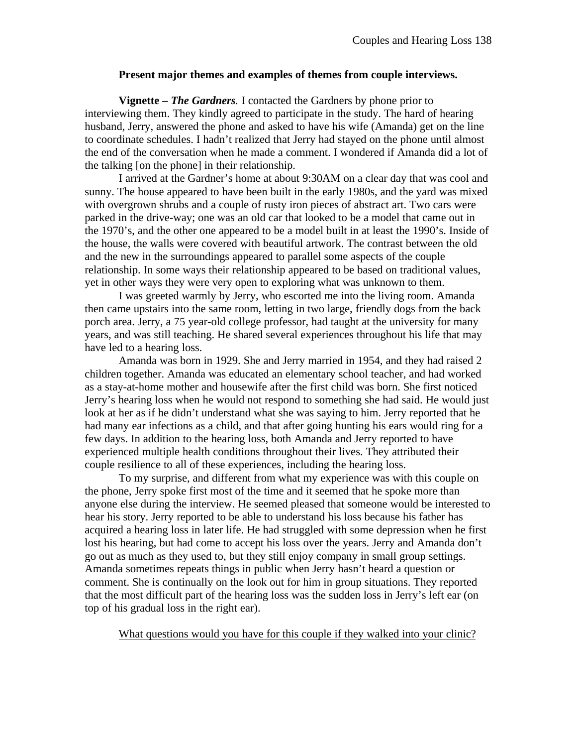**Present major themes and examples of themes from couple interviews.**

**Vignette –** ***The Gardners***. I contacted the Gardners by phone prior to interviewing them. They kindly agreed to participate in the study. The hard of hearing husband, Jerry, answered the phone and asked to have his wife (Amanda) get on the line to coordinate schedules. I hadn't realized that Jerry had stayed on the phone until almost the end of the conversation when he made a comment. I wondered if Amanda did a lot of the talking [on the phone] in their relationship.

I arrived at the Gardner's home at about 9:30AM on a clear day that was cool and sunny. The house appeared to have been built in the early 1980s, and the yard was mixed with overgrown shrubs and a couple of rusty iron pieces of abstract art. Two cars were parked in the drive-way; one was an old car that looked to be a model that came out in the 1970's, and the other one appeared to be a model built in at least the 1990's. Inside of the house, the walls were covered with beautiful artwork. The contrast between the old and the new in the surroundings appeared to parallel some aspects of the couple relationship. In some ways their relationship appeared to be based on traditional values, yet in other ways they were very open to exploring what was unknown to them.

I was greeted warmly by Jerry, who escorted me into the living room. Amanda then came upstairs into the same room, letting in two large, friendly dogs from the back porch area. Jerry, a 75 year-old college professor, had taught at the university for many years, and was still teaching. He shared several experiences throughout his life that may have led to a hearing loss.

Amanda was born in 1929. She and Jerry married in 1954, and they had raised 2 children together. Amanda was educated an elementary school teacher, and had worked as a stay-at-home mother and housewife after the first child was born. She first noticed Jerry's hearing loss when he would not respond to something she had said. He would just look at her as if he didn't understand what she was saying to him. Jerry reported that he had many ear infections as a child, and that after going hunting his ears would ring for a few days. In addition to the hearing loss, both Amanda and Jerry reported to have experienced multiple health conditions throughout their lives. They attributed their couple resilience to all of these experiences, including the hearing loss.

To my surprise, and different from what my experience was with this couple on the phone, Jerry spoke first most of the time and it seemed that he spoke more than anyone else during the interview. He seemed pleased that someone would be interested to hear his story. Jerry reported to be able to understand his loss because his father has acquired a hearing loss in later life. He had struggled with some depression when he first lost his hearing, but had come to accept his loss over the years. Jerry and Amanda don't go out as much as they used to, but they still enjoy company in small group settings. Amanda sometimes repeats things in public when Jerry hasn't heard a question or comment. She is continually on the look out for him in group situations. They reported that the most difficult part of the hearing loss was the sudden loss in Jerry's left ear (on top of his gradual loss in the right ear).

<u>What questions would you have for this couple if they walked into your clinic?</u>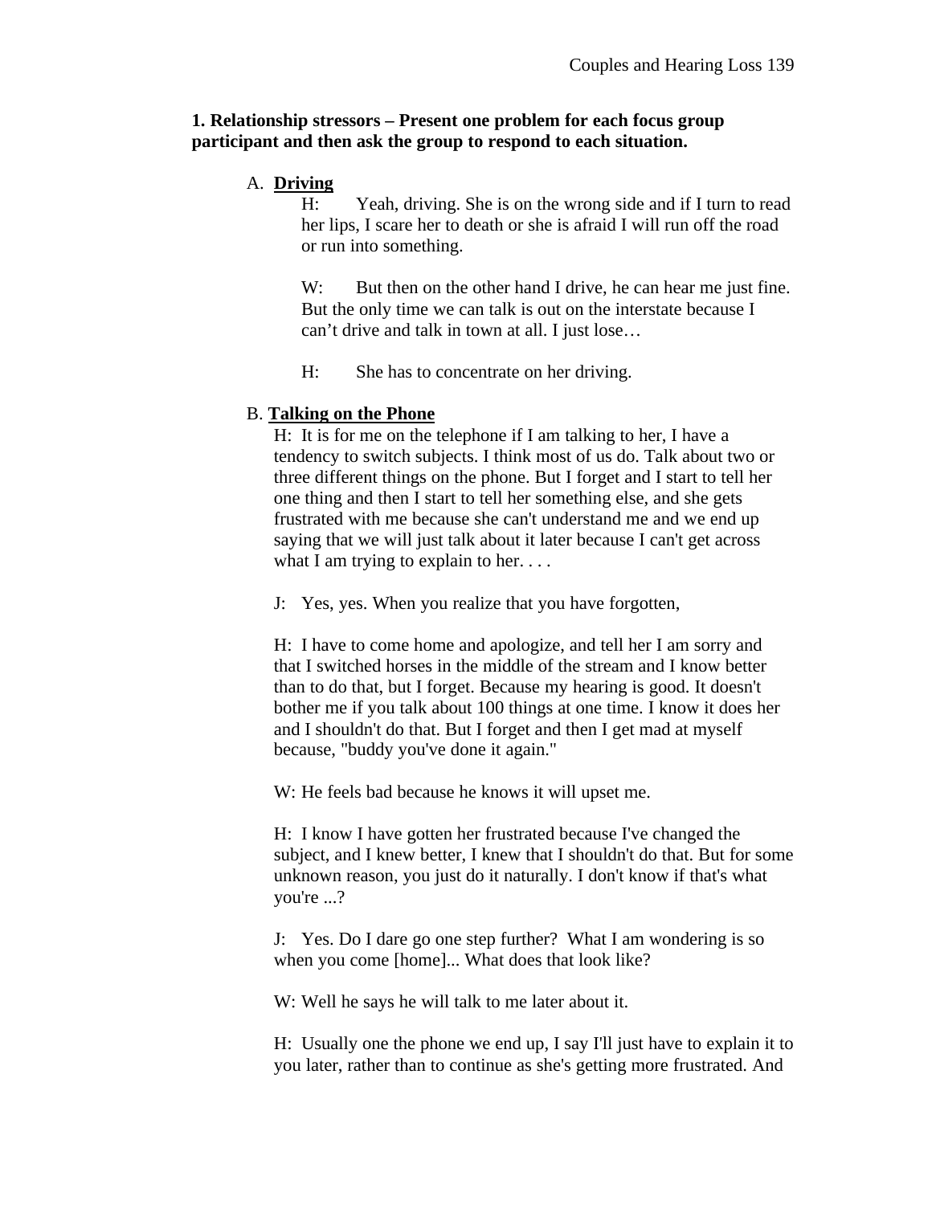**1. Relationship stressors – Present one problem for each focus group participant and then ask the group to respond to each situation.**

A. **Driving**

H: Yeah, driving. She is on the wrong side and if I turn to read her lips, I scare her to death or she is afraid I will run off the road or run into something.

W: But then on the other hand I drive, he can hear me just fine. But the only time we can talk is out on the interstate because I can't drive and talk in town at all. I just lose…

H: She has to concentrate on her driving.

B. **Talking on the Phone**

H: It is for me on the telephone if I am talking to her, I have a tendency to switch subjects. I think most of us do. Talk about two or three different things on the phone. But I forget and I start to tell her one thing and then I start to tell her something else, and she gets frustrated with me because she can't understand me and we end up saying that we will just talk about it later because I can't get across what I am trying to explain to her. . . .

J: Yes, yes. When you realize that you have forgotten,

H: I have to come home and apologize, and tell her I am sorry and that I switched horses in the middle of the stream and I know better than to do that, but I forget. Because my hearing is good. It doesn't bother me if you talk about 100 things at one time. I know it does her and I shouldn't do that. But I forget and then I get mad at myself because, "buddy you've done it again."

W: He feels bad because he knows it will upset me.

H: I know I have gotten her frustrated because I've changed the subject, and I knew better, I knew that I shouldn't do that. But for some unknown reason, you just do it naturally. I don't know if that's what you're ...?

J: Yes. Do I dare go one step further? What I am wondering is so when you come [home]... What does that look like?

W: Well he says he will talk to me later about it.

H: Usually one the phone we end up, I say I'll just have to explain it to you later, rather than to continue as she's getting more frustrated. And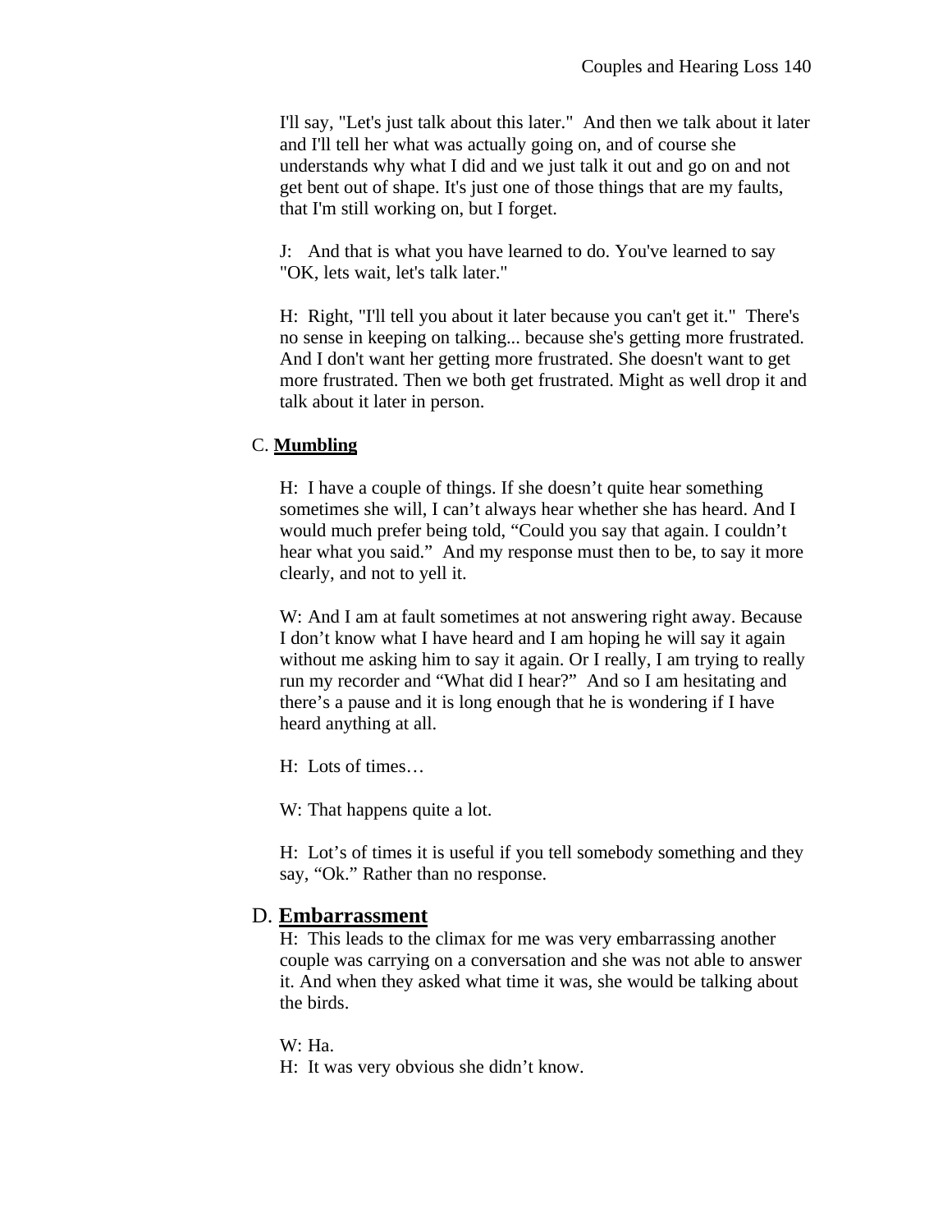I'll say, "Let's just talk about this later." And then we talk about it later and I'll tell her what was actually going on, and of course she understands why what I did and we just talk it out and go on and not get bent out of shape. It's just one of those things that are my faults, that I'm still working on, but I forget.

J: And that is what you have learned to do. You've learned to say "OK, lets wait, let's talk later."

H: Right, "I'll tell you about it later because you can't get it." There's no sense in keeping on talking... because she's getting more frustrated. And I don't want her getting more frustrated. She doesn't want to get more frustrated. Then we both get frustrated. Might as well drop it and talk about it later in person.

C. **Mumbling**

H: I have a couple of things. If she doesn't quite hear something sometimes she will, I can't always hear whether she has heard. And I would much prefer being told, "Could you say that again. I couldn't hear what you said." And my response must then to be, to say it more clearly, and not to yell it.

W: And I am at fault sometimes at not answering right away. Because I don't know what I have heard and I am hoping he will say it again without me asking him to say it again. Or I really, I am trying to really run my recorder and "What did I hear?" And so I am hesitating and there's a pause and it is long enough that he is wondering if I have heard anything at all.

H: Lots of times…

W: That happens quite a lot.

H: Lot's of times it is useful if you tell somebody something and they say, "Ok." Rather than no response.

## D. **Embarrassment**

H: This leads to the climax for me was very embarrassing another couple was carrying on a conversation and she was not able to answer it. And when they asked what time it was, she would be talking about the birds.

W: Ha.

H: It was very obvious she didn't know.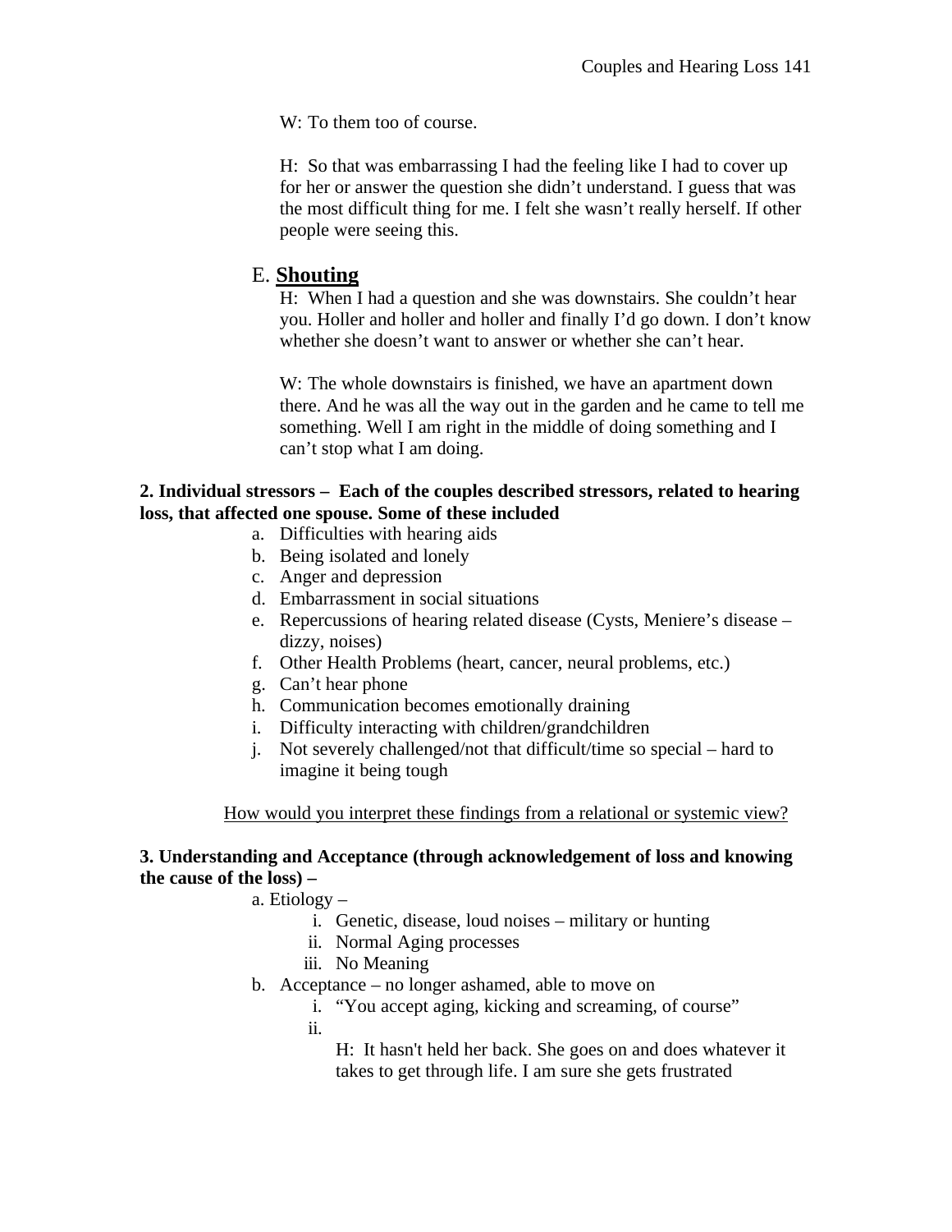W: To them too of course.

H: So that was embarrassing I had the feeling like I had to cover up for her or answer the question she didn't understand. I guess that was the most difficult thing for me. I felt she wasn't really herself. If other people were seeing this.

E. **Shouting**

H: When I had a question and she was downstairs. She couldn't hear you. Holler and holler and holler and finally I'd go down. I don't know whether she doesn't want to answer or whether she can't hear.

W: The whole downstairs is finished, we have an apartment down there. And he was all the way out in the garden and he came to tell me something. Well I am right in the middle of doing something and I can't stop what I am doing.

**2. Individual stressors – Each of the couples described stressors, related to hearing loss, that affected one spouse. Some of these included**

a. Difficulties with hearing aids
b. Being isolated and lonely
c. Anger and depression
d. Embarrassment in social situations
e. Repercussions of hearing related disease (Cysts, Meniere's disease – dizzy, noises)
f. Other Health Problems (heart, cancer, neural problems, etc.)
g. Can't hear phone
h. Communication becomes emotionally draining
i. Difficulty interacting with children/grandchildren
j. Not severely challenged/not that difficult/time so special – hard to imagine it being tough

<u>How would you interpret these findings from a relational or systemic view?</u>

**3. Understanding and Acceptance (through acknowledgement of loss and knowing the cause of the loss) –**

a. Etiology –
   i. Genetic, disease, loud noises – military or hunting
   ii. Normal Aging processes
   iii. No Meaning
b. Acceptance – no longer ashamed, able to move on
   i. "You accept aging, kicking and screaming, of course"
   ii.
      H: It hasn't held her back. She goes on and does whatever it takes to get through life. I am sure she gets frustrated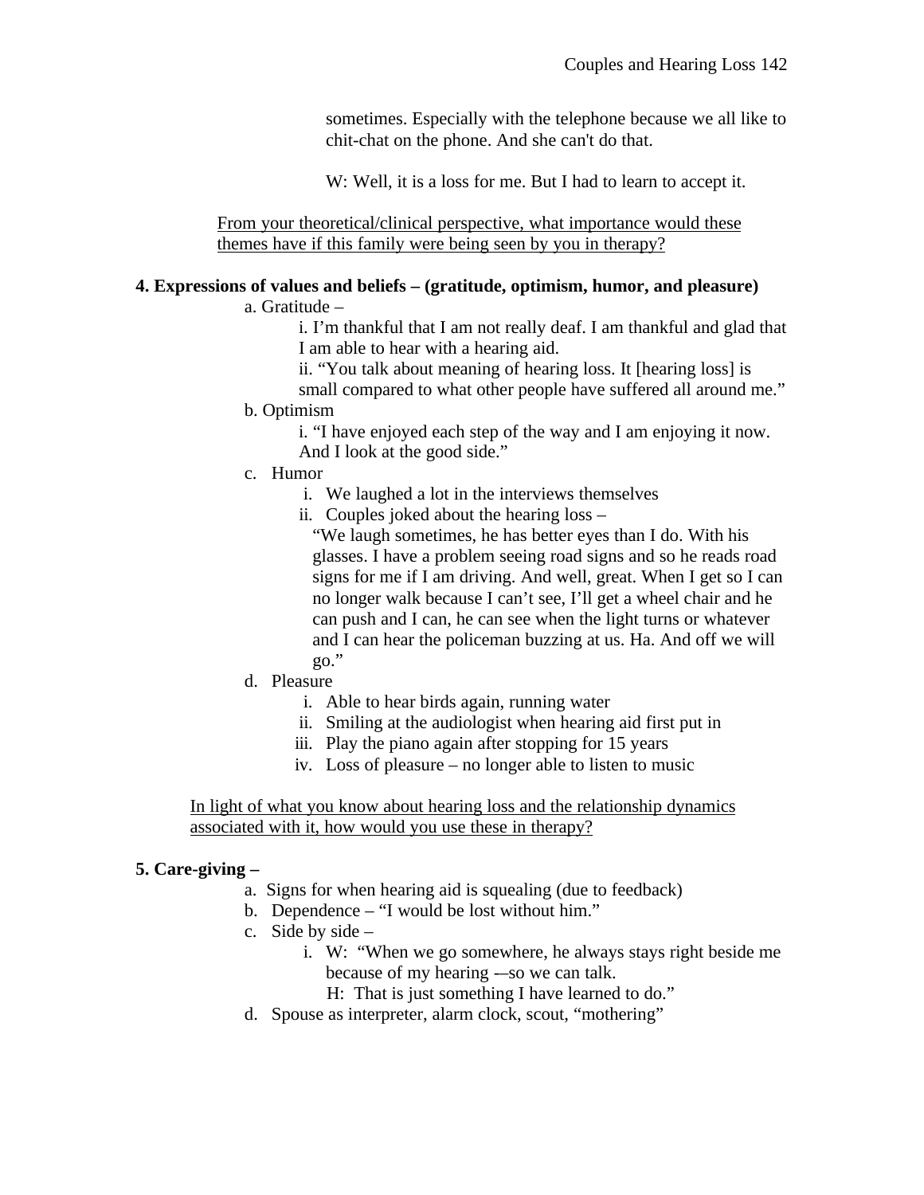sometimes. Especially with the telephone because we all like to chit-chat on the phone. And she can't do that.

W: Well, it is a loss for me. But I had to learn to accept it.

<u>From your theoretical/clinical perspective, what importance would these themes have if this family were being seen by you in therapy?</u>

**4. Expressions of values and beliefs – (gratitude, optimism, humor, and pleasure)**

a. Gratitude –

i. I'm thankful that I am not really deaf. I am thankful and glad that I am able to hear with a hearing aid.

ii. "You talk about meaning of hearing loss. It [hearing loss] is small compared to what other people have suffered all around me."

b. Optimism

i. "I have enjoyed each step of the way and I am enjoying it now. And I look at the good side."

c. Humor

i. We laughed a lot in the interviews themselves

ii. Couples joked about the hearing loss – "We laugh sometimes, he has better eyes than I do. With his glasses. I have a problem seeing road signs and so he reads road signs for me if I am driving. And well, great. When I get so I can no longer walk because I can't see, I'll get a wheel chair and he can push and I can, he can see when the light turns or whatever and I can hear the policeman buzzing at us. Ha. And off we will go."

d. Pleasure

i. Able to hear birds again, running water

ii. Smiling at the audiologist when hearing aid first put in

iii. Play the piano again after stopping for 15 years

iv. Loss of pleasure – no longer able to listen to music

<u>In light of what you know about hearing loss and the relationship dynamics associated with it, how would you use these in therapy?</u>

**5. Care-giving –**

a. Signs for when hearing aid is squealing (due to feedback)

b. Dependence – "I would be lost without him."

c. Side by side –

i. W: "When we go somewhere, he always stays right beside me because of my hearing -–so we can talk.
H: That is just something I have learned to do."

d. Spouse as interpreter, alarm clock, scout, "mothering"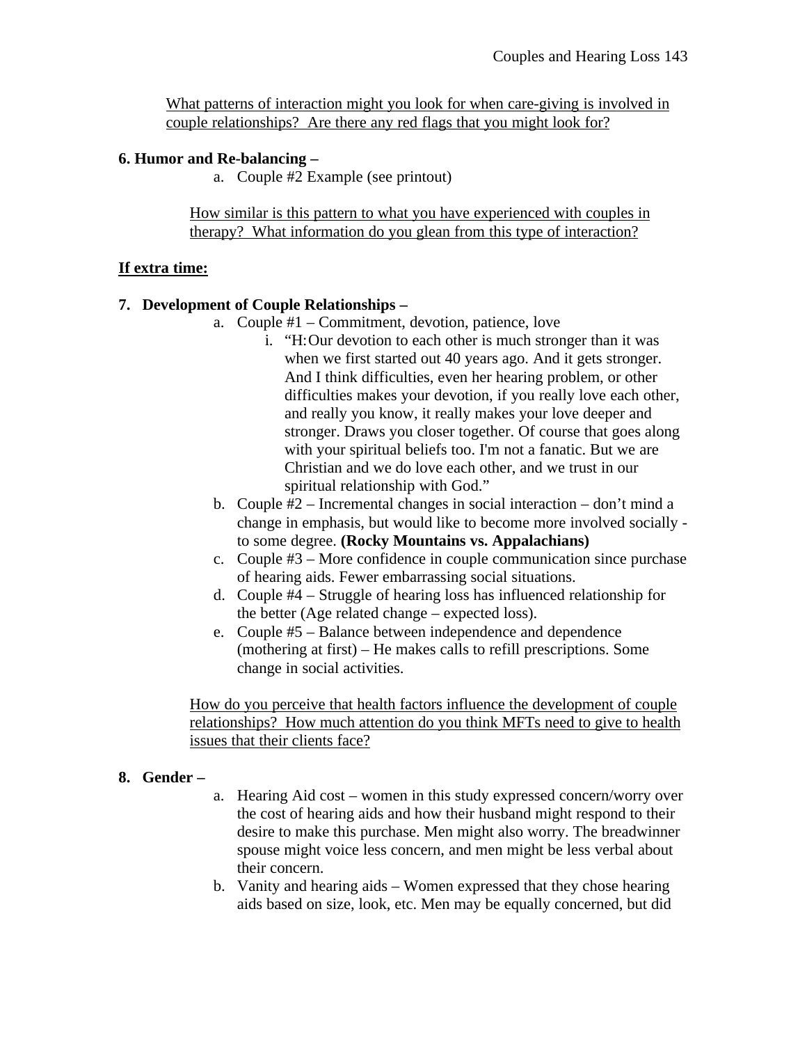<u>What patterns of interaction might you look for when care-giving is involved in couple relationships? Are there any red flags that you might look for?</u>

**6. Humor and Re-balancing –**

a. Couple #2 Example (see printout)

<u>How similar is this pattern to what you have experienced with couples in therapy? What information do you glean from this type of interaction?</u>

**<u>If extra time:</u>**

**7. Development of Couple Relationships –**

a. Couple #1 – Commitment, devotion, patience, love
   i. "H: Our devotion to each other is much stronger than it was when we first started out 40 years ago. And it gets stronger. And I think difficulties, even her hearing problem, or other difficulties makes your devotion, if you really love each other, and really you know, it really makes your love deeper and stronger. Draws you closer together. Of course that goes along with your spiritual beliefs too. I'm not a fanatic. But we are Christian and we do love each other, and we trust in our spiritual relationship with God."

b. Couple #2 – Incremental changes in social interaction – don't mind a change in emphasis, but would like to become more involved socially - to some degree. **(Rocky Mountains vs. Appalachians)**

c. Couple #3 – More confidence in couple communication since purchase of hearing aids. Fewer embarrassing social situations.

d. Couple #4 – Struggle of hearing loss has influenced relationship for the better (Age related change – expected loss).

e. Couple #5 – Balance between independence and dependence (mothering at first) – He makes calls to refill prescriptions. Some change in social activities.

<u>How do you perceive that health factors influence the development of couple relationships? How much attention do you think MFTs need to give to health issues that their clients face?</u>

**8. Gender –**

a. Hearing Aid cost – women in this study expressed concern/worry over the cost of hearing aids and how their husband might respond to their desire to make this purchase. Men might also worry. The breadwinner spouse might voice less concern, and men might be less verbal about their concern.

b. Vanity and hearing aids – Women expressed that they chose hearing aids based on size, look, etc. Men may be equally concerned, but did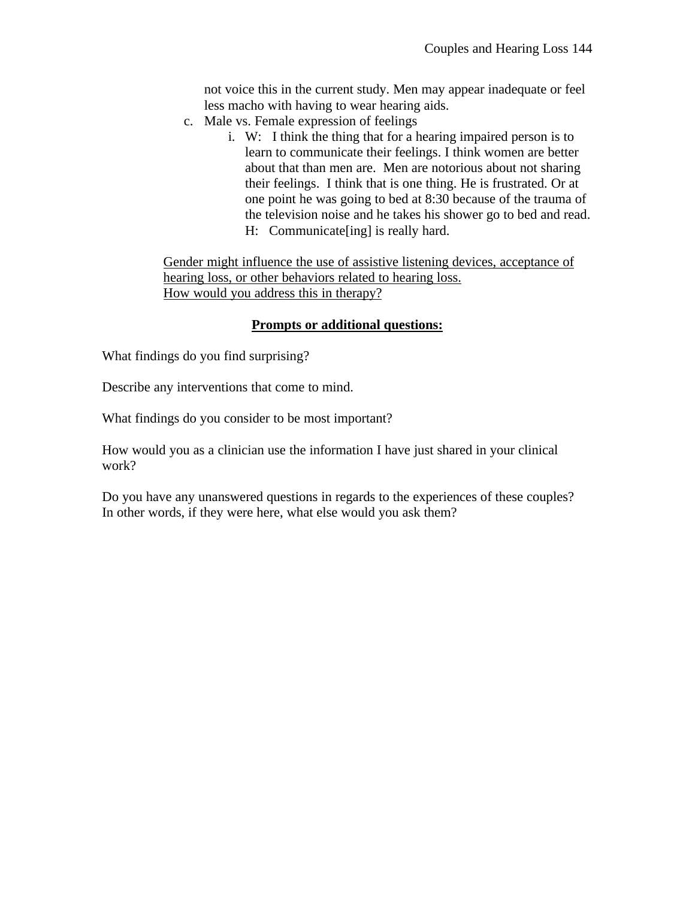not voice this in the current study. Men may appear inadequate or feel less macho with having to wear hearing aids.

c. Male vs. Female expression of feelings

    i. W: I think the thing that for a hearing impaired person is to learn to communicate their feelings. I think women are better about that than men are. Men are notorious about not sharing their feelings. I think that is one thing. He is frustrated. Or at one point he was going to bed at 8:30 because of the trauma of the television noise and he takes his shower go to bed and read. H: Communicate[ing] is really hard.

<u>Gender might influence the use of assistive listening devices, acceptance of hearing loss, or other behaviors related to hearing loss.</u>
<u>How would you address this in therapy?</u>

**<u>Prompts or additional questions:</u>**

What findings do you find surprising?

Describe any interventions that come to mind.

What findings do you consider to be most important?

How would you as a clinician use the information I have just shared in your clinical work?

Do you have any unanswered questions in regards to the experiences of these couples? In other words, if they were here, what else would you ask them?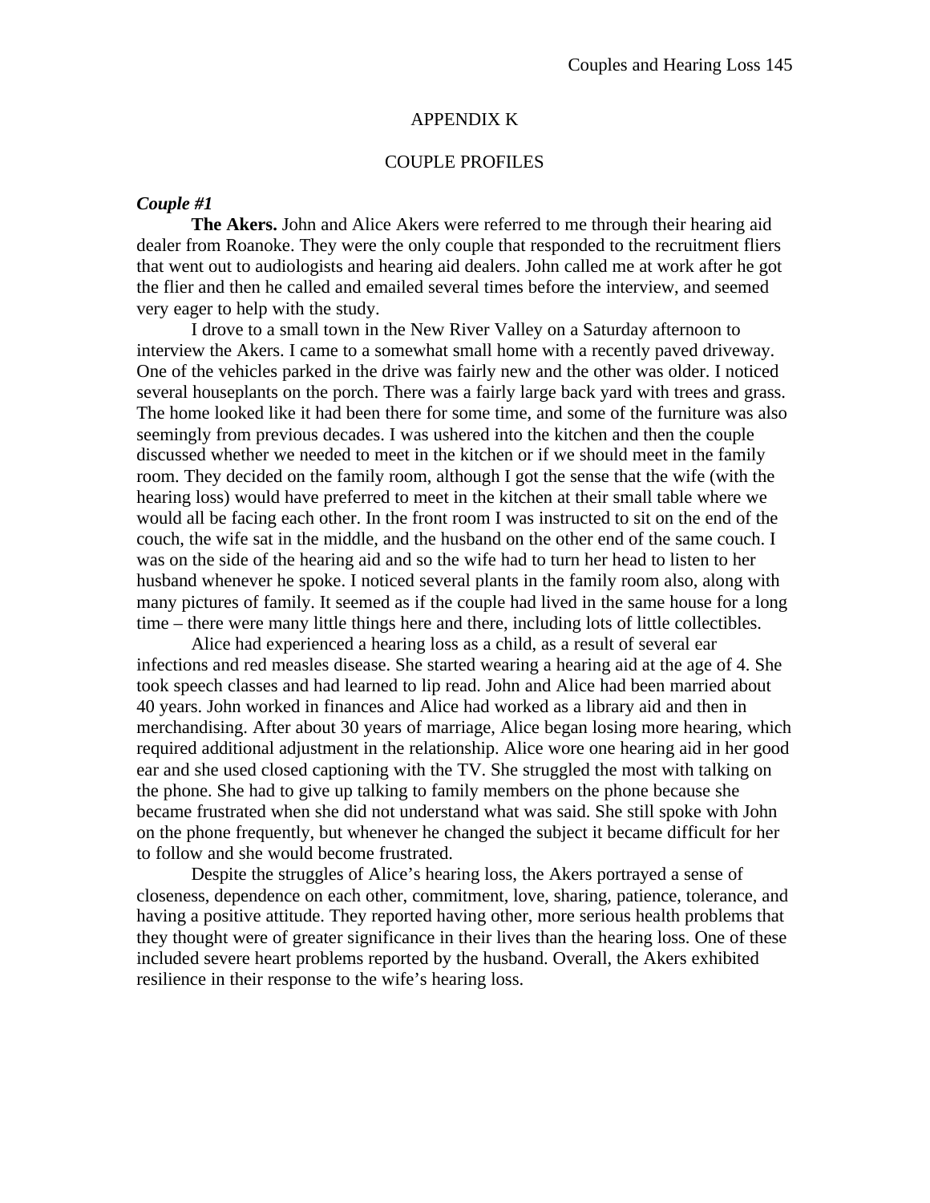# APPENDIX K

## COUPLE PROFILES

***Couple #1***

**The Akers.** John and Alice Akers were referred to me through their hearing aid dealer from Roanoke. They were the only couple that responded to the recruitment fliers that went out to audiologists and hearing aid dealers. John called me at work after he got the flier and then he called and emailed several times before the interview, and seemed very eager to help with the study.

I drove to a small town in the New River Valley on a Saturday afternoon to interview the Akers. I came to a somewhat small home with a recently paved driveway. One of the vehicles parked in the drive was fairly new and the other was older. I noticed several houseplants on the porch. There was a fairly large back yard with trees and grass. The home looked like it had been there for some time, and some of the furniture was also seemingly from previous decades. I was ushered into the kitchen and then the couple discussed whether we needed to meet in the kitchen or if we should meet in the family room. They decided on the family room, although I got the sense that the wife (with the hearing loss) would have preferred to meet in the kitchen at their small table where we would all be facing each other. In the front room I was instructed to sit on the end of the couch, the wife sat in the middle, and the husband on the other end of the same couch. I was on the side of the hearing aid and so the wife had to turn her head to listen to her husband whenever he spoke. I noticed several plants in the family room also, along with many pictures of family. It seemed as if the couple had lived in the same house for a long time – there were many little things here and there, including lots of little collectibles.

Alice had experienced a hearing loss as a child, as a result of several ear infections and red measles disease. She started wearing a hearing aid at the age of 4. She took speech classes and had learned to lip read. John and Alice had been married about 40 years. John worked in finances and Alice had worked as a library aid and then in merchandising. After about 30 years of marriage, Alice began losing more hearing, which required additional adjustment in the relationship. Alice wore one hearing aid in her good ear and she used closed captioning with the TV. She struggled the most with talking on the phone. She had to give up talking to family members on the phone because she became frustrated when she did not understand what was said. She still spoke with John on the phone frequently, but whenever he changed the subject it became difficult for her to follow and she would become frustrated.

Despite the struggles of Alice's hearing loss, the Akers portrayed a sense of closeness, dependence on each other, commitment, love, sharing, patience, tolerance, and having a positive attitude. They reported having other, more serious health problems that they thought were of greater significance in their lives than the hearing loss. One of these included severe heart problems reported by the husband. Overall, the Akers exhibited resilience in their response to the wife's hearing loss.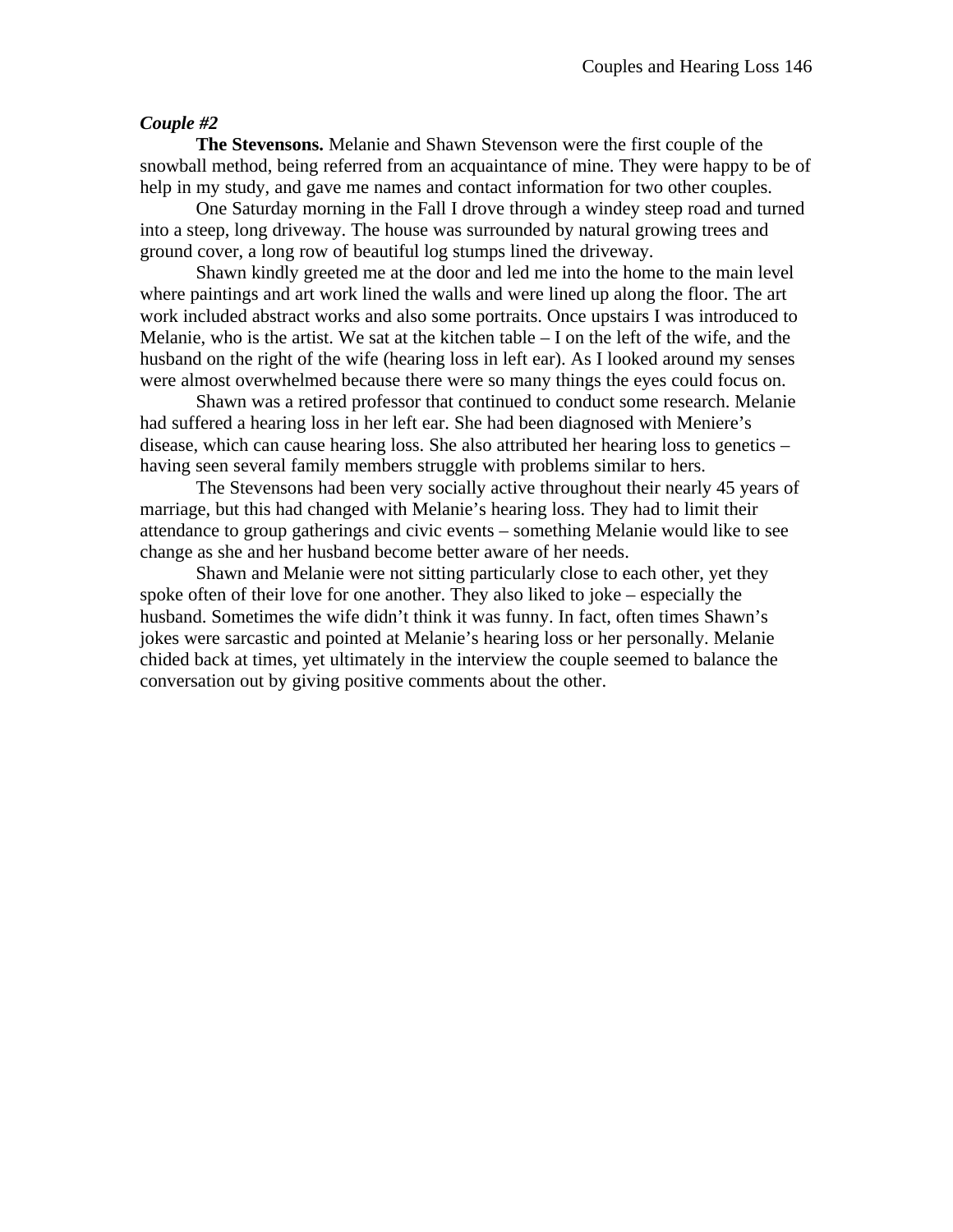***Couple #2***

**The Stevensons.** Melanie and Shawn Stevenson were the first couple of the snowball method, being referred from an acquaintance of mine. They were happy to be of help in my study, and gave me names and contact information for two other couples.

One Saturday morning in the Fall I drove through a windey steep road and turned into a steep, long driveway. The house was surrounded by natural growing trees and ground cover, a long row of beautiful log stumps lined the driveway.

Shawn kindly greeted me at the door and led me into the home to the main level where paintings and art work lined the walls and were lined up along the floor. The art work included abstract works and also some portraits. Once upstairs I was introduced to Melanie, who is the artist. We sat at the kitchen table – I on the left of the wife, and the husband on the right of the wife (hearing loss in left ear). As I looked around my senses were almost overwhelmed because there were so many things the eyes could focus on.

Shawn was a retired professor that continued to conduct some research. Melanie had suffered a hearing loss in her left ear. She had been diagnosed with Meniere's disease, which can cause hearing loss. She also attributed her hearing loss to genetics – having seen several family members struggle with problems similar to hers.

The Stevensons had been very socially active throughout their nearly 45 years of marriage, but this had changed with Melanie's hearing loss. They had to limit their attendance to group gatherings and civic events – something Melanie would like to see change as she and her husband become better aware of her needs.

Shawn and Melanie were not sitting particularly close to each other, yet they spoke often of their love for one another. They also liked to joke – especially the husband. Sometimes the wife didn't think it was funny. In fact, often times Shawn's jokes were sarcastic and pointed at Melanie's hearing loss or her personally. Melanie chided back at times, yet ultimately in the interview the couple seemed to balance the conversation out by giving positive comments about the other.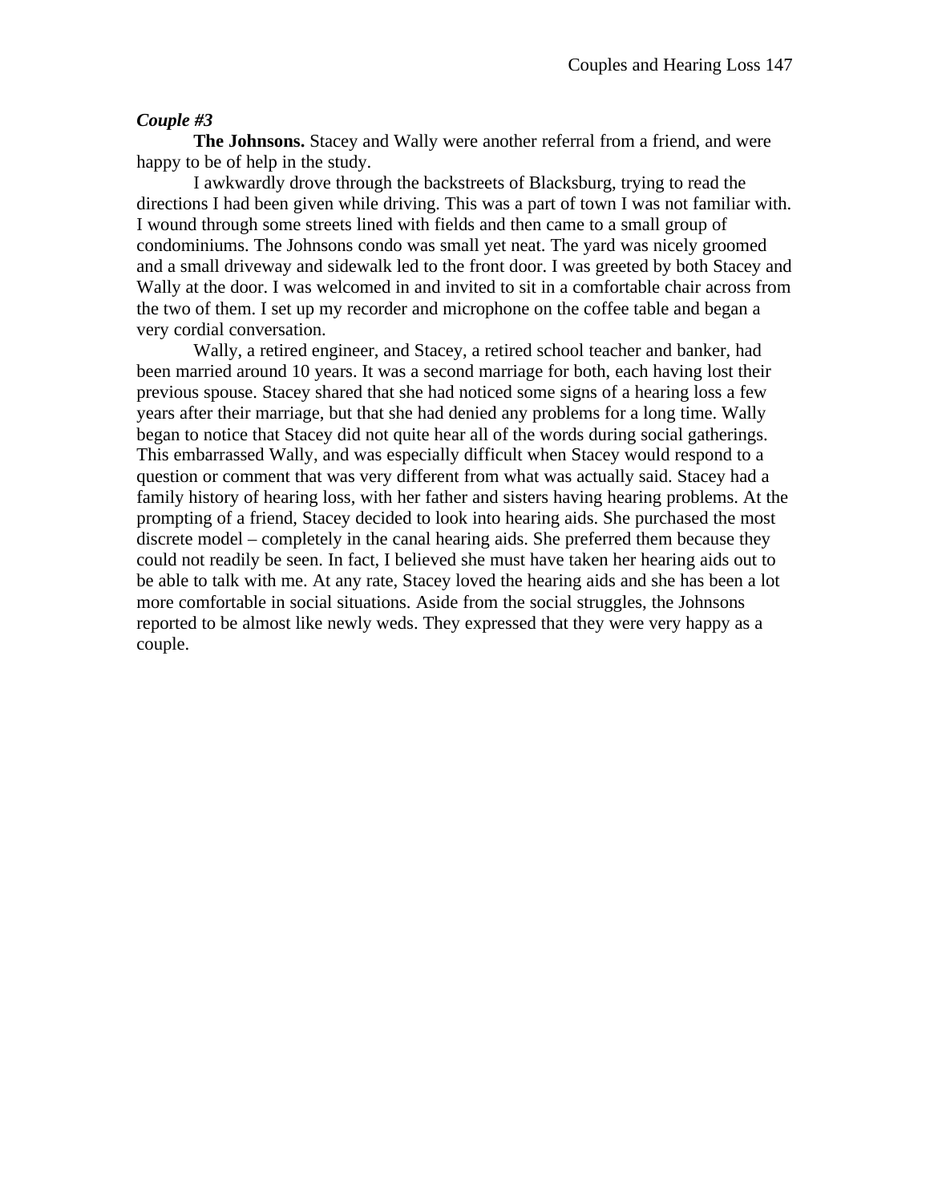***Couple #3***

**The Johnsons.** Stacey and Wally were another referral from a friend, and were happy to be of help in the study.

I awkwardly drove through the backstreets of Blacksburg, trying to read the directions I had been given while driving. This was a part of town I was not familiar with. I wound through some streets lined with fields and then came to a small group of condominiums. The Johnsons condo was small yet neat. The yard was nicely groomed and a small driveway and sidewalk led to the front door. I was greeted by both Stacey and Wally at the door. I was welcomed in and invited to sit in a comfortable chair across from the two of them. I set up my recorder and microphone on the coffee table and began a very cordial conversation.

Wally, a retired engineer, and Stacey, a retired school teacher and banker, had been married around 10 years. It was a second marriage for both, each having lost their previous spouse. Stacey shared that she had noticed some signs of a hearing loss a few years after their marriage, but that she had denied any problems for a long time. Wally began to notice that Stacey did not quite hear all of the words during social gatherings. This embarrassed Wally, and was especially difficult when Stacey would respond to a question or comment that was very different from what was actually said. Stacey had a family history of hearing loss, with her father and sisters having hearing problems. At the prompting of a friend, Stacey decided to look into hearing aids. She purchased the most discrete model – completely in the canal hearing aids. She preferred them because they could not readily be seen. In fact, I believed she must have taken her hearing aids out to be able to talk with me. At any rate, Stacey loved the hearing aids and she has been a lot more comfortable in social situations. Aside from the social struggles, the Johnsons reported to be almost like newly weds. They expressed that they were very happy as a couple.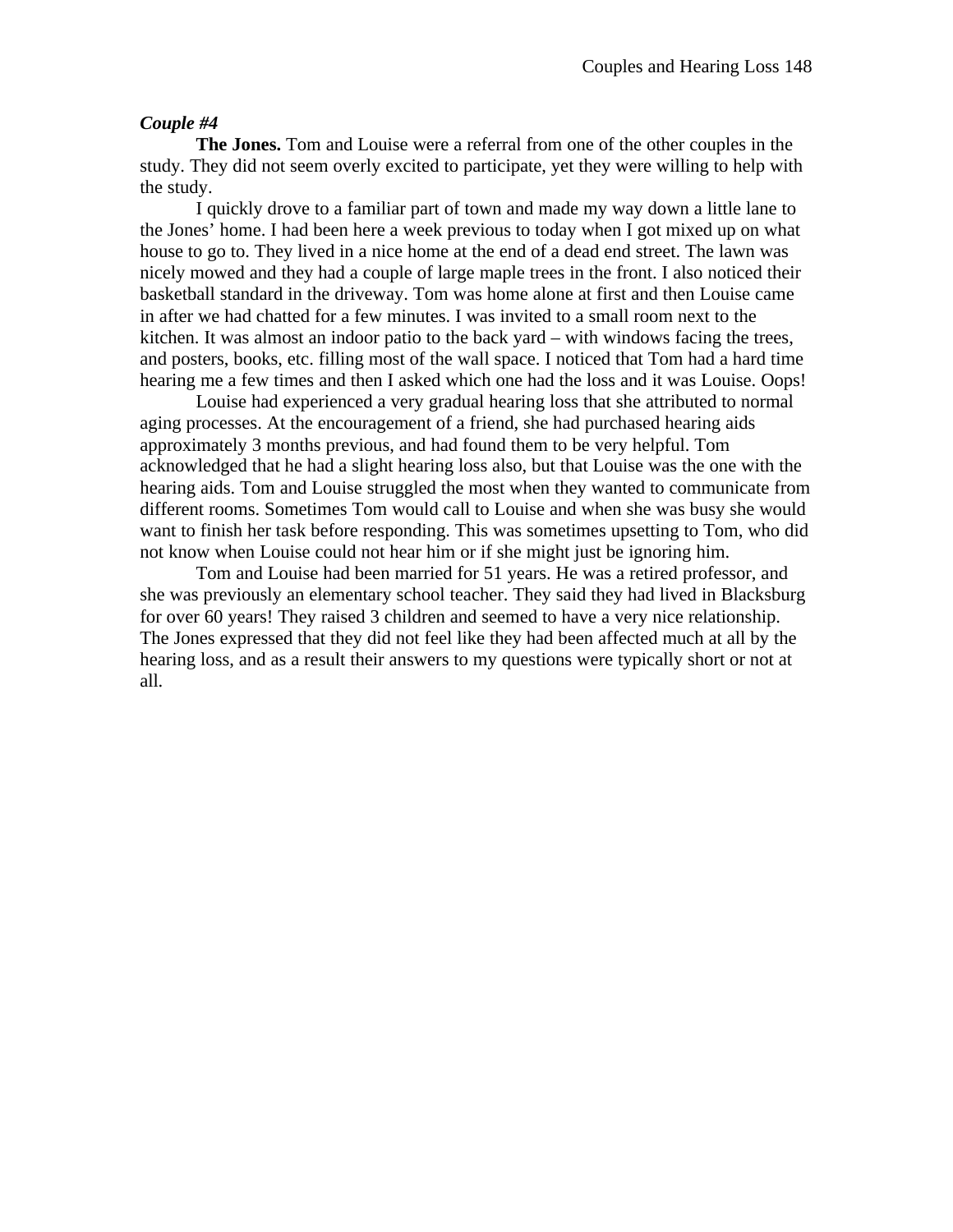***Couple #4***

**The Jones.** Tom and Louise were a referral from one of the other couples in the study. They did not seem overly excited to participate, yet they were willing to help with the study.

I quickly drove to a familiar part of town and made my way down a little lane to the Jones' home. I had been here a week previous to today when I got mixed up on what house to go to. They lived in a nice home at the end of a dead end street. The lawn was nicely mowed and they had a couple of large maple trees in the front. I also noticed their basketball standard in the driveway. Tom was home alone at first and then Louise came in after we had chatted for a few minutes. I was invited to a small room next to the kitchen. It was almost an indoor patio to the back yard – with windows facing the trees, and posters, books, etc. filling most of the wall space. I noticed that Tom had a hard time hearing me a few times and then I asked which one had the loss and it was Louise. Oops!

Louise had experienced a very gradual hearing loss that she attributed to normal aging processes. At the encouragement of a friend, she had purchased hearing aids approximately 3 months previous, and had found them to be very helpful. Tom acknowledged that he had a slight hearing loss also, but that Louise was the one with the hearing aids. Tom and Louise struggled the most when they wanted to communicate from different rooms. Sometimes Tom would call to Louise and when she was busy she would want to finish her task before responding. This was sometimes upsetting to Tom, who did not know when Louise could not hear him or if she might just be ignoring him.

Tom and Louise had been married for 51 years. He was a retired professor, and she was previously an elementary school teacher. They said they had lived in Blacksburg for over 60 years! They raised 3 children and seemed to have a very nice relationship. The Jones expressed that they did not feel like they had been affected much at all by the hearing loss, and as a result their answers to my questions were typically short or not at all.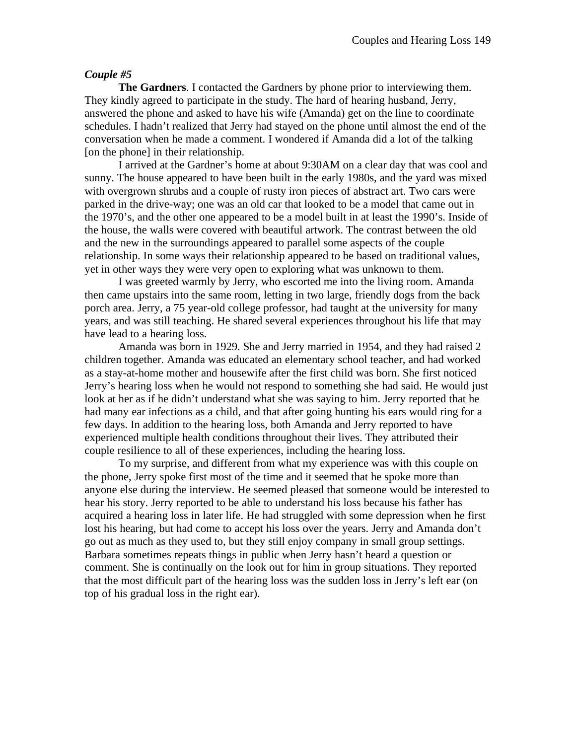***Couple #5***

**The Gardners**. I contacted the Gardners by phone prior to interviewing them. They kindly agreed to participate in the study. The hard of hearing husband, Jerry, answered the phone and asked to have his wife (Amanda) get on the line to coordinate schedules. I hadn't realized that Jerry had stayed on the phone until almost the end of the conversation when he made a comment. I wondered if Amanda did a lot of the talking [on the phone] in their relationship.

I arrived at the Gardner's home at about 9:30AM on a clear day that was cool and sunny. The house appeared to have been built in the early 1980s, and the yard was mixed with overgrown shrubs and a couple of rusty iron pieces of abstract art. Two cars were parked in the drive-way; one was an old car that looked to be a model that came out in the 1970's, and the other one appeared to be a model built in at least the 1990's. Inside of the house, the walls were covered with beautiful artwork. The contrast between the old and the new in the surroundings appeared to parallel some aspects of the couple relationship. In some ways their relationship appeared to be based on traditional values, yet in other ways they were very open to exploring what was unknown to them.

I was greeted warmly by Jerry, who escorted me into the living room. Amanda then came upstairs into the same room, letting in two large, friendly dogs from the back porch area. Jerry, a 75 year-old college professor, had taught at the university for many years, and was still teaching. He shared several experiences throughout his life that may have lead to a hearing loss.

Amanda was born in 1929. She and Jerry married in 1954, and they had raised 2 children together. Amanda was educated an elementary school teacher, and had worked as a stay-at-home mother and housewife after the first child was born. She first noticed Jerry's hearing loss when he would not respond to something she had said. He would just look at her as if he didn't understand what she was saying to him. Jerry reported that he had many ear infections as a child, and that after going hunting his ears would ring for a few days. In addition to the hearing loss, both Amanda and Jerry reported to have experienced multiple health conditions throughout their lives. They attributed their couple resilience to all of these experiences, including the hearing loss.

To my surprise, and different from what my experience was with this couple on the phone, Jerry spoke first most of the time and it seemed that he spoke more than anyone else during the interview. He seemed pleased that someone would be interested to hear his story. Jerry reported to be able to understand his loss because his father has acquired a hearing loss in later life. He had struggled with some depression when he first lost his hearing, but had come to accept his loss over the years. Jerry and Amanda don't go out as much as they used to, but they still enjoy company in small group settings. Barbara sometimes repeats things in public when Jerry hasn't heard a question or comment. She is continually on the look out for him in group situations. They reported that the most difficult part of the hearing loss was the sudden loss in Jerry's left ear (on top of his gradual loss in the right ear).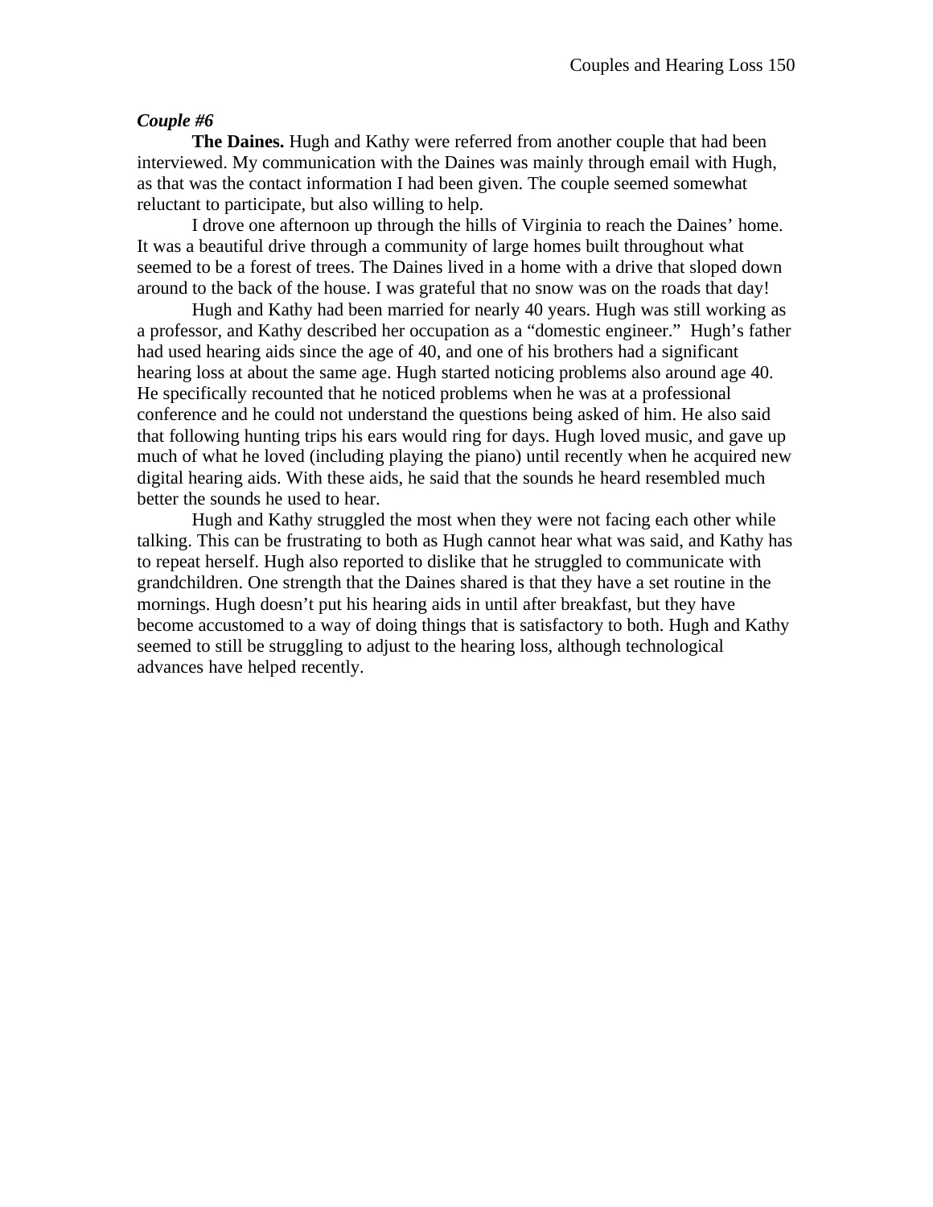***Couple #6***

**The Daines.** Hugh and Kathy were referred from another couple that had been interviewed. My communication with the Daines was mainly through email with Hugh, as that was the contact information I had been given. The couple seemed somewhat reluctant to participate, but also willing to help.

I drove one afternoon up through the hills of Virginia to reach the Daines' home. It was a beautiful drive through a community of large homes built throughout what seemed to be a forest of trees. The Daines lived in a home with a drive that sloped down around to the back of the house. I was grateful that no snow was on the roads that day!

Hugh and Kathy had been married for nearly 40 years. Hugh was still working as a professor, and Kathy described her occupation as a "domestic engineer." Hugh's father had used hearing aids since the age of 40, and one of his brothers had a significant hearing loss at about the same age. Hugh started noticing problems also around age 40. He specifically recounted that he noticed problems when he was at a professional conference and he could not understand the questions being asked of him. He also said that following hunting trips his ears would ring for days. Hugh loved music, and gave up much of what he loved (including playing the piano) until recently when he acquired new digital hearing aids. With these aids, he said that the sounds he heard resembled much better the sounds he used to hear.

Hugh and Kathy struggled the most when they were not facing each other while talking. This can be frustrating to both as Hugh cannot hear what was said, and Kathy has to repeat herself. Hugh also reported to dislike that he struggled to communicate with grandchildren. One strength that the Daines shared is that they have a set routine in the mornings. Hugh doesn't put his hearing aids in until after breakfast, but they have become accustomed to a way of doing things that is satisfactory to both. Hugh and Kathy seemed to still be struggling to adjust to the hearing loss, although technological advances have helped recently.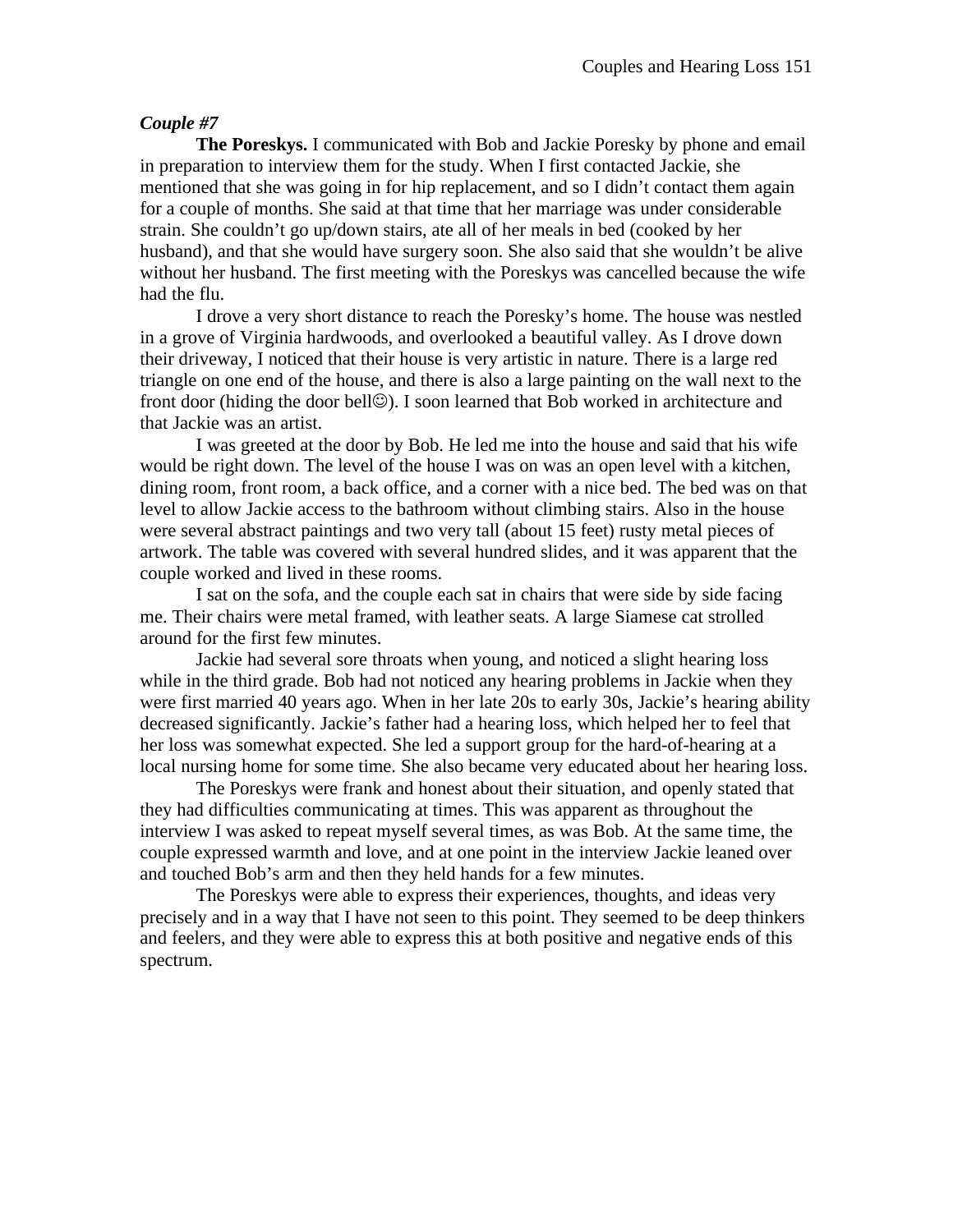***Couple #7***

**The Poreskys.** I communicated with Bob and Jackie Poresky by phone and email in preparation to interview them for the study. When I first contacted Jackie, she mentioned that she was going in for hip replacement, and so I didn't contact them again for a couple of months. She said at that time that her marriage was under considerable strain. She couldn't go up/down stairs, ate all of her meals in bed (cooked by her husband), and that she would have surgery soon. She also said that she wouldn't be alive without her husband. The first meeting with the Poreskys was cancelled because the wife had the flu.

I drove a very short distance to reach the Poresky's home. The house was nestled in a grove of Virginia hardwoods, and overlooked a beautiful valley. As I drove down their driveway, I noticed that their house is very artistic in nature. There is a large red triangle on one end of the house, and there is also a large painting on the wall next to the front door (hiding the door bell☺). I soon learned that Bob worked in architecture and that Jackie was an artist.

I was greeted at the door by Bob. He led me into the house and said that his wife would be right down. The level of the house I was on was an open level with a kitchen, dining room, front room, a back office, and a corner with a nice bed. The bed was on that level to allow Jackie access to the bathroom without climbing stairs. Also in the house were several abstract paintings and two very tall (about 15 feet) rusty metal pieces of artwork. The table was covered with several hundred slides, and it was apparent that the couple worked and lived in these rooms.

I sat on the sofa, and the couple each sat in chairs that were side by side facing me. Their chairs were metal framed, with leather seats. A large Siamese cat strolled around for the first few minutes.

Jackie had several sore throats when young, and noticed a slight hearing loss while in the third grade. Bob had not noticed any hearing problems in Jackie when they were first married 40 years ago. When in her late 20s to early 30s, Jackie's hearing ability decreased significantly. Jackie's father had a hearing loss, which helped her to feel that her loss was somewhat expected. She led a support group for the hard-of-hearing at a local nursing home for some time. She also became very educated about her hearing loss.

The Poreskys were frank and honest about their situation, and openly stated that they had difficulties communicating at times. This was apparent as throughout the interview I was asked to repeat myself several times, as was Bob. At the same time, the couple expressed warmth and love, and at one point in the interview Jackie leaned over and touched Bob's arm and then they held hands for a few minutes.

The Poreskys were able to express their experiences, thoughts, and ideas very precisely and in a way that I have not seen to this point. They seemed to be deep thinkers and feelers, and they were able to express this at both positive and negative ends of this spectrum.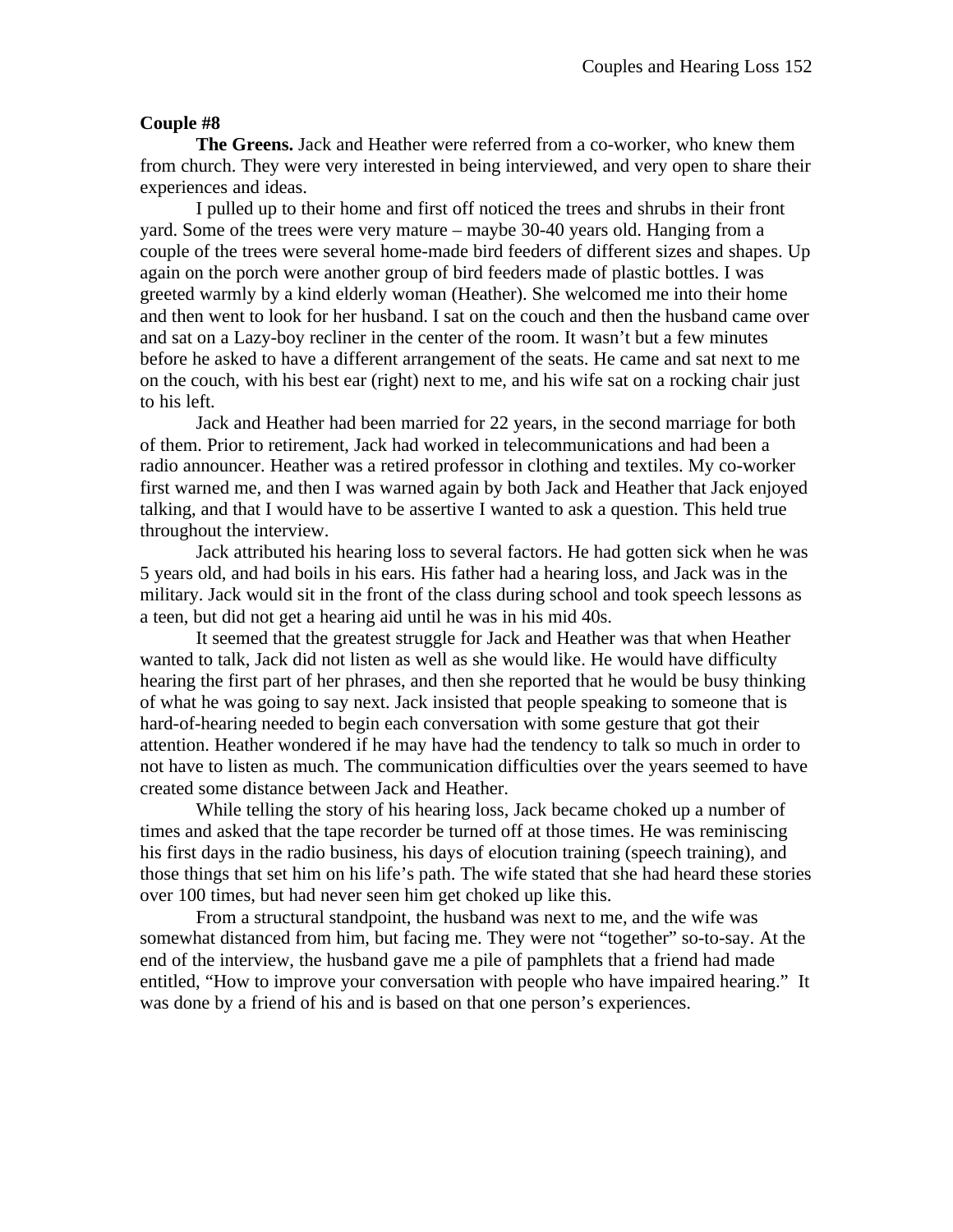**Couple #8**

**The Greens.** Jack and Heather were referred from a co-worker, who knew them from church. They were very interested in being interviewed, and very open to share their experiences and ideas.

I pulled up to their home and first off noticed the trees and shrubs in their front yard. Some of the trees were very mature – maybe 30-40 years old. Hanging from a couple of the trees were several home-made bird feeders of different sizes and shapes. Up again on the porch were another group of bird feeders made of plastic bottles. I was greeted warmly by a kind elderly woman (Heather). She welcomed me into their home and then went to look for her husband. I sat on the couch and then the husband came over and sat on a Lazy-boy recliner in the center of the room. It wasn't but a few minutes before he asked to have a different arrangement of the seats. He came and sat next to me on the couch, with his best ear (right) next to me, and his wife sat on a rocking chair just to his left.

Jack and Heather had been married for 22 years, in the second marriage for both of them. Prior to retirement, Jack had worked in telecommunications and had been a radio announcer. Heather was a retired professor in clothing and textiles. My co-worker first warned me, and then I was warned again by both Jack and Heather that Jack enjoyed talking, and that I would have to be assertive I wanted to ask a question. This held true throughout the interview.

Jack attributed his hearing loss to several factors. He had gotten sick when he was 5 years old, and had boils in his ears. His father had a hearing loss, and Jack was in the military. Jack would sit in the front of the class during school and took speech lessons as a teen, but did not get a hearing aid until he was in his mid 40s.

It seemed that the greatest struggle for Jack and Heather was that when Heather wanted to talk, Jack did not listen as well as she would like. He would have difficulty hearing the first part of her phrases, and then she reported that he would be busy thinking of what he was going to say next. Jack insisted that people speaking to someone that is hard-of-hearing needed to begin each conversation with some gesture that got their attention. Heather wondered if he may have had the tendency to talk so much in order to not have to listen as much. The communication difficulties over the years seemed to have created some distance between Jack and Heather.

While telling the story of his hearing loss, Jack became choked up a number of times and asked that the tape recorder be turned off at those times. He was reminiscing his first days in the radio business, his days of elocution training (speech training), and those things that set him on his life's path. The wife stated that she had heard these stories over 100 times, but had never seen him get choked up like this.

From a structural standpoint, the husband was next to me, and the wife was somewhat distanced from him, but facing me. They were not "together" so-to-say. At the end of the interview, the husband gave me a pile of pamphlets that a friend had made entitled, "How to improve your conversation with people who have impaired hearing." It was done by a friend of his and is based on that one person's experiences.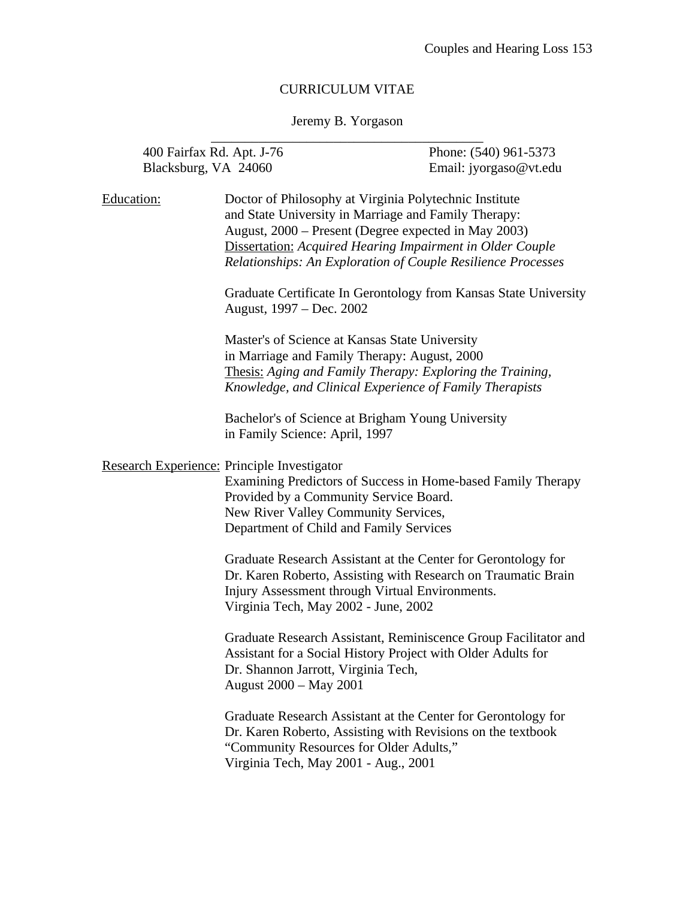# CURRICULUM VITAE

Jeremy B. Yorgason

400 Fairfax Rd. Apt. J-76
Blacksburg, VA 24060

Phone: (540) 961-5373
Email: jyorgaso@vt.edu

**Education:**

Doctor of Philosophy at Virginia Polytechnic Institute and State University in Marriage and Family Therapy: August, 2000 – Present (Degree expected in May 2003)
Dissertation: *Acquired Hearing Impairment in Older Couple Relationships: An Exploration of Couple Resilience Processes*

Graduate Certificate In Gerontology from Kansas State University
August, 1997 – Dec. 2002

Master's of Science at Kansas State University in Marriage and Family Therapy: August, 2000
Thesis: *Aging and Family Therapy: Exploring the Training, Knowledge, and Clinical Experience of Family Therapists*

Bachelor's of Science at Brigham Young University in Family Science: April, 1997

**Research Experience:**

Principle Investigator
Examining Predictors of Success in Home-based Family Therapy Provided by a Community Service Board.
New River Valley Community Services,
Department of Child and Family Services

Graduate Research Assistant at the Center for Gerontology for Dr. Karen Roberto, Assisting with Research on Traumatic Brain Injury Assessment through Virtual Environments.
Virginia Tech, May 2002 - June, 2002

Graduate Research Assistant, Reminiscence Group Facilitator and Assistant for a Social History Project with Older Adults for Dr. Shannon Jarrott, Virginia Tech,
August 2000 – May 2001

Graduate Research Assistant at the Center for Gerontology for Dr. Karen Roberto, Assisting with Revisions on the textbook "Community Resources for Older Adults,"
Virginia Tech, May 2001 - Aug., 2001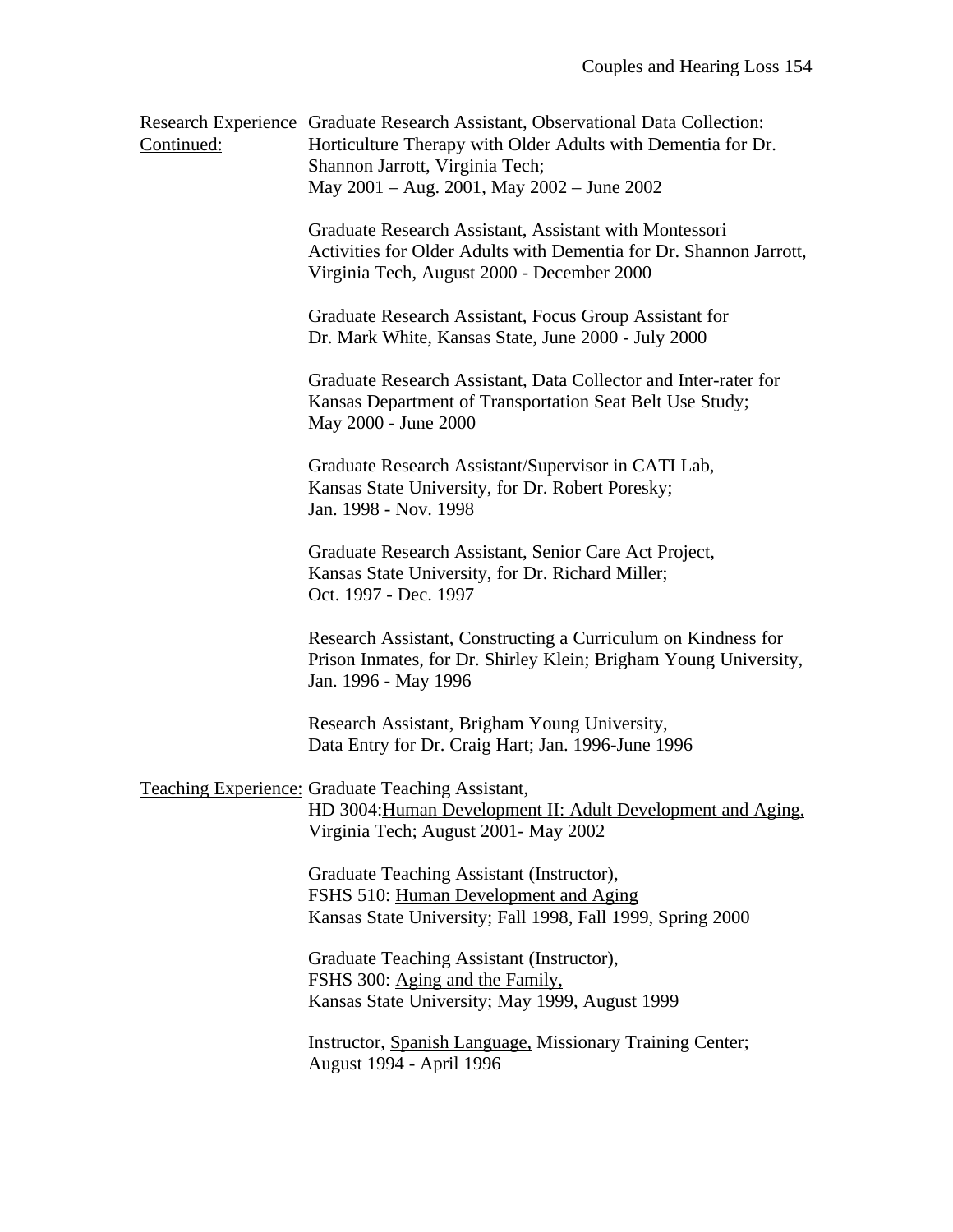<u>Research Experience Continued:</u>

Graduate Research Assistant, Observational Data Collection: Horticulture Therapy with Older Adults with Dementia for Dr. Shannon Jarrott, Virginia Tech; May 2001 – Aug. 2001, May 2002 – June 2002

Graduate Research Assistant, Assistant with Montessori Activities for Older Adults with Dementia for Dr. Shannon Jarrott, Virginia Tech, August 2000 - December 2000

Graduate Research Assistant, Focus Group Assistant for Dr. Mark White, Kansas State, June 2000 - July 2000

Graduate Research Assistant, Data Collector and Inter-rater for Kansas Department of Transportation Seat Belt Use Study; May 2000 - June 2000

Graduate Research Assistant/Supervisor in CATI Lab, Kansas State University, for Dr. Robert Poresky; Jan. 1998 - Nov. 1998

Graduate Research Assistant, Senior Care Act Project, Kansas State University, for Dr. Richard Miller; Oct. 1997 - Dec. 1997

Research Assistant, Constructing a Curriculum on Kindness for Prison Inmates, for Dr. Shirley Klein; Brigham Young University, Jan. 1996 - May 1996

Research Assistant, Brigham Young University, Data Entry for Dr. Craig Hart; Jan. 1996-June 1996

<u>Teaching Experience:</u>

Graduate Teaching Assistant, HD 3004:<u>Human Development II: Adult Development and Aging,</u> Virginia Tech; August 2001- May 2002

Graduate Teaching Assistant (Instructor), FSHS 510: <u>Human Development and Aging</u> Kansas State University; Fall 1998, Fall 1999, Spring 2000

Graduate Teaching Assistant (Instructor), FSHS 300: <u>Aging and the Family,</u> Kansas State University; May 1999, August 1999

Instructor, <u>Spanish Language,</u> Missionary Training Center; August 1994 - April 1996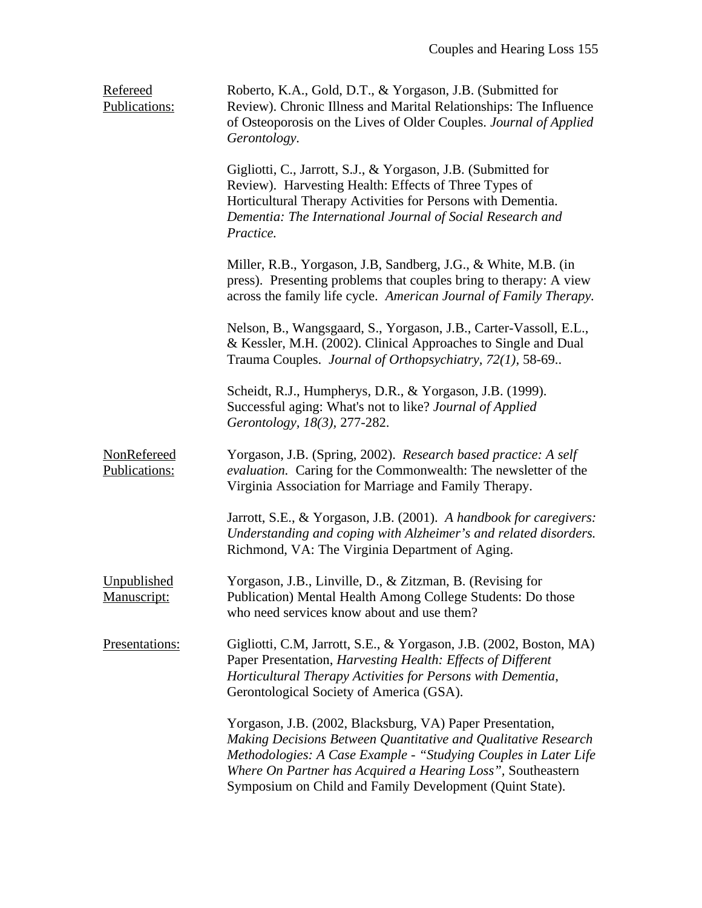Refereed Publications:

Roberto, K.A., Gold, D.T., & Yorgason, J.B. (Submitted for Review). Chronic Illness and Marital Relationships: The Influence of Osteoporosis on the Lives of Older Couples. *Journal of Applied Gerontology*.

Gigliotti, C., Jarrott, S.J., & Yorgason, J.B. (Submitted for Review). Harvesting Health: Effects of Three Types of Horticultural Therapy Activities for Persons with Dementia. *Dementia: The International Journal of Social Research and Practice.*

Miller, R.B., Yorgason, J.B, Sandberg, J.G., & White, M.B. (in press). Presenting problems that couples bring to therapy: A view across the family life cycle. *American Journal of Family Therapy.*

Nelson, B., Wangsgaard, S., Yorgason, J.B., Carter-Vassoll, E.L., & Kessler, M.H. (2002). Clinical Approaches to Single and Dual Trauma Couples. *Journal of Orthopsychiatry, 72(1),* 58-69..

Scheidt, R.J., Humpherys, D.R., & Yorgason, J.B. (1999). Successful aging: What's not to like? *Journal of Applied Gerontology, 18(3),* 277-282.

NonRefereed Publications:

Yorgason, J.B. (Spring, 2002). *Research based practice: A self evaluation.* Caring for the Commonwealth: The newsletter of the Virginia Association for Marriage and Family Therapy.

Jarrott, S.E., & Yorgason, J.B. (2001). *A handbook for caregivers: Understanding and coping with Alzheimer's and related disorders.* Richmond, VA: The Virginia Department of Aging.

Unpublished Manuscript:

Yorgason, J.B., Linville, D., & Zitzman, B. (Revising for Publication) Mental Health Among College Students: Do those who need services know about and use them?

Presentations:

Gigliotti, C.M, Jarrott, S.E., & Yorgason, J.B. (2002, Boston, MA) Paper Presentation, *Harvesting Health: Effects of Different Horticultural Therapy Activities for Persons with Dementia*, Gerontological Society of America (GSA).

Yorgason, J.B. (2002, Blacksburg, VA) Paper Presentation, *Making Decisions Between Quantitative and Qualitative Research Methodologies: A Case Example - "Studying Couples in Later Life Where On Partner has Acquired a Hearing Loss",* Southeastern Symposium on Child and Family Development (Quint State).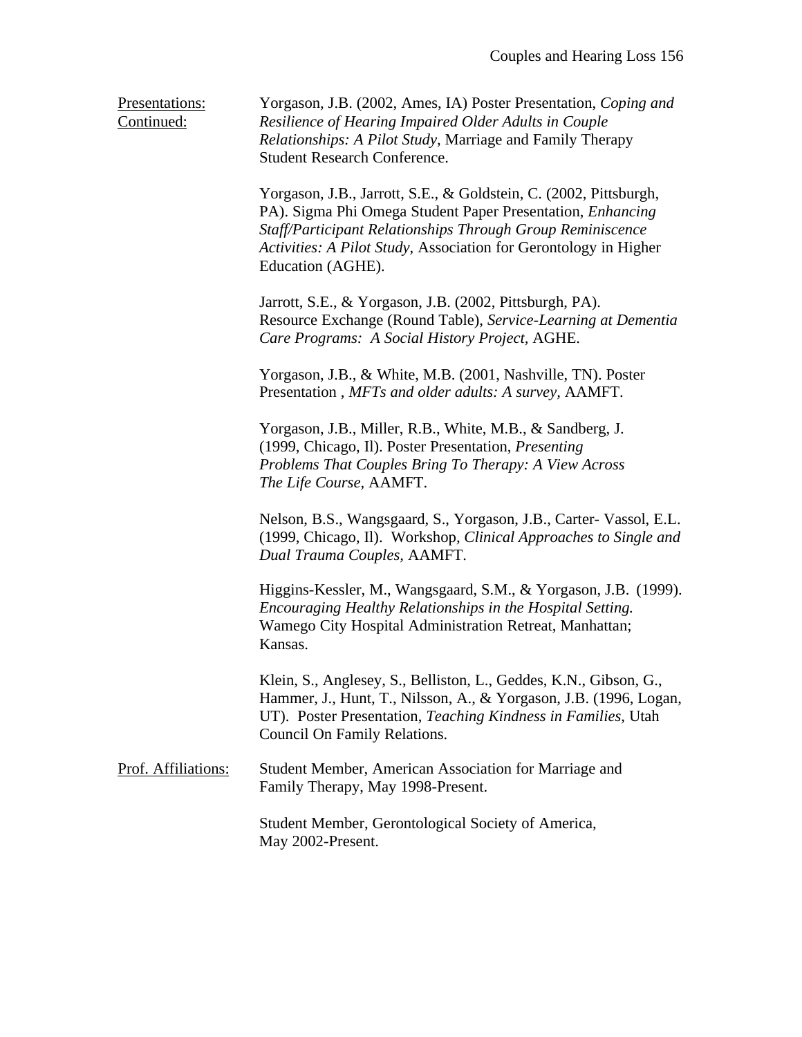Presentations: Continued:

Yorgason, J.B. (2002, Ames, IA) Poster Presentation, *Coping and Resilience of Hearing Impaired Older Adults in Couple Relationships: A Pilot Study*, Marriage and Family Therapy Student Research Conference.

Yorgason, J.B., Jarrott, S.E., & Goldstein, C. (2002, Pittsburgh, PA). Sigma Phi Omega Student Paper Presentation, *Enhancing Staff/Participant Relationships Through Group Reminiscence Activities: A Pilot Study*, Association for Gerontology in Higher Education (AGHE).

Jarrott, S.E., & Yorgason, J.B. (2002, Pittsburgh, PA). Resource Exchange (Round Table), *Service-Learning at Dementia Care Programs: A Social History Project,* AGHE.

Yorgason, J.B., & White, M.B. (2001, Nashville, TN). Poster Presentation , *MFTs and older adults: A survey,* AAMFT.

Yorgason, J.B., Miller, R.B., White, M.B., & Sandberg, J. (1999, Chicago, Il). Poster Presentation, *Presenting Problems That Couples Bring To Therapy: A View Across The Life Course,* AAMFT.

Nelson, B.S., Wangsgaard, S., Yorgason, J.B., Carter- Vassol, E.L. (1999, Chicago, Il). Workshop, *Clinical Approaches to Single and Dual Trauma Couples*, AAMFT.

Higgins-Kessler, M., Wangsgaard, S.M., & Yorgason, J.B. (1999). *Encouraging Healthy Relationships in the Hospital Setting.* Wamego City Hospital Administration Retreat, Manhattan; Kansas.

Klein, S., Anglesey, S., Belliston, L., Geddes, K.N., Gibson, G., Hammer, J., Hunt, T., Nilsson, A., & Yorgason, J.B. (1996, Logan, UT). Poster Presentation, *Teaching Kindness in Families,* Utah Council On Family Relations.

Prof. Affiliations:

Student Member, American Association for Marriage and Family Therapy, May 1998-Present.

Student Member, Gerontological Society of America, May 2002-Present.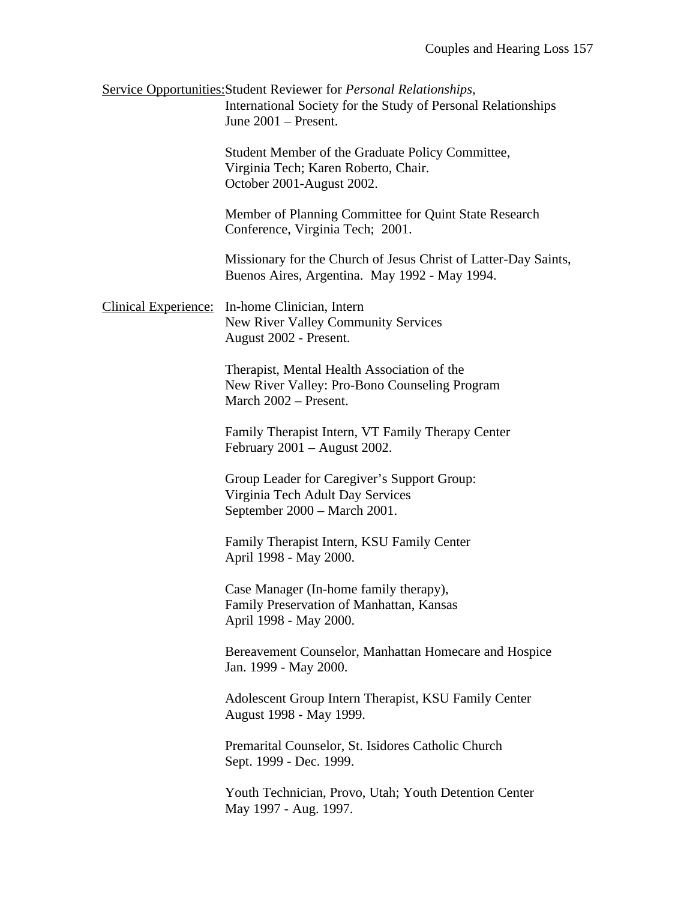Service Opportunities: Student Reviewer for *Personal Relationships,* International Society for the Study of Personal Relationships June 2001 – Present.

Student Member of the Graduate Policy Committee, Virginia Tech; Karen Roberto, Chair. October 2001-August 2002.

Member of Planning Committee for Quint State Research Conference, Virginia Tech; 2001.

Missionary for the Church of Jesus Christ of Latter-Day Saints, Buenos Aires, Argentina. May 1992 - May 1994.

Clinical Experience: In-home Clinician, Intern New River Valley Community Services August 2002 - Present.

Therapist, Mental Health Association of the New River Valley: Pro-Bono Counseling Program March 2002 – Present.

Family Therapist Intern, VT Family Therapy Center February 2001 – August 2002.

Group Leader for Caregiver's Support Group: Virginia Tech Adult Day Services September 2000 – March 2001.

Family Therapist Intern, KSU Family Center April 1998 - May 2000.

Case Manager (In-home family therapy), Family Preservation of Manhattan, Kansas April 1998 - May 2000.

Bereavement Counselor, Manhattan Homecare and Hospice Jan. 1999 - May 2000.

Adolescent Group Intern Therapist, KSU Family Center August 1998 - May 1999.

Premarital Counselor, St. Isidores Catholic Church Sept. 1999 - Dec. 1999.

Youth Technician, Provo, Utah; Youth Detention Center May 1997 - Aug. 1997.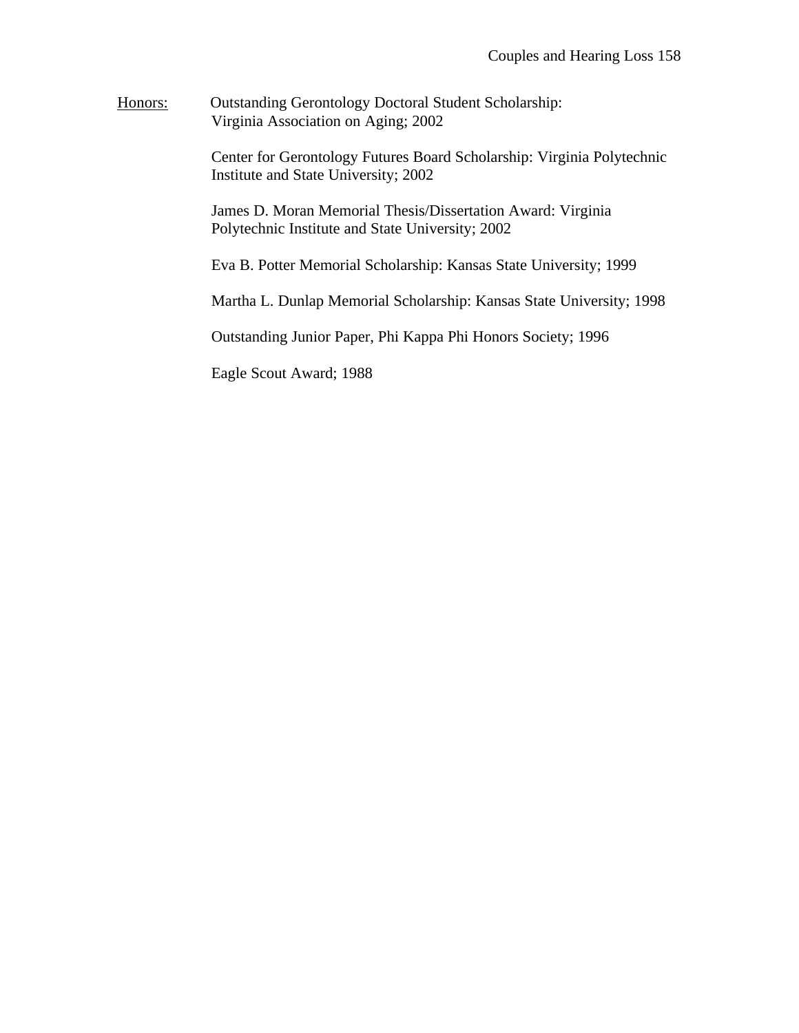<u>Honors:</u>

Outstanding Gerontology Doctoral Student Scholarship: Virginia Association on Aging; 2002

Center for Gerontology Futures Board Scholarship: Virginia Polytechnic Institute and State University; 2002

James D. Moran Memorial Thesis/Dissertation Award: Virginia Polytechnic Institute and State University; 2002

Eva B. Potter Memorial Scholarship: Kansas State University; 1999

Martha L. Dunlap Memorial Scholarship: Kansas State University; 1998

Outstanding Junior Paper, Phi Kappa Phi Honors Society; 1996

Eagle Scout Award; 1988